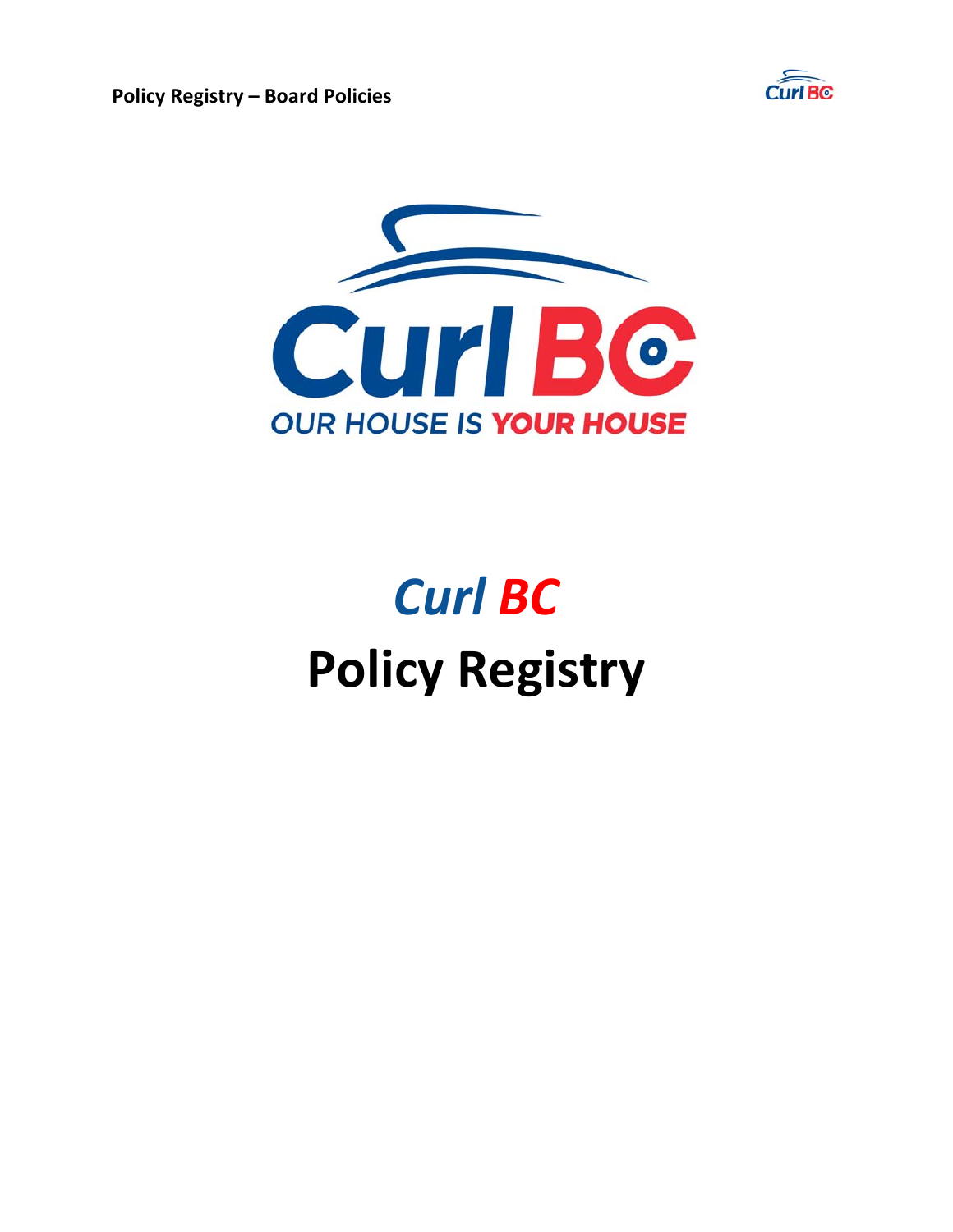OUR HOUSE IS YOUR HOUSE

# *Curl BC*

# Policy Registry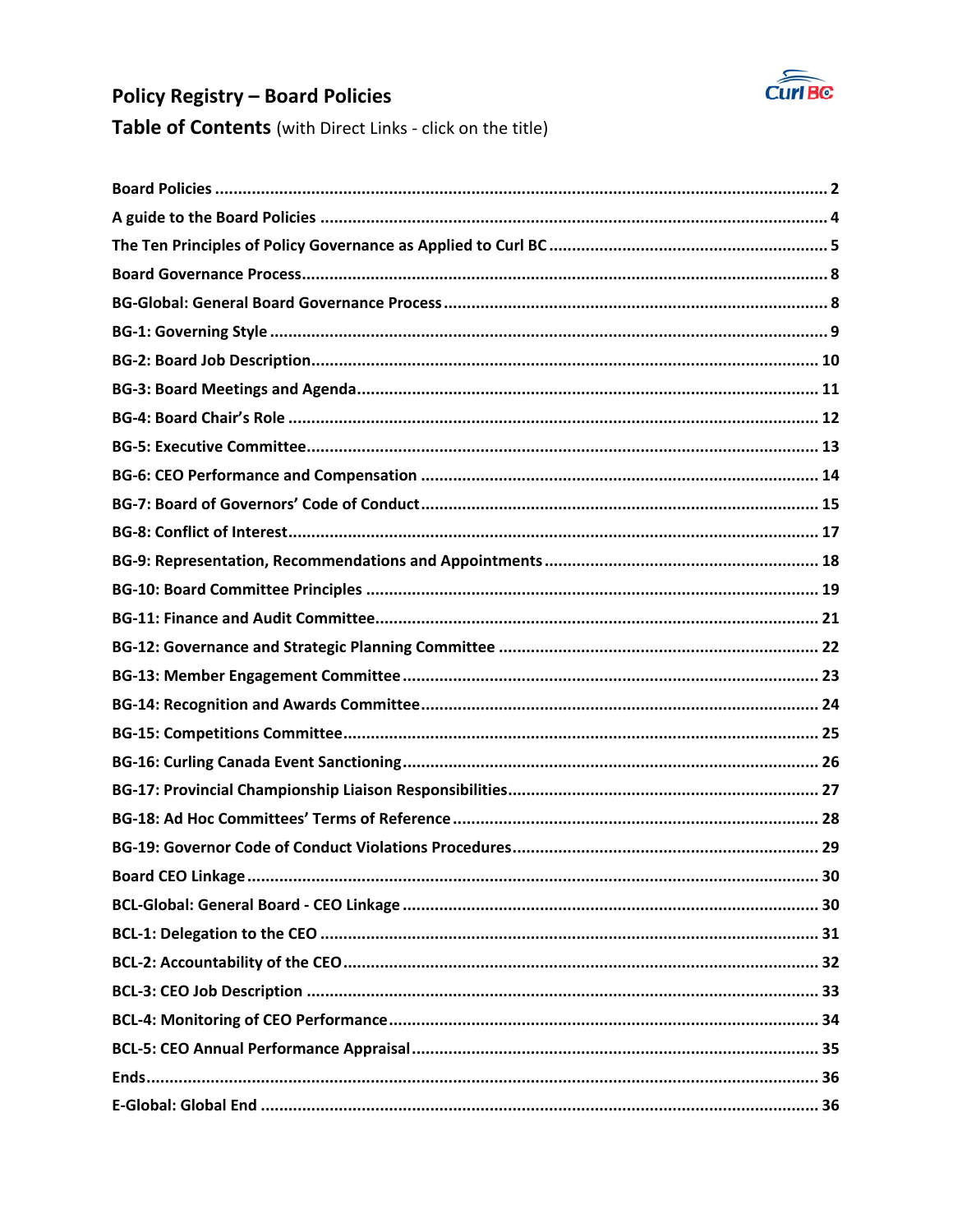# Policy Registry – Board Policies

## Table of Contents (with Direct Links - click on the title)

**Board Policies** ..... 2
**A guide to the Board Policies** ..... 4
**The Ten Principles of Policy Governance as Applied to Curl BC** ..... 5
**Board Governance Process** ..... 8
**BG-Global: General Board Governance Process** ..... 8
**BG-1: Governing Style** ..... 9
**BG-2: Board Job Description** ..... 10
**BG-3: Board Meetings and Agenda** ..... 11
**BG-4: Board Chair's Role** ..... 12
**BG-5: Executive Committee** ..... 13
**BG-6: CEO Performance and Compensation** ..... 14
**BG-7: Board of Governors' Code of Conduct** ..... 15
**BG-8: Conflict of Interest** ..... 17
**BG-9: Representation, Recommendations and Appointments** ..... 18
**BG-10: Board Committee Principles** ..... 19
**BG-11: Finance and Audit Committee** ..... 21
**BG-12: Governance and Strategic Planning Committee** ..... 22
**BG-13: Member Engagement Committee** ..... 23
**BG-14: Recognition and Awards Committee** ..... 24
**BG-15: Competitions Committee** ..... 25
**BG-16: Curling Canada Event Sanctioning** ..... 26
**BG-17: Provincial Championship Liaison Responsibilities** ..... 27
**BG-18: Ad Hoc Committees' Terms of Reference** ..... 28
**BG-19: Governor Code of Conduct Violations Procedures** ..... 29
**Board CEO Linkage** ..... 30
**BCL-Global: General Board - CEO Linkage** ..... 30
**BCL-1: Delegation to the CEO** ..... 31
**BCL-2: Accountability of the CEO** ..... 32
**BCL-3: CEO Job Description** ..... 33
**BCL-4: Monitoring of CEO Performance** ..... 34
**BCL-5: CEO Annual Performance Appraisal** ..... 35
**Ends** ..... 36
**E-Global: Global End** ..... 36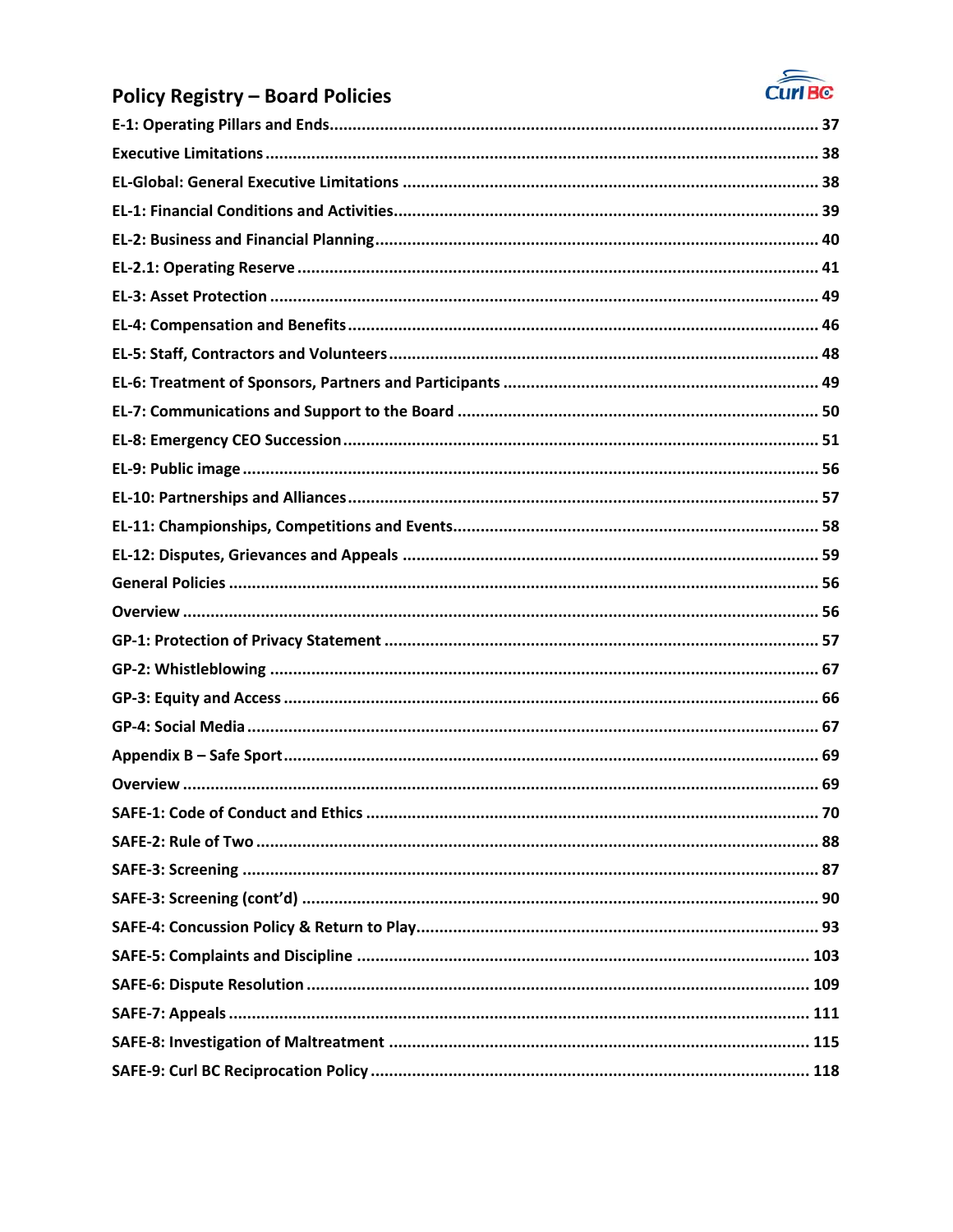# Policy Registry – Board Policies

**E-1: Operating Pillars and Ends** .......... 37

**Executive Limitations** .......... 38

**EL-Global: General Executive Limitations** .......... 38

**EL-1: Financial Conditions and Activities** .......... 39

**EL-2: Business and Financial Planning** .......... 40

**EL-2.1: Operating Reserve** .......... 41

**EL-3: Asset Protection** .......... 49

**EL-4: Compensation and Benefits** .......... 46

**EL-5: Staff, Contractors and Volunteers** .......... 48

**EL-6: Treatment of Sponsors, Partners and Participants** .......... 49

**EL-7: Communications and Support to the Board** .......... 50

**EL-8: Emergency CEO Succession** .......... 51

**EL-9: Public image** .......... 56

**EL-10: Partnerships and Alliances** .......... 57

**EL-11: Championships, Competitions and Events** .......... 58

**EL-12: Disputes, Grievances and Appeals** .......... 59

**General Policies** .......... 56

**Overview** .......... 56

**GP-1: Protection of Privacy Statement** .......... 57

**GP-2: Whistleblowing** .......... 67

**GP-3: Equity and Access** .......... 66

**GP-4: Social Media** .......... 67

**Appendix B – Safe Sport** .......... 69

**Overview** .......... 69

**SAFE-1: Code of Conduct and Ethics** .......... 70

**SAFE-2: Rule of Two** .......... 88

**SAFE-3: Screening** .......... 87

**SAFE-3: Screening (cont'd)** .......... 90

**SAFE-4: Concussion Policy & Return to Play** .......... 93

**SAFE-5: Complaints and Discipline** .......... 103

**SAFE-6: Dispute Resolution** .......... 109

**SAFE-7: Appeals** .......... 111

**SAFE-8: Investigation of Maltreatment** .......... 115

**SAFE-9: Curl BC Reciprocation Policy** .......... 118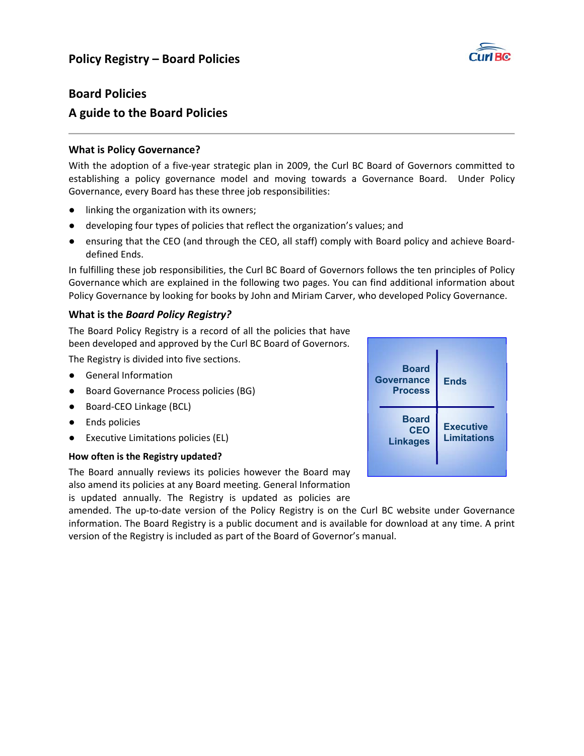# Board Policies

## A guide to the Board Policies

### What is Policy Governance?

With the adoption of a five-year strategic plan in 2009, the Curl BC Board of Governors committed to establishing a policy governance model and moving towards a Governance Board. Under Policy Governance, every Board has these three job responsibilities:

- linking the organization with its owners;
- developing four types of policies that reflect the organization's values; and
- ensuring that the CEO (and through the CEO, all staff) comply with Board policy and achieve Board-defined Ends.

In fulfilling these job responsibilities, the Curl BC Board of Governors follows the ten principles of Policy Governance which are explained in the following two pages. You can find additional information about Policy Governance by looking for books by John and Miriam Carver, who developed Policy Governance.

### What is the *Board Policy Registry?*

The Board Policy Registry is a record of all the policies that have been developed and approved by the Curl BC Board of Governors.

The Registry is divided into five sections.

- General Information
- Board Governance Process policies (BG)
- Board-CEO Linkage (BCL)
- Ends policies
- Executive Limitations policies (EL)

| | |
|---|---|
| Board Governance Process | Ends |
| Board CEO Linkages | Executive Limitations |

#### How often is the Registry updated?

The Board annually reviews its policies however the Board may also amend its policies at any Board meeting. General Information is updated annually. The Registry is updated as policies are amended. The up-to-date version of the Policy Registry is on the Curl BC website under Governance information. The Board Registry is a public document and is available for download at any time. A print version of the Registry is included as part of the Board of Governor's manual.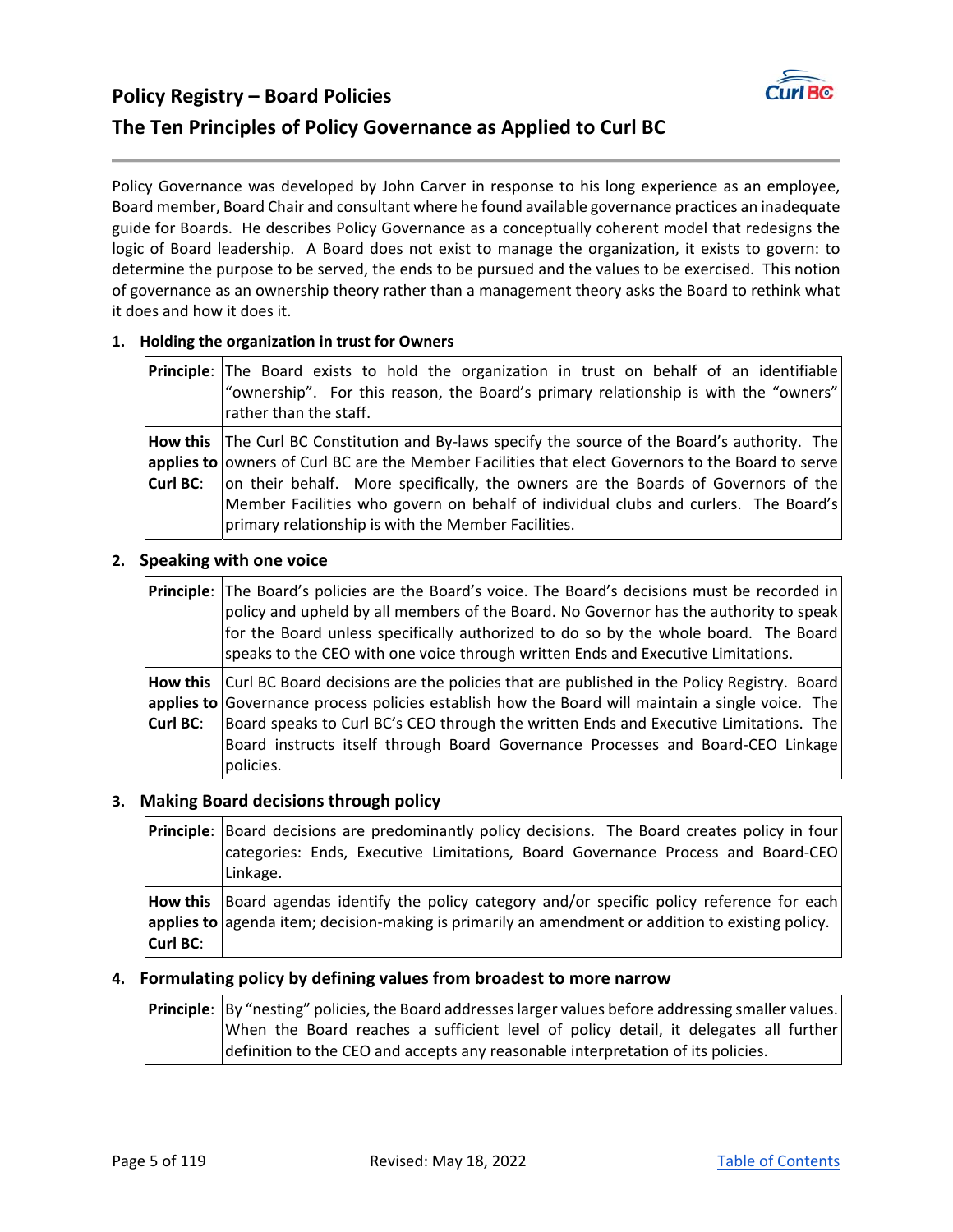# Policy Registry – Board Policies

## The Ten Principles of Policy Governance as Applied to Curl BC

Policy Governance was developed by John Carver in response to his long experience as an employee, Board member, Board Chair and consultant where he found available governance practices an inadequate guide for Boards. He describes Policy Governance as a conceptually coherent model that redesigns the logic of Board leadership. A Board does not exist to manage the organization, it exists to govern: to determine the purpose to be served, the ends to be pursued and the values to be exercised. This notion of governance as an ownership theory rather than a management theory asks the Board to rethink what it does and how it does it.

### 1. Holding the organization in trust for Owners

| | |
|---|---|
| **Principle**: | The Board exists to hold the organization in trust on behalf of an identifiable "ownership". For this reason, the Board's primary relationship is with the "owners" rather than the staff. |
| **How this applies to Curl BC**: | The Curl BC Constitution and By-laws specify the source of the Board's authority. The owners of Curl BC are the Member Facilities that elect Governors to the Board to serve on their behalf. More specifically, the owners are the Boards of Governors of the Member Facilities who govern on behalf of individual clubs and curlers. The Board's primary relationship is with the Member Facilities. |

### 2. Speaking with one voice

| | |
|---|---|
| **Principle**: | The Board's policies are the Board's voice. The Board's decisions must be recorded in policy and upheld by all members of the Board. No Governor has the authority to speak for the Board unless specifically authorized to do so by the whole board. The Board speaks to the CEO with one voice through written Ends and Executive Limitations. |
| **How this applies to Curl BC**: | Curl BC Board decisions are the policies that are published in the Policy Registry. Board Governance process policies establish how the Board will maintain a single voice. The Board speaks to Curl BC's CEO through the written Ends and Executive Limitations. The Board instructs itself through Board Governance Processes and Board-CEO Linkage policies. |

### 3. Making Board decisions through policy

| | |
|---|---|
| **Principle**: | Board decisions are predominantly policy decisions. The Board creates policy in four categories: Ends, Executive Limitations, Board Governance Process and Board-CEO Linkage. |
| **How this applies to Curl BC**: | Board agendas identify the policy category and/or specific policy reference for each agenda item; decision-making is primarily an amendment or addition to existing policy. |

### 4. Formulating policy by defining values from broadest to more narrow

| | |
|---|---|
| **Principle**: | By "nesting" policies, the Board addresses larger values before addressing smaller values. When the Board reaches a sufficient level of policy detail, it delegates all further definition to the CEO and accepts any reasonable interpretation of its policies. |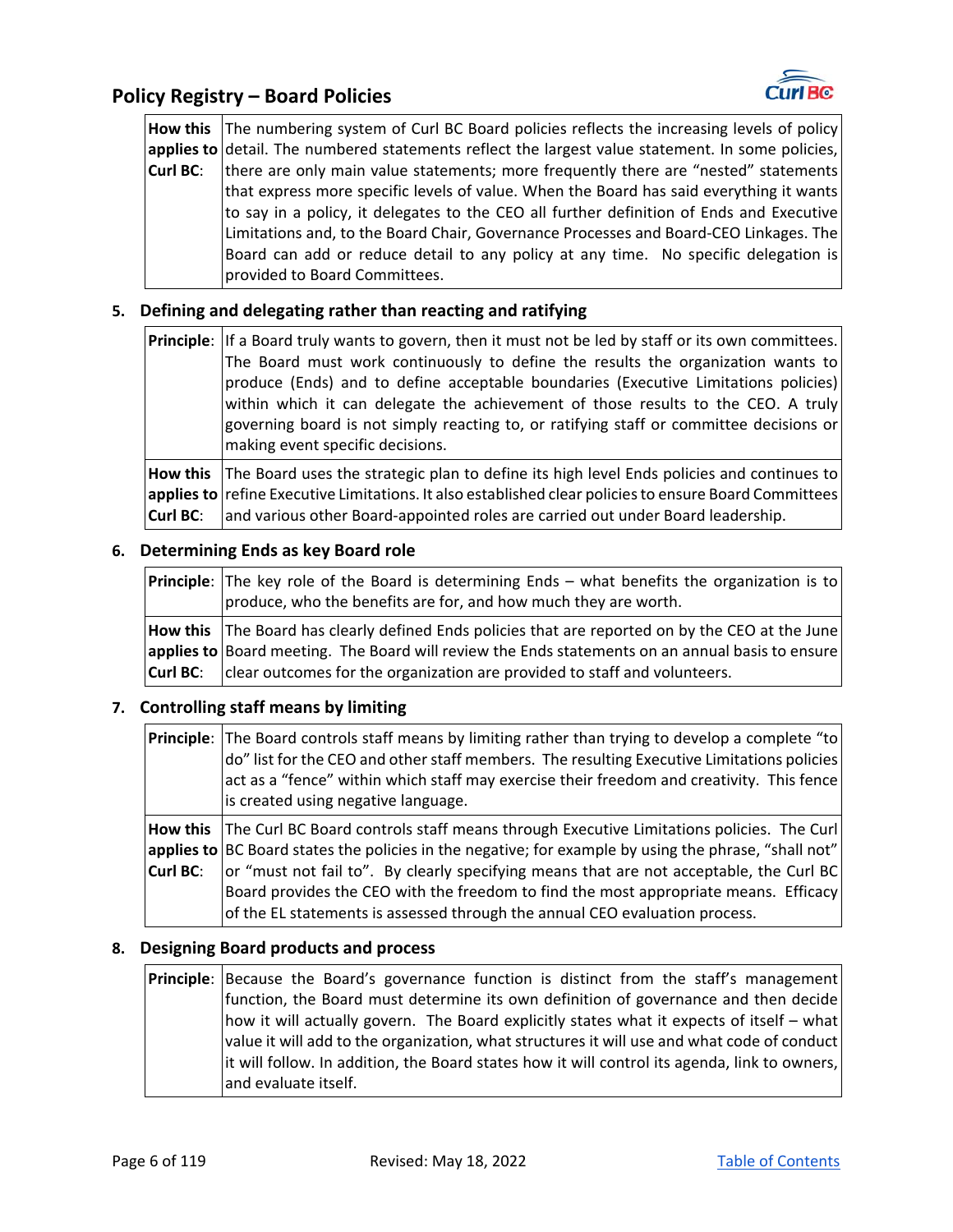| | |
|---|---|
| **How this applies to Curl BC**: | The numbering system of Curl BC Board policies reflects the increasing levels of policy detail. The numbered statements reflect the largest value statement. In some policies, there are only main value statements; more frequently there are "nested" statements that express more specific levels of value. When the Board has said everything it wants to say in a policy, it delegates to the CEO all further definition of Ends and Executive Limitations and, to the Board Chair, Governance Processes and Board-CEO Linkages. The Board can add or reduce detail to any policy at any time. No specific delegation is provided to Board Committees. |

**5. Defining and delegating rather than reacting and ratifying**

| | |
|---|---|
| **Principle**: | If a Board truly wants to govern, then it must not be led by staff or its own committees. The Board must work continuously to define the results the organization wants to produce (Ends) and to define acceptable boundaries (Executive Limitations policies) within which it can delegate the achievement of those results to the CEO. A truly governing board is not simply reacting to, or ratifying staff or committee decisions or making event specific decisions. |
| **How this applies to Curl BC**: | The Board uses the strategic plan to define its high level Ends policies and continues to refine Executive Limitations. It also established clear policies to ensure Board Committees and various other Board-appointed roles are carried out under Board leadership. |

**6. Determining Ends as key Board role**

| | |
|---|---|
| **Principle**: | The key role of the Board is determining Ends – what benefits the organization is to produce, who the benefits are for, and how much they are worth. |
| **How this applies to Curl BC**: | The Board has clearly defined Ends policies that are reported on by the CEO at the June Board meeting. The Board will review the Ends statements on an annual basis to ensure clear outcomes for the organization are provided to staff and volunteers. |

**7. Controlling staff means by limiting**

| | |
|---|---|
| **Principle**: | The Board controls staff means by limiting rather than trying to develop a complete "to do" list for the CEO and other staff members. The resulting Executive Limitations policies act as a "fence" within which staff may exercise their freedom and creativity. This fence is created using negative language. |
| **How this applies to Curl BC**: | The Curl BC Board controls staff means through Executive Limitations policies. The Curl BC Board states the policies in the negative; for example by using the phrase, "shall not" or "must not fail to". By clearly specifying means that are not acceptable, the Curl BC Board provides the CEO with the freedom to find the most appropriate means. Efficacy of the EL statements is assessed through the annual CEO evaluation process. |

**8. Designing Board products and process**

| | |
|---|---|
| **Principle**: | Because the Board's governance function is distinct from the staff's management function, the Board must determine its own definition of governance and then decide how it will actually govern. The Board explicitly states what it expects of itself – what value it will add to the organization, what structures it will use and what code of conduct it will follow. In addition, the Board states how it will control its agenda, link to owners, and evaluate itself. |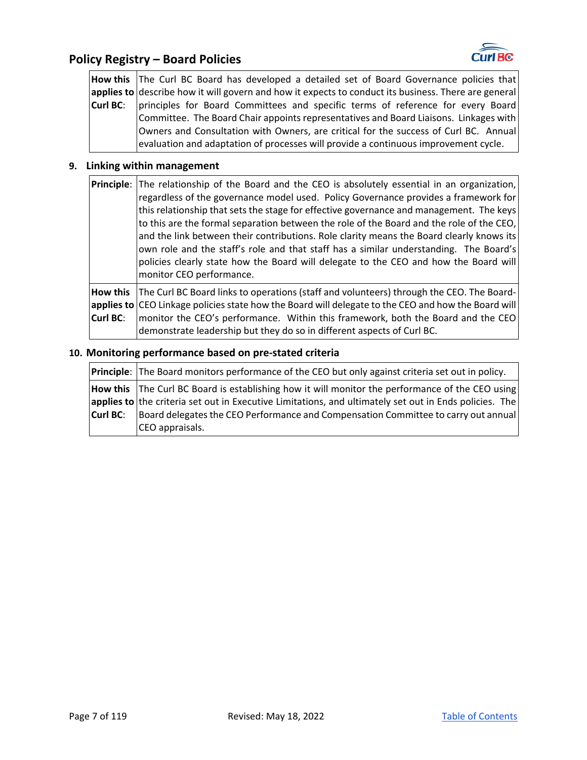| | |
|---|---|
| **How this applies to Curl BC**: | The Curl BC Board has developed a detailed set of Board Governance policies that describe how it will govern and how it expects to conduct its business. There are general principles for Board Committees and specific terms of reference for every Board Committee. The Board Chair appoints representatives and Board Liaisons. Linkages with Owners and Consultation with Owners, are critical for the success of Curl BC. Annual evaluation and adaptation of processes will provide a continuous improvement cycle. |

## 9. Linking within management

| | |
|---|---|
| **Principle**: | The relationship of the Board and the CEO is absolutely essential in an organization, regardless of the governance model used. Policy Governance provides a framework for this relationship that sets the stage for effective governance and management. The keys to this are the formal separation between the role of the Board and the role of the CEO, and the link between their contributions. Role clarity means the Board clearly knows its own role and the staff's role and that staff has a similar understanding. The Board's policies clearly state how the Board will delegate to the CEO and how the Board will monitor CEO performance. |
| **How this applies to Curl BC**: | The Curl BC Board links to operations (staff and volunteers) through the CEO. The Board-CEO Linkage policies state how the Board will delegate to the CEO and how the Board will monitor the CEO's performance. Within this framework, both the Board and the CEO demonstrate leadership but they do so in different aspects of Curl BC. |

## 10. Monitoring performance based on pre-stated criteria

| | |
|---|---|
| **Principle**: | The Board monitors performance of the CEO but only against criteria set out in policy. |
| **How this applies to Curl BC**: | The Curl BC Board is establishing how it will monitor the performance of the CEO using the criteria set out in Executive Limitations, and ultimately set out in Ends policies. The Board delegates the CEO Performance and Compensation Committee to carry out annual CEO appraisals. |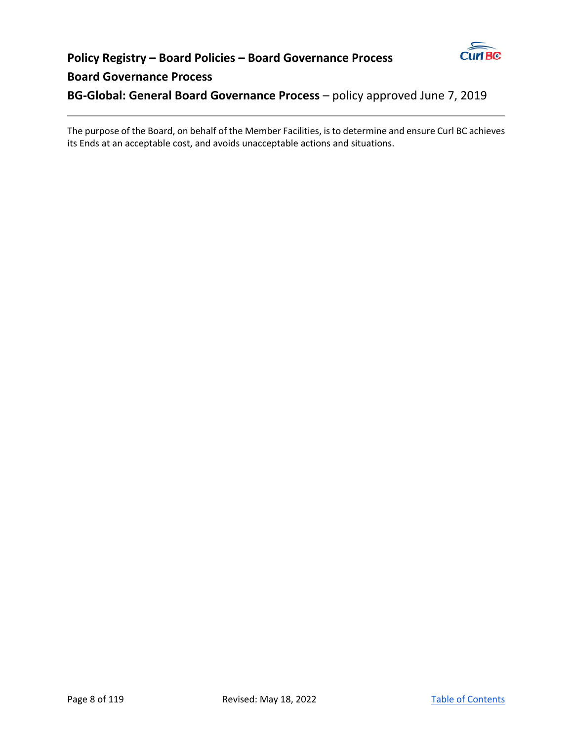## Policy Registry – Board Policies – Board Governance Process

## Board Governance Process

### **BG-Global: General Board Governance Process** – policy approved June 7, 2019

---

The purpose of the Board, on behalf of the Member Facilities, is to determine and ensure Curl BC achieves its Ends at an acceptable cost, and avoids unacceptable actions and situations.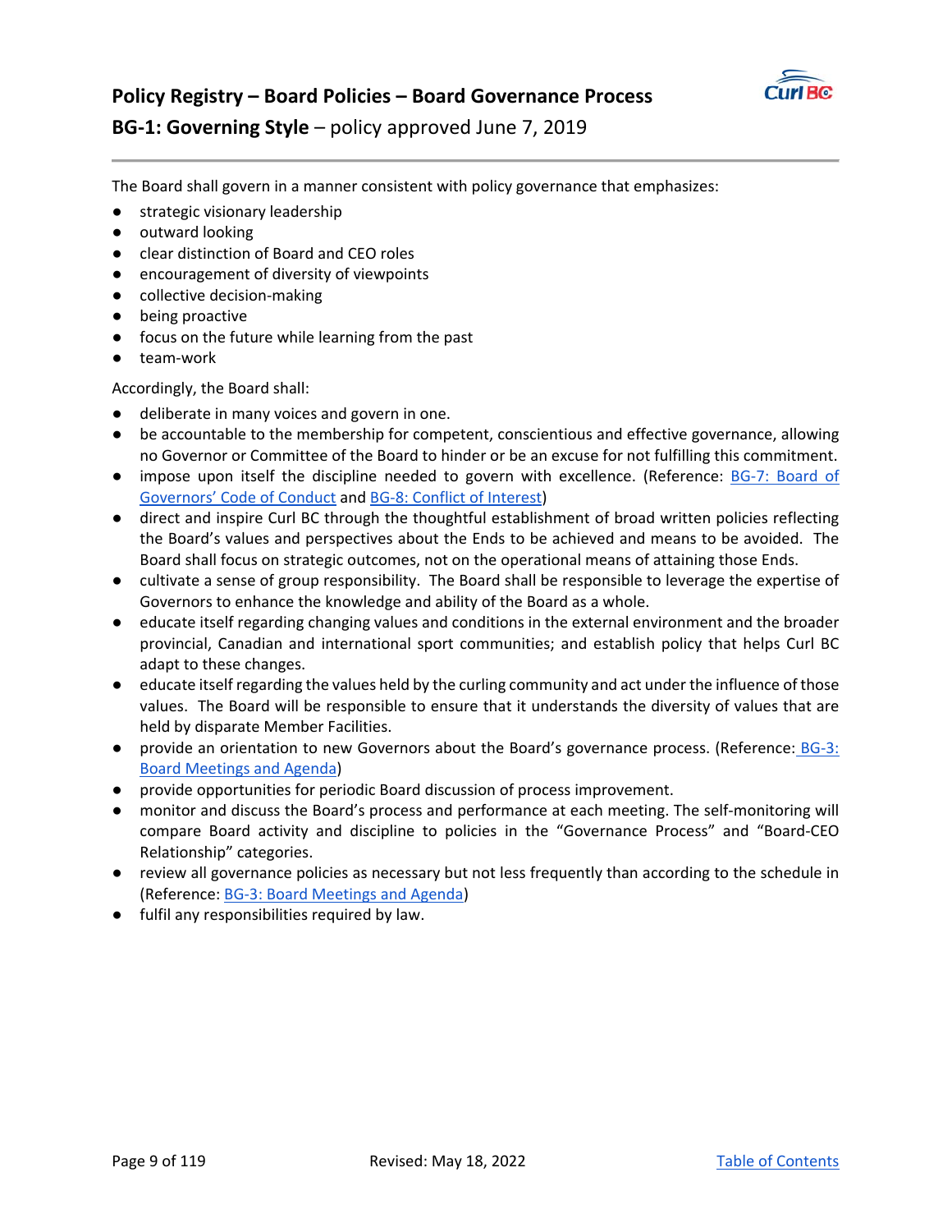# Policy Registry – Board Policies – Board Governance Process

## BG-1: Governing Style – policy approved June 7, 2019

The Board shall govern in a manner consistent with policy governance that emphasizes:

- strategic visionary leadership
- outward looking
- clear distinction of Board and CEO roles
- encouragement of diversity of viewpoints
- collective decision-making
- being proactive
- focus on the future while learning from the past
- team-work

Accordingly, the Board shall:

- deliberate in many voices and govern in one.
- be accountable to the membership for competent, conscientious and effective governance, allowing no Governor or Committee of the Board to hinder or be an excuse for not fulfilling this commitment.
- impose upon itself the discipline needed to govern with excellence. (Reference: BG-7: Board of Governors' Code of Conduct and BG-8: Conflict of Interest)
- direct and inspire Curl BC through the thoughtful establishment of broad written policies reflecting the Board's values and perspectives about the Ends to be achieved and means to be avoided. The Board shall focus on strategic outcomes, not on the operational means of attaining those Ends.
- cultivate a sense of group responsibility. The Board shall be responsible to leverage the expertise of Governors to enhance the knowledge and ability of the Board as a whole.
- educate itself regarding changing values and conditions in the external environment and the broader provincial, Canadian and international sport communities; and establish policy that helps Curl BC adapt to these changes.
- educate itself regarding the values held by the curling community and act under the influence of those values. The Board will be responsible to ensure that it understands the diversity of values that are held by disparate Member Facilities.
- provide an orientation to new Governors about the Board's governance process. (Reference: BG-3: Board Meetings and Agenda)
- provide opportunities for periodic Board discussion of process improvement.
- monitor and discuss the Board's process and performance at each meeting. The self-monitoring will compare Board activity and discipline to policies in the "Governance Process" and "Board-CEO Relationship" categories.
- review all governance policies as necessary but not less frequently than according to the schedule in (Reference: BG-3: Board Meetings and Agenda)
- fulfil any responsibilities required by law.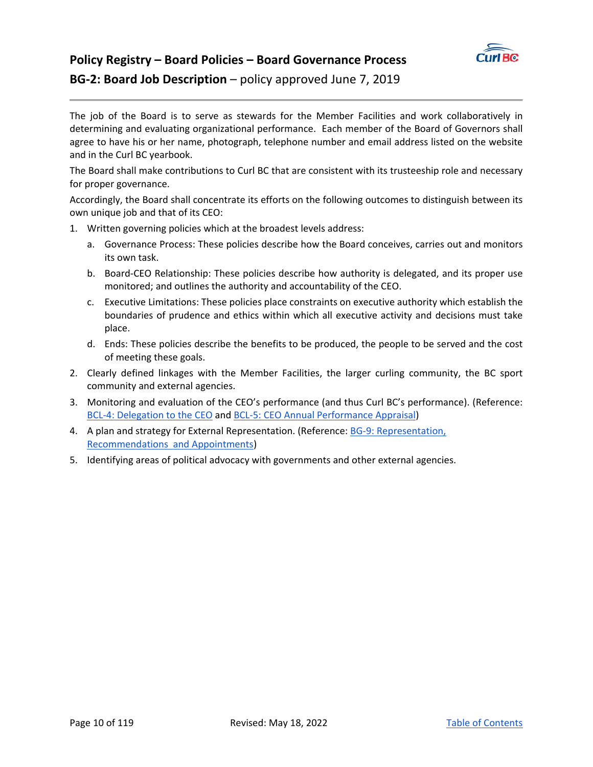# Policy Registry – Board Policies – Board Governance Process

## BG-2: Board Job Description – policy approved June 7, 2019

The job of the Board is to serve as stewards for the Member Facilities and work collaboratively in determining and evaluating organizational performance. Each member of the Board of Governors shall agree to have his or her name, photograph, telephone number and email address listed on the website and in the Curl BC yearbook.

The Board shall make contributions to Curl BC that are consistent with its trusteeship role and necessary for proper governance.

Accordingly, the Board shall concentrate its efforts on the following outcomes to distinguish between its own unique job and that of its CEO:

1. Written governing policies which at the broadest levels address:
   a. Governance Process: These policies describe how the Board conceives, carries out and monitors its own task.
   b. Board-CEO Relationship: These policies describe how authority is delegated, and its proper use monitored; and outlines the authority and accountability of the CEO.
   c. Executive Limitations: These policies place constraints on executive authority which establish the boundaries of prudence and ethics within which all executive activity and decisions must take place.
   d. Ends: These policies describe the benefits to be produced, the people to be served and the cost of meeting these goals.
2. Clearly defined linkages with the Member Facilities, the larger curling community, the BC sport community and external agencies.
3. Monitoring and evaluation of the CEO's performance (and thus Curl BC's performance). (Reference: BCL-4: Delegation to the CEO and BCL-5: CEO Annual Performance Appraisal)
4. A plan and strategy for External Representation. (Reference: BG-9: Representation, Recommendations and Appointments)
5. Identifying areas of political advocacy with governments and other external agencies.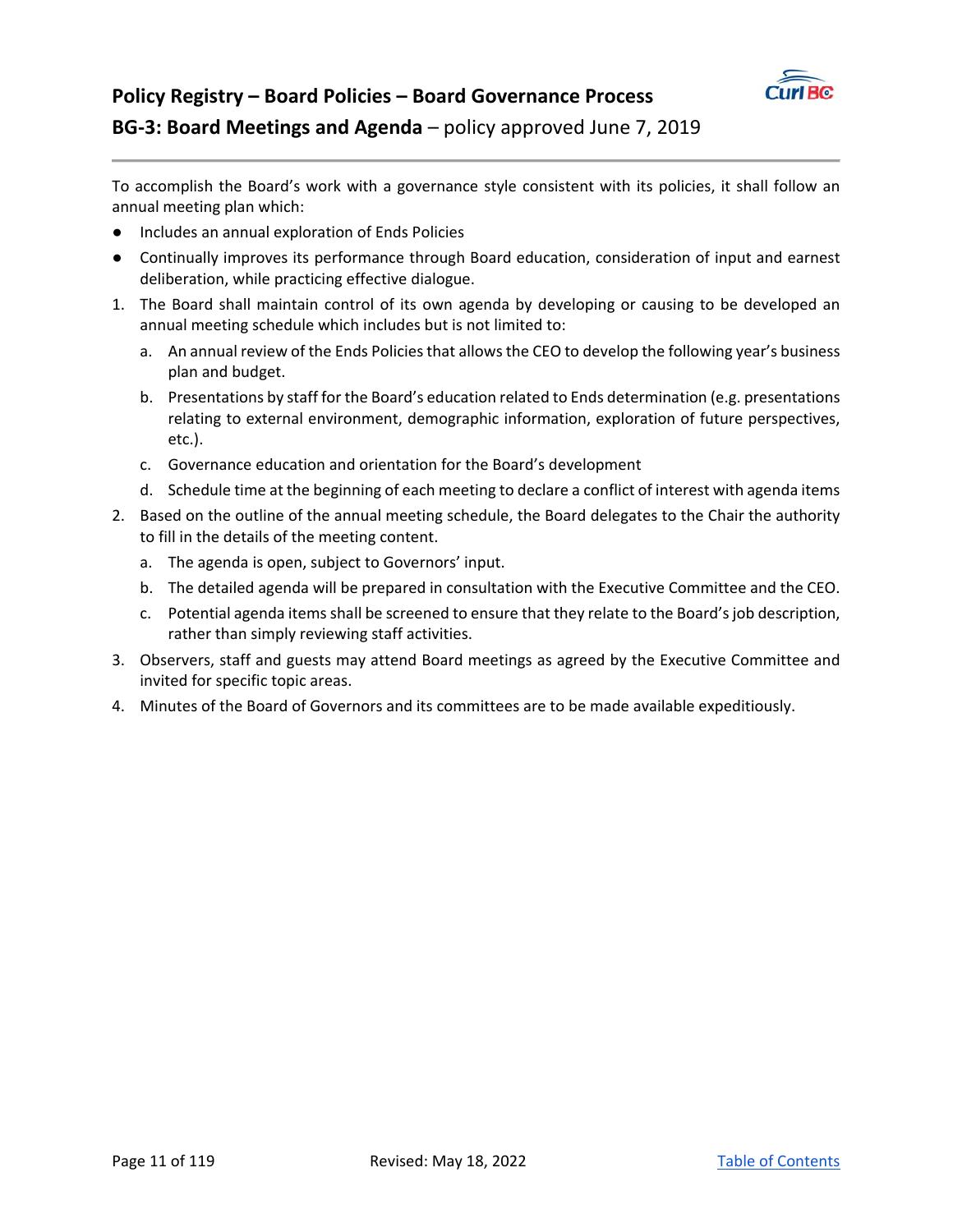## Policy Registry – Board Policies – Board Governance Process

### BG-3: Board Meetings and Agenda – policy approved June 7, 2019

To accomplish the Board's work with a governance style consistent with its policies, it shall follow an annual meeting plan which:

- Includes an annual exploration of Ends Policies
- Continually improves its performance through Board education, consideration of input and earnest deliberation, while practicing effective dialogue.

1. The Board shall maintain control of its own agenda by developing or causing to be developed an annual meeting schedule which includes but is not limited to:
   a. An annual review of the Ends Policies that allows the CEO to develop the following year's business plan and budget.
   b. Presentations by staff for the Board's education related to Ends determination (e.g. presentations relating to external environment, demographic information, exploration of future perspectives, etc.).
   c. Governance education and orientation for the Board's development
   d. Schedule time at the beginning of each meeting to declare a conflict of interest with agenda items
2. Based on the outline of the annual meeting schedule, the Board delegates to the Chair the authority to fill in the details of the meeting content.
   a. The agenda is open, subject to Governors' input.
   b. The detailed agenda will be prepared in consultation with the Executive Committee and the CEO.
   c. Potential agenda items shall be screened to ensure that they relate to the Board's job description, rather than simply reviewing staff activities.
3. Observers, staff and guests may attend Board meetings as agreed by the Executive Committee and invited for specific topic areas.
4. Minutes of the Board of Governors and its committees are to be made available expeditiously.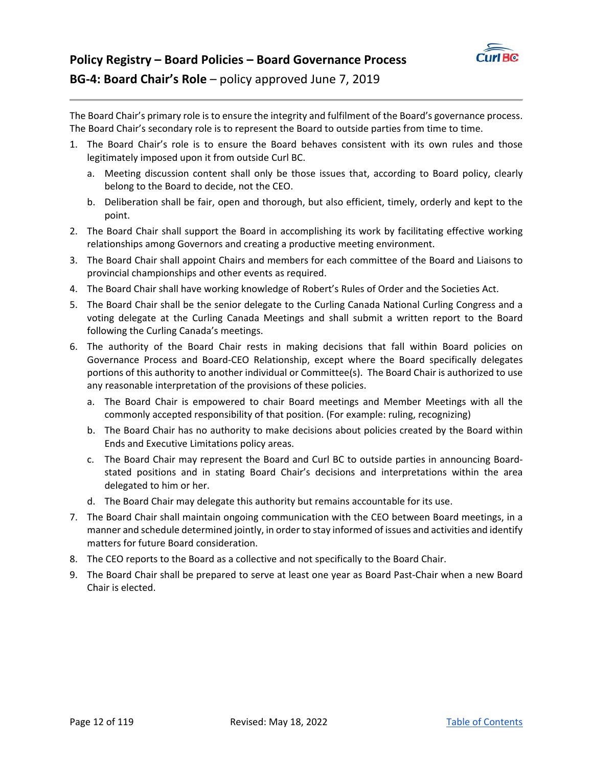# Policy Registry – Board Policies – Board Governance Process

## BG-4: Board Chair's Role – policy approved June 7, 2019

The Board Chair's primary role is to ensure the integrity and fulfilment of the Board's governance process. The Board Chair's secondary role is to represent the Board to outside parties from time to time.

1. The Board Chair's role is to ensure the Board behaves consistent with its own rules and those legitimately imposed upon it from outside Curl BC.
   a. Meeting discussion content shall only be those issues that, according to Board policy, clearly belong to the Board to decide, not the CEO.
   b. Deliberation shall be fair, open and thorough, but also efficient, timely, orderly and kept to the point.
2. The Board Chair shall support the Board in accomplishing its work by facilitating effective working relationships among Governors and creating a productive meeting environment.
3. The Board Chair shall appoint Chairs and members for each committee of the Board and Liaisons to provincial championships and other events as required.
4. The Board Chair shall have working knowledge of Robert's Rules of Order and the Societies Act.
5. The Board Chair shall be the senior delegate to the Curling Canada National Curling Congress and a voting delegate at the Curling Canada Meetings and shall submit a written report to the Board following the Curling Canada's meetings.
6. The authority of the Board Chair rests in making decisions that fall within Board policies on Governance Process and Board-CEO Relationship, except where the Board specifically delegates portions of this authority to another individual or Committee(s). The Board Chair is authorized to use any reasonable interpretation of the provisions of these policies.
   a. The Board Chair is empowered to chair Board meetings and Member Meetings with all the commonly accepted responsibility of that position. (For example: ruling, recognizing)
   b. The Board Chair has no authority to make decisions about policies created by the Board within Ends and Executive Limitations policy areas.
   c. The Board Chair may represent the Board and Curl BC to outside parties in announcing Board-stated positions and in stating Board Chair's decisions and interpretations within the area delegated to him or her.
   d. The Board Chair may delegate this authority but remains accountable for its use.
7. The Board Chair shall maintain ongoing communication with the CEO between Board meetings, in a manner and schedule determined jointly, in order to stay informed of issues and activities and identify matters for future Board consideration.
8. The CEO reports to the Board as a collective and not specifically to the Board Chair.
9. The Board Chair shall be prepared to serve at least one year as Board Past-Chair when a new Board Chair is elected.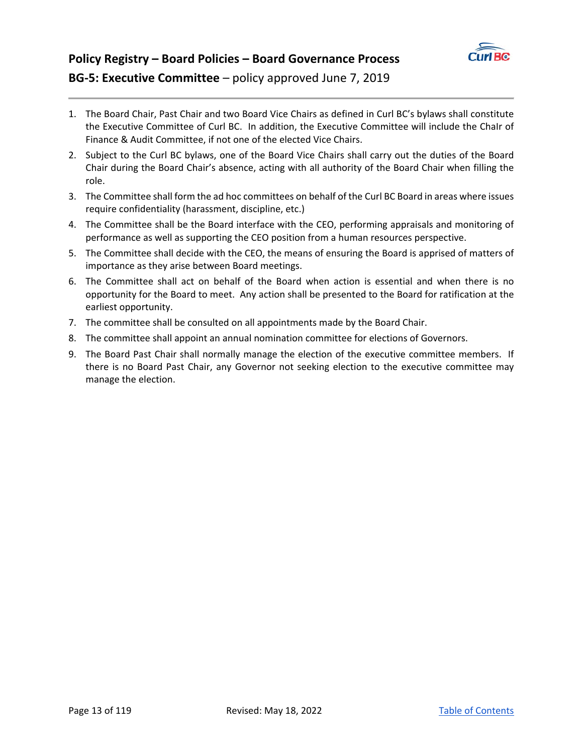# Policy Registry – Board Policies – Board Governance Process

## BG-5: Executive Committee – policy approved June 7, 2019

1. The Board Chair, Past Chair and two Board Vice Chairs as defined in Curl BC's bylaws shall constitute the Executive Committee of Curl BC. In addition, the Executive Committee will include the ChaIr of Finance & Audit Committee, if not one of the elected Vice Chairs.
2. Subject to the Curl BC bylaws, one of the Board Vice Chairs shall carry out the duties of the Board Chair during the Board Chair's absence, acting with all authority of the Board Chair when filling the role.
3. The Committee shall form the ad hoc committees on behalf of the Curl BC Board in areas where issues require confidentiality (harassment, discipline, etc.)
4. The Committee shall be the Board interface with the CEO, performing appraisals and monitoring of performance as well as supporting the CEO position from a human resources perspective.
5. The Committee shall decide with the CEO, the means of ensuring the Board is apprised of matters of importance as they arise between Board meetings.
6. The Committee shall act on behalf of the Board when action is essential and when there is no opportunity for the Board to meet. Any action shall be presented to the Board for ratification at the earliest opportunity.
7. The committee shall be consulted on all appointments made by the Board Chair.
8. The committee shall appoint an annual nomination committee for elections of Governors.
9. The Board Past Chair shall normally manage the election of the executive committee members. If there is no Board Past Chair, any Governor not seeking election to the executive committee may manage the election.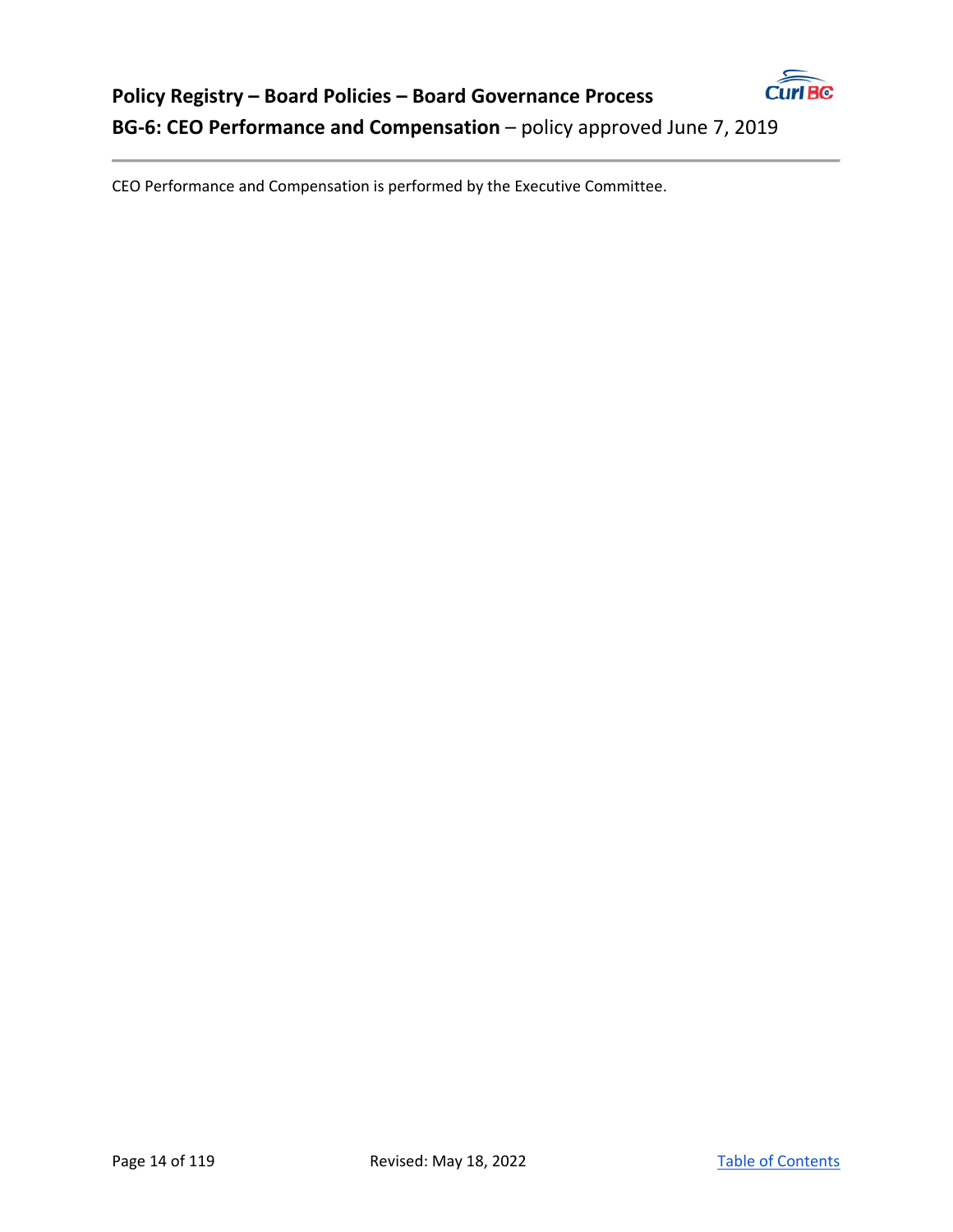# Policy Registry – Board Policies – Board Governance Process

## BG-6: CEO Performance and Compensation – policy approved June 7, 2019

CEO Performance and Compensation is performed by the Executive Committee.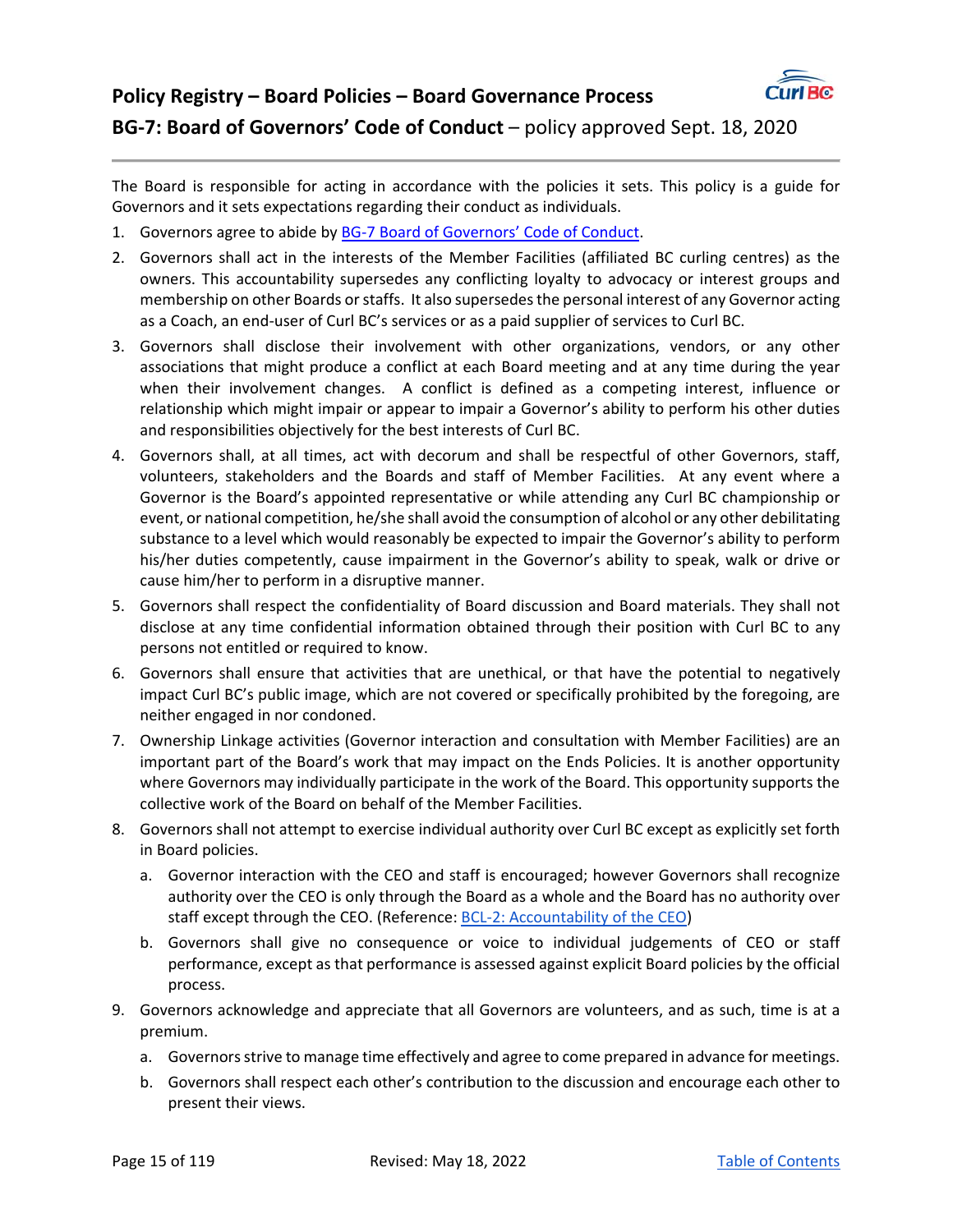# Policy Registry – Board Policies – Board Governance Process

## BG-7: Board of Governors' Code of Conduct – policy approved Sept. 18, 2020

The Board is responsible for acting in accordance with the policies it sets. This policy is a guide for Governors and it sets expectations regarding their conduct as individuals.

1. Governors agree to abide by [BG-7 Board of Governors' Code of Conduct](#).
2. Governors shall act in the interests of the Member Facilities (affiliated BC curling centres) as the owners. This accountability supersedes any conflicting loyalty to advocacy or interest groups and membership on other Boards or staffs. It also supersedes the personal interest of any Governor acting as a Coach, an end-user of Curl BC's services or as a paid supplier of services to Curl BC.
3. Governors shall disclose their involvement with other organizations, vendors, or any other associations that might produce a conflict at each Board meeting and at any time during the year when their involvement changes. A conflict is defined as a competing interest, influence or relationship which might impair or appear to impair a Governor's ability to perform his other duties and responsibilities objectively for the best interests of Curl BC.
4. Governors shall, at all times, act with decorum and shall be respectful of other Governors, staff, volunteers, stakeholders and the Boards and staff of Member Facilities. At any event where a Governor is the Board's appointed representative or while attending any Curl BC championship or event, or national competition, he/she shall avoid the consumption of alcohol or any other debilitating substance to a level which would reasonably be expected to impair the Governor's ability to perform his/her duties competently, cause impairment in the Governor's ability to speak, walk or drive or cause him/her to perform in a disruptive manner.
5. Governors shall respect the confidentiality of Board discussion and Board materials. They shall not disclose at any time confidential information obtained through their position with Curl BC to any persons not entitled or required to know.
6. Governors shall ensure that activities that are unethical, or that have the potential to negatively impact Curl BC's public image, which are not covered or specifically prohibited by the foregoing, are neither engaged in nor condoned.
7. Ownership Linkage activities (Governor interaction and consultation with Member Facilities) are an important part of the Board's work that may impact on the Ends Policies. It is another opportunity where Governors may individually participate in the work of the Board. This opportunity supports the collective work of the Board on behalf of the Member Facilities.
8. Governors shall not attempt to exercise individual authority over Curl BC except as explicitly set forth in Board policies.
   a. Governor interaction with the CEO and staff is encouraged; however Governors shall recognize authority over the CEO is only through the Board as a whole and the Board has no authority over staff except through the CEO. (Reference: [BCL-2: Accountability of the CEO](#))
   b. Governors shall give no consequence or voice to individual judgements of CEO or staff performance, except as that performance is assessed against explicit Board policies by the official process.
9. Governors acknowledge and appreciate that all Governors are volunteers, and as such, time is at a premium.
   a. Governors strive to manage time effectively and agree to come prepared in advance for meetings.
   b. Governors shall respect each other's contribution to the discussion and encourage each other to present their views.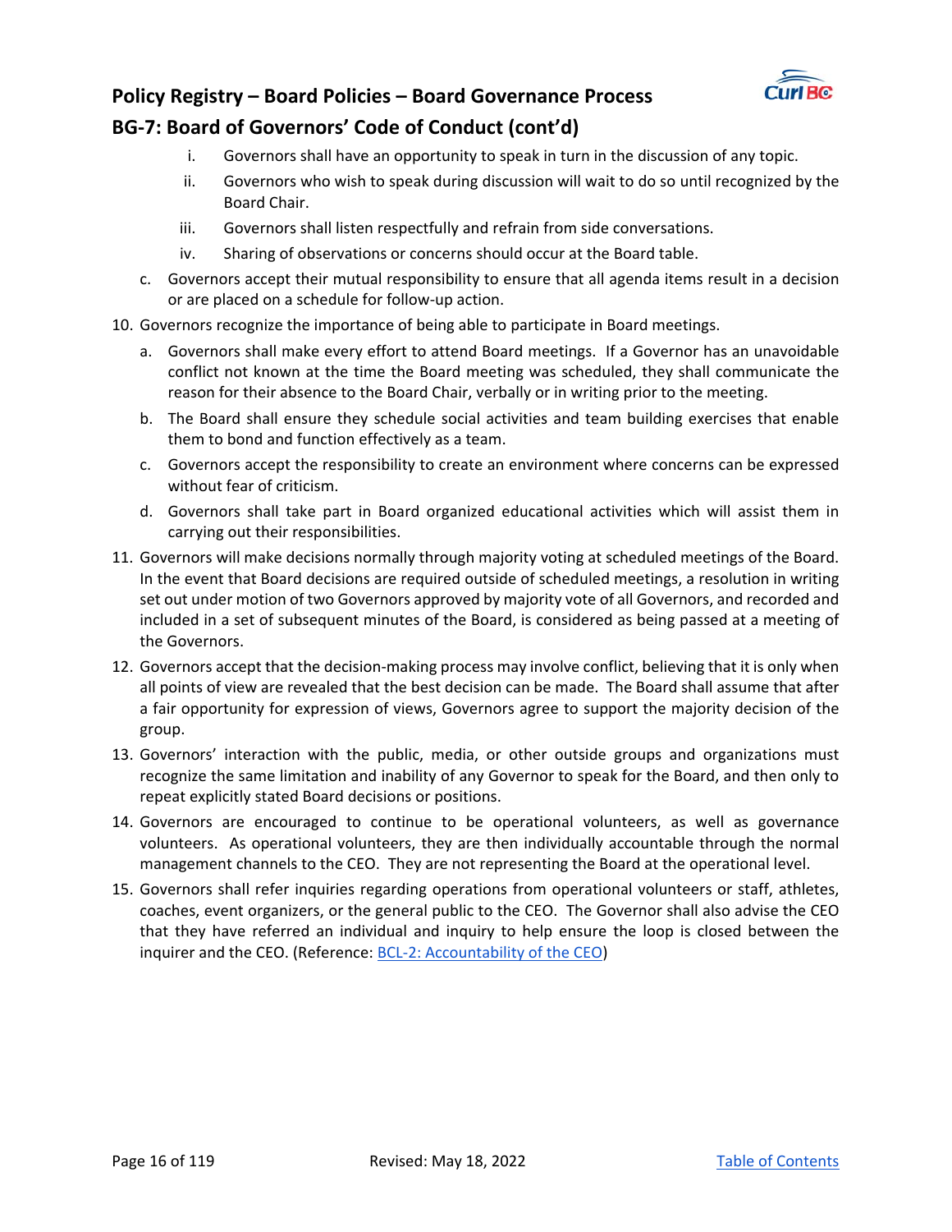## Policy Registry – Board Policies – Board Governance Process

## BG-7: Board of Governors' Code of Conduct (cont'd)

   i. Governors shall have an opportunity to speak in turn in the discussion of any topic.
   ii. Governors who wish to speak during discussion will wait to do so until recognized by the Board Chair.
   iii. Governors shall listen respectfully and refrain from side conversations.
   iv. Sharing of observations or concerns should occur at the Board table.

   c. Governors accept their mutual responsibility to ensure that all agenda items result in a decision or are placed on a schedule for follow-up action.

10. Governors recognize the importance of being able to participate in Board meetings.
    a. Governors shall make every effort to attend Board meetings. If a Governor has an unavoidable conflict not known at the time the Board meeting was scheduled, they shall communicate the reason for their absence to the Board Chair, verbally or in writing prior to the meeting.
    b. The Board shall ensure they schedule social activities and team building exercises that enable them to bond and function effectively as a team.
    c. Governors accept the responsibility to create an environment where concerns can be expressed without fear of criticism.
    d. Governors shall take part in Board organized educational activities which will assist them in carrying out their responsibilities.
11. Governors will make decisions normally through majority voting at scheduled meetings of the Board. In the event that Board decisions are required outside of scheduled meetings, a resolution in writing set out under motion of two Governors approved by majority vote of all Governors, and recorded and included in a set of subsequent minutes of the Board, is considered as being passed at a meeting of the Governors.
12. Governors accept that the decision-making process may involve conflict, believing that it is only when all points of view are revealed that the best decision can be made. The Board shall assume that after a fair opportunity for expression of views, Governors agree to support the majority decision of the group.
13. Governors' interaction with the public, media, or other outside groups and organizations must recognize the same limitation and inability of any Governor to speak for the Board, and then only to repeat explicitly stated Board decisions or positions.
14. Governors are encouraged to continue to be operational volunteers, as well as governance volunteers. As operational volunteers, they are then individually accountable through the normal management channels to the CEO. They are not representing the Board at the operational level.
15. Governors shall refer inquiries regarding operations from operational volunteers or staff, athletes, coaches, event organizers, or the general public to the CEO. The Governor shall also advise the CEO that they have referred an individual and inquiry to help ensure the loop is closed between the inquirer and the CEO. (Reference: BCL-2: Accountability of the CEO)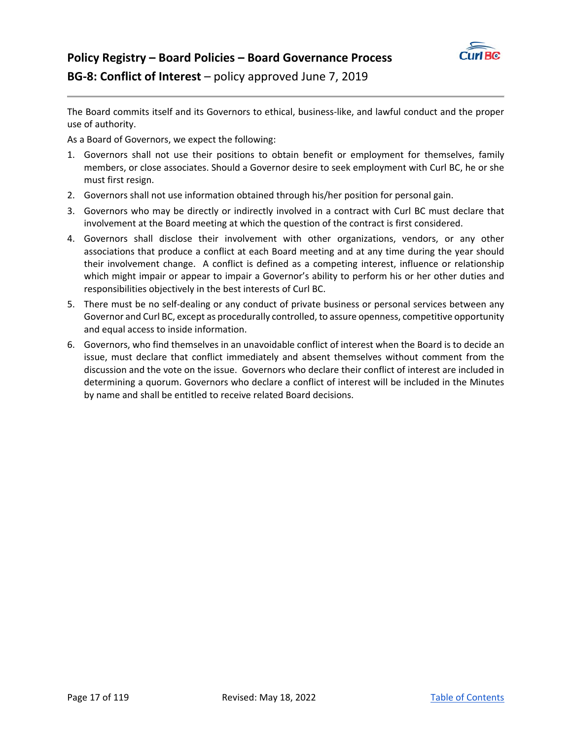# Policy Registry – Board Policies – Board Governance Process

## BG-8: Conflict of Interest – policy approved June 7, 2019

The Board commits itself and its Governors to ethical, business-like, and lawful conduct and the proper use of authority.

As a Board of Governors, we expect the following:

1. Governors shall not use their positions to obtain benefit or employment for themselves, family members, or close associates. Should a Governor desire to seek employment with Curl BC, he or she must first resign.
2. Governors shall not use information obtained through his/her position for personal gain.
3. Governors who may be directly or indirectly involved in a contract with Curl BC must declare that involvement at the Board meeting at which the question of the contract is first considered.
4. Governors shall disclose their involvement with other organizations, vendors, or any other associations that produce a conflict at each Board meeting and at any time during the year should their involvement change. A conflict is defined as a competing interest, influence or relationship which might impair or appear to impair a Governor's ability to perform his or her other duties and responsibilities objectively in the best interests of Curl BC.
5. There must be no self-dealing or any conduct of private business or personal services between any Governor and Curl BC, except as procedurally controlled, to assure openness, competitive opportunity and equal access to inside information.
6. Governors, who find themselves in an unavoidable conflict of interest when the Board is to decide an issue, must declare that conflict immediately and absent themselves without comment from the discussion and the vote on the issue. Governors who declare their conflict of interest are included in determining a quorum. Governors who declare a conflict of interest will be included in the Minutes by name and shall be entitled to receive related Board decisions.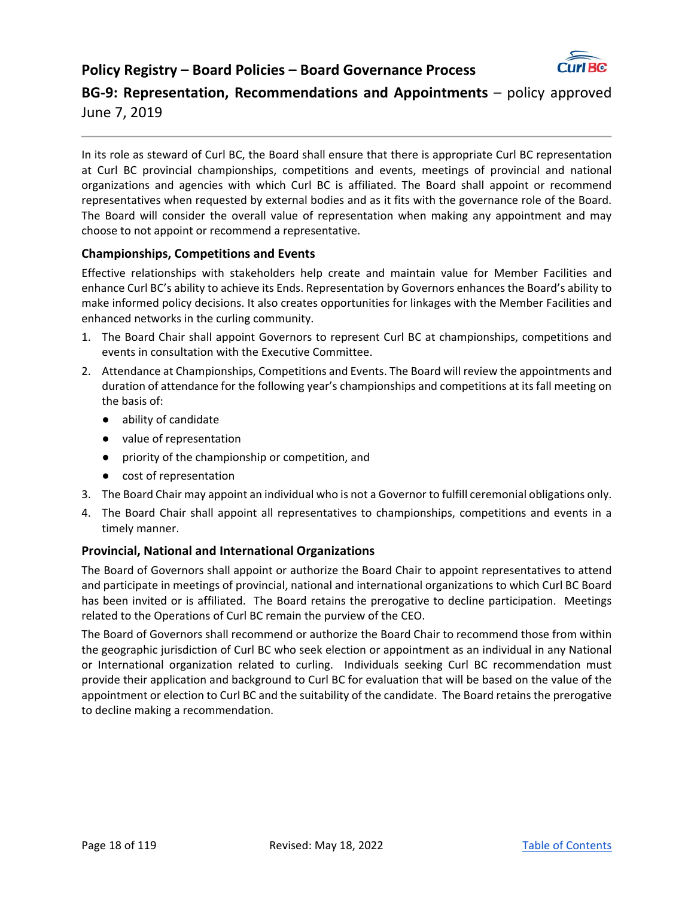# Policy Registry – Board Policies – Board Governance Process

## BG-9: Representation, Recommendations and Appointments – policy approved June 7, 2019

In its role as steward of Curl BC, the Board shall ensure that there is appropriate Curl BC representation at Curl BC provincial championships, competitions and events, meetings of provincial and national organizations and agencies with which Curl BC is affiliated. The Board shall appoint or recommend representatives when requested by external bodies and as it fits with the governance role of the Board. The Board will consider the overall value of representation when making any appointment and may choose to not appoint or recommend a representative.

### Championships, Competitions and Events

Effective relationships with stakeholders help create and maintain value for Member Facilities and enhance Curl BC's ability to achieve its Ends. Representation by Governors enhances the Board's ability to make informed policy decisions. It also creates opportunities for linkages with the Member Facilities and enhanced networks in the curling community.

1. The Board Chair shall appoint Governors to represent Curl BC at championships, competitions and events in consultation with the Executive Committee.
2. Attendance at Championships, Competitions and Events. The Board will review the appointments and duration of attendance for the following year's championships and competitions at its fall meeting on the basis of:
   - ability of candidate
   - value of representation
   - priority of the championship or competition, and
   - cost of representation
3. The Board Chair may appoint an individual who is not a Governor to fulfill ceremonial obligations only.
4. The Board Chair shall appoint all representatives to championships, competitions and events in a timely manner.

### Provincial, National and International Organizations

The Board of Governors shall appoint or authorize the Board Chair to appoint representatives to attend and participate in meetings of provincial, national and international organizations to which Curl BC Board has been invited or is affiliated. The Board retains the prerogative to decline participation. Meetings related to the Operations of Curl BC remain the purview of the CEO.

The Board of Governors shall recommend or authorize the Board Chair to recommend those from within the geographic jurisdiction of Curl BC who seek election or appointment as an individual in any National or International organization related to curling. Individuals seeking Curl BC recommendation must provide their application and background to Curl BC for evaluation that will be based on the value of the appointment or election to Curl BC and the suitability of the candidate. The Board retains the prerogative to decline making a recommendation.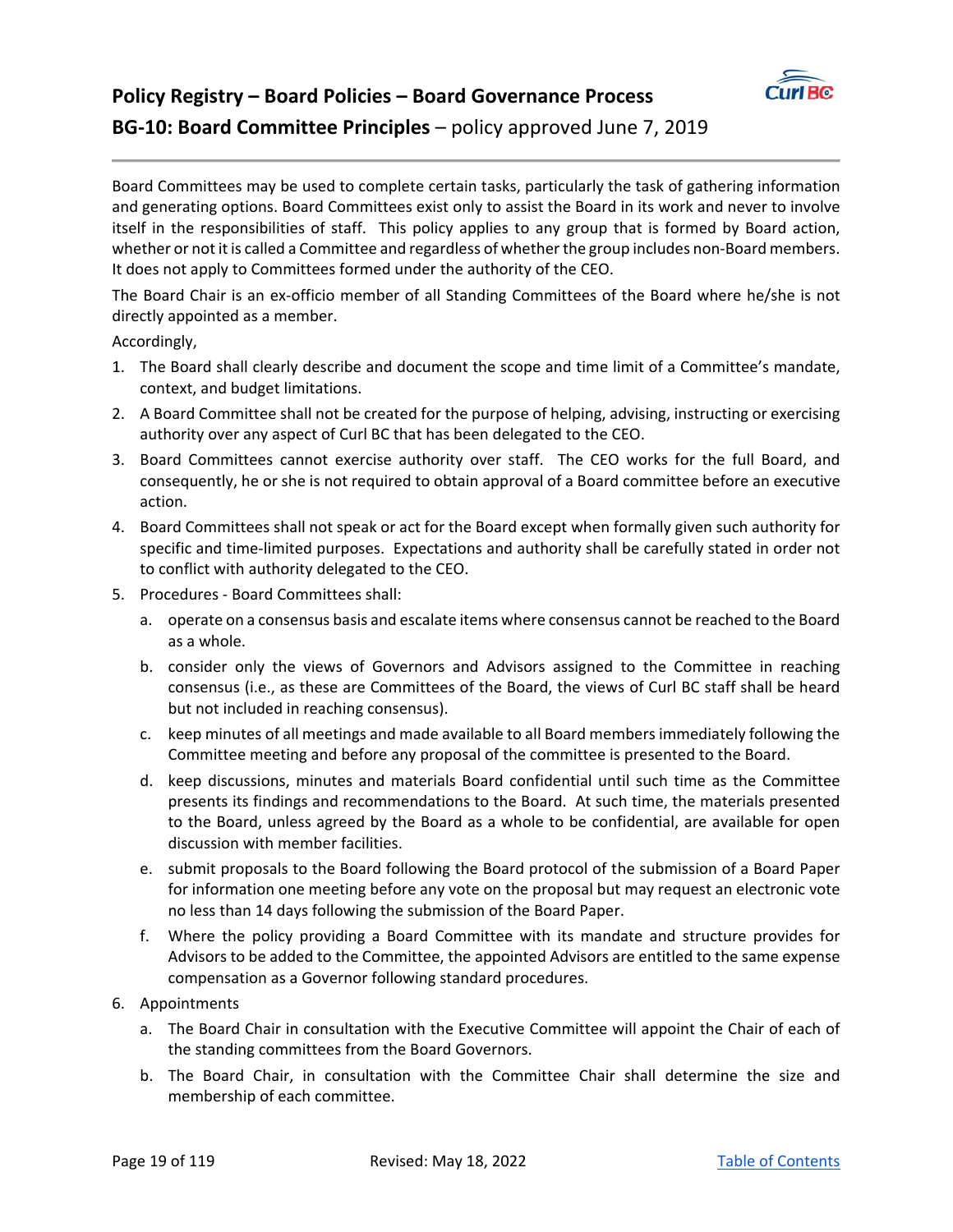## Policy Registry – Board Policies – Board Governance Process

## BG-10: Board Committee Principles – policy approved June 7, 2019

Board Committees may be used to complete certain tasks, particularly the task of gathering information and generating options. Board Committees exist only to assist the Board in its work and never to involve itself in the responsibilities of staff. This policy applies to any group that is formed by Board action, whether or not it is called a Committee and regardless of whether the group includes non-Board members. It does not apply to Committees formed under the authority of the CEO.

The Board Chair is an ex-officio member of all Standing Committees of the Board where he/she is not directly appointed as a member.

Accordingly,

1. The Board shall clearly describe and document the scope and time limit of a Committee's mandate, context, and budget limitations.
2. A Board Committee shall not be created for the purpose of helping, advising, instructing or exercising authority over any aspect of Curl BC that has been delegated to the CEO.
3. Board Committees cannot exercise authority over staff. The CEO works for the full Board, and consequently, he or she is not required to obtain approval of a Board committee before an executive action.
4. Board Committees shall not speak or act for the Board except when formally given such authority for specific and time-limited purposes. Expectations and authority shall be carefully stated in order not to conflict with authority delegated to the CEO.
5. Procedures - Board Committees shall:
   a. operate on a consensus basis and escalate items where consensus cannot be reached to the Board as a whole.
   b. consider only the views of Governors and Advisors assigned to the Committee in reaching consensus (i.e., as these are Committees of the Board, the views of Curl BC staff shall be heard but not included in reaching consensus).
   c. keep minutes of all meetings and made available to all Board members immediately following the Committee meeting and before any proposal of the committee is presented to the Board.
   d. keep discussions, minutes and materials Board confidential until such time as the Committee presents its findings and recommendations to the Board. At such time, the materials presented to the Board, unless agreed by the Board as a whole to be confidential, are available for open discussion with member facilities.
   e. submit proposals to the Board following the Board protocol of the submission of a Board Paper for information one meeting before any vote on the proposal but may request an electronic vote no less than 14 days following the submission of the Board Paper.
   f. Where the policy providing a Board Committee with its mandate and structure provides for Advisors to be added to the Committee, the appointed Advisors are entitled to the same expense compensation as a Governor following standard procedures.
6. Appointments
   a. The Board Chair in consultation with the Executive Committee will appoint the Chair of each of the standing committees from the Board Governors.
   b. The Board Chair, in consultation with the Committee Chair shall determine the size and membership of each committee.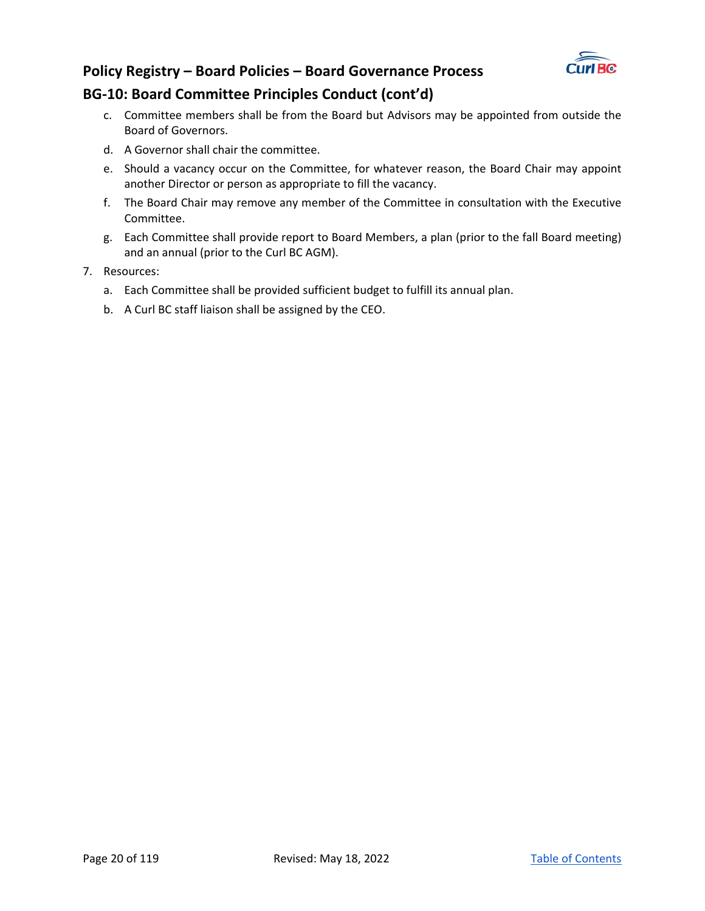# Policy Registry – Board Policies – Board Governance Process

## BG-10: Board Committee Principles Conduct (cont'd)

c. Committee members shall be from the Board but Advisors may be appointed from outside the Board of Governors.

d. A Governor shall chair the committee.

e. Should a vacancy occur on the Committee, for whatever reason, the Board Chair may appoint another Director or person as appropriate to fill the vacancy.

f. The Board Chair may remove any member of the Committee in consultation with the Executive Committee.

g. Each Committee shall provide report to Board Members, a plan (prior to the fall Board meeting) and an annual (prior to the Curl BC AGM).

7. Resources:

   a. Each Committee shall be provided sufficient budget to fulfill its annual plan.

   b. A Curl BC staff liaison shall be assigned by the CEO.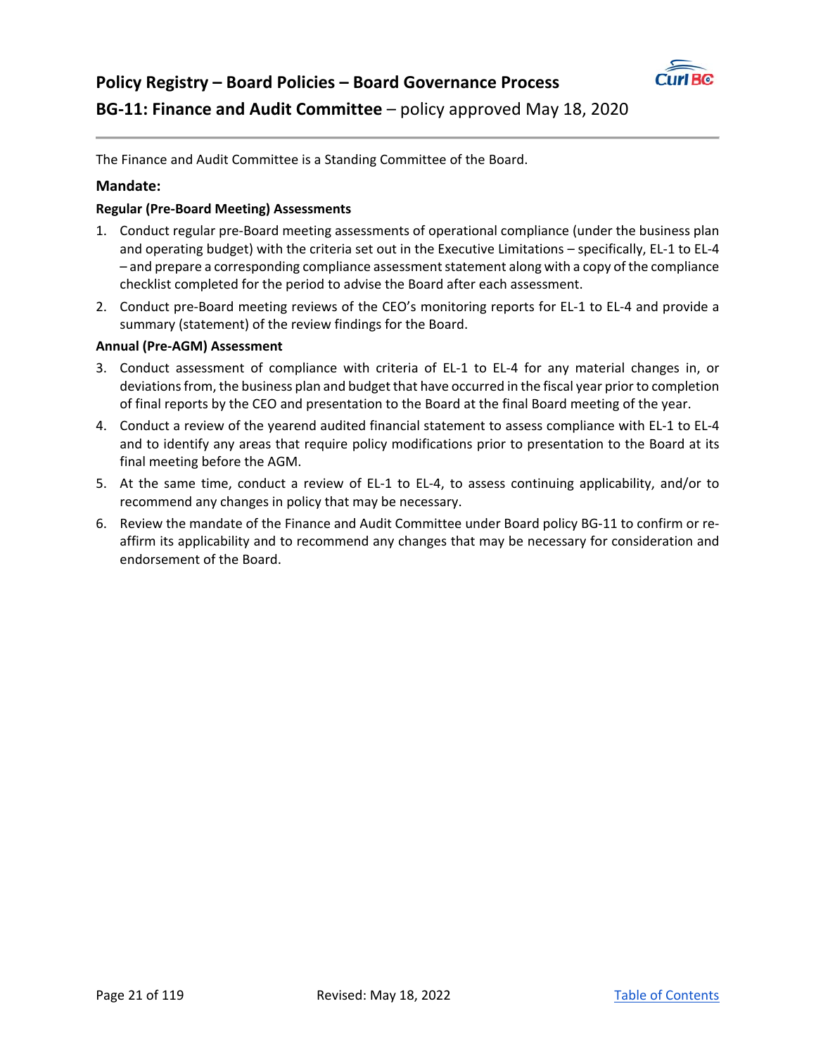# Policy Registry – Board Policies – Board Governance Process

## BG-11: Finance and Audit Committee – policy approved May 18, 2020

The Finance and Audit Committee is a Standing Committee of the Board.

### Mandate:

**Regular (Pre-Board Meeting) Assessments**

1. Conduct regular pre-Board meeting assessments of operational compliance (under the business plan and operating budget) with the criteria set out in the Executive Limitations – specifically, EL-1 to EL-4 – and prepare a corresponding compliance assessment statement along with a copy of the compliance checklist completed for the period to advise the Board after each assessment.
2. Conduct pre-Board meeting reviews of the CEO's monitoring reports for EL-1 to EL-4 and provide a summary (statement) of the review findings for the Board.

**Annual (Pre-AGM) Assessment**

3. Conduct assessment of compliance with criteria of EL-1 to EL-4 for any material changes in, or deviations from, the business plan and budget that have occurred in the fiscal year prior to completion of final reports by the CEO and presentation to the Board at the final Board meeting of the year.
4. Conduct a review of the yearend audited financial statement to assess compliance with EL-1 to EL-4 and to identify any areas that require policy modifications prior to presentation to the Board at its final meeting before the AGM.
5. At the same time, conduct a review of EL-1 to EL-4, to assess continuing applicability, and/or to recommend any changes in policy that may be necessary.
6. Review the mandate of the Finance and Audit Committee under Board policy BG-11 to confirm or re-affirm its applicability and to recommend any changes that may be necessary for consideration and endorsement of the Board.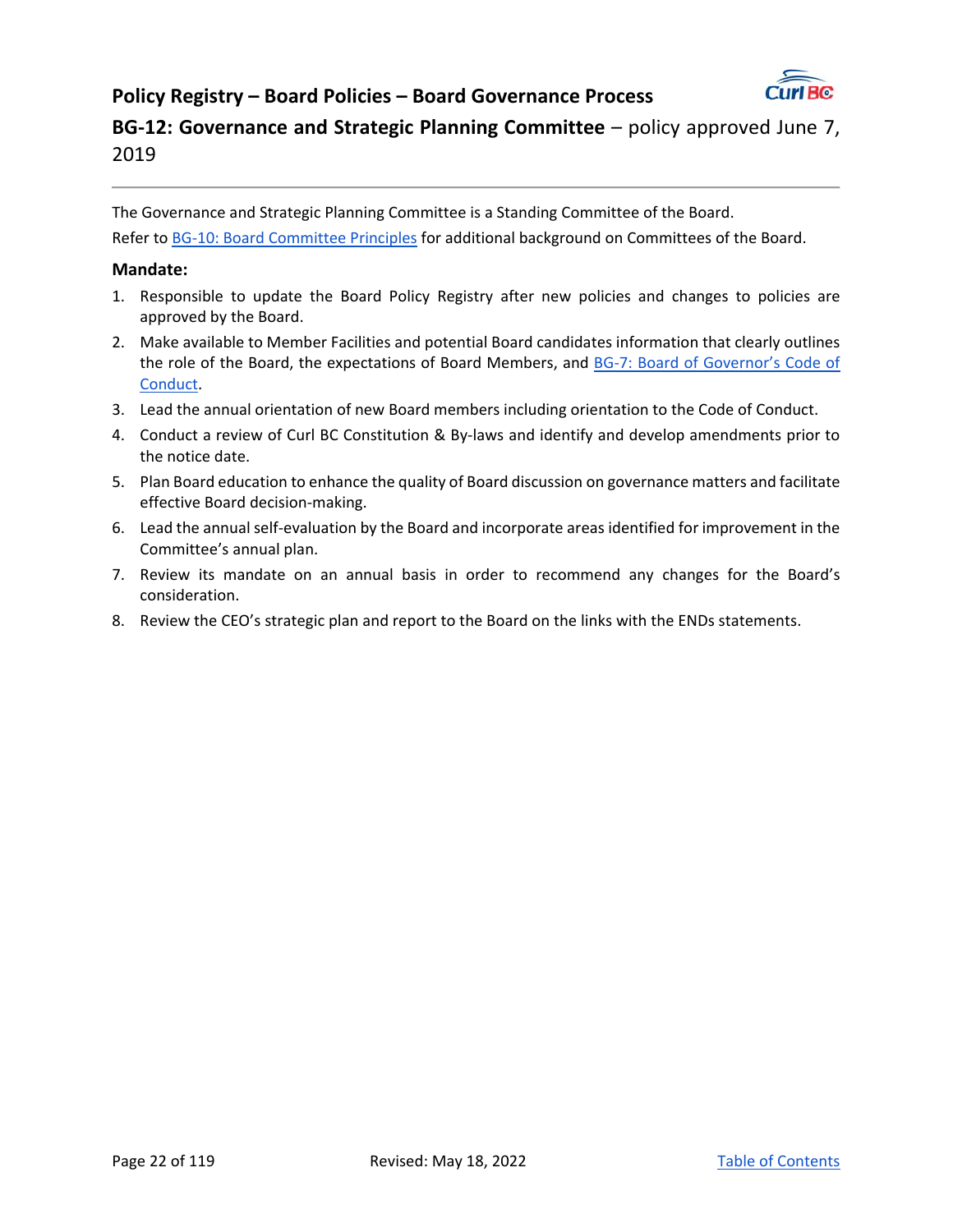## Policy Registry – Board Policies – Board Governance Process

### BG-12: Governance and Strategic Planning Committee – policy approved June 7, 2019

The Governance and Strategic Planning Committee is a Standing Committee of the Board.

Refer to BG-10: Board Committee Principles for additional background on Committees of the Board.

**Mandate:**

1. Responsible to update the Board Policy Registry after new policies and changes to policies are approved by the Board.
2. Make available to Member Facilities and potential Board candidates information that clearly outlines the role of the Board, the expectations of Board Members, and BG-7: Board of Governor's Code of Conduct.
3. Lead the annual orientation of new Board members including orientation to the Code of Conduct.
4. Conduct a review of Curl BC Constitution & By-laws and identify and develop amendments prior to the notice date.
5. Plan Board education to enhance the quality of Board discussion on governance matters and facilitate effective Board decision-making.
6. Lead the annual self-evaluation by the Board and incorporate areas identified for improvement in the Committee's annual plan.
7. Review its mandate on an annual basis in order to recommend any changes for the Board's consideration.
8. Review the CEO's strategic plan and report to the Board on the links with the ENDs statements.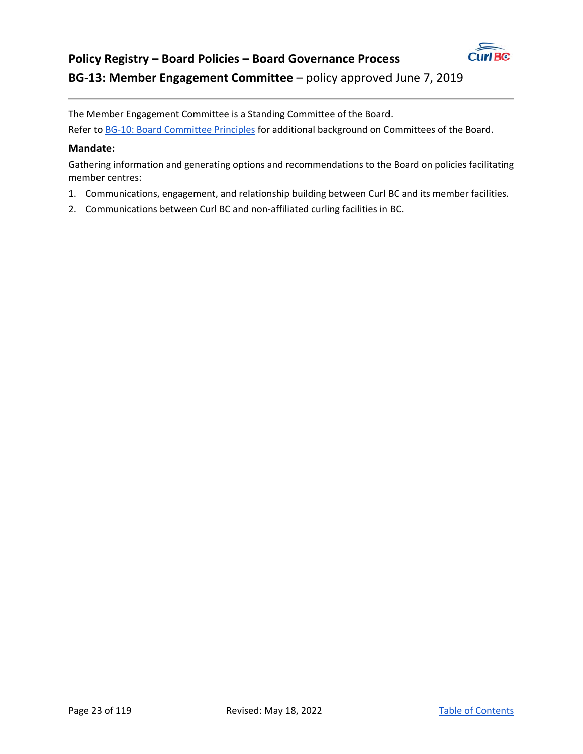# Policy Registry – Board Policies – Board Governance Process

## BG-13: Member Engagement Committee – policy approved June 7, 2019

The Member Engagement Committee is a Standing Committee of the Board.

Refer to BG-10: Board Committee Principles for additional background on Committees of the Board.

### Mandate:

Gathering information and generating options and recommendations to the Board on policies facilitating member centres:

1. Communications, engagement, and relationship building between Curl BC and its member facilities.
2. Communications between Curl BC and non-affiliated curling facilities in BC.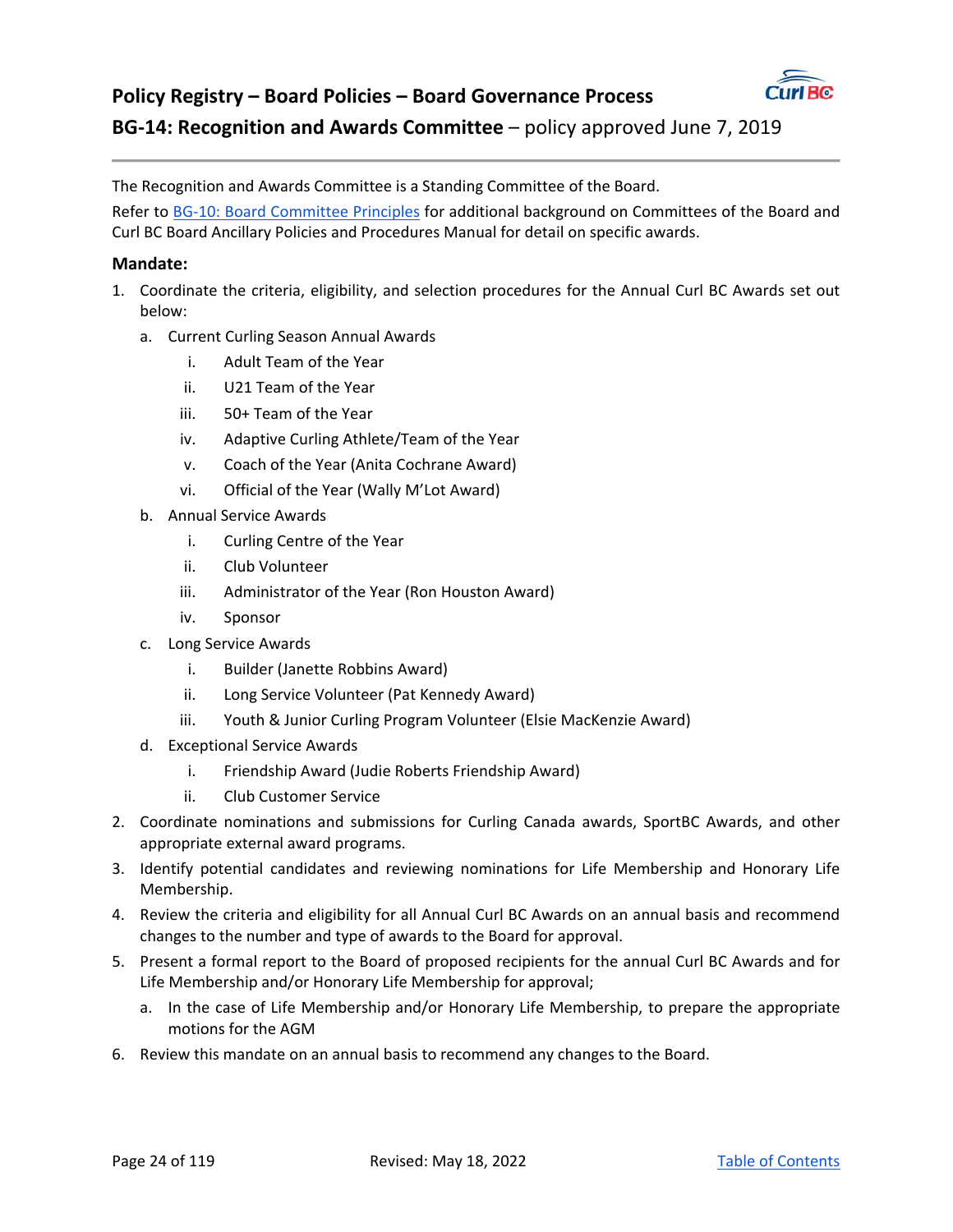# Policy Registry – Board Policies – Board Governance Process

## BG-14: Recognition and Awards Committee – policy approved June 7, 2019

The Recognition and Awards Committee is a Standing Committee of the Board.

Refer to BG-10: Board Committee Principles for additional background on Committees of the Board and Curl BC Board Ancillary Policies and Procedures Manual for detail on specific awards.

### Mandate:

1. Coordinate the criteria, eligibility, and selection procedures for the Annual Curl BC Awards set out below:
   a. Current Curling Season Annual Awards
      i. Adult Team of the Year
      ii. U21 Team of the Year
      iii. 50+ Team of the Year
      iv. Adaptive Curling Athlete/Team of the Year
      v. Coach of the Year (Anita Cochrane Award)
      vi. Official of the Year (Wally M'Lot Award)

   b. Annual Service Awards
      i. Curling Centre of the Year
      ii. Club Volunteer
      iii. Administrator of the Year (Ron Houston Award)
      iv. Sponsor

   c. Long Service Awards
      i. Builder (Janette Robbins Award)
      ii. Long Service Volunteer (Pat Kennedy Award)
      iii. Youth & Junior Curling Program Volunteer (Elsie MacKenzie Award)

   d. Exceptional Service Awards
      i. Friendship Award (Judie Roberts Friendship Award)
      ii. Club Customer Service

2. Coordinate nominations and submissions for Curling Canada awards, SportBC Awards, and other appropriate external award programs.
3. Identify potential candidates and reviewing nominations for Life Membership and Honorary Life Membership.
4. Review the criteria and eligibility for all Annual Curl BC Awards on an annual basis and recommend changes to the number and type of awards to the Board for approval.
5. Present a formal report to the Board of proposed recipients for the annual Curl BC Awards and for Life Membership and/or Honorary Life Membership for approval;
   a. In the case of Life Membership and/or Honorary Life Membership, to prepare the appropriate motions for the AGM
6. Review this mandate on an annual basis to recommend any changes to the Board.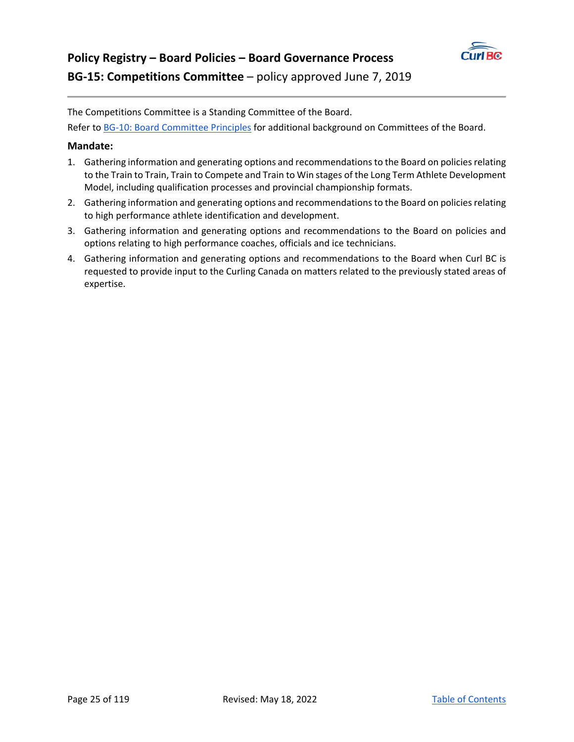# Policy Registry – Board Policies – Board Governance Process

## BG-15: Competitions Committee – policy approved June 7, 2019

The Competitions Committee is a Standing Committee of the Board.

Refer to BG-10: Board Committee Principles for additional background on Committees of the Board.

### Mandate:

1. Gathering information and generating options and recommendations to the Board on policies relating to the Train to Train, Train to Compete and Train to Win stages of the Long Term Athlete Development Model, including qualification processes and provincial championship formats.
2. Gathering information and generating options and recommendations to the Board on policies relating to high performance athlete identification and development.
3. Gathering information and generating options and recommendations to the Board on policies and options relating to high performance coaches, officials and ice technicians.
4. Gathering information and generating options and recommendations to the Board when Curl BC is requested to provide input to the Curling Canada on matters related to the previously stated areas of expertise.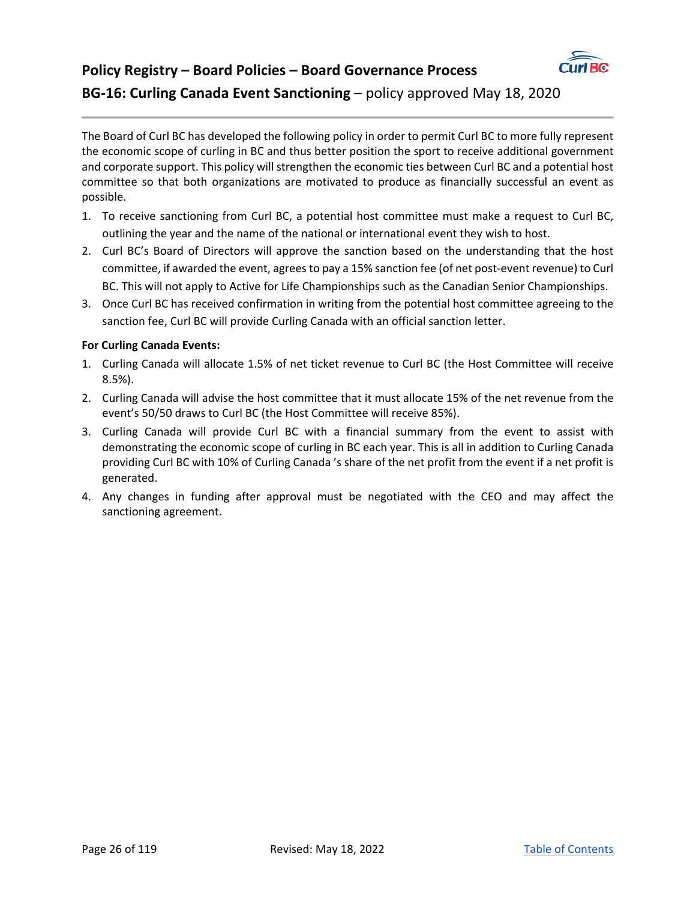## Policy Registry – Board Policies – Board Governance Process

## BG-16: Curling Canada Event Sanctioning – policy approved May 18, 2020

The Board of Curl BC has developed the following policy in order to permit Curl BC to more fully represent the economic scope of curling in BC and thus better position the sport to receive additional government and corporate support. This policy will strengthen the economic ties between Curl BC and a potential host committee so that both organizations are motivated to produce as financially successful an event as possible.

1. To receive sanctioning from Curl BC, a potential host committee must make a request to Curl BC, outlining the year and the name of the national or international event they wish to host.
2. Curl BC's Board of Directors will approve the sanction based on the understanding that the host committee, if awarded the event, agrees to pay a 15% sanction fee (of net post-event revenue) to Curl BC. This will not apply to Active for Life Championships such as the Canadian Senior Championships.
3. Once Curl BC has received confirmation in writing from the potential host committee agreeing to the sanction fee, Curl BC will provide Curling Canada with an official sanction letter.

**For Curling Canada Events:**

1. Curling Canada will allocate 1.5% of net ticket revenue to Curl BC (the Host Committee will receive 8.5%).
2. Curling Canada will advise the host committee that it must allocate 15% of the net revenue from the event's 50/50 draws to Curl BC (the Host Committee will receive 85%).
3. Curling Canada will provide Curl BC with a financial summary from the event to assist with demonstrating the economic scope of curling in BC each year. This is all in addition to Curling Canada providing Curl BC with 10% of Curling Canada 's share of the net profit from the event if a net profit is generated.
4. Any changes in funding after approval must be negotiated with the CEO and may affect the sanctioning agreement.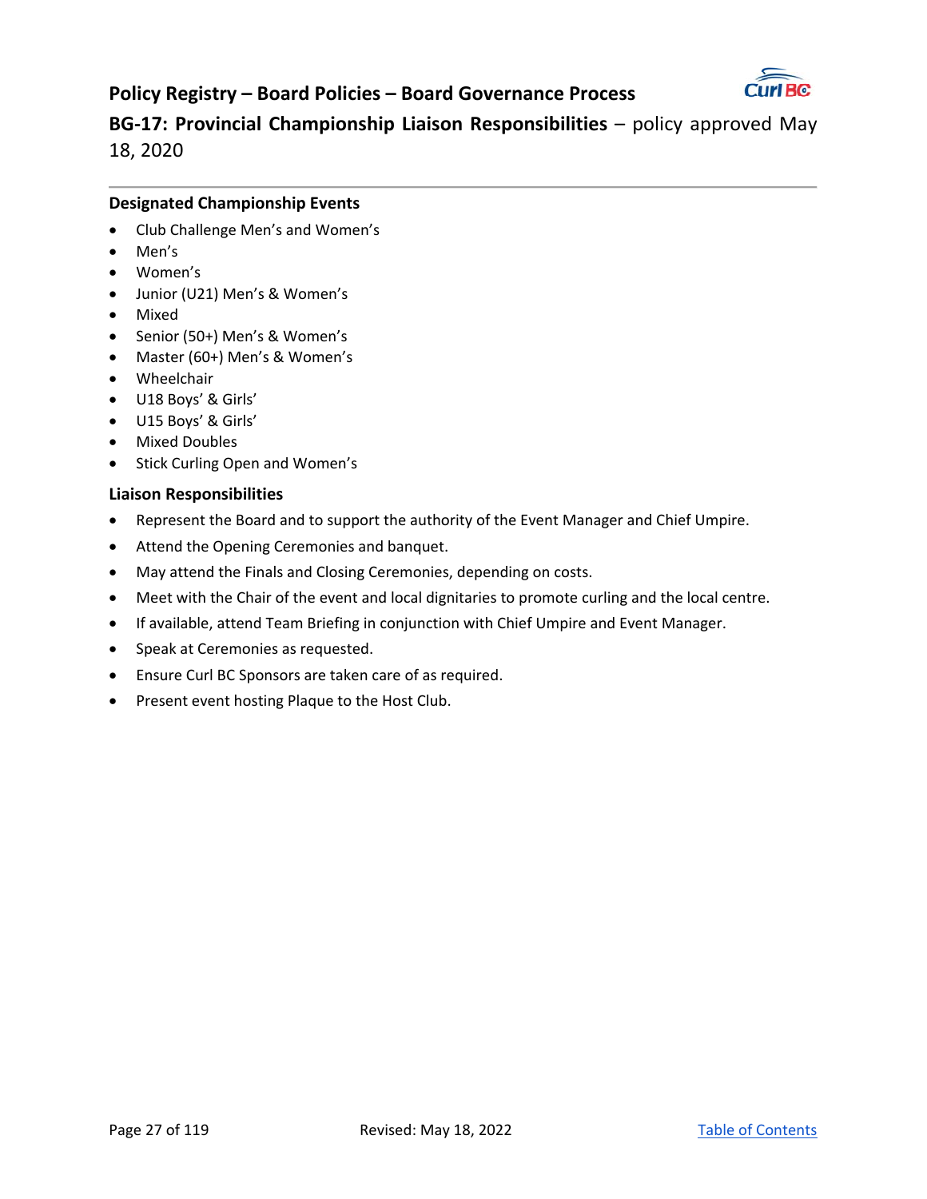# Policy Registry – Board Policies – Board Governance Process

## BG-17: Provincial Championship Liaison Responsibilities – policy approved May 18, 2020

### Designated Championship Events

- Club Challenge Men's and Women's
- Men's
- Women's
- Junior (U21) Men's & Women's
- Mixed
- Senior (50+) Men's & Women's
- Master (60+) Men's & Women's
- Wheelchair
- U18 Boys' & Girls'
- U15 Boys' & Girls'
- Mixed Doubles
- Stick Curling Open and Women's

### Liaison Responsibilities

- Represent the Board and to support the authority of the Event Manager and Chief Umpire.
- Attend the Opening Ceremonies and banquet.
- May attend the Finals and Closing Ceremonies, depending on costs.
- Meet with the Chair of the event and local dignitaries to promote curling and the local centre.
- If available, attend Team Briefing in conjunction with Chief Umpire and Event Manager.
- Speak at Ceremonies as requested.
- Ensure Curl BC Sponsors are taken care of as required.
- Present event hosting Plaque to the Host Club.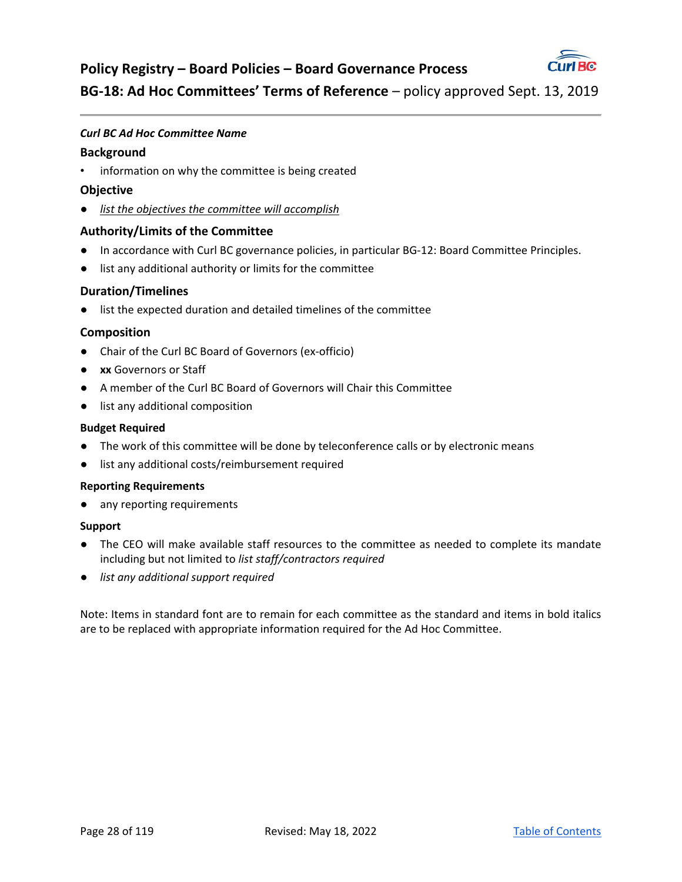# Policy Registry – Board Policies – Board Governance Process

## BG-18: Ad Hoc Committees' Terms of Reference – policy approved Sept. 13, 2019

***Curl BC Ad Hoc Committee Name***

### Background

- information on why the committee is being created

### Objective

- *list the objectives the committee will accomplish*

### Authority/Limits of the Committee

- In accordance with Curl BC governance policies, in particular BG-12: Board Committee Principles.
- list any additional authority or limits for the committee

### Duration/Timelines

- list the expected duration and detailed timelines of the committee

### Composition

- Chair of the Curl BC Board of Governors (ex-officio)
- **xx** Governors or Staff
- A member of the Curl BC Board of Governors will Chair this Committee
- list any additional composition

#### Budget Required

- The work of this committee will be done by teleconference calls or by electronic means
- list any additional costs/reimbursement required

#### Reporting Requirements

- any reporting requirements

#### Support

- The CEO will make available staff resources to the committee as needed to complete its mandate including but not limited to *list staff/contractors required*
- *list any additional support required*

Note: Items in standard font are to remain for each committee as the standard and items in bold italics are to be replaced with appropriate information required for the Ad Hoc Committee.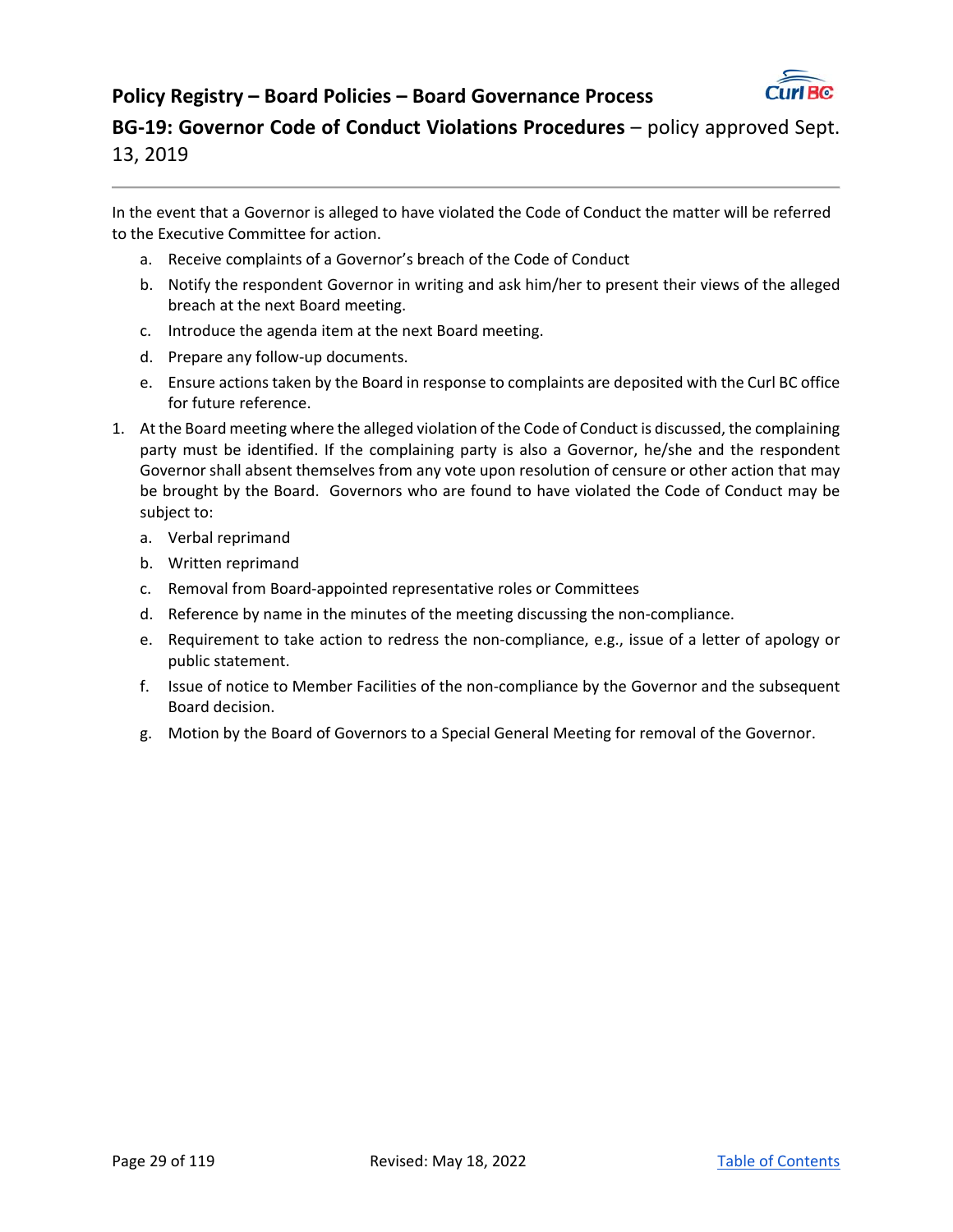## Policy Registry – Board Policies – Board Governance Process

### BG-19: Governor Code of Conduct Violations Procedures – policy approved Sept. 13, 2019

In the event that a Governor is alleged to have violated the Code of Conduct the matter will be referred to the Executive Committee for action.

a. Receive complaints of a Governor's breach of the Code of Conduct
b. Notify the respondent Governor in writing and ask him/her to present their views of the alleged breach at the next Board meeting.
c. Introduce the agenda item at the next Board meeting.
d. Prepare any follow-up documents.
e. Ensure actions taken by the Board in response to complaints are deposited with the Curl BC office for future reference.

1. At the Board meeting where the alleged violation of the Code of Conduct is discussed, the complaining party must be identified. If the complaining party is also a Governor, he/she and the respondent Governor shall absent themselves from any vote upon resolution of censure or other action that may be brought by the Board. Governors who are found to have violated the Code of Conduct may be subject to:
   a. Verbal reprimand
   b. Written reprimand
   c. Removal from Board-appointed representative roles or Committees
   d. Reference by name in the minutes of the meeting discussing the non-compliance.
   e. Requirement to take action to redress the non-compliance, e.g., issue of a letter of apology or public statement.
   f. Issue of notice to Member Facilities of the non-compliance by the Governor and the subsequent Board decision.
   g. Motion by the Board of Governors to a Special General Meeting for removal of the Governor.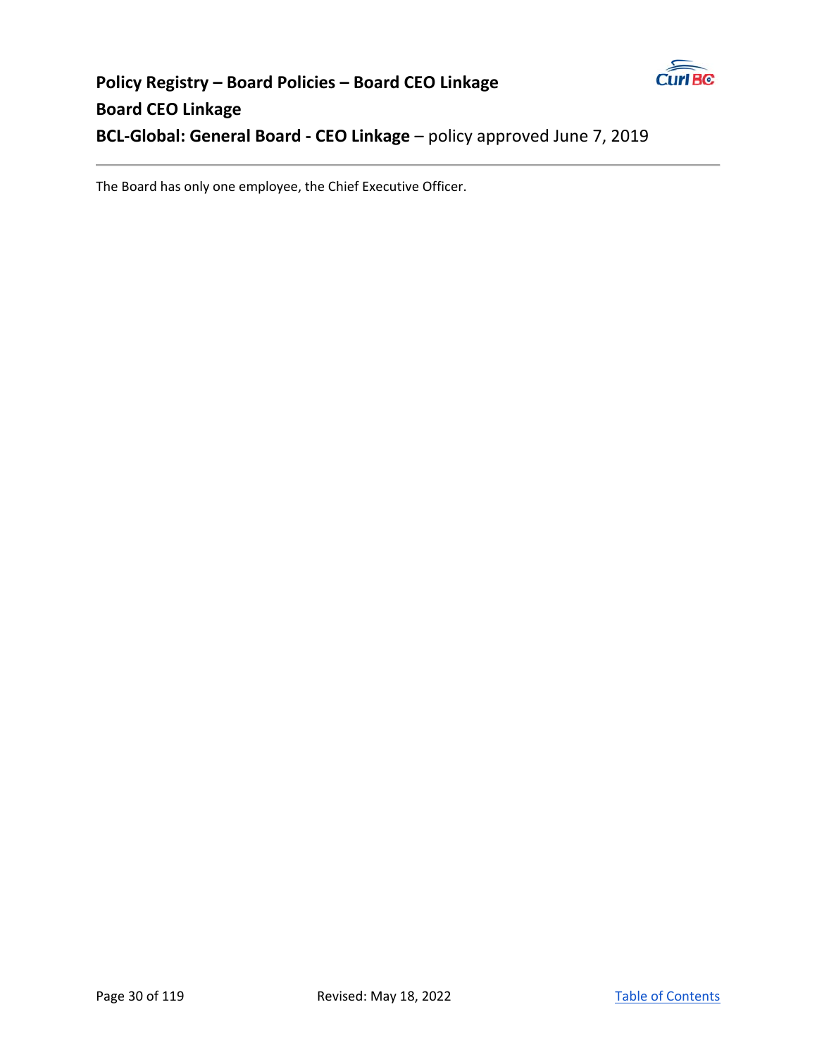# Policy Registry – Board Policies – Board CEO Linkage

## Board CEO Linkage

### BCL-Global: General Board - CEO Linkage – policy approved June 7, 2019

---

The Board has only one employee, the Chief Executive Officer.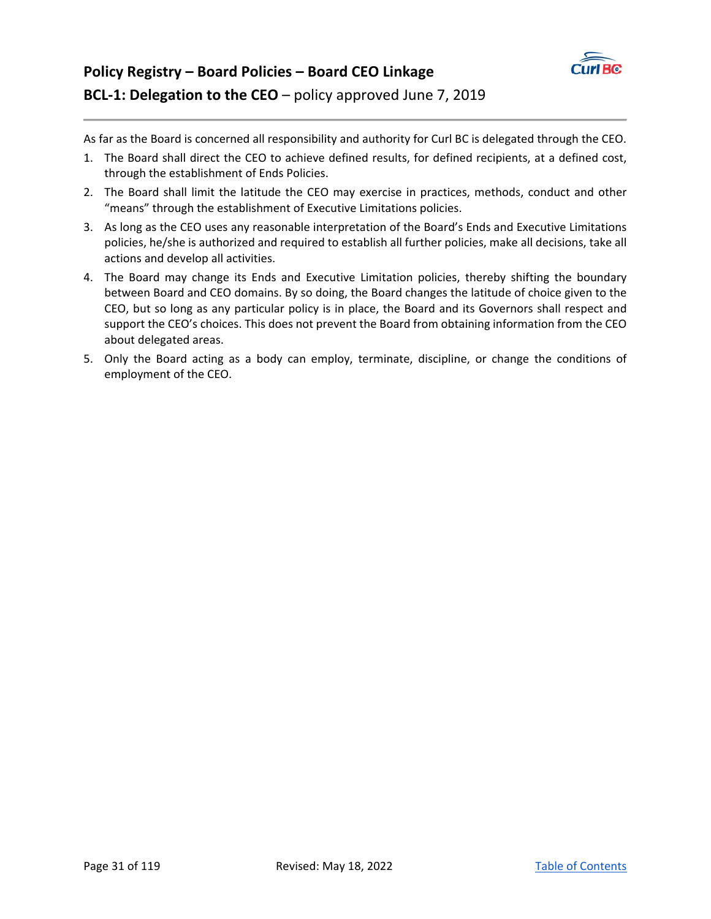# Policy Registry – Board Policies – Board CEO Linkage

## BCL-1: Delegation to the CEO – policy approved June 7, 2019

As far as the Board is concerned all responsibility and authority for Curl BC is delegated through the CEO.

1. The Board shall direct the CEO to achieve defined results, for defined recipients, at a defined cost, through the establishment of Ends Policies.
2. The Board shall limit the latitude the CEO may exercise in practices, methods, conduct and other "means" through the establishment of Executive Limitations policies.
3. As long as the CEO uses any reasonable interpretation of the Board's Ends and Executive Limitations policies, he/she is authorized and required to establish all further policies, make all decisions, take all actions and develop all activities.
4. The Board may change its Ends and Executive Limitation policies, thereby shifting the boundary between Board and CEO domains. By so doing, the Board changes the latitude of choice given to the CEO, but so long as any particular policy is in place, the Board and its Governors shall respect and support the CEO's choices. This does not prevent the Board from obtaining information from the CEO about delegated areas.
5. Only the Board acting as a body can employ, terminate, discipline, or change the conditions of employment of the CEO.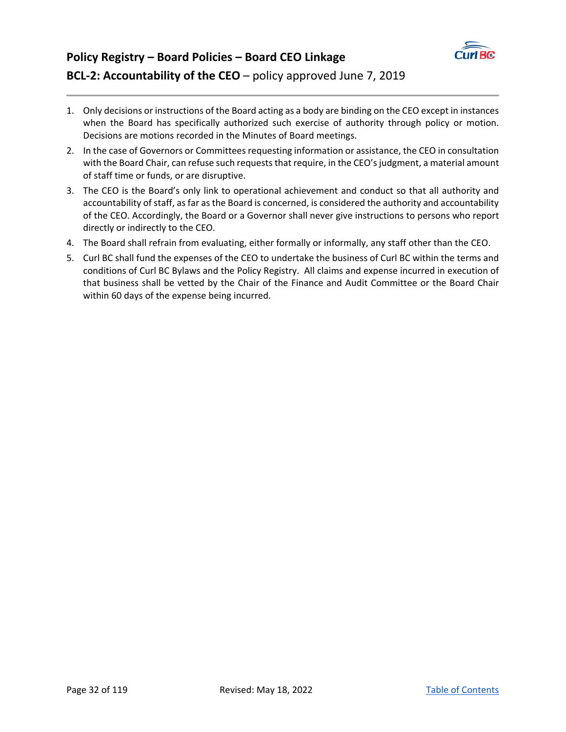## Policy Registry – Board Policies – Board CEO Linkage

**BCL-2: Accountability of the CEO** – policy approved June 7, 2019

1. Only decisions or instructions of the Board acting as a body are binding on the CEO except in instances when the Board has specifically authorized such exercise of authority through policy or motion. Decisions are motions recorded in the Minutes of Board meetings.
2. In the case of Governors or Committees requesting information or assistance, the CEO in consultation with the Board Chair, can refuse such requests that require, in the CEO's judgment, a material amount of staff time or funds, or are disruptive.
3. The CEO is the Board's only link to operational achievement and conduct so that all authority and accountability of staff, as far as the Board is concerned, is considered the authority and accountability of the CEO. Accordingly, the Board or a Governor shall never give instructions to persons who report directly or indirectly to the CEO.
4. The Board shall refrain from evaluating, either formally or informally, any staff other than the CEO.
5. Curl BC shall fund the expenses of the CEO to undertake the business of Curl BC within the terms and conditions of Curl BC Bylaws and the Policy Registry. All claims and expense incurred in execution of that business shall be vetted by the Chair of the Finance and Audit Committee or the Board Chair within 60 days of the expense being incurred.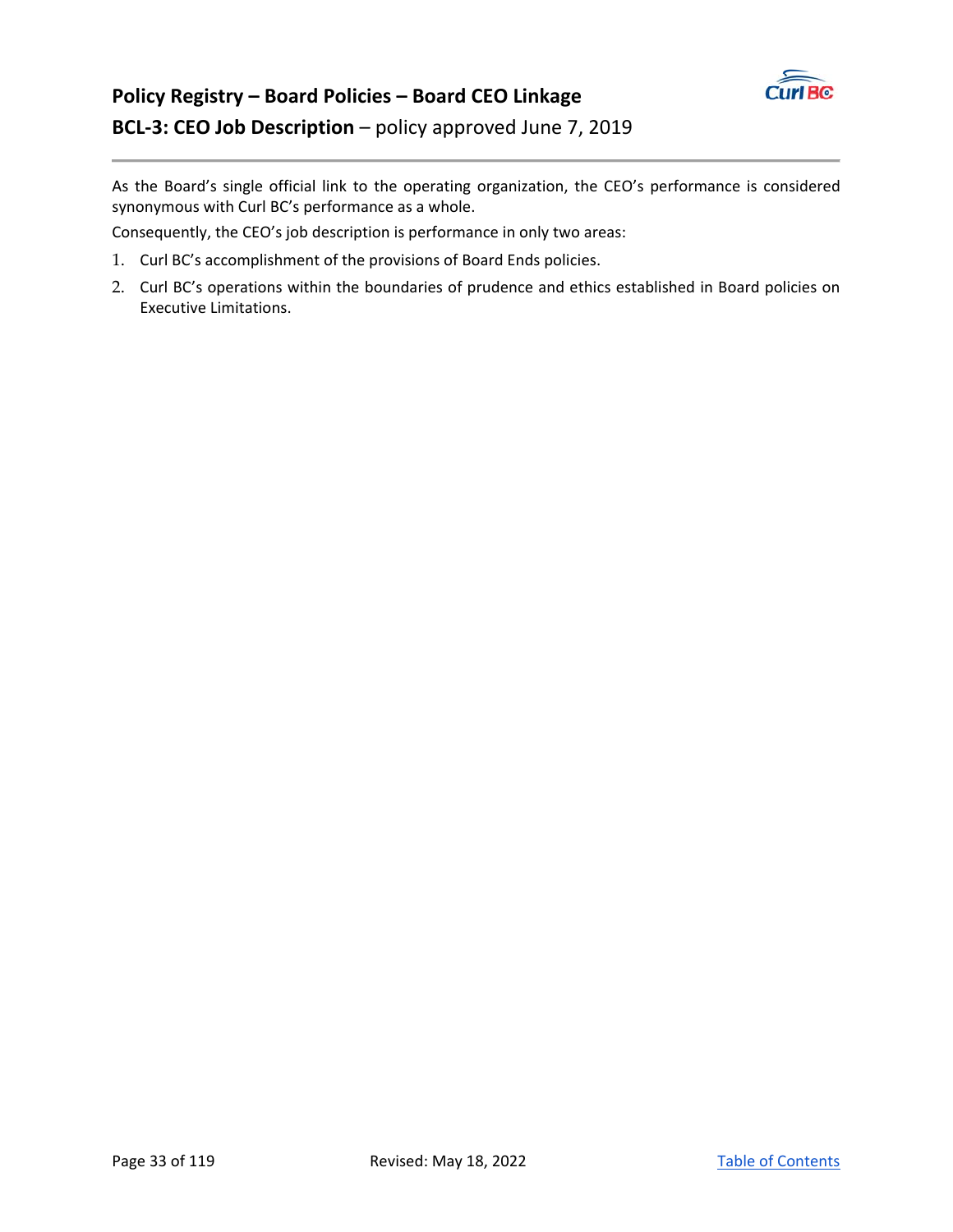## Policy Registry – Board Policies – Board CEO Linkage

### BCL-3: CEO Job Description – policy approved June 7, 2019

As the Board's single official link to the operating organization, the CEO's performance is considered synonymous with Curl BC's performance as a whole.

Consequently, the CEO's job description is performance in only two areas:

1. Curl BC's accomplishment of the provisions of Board Ends policies.
2. Curl BC's operations within the boundaries of prudence and ethics established in Board policies on Executive Limitations.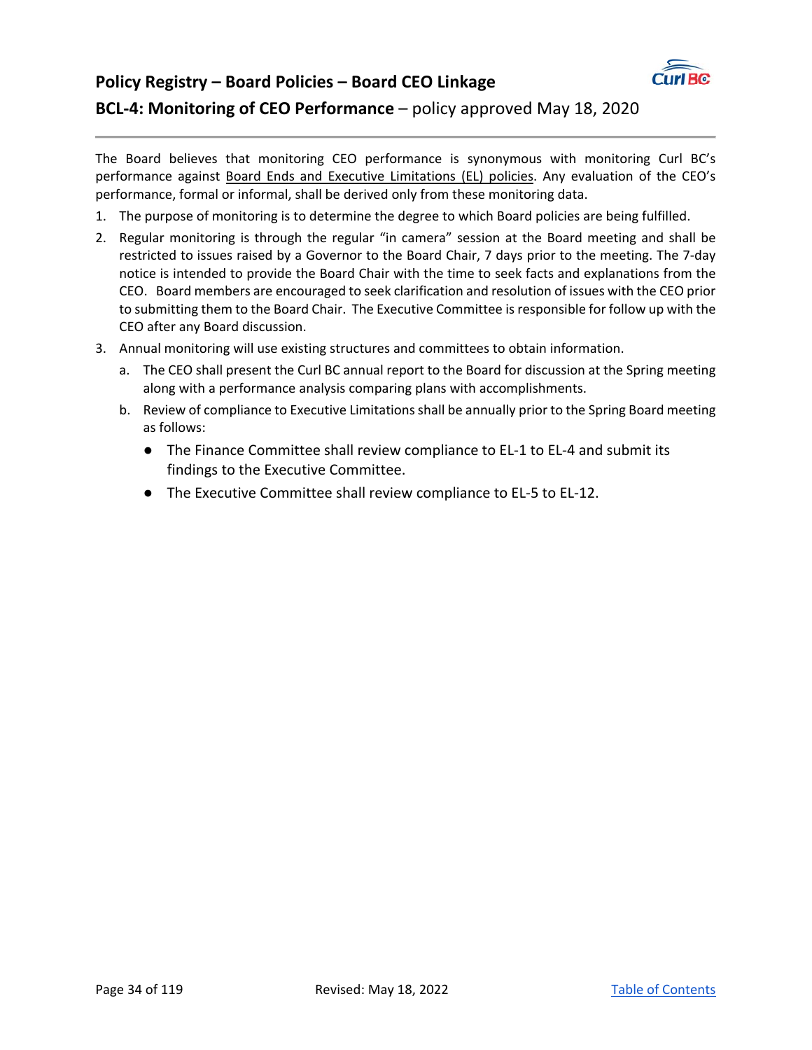## Policy Registry – Board Policies – Board CEO Linkage

### BCL-4: Monitoring of CEO Performance – policy approved May 18, 2020

---

The Board believes that monitoring CEO performance is synonymous with monitoring Curl BC's performance against Board Ends and Executive Limitations (EL) policies. Any evaluation of the CEO's performance, formal or informal, shall be derived only from these monitoring data.

1. The purpose of monitoring is to determine the degree to which Board policies are being fulfilled.
2. Regular monitoring is through the regular "in camera" session at the Board meeting and shall be restricted to issues raised by a Governor to the Board Chair, 7 days prior to the meeting. The 7-day notice is intended to provide the Board Chair with the time to seek facts and explanations from the CEO. Board members are encouraged to seek clarification and resolution of issues with the CEO prior to submitting them to the Board Chair. The Executive Committee is responsible for follow up with the CEO after any Board discussion.
3. Annual monitoring will use existing structures and committees to obtain information.
   a. The CEO shall present the Curl BC annual report to the Board for discussion at the Spring meeting along with a performance analysis comparing plans with accomplishments.
   b. Review of compliance to Executive Limitations shall be annually prior to the Spring Board meeting as follows:
      - The Finance Committee shall review compliance to EL-1 to EL-4 and submit its findings to the Executive Committee.
      - The Executive Committee shall review compliance to EL-5 to EL-12.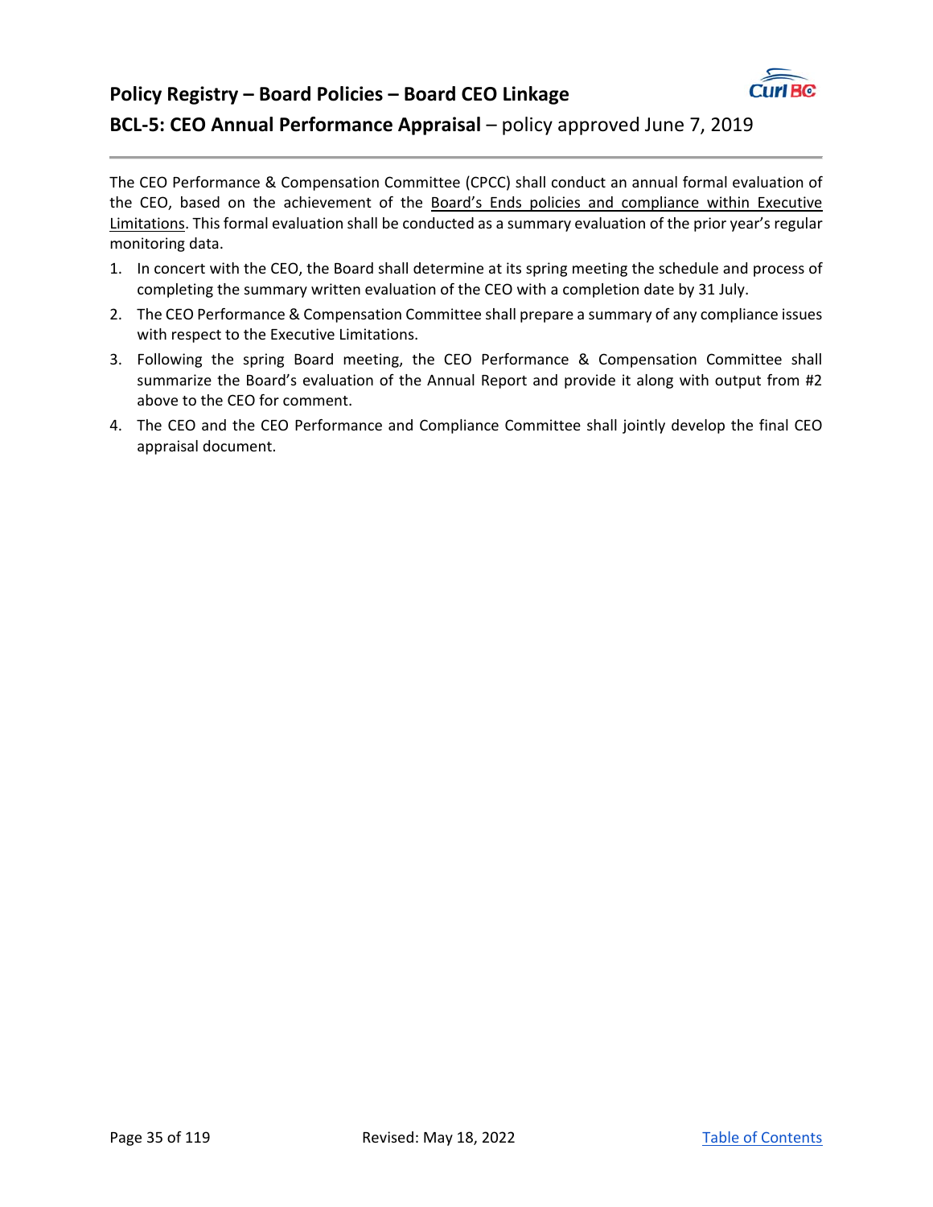## Policy Registry – Board Policies – Board CEO Linkage

### BCL-5: CEO Annual Performance Appraisal – policy approved June 7, 2019

The CEO Performance & Compensation Committee (CPCC) shall conduct an annual formal evaluation of the CEO, based on the achievement of the Board's Ends policies and compliance within Executive Limitations. This formal evaluation shall be conducted as a summary evaluation of the prior year's regular monitoring data.

1. In concert with the CEO, the Board shall determine at its spring meeting the schedule and process of completing the summary written evaluation of the CEO with a completion date by 31 July.
2. The CEO Performance & Compensation Committee shall prepare a summary of any compliance issues with respect to the Executive Limitations.
3. Following the spring Board meeting, the CEO Performance & Compensation Committee shall summarize the Board's evaluation of the Annual Report and provide it along with output from #2 above to the CEO for comment.
4. The CEO and the CEO Performance and Compliance Committee shall jointly develop the final CEO appraisal document.

Revised: May 18, 2022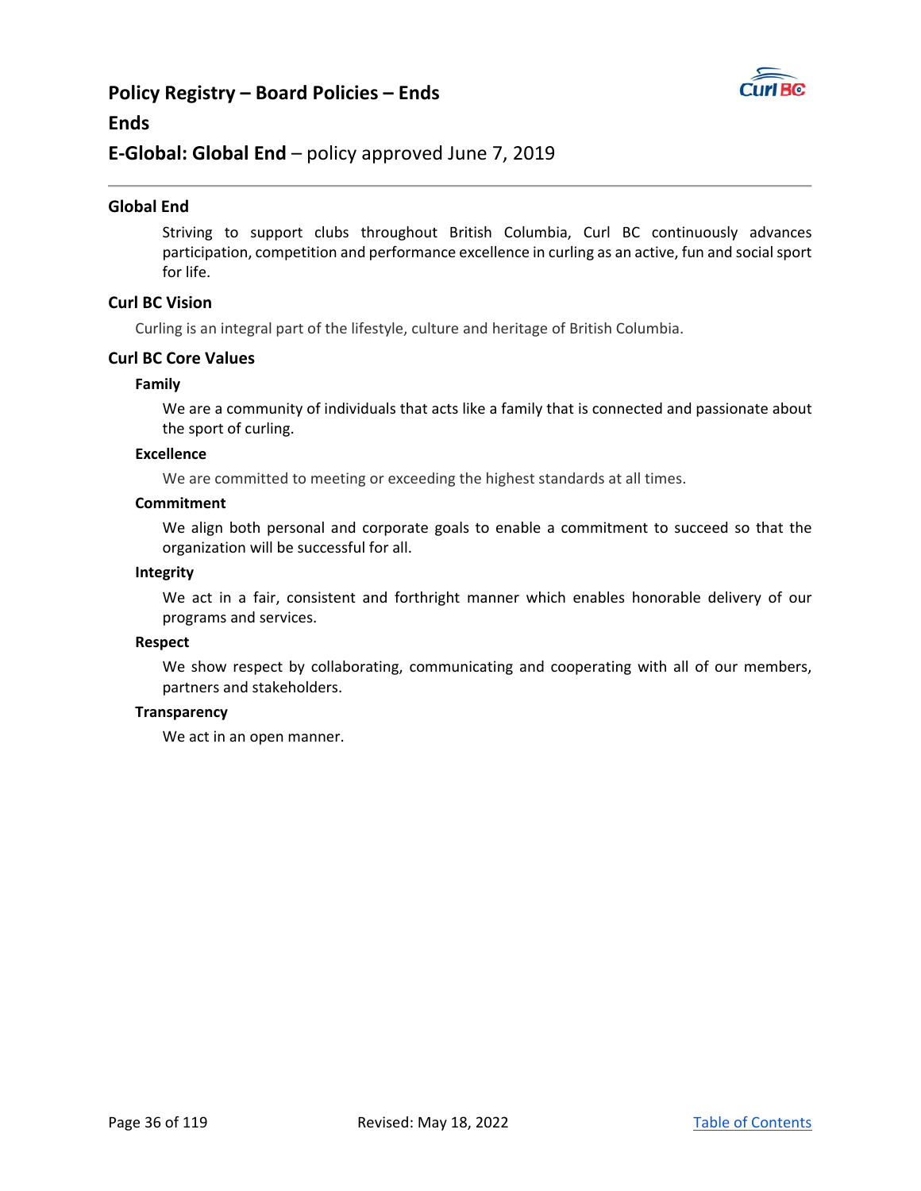# Policy Registry – Board Policies – Ends

## Ends

## E-Global: Global End – policy approved June 7, 2019

### Global End

Striving to support clubs throughout British Columbia, Curl BC continuously advances participation, competition and performance excellence in curling as an active, fun and social sport for life.

### Curl BC Vision

Curling is an integral part of the lifestyle, culture and heritage of British Columbia.

### Curl BC Core Values

#### Family

We are a community of individuals that acts like a family that is connected and passionate about the sport of curling.

#### Excellence

We are committed to meeting or exceeding the highest standards at all times.

#### Commitment

We align both personal and corporate goals to enable a commitment to succeed so that the organization will be successful for all.

#### Integrity

We act in a fair, consistent and forthright manner which enables honorable delivery of our programs and services.

#### Respect

We show respect by collaborating, communicating and cooperating with all of our members, partners and stakeholders.

#### Transparency

We act in an open manner.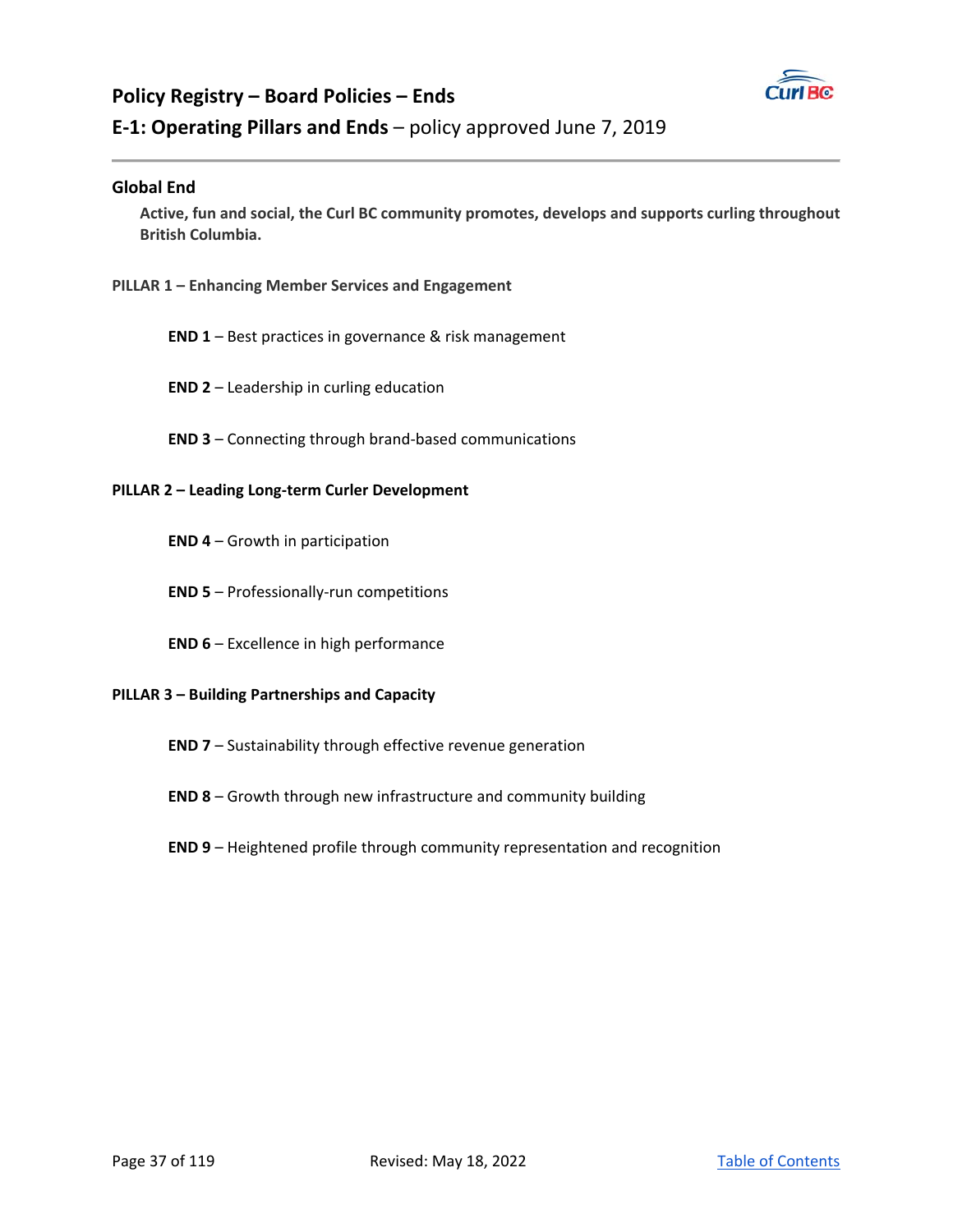# Policy Registry – Board Policies – Ends

## E-1: Operating Pillars and Ends – policy approved June 7, 2019

### Global End

**Active, fun and social, the Curl BC community promotes, develops and supports curling throughout British Columbia.**

**PILLAR 1 – Enhancing Member Services and Engagement**

- **END 1** – Best practices in governance & risk management
- **END 2** – Leadership in curling education
- **END 3** – Connecting through brand-based communications

**PILLAR 2 – Leading Long-term Curler Development**

- **END 4** – Growth in participation
- **END 5** – Professionally-run competitions
- **END 6** – Excellence in high performance

**PILLAR 3 – Building Partnerships and Capacity**

- **END 7** – Sustainability through effective revenue generation
- **END 8** – Growth through new infrastructure and community building
- **END 9** – Heightened profile through community representation and recognition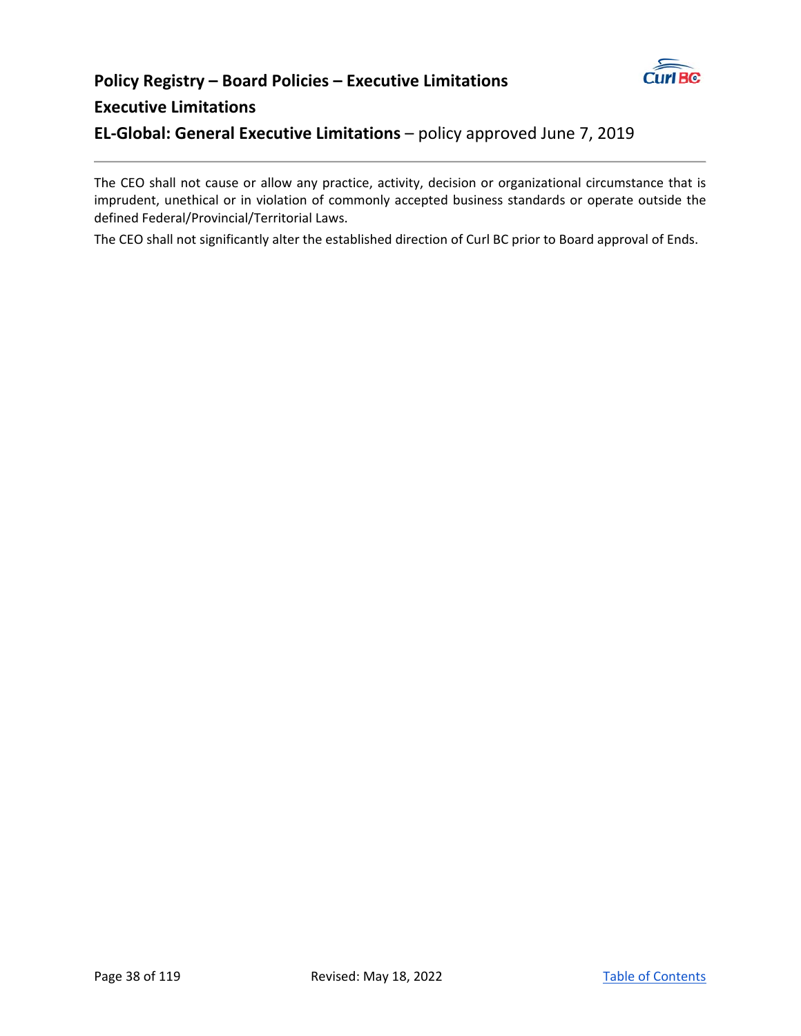## Policy Registry – Board Policies – Executive Limitations

### Executive Limitations

### EL-Global: General Executive Limitations – policy approved June 7, 2019

---

The CEO shall not cause or allow any practice, activity, decision or organizational circumstance that is imprudent, unethical or in violation of commonly accepted business standards or operate outside the defined Federal/Provincial/Territorial Laws.

The CEO shall not significantly alter the established direction of Curl BC prior to Board approval of Ends.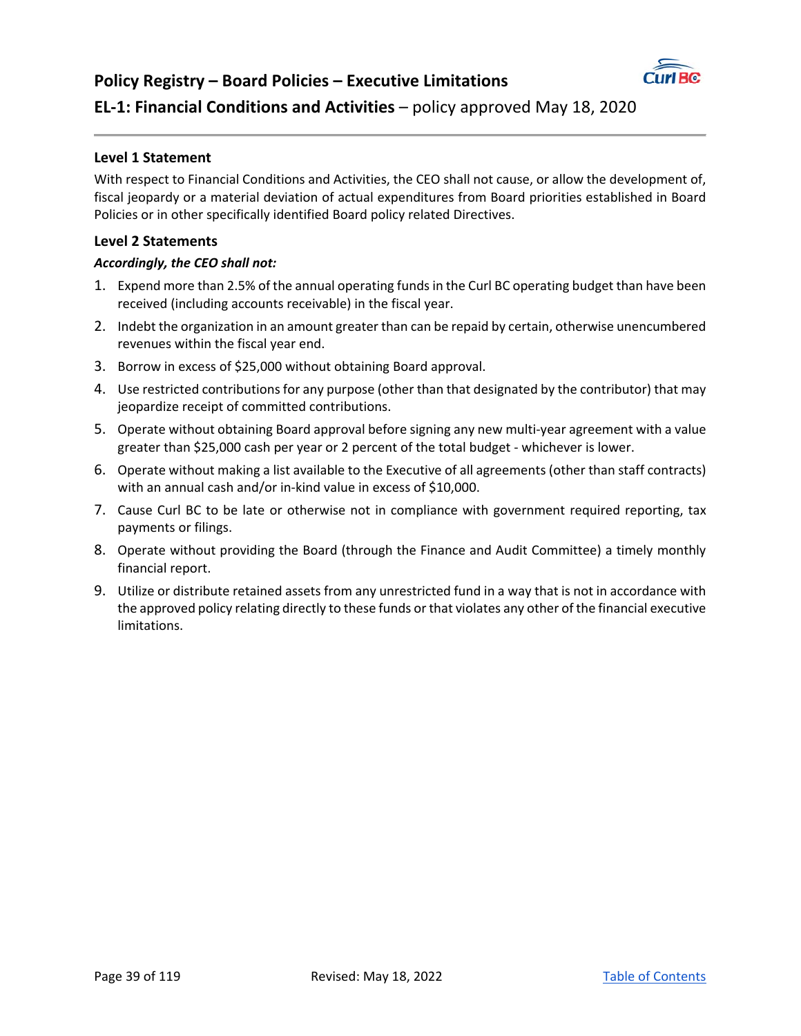# Policy Registry – Board Policies – Executive Limitations

## EL-1: Financial Conditions and Activities – policy approved May 18, 2020

### Level 1 Statement

With respect to Financial Conditions and Activities, the CEO shall not cause, or allow the development of, fiscal jeopardy or a material deviation of actual expenditures from Board priorities established in Board Policies or in other specifically identified Board policy related Directives.

### Level 2 Statements

***Accordingly, the CEO shall not:***

1. Expend more than 2.5% of the annual operating funds in the Curl BC operating budget than have been received (including accounts receivable) in the fiscal year.
2. Indebt the organization in an amount greater than can be repaid by certain, otherwise unencumbered revenues within the fiscal year end.
3. Borrow in excess of $25,000 without obtaining Board approval.
4. Use restricted contributions for any purpose (other than that designated by the contributor) that may jeopardize receipt of committed contributions.
5. Operate without obtaining Board approval before signing any new multi-year agreement with a value greater than $25,000 cash per year or 2 percent of the total budget - whichever is lower.
6. Operate without making a list available to the Executive of all agreements (other than staff contracts) with an annual cash and/or in-kind value in excess of $10,000.
7. Cause Curl BC to be late or otherwise not in compliance with government required reporting, tax payments or filings.
8. Operate without providing the Board (through the Finance and Audit Committee) a timely monthly financial report.
9. Utilize or distribute retained assets from any unrestricted fund in a way that is not in accordance with the approved policy relating directly to these funds or that violates any other of the financial executive limitations.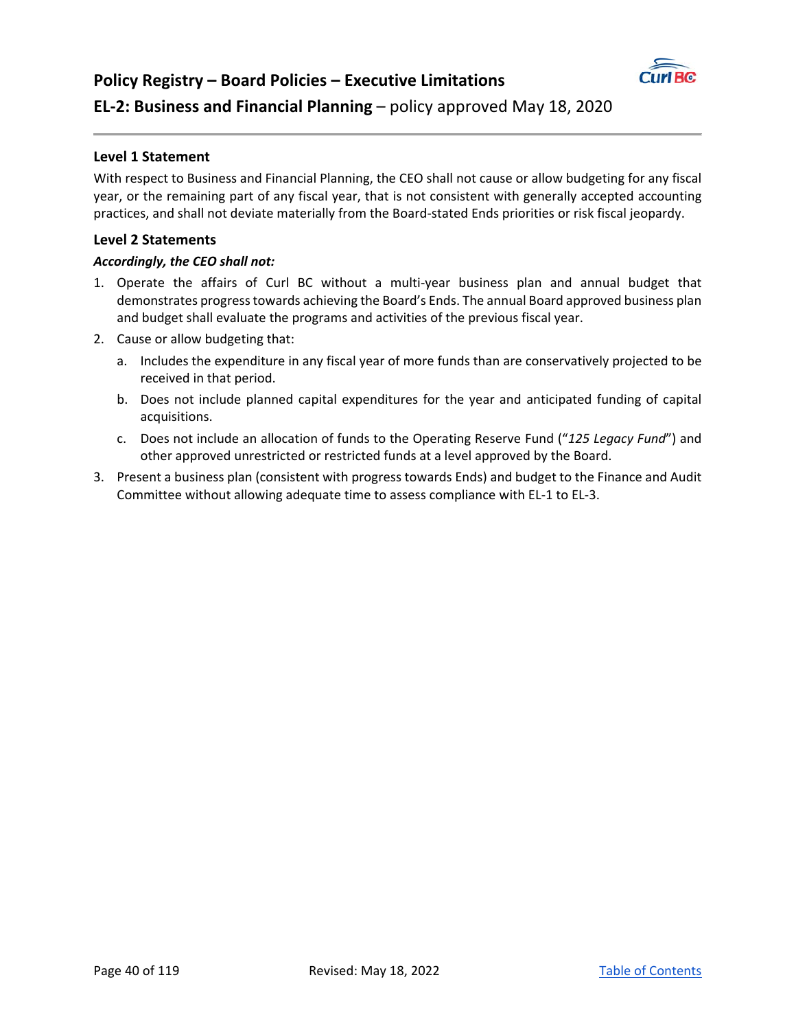# Policy Registry – Board Policies – Executive Limitations

## EL-2: Business and Financial Planning – policy approved May 18, 2020

### Level 1 Statement

With respect to Business and Financial Planning, the CEO shall not cause or allow budgeting for any fiscal year, or the remaining part of any fiscal year, that is not consistent with generally accepted accounting practices, and shall not deviate materially from the Board-stated Ends priorities or risk fiscal jeopardy.

### Level 2 Statements

***Accordingly, the CEO shall not:***

1. Operate the affairs of Curl BC without a multi-year business plan and annual budget that demonstrates progress towards achieving the Board's Ends. The annual Board approved business plan and budget shall evaluate the programs and activities of the previous fiscal year.
2. Cause or allow budgeting that:
   a. Includes the expenditure in any fiscal year of more funds than are conservatively projected to be received in that period.
   b. Does not include planned capital expenditures for the year and anticipated funding of capital acquisitions.
   c. Does not include an allocation of funds to the Operating Reserve Fund ("*125 Legacy Fund*") and other approved unrestricted or restricted funds at a level approved by the Board.
3. Present a business plan (consistent with progress towards Ends) and budget to the Finance and Audit Committee without allowing adequate time to assess compliance with EL-1 to EL-3.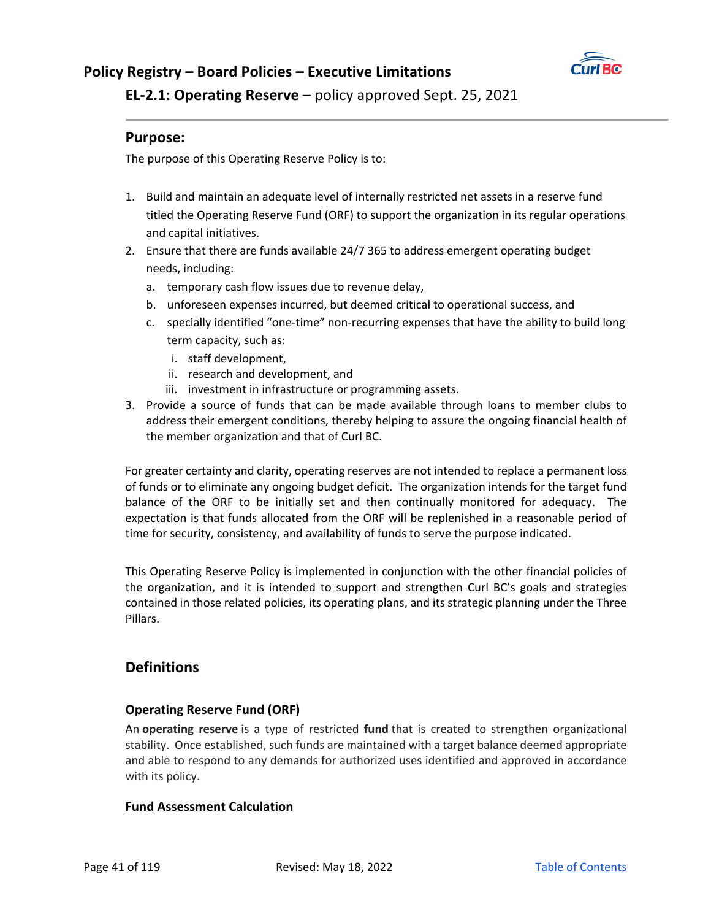## Policy Registry – Board Policies – Executive Limitations

### EL-2.1: Operating Reserve – policy approved Sept. 25, 2021

### Purpose:

The purpose of this Operating Reserve Policy is to:

1. Build and maintain an adequate level of internally restricted net assets in a reserve fund titled the Operating Reserve Fund (ORF) to support the organization in its regular operations and capital initiatives.
2. Ensure that there are funds available 24/7 365 to address emergent operating budget needs, including:
   a. temporary cash flow issues due to revenue delay,
   b. unforeseen expenses incurred, but deemed critical to operational success, and
   c. specially identified "one-time" non-recurring expenses that have the ability to build long term capacity, such as:
      i. staff development,
      ii. research and development, and
      iii. investment in infrastructure or programming assets.
3. Provide a source of funds that can be made available through loans to member clubs to address their emergent conditions, thereby helping to assure the ongoing financial health of the member organization and that of Curl BC.

For greater certainty and clarity, operating reserves are not intended to replace a permanent loss of funds or to eliminate any ongoing budget deficit. The organization intends for the target fund balance of the ORF to be initially set and then continually monitored for adequacy. The expectation is that funds allocated from the ORF will be replenished in a reasonable period of time for security, consistency, and availability of funds to serve the purpose indicated.

This Operating Reserve Policy is implemented in conjunction with the other financial policies of the organization, and it is intended to support and strengthen Curl BC's goals and strategies contained in those related policies, its operating plans, and its strategic planning under the Three Pillars.

### Definitions

#### Operating Reserve Fund (ORF)

An **operating reserve** is a type of restricted **fund** that is created to strengthen organizational stability. Once established, such funds are maintained with a target balance deemed appropriate and able to respond to any demands for authorized uses identified and approved in accordance with its policy.

#### Fund Assessment Calculation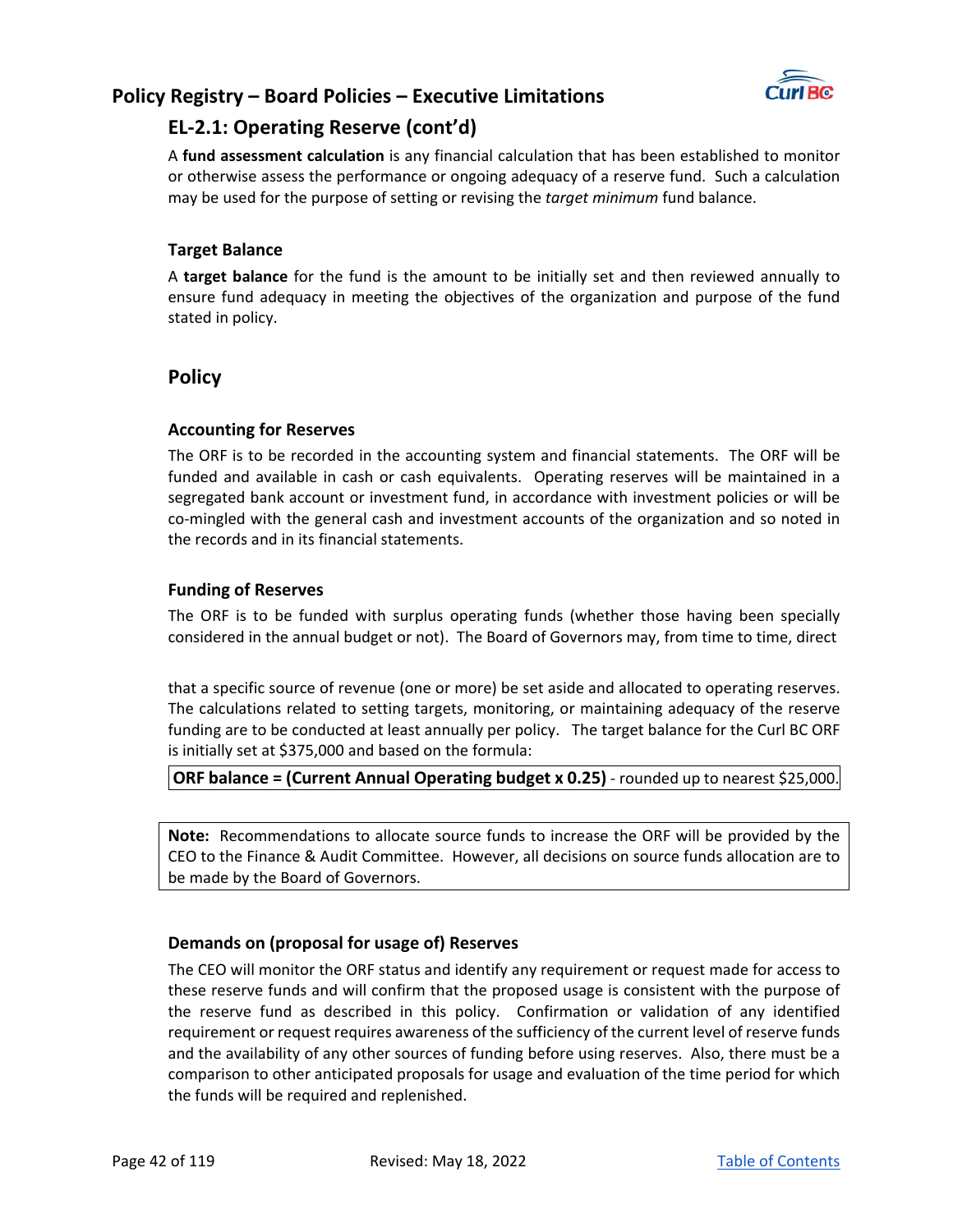## EL-2.1: Operating Reserve (cont'd)

A **fund assessment calculation** is any financial calculation that has been established to monitor or otherwise assess the performance or ongoing adequacy of a reserve fund. Such a calculation may be used for the purpose of setting or revising the *target minimum* fund balance.

### Target Balance

A **target balance** for the fund is the amount to be initially set and then reviewed annually to ensure fund adequacy in meeting the objectives of the organization and purpose of the fund stated in policy.

## Policy

### Accounting for Reserves

The ORF is to be recorded in the accounting system and financial statements. The ORF will be funded and available in cash or cash equivalents. Operating reserves will be maintained in a segregated bank account or investment fund, in accordance with investment policies or will be co-mingled with the general cash and investment accounts of the organization and so noted in the records and in its financial statements.

### Funding of Reserves

The ORF is to be funded with surplus operating funds (whether those having been specially considered in the annual budget or not). The Board of Governors may, from time to time, direct that a specific source of revenue (one or more) be set aside and allocated to operating reserves. The calculations related to setting targets, monitoring, or maintaining adequacy of the reserve funding are to be conducted at least annually per policy. The target balance for the Curl BC ORF is initially set at $375,000 and based on the formula:

**ORF balance = (Current Annual Operating budget x 0.25)** - rounded up to nearest $25,000.

**Note:** Recommendations to allocate source funds to increase the ORF will be provided by the CEO to the Finance & Audit Committee. However, all decisions on source funds allocation are to be made by the Board of Governors.

### Demands on (proposal for usage of) Reserves

The CEO will monitor the ORF status and identify any requirement or request made for access to these reserve funds and will confirm that the proposed usage is consistent with the purpose of the reserve fund as described in this policy. Confirmation or validation of any identified requirement or request requires awareness of the sufficiency of the current level of reserve funds and the availability of any other sources of funding before using reserves. Also, there must be a comparison to other anticipated proposals for usage and evaluation of the time period for which the funds will be required and replenished.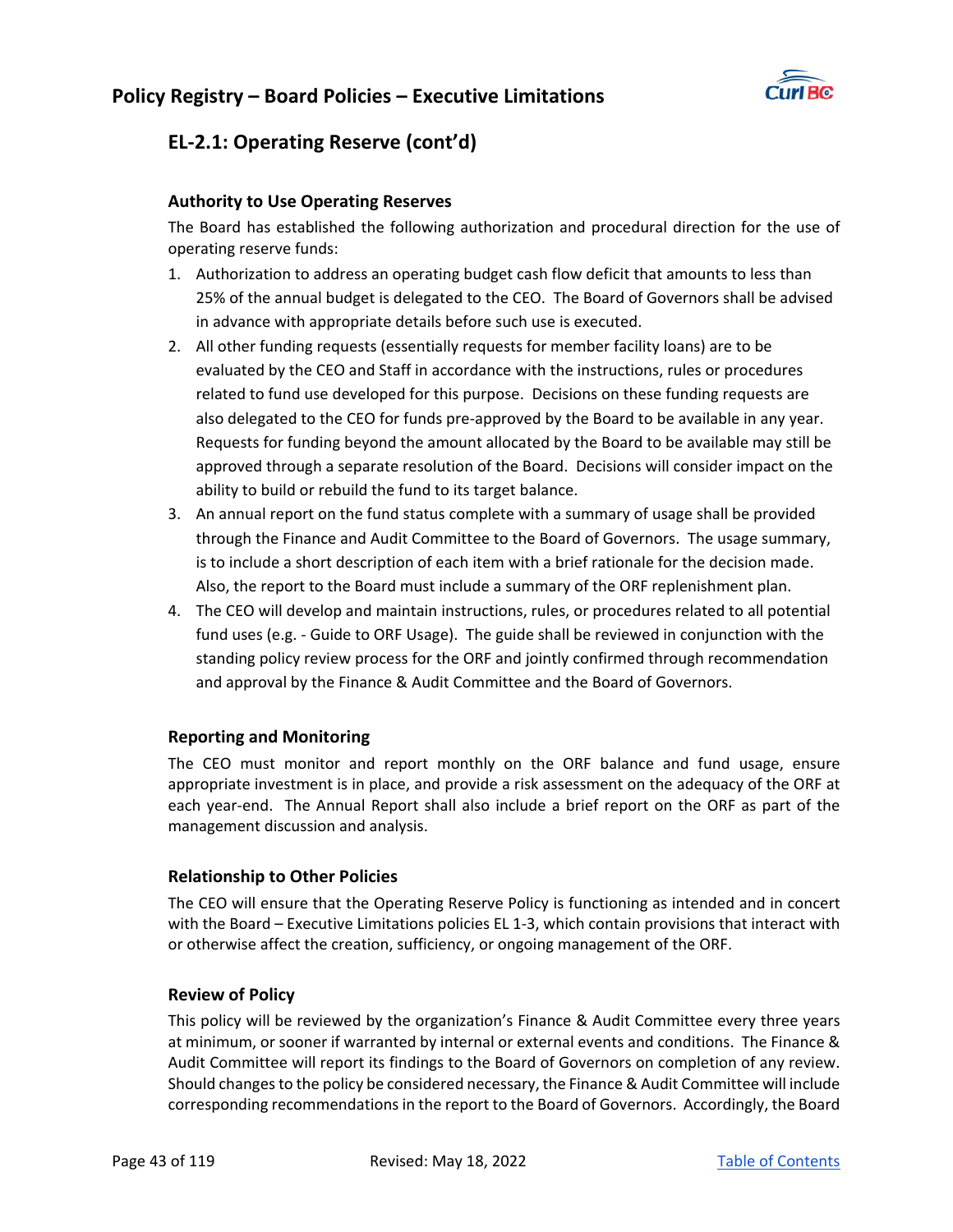## EL-2.1: Operating Reserve (cont'd)

### Authority to Use Operating Reserves

The Board has established the following authorization and procedural direction for the use of operating reserve funds:

1. Authorization to address an operating budget cash flow deficit that amounts to less than 25% of the annual budget is delegated to the CEO. The Board of Governors shall be advised in advance with appropriate details before such use is executed.
2. All other funding requests (essentially requests for member facility loans) are to be evaluated by the CEO and Staff in accordance with the instructions, rules or procedures related to fund use developed for this purpose. Decisions on these funding requests are also delegated to the CEO for funds pre-approved by the Board to be available in any year. Requests for funding beyond the amount allocated by the Board to be available may still be approved through a separate resolution of the Board. Decisions will consider impact on the ability to build or rebuild the fund to its target balance.
3. An annual report on the fund status complete with a summary of usage shall be provided through the Finance and Audit Committee to the Board of Governors. The usage summary, is to include a short description of each item with a brief rationale for the decision made. Also, the report to the Board must include a summary of the ORF replenishment plan.
4. The CEO will develop and maintain instructions, rules, or procedures related to all potential fund uses (e.g. - Guide to ORF Usage). The guide shall be reviewed in conjunction with the standing policy review process for the ORF and jointly confirmed through recommendation and approval by the Finance & Audit Committee and the Board of Governors.

### Reporting and Monitoring

The CEO must monitor and report monthly on the ORF balance and fund usage, ensure appropriate investment is in place, and provide a risk assessment on the adequacy of the ORF at each year-end. The Annual Report shall also include a brief report on the ORF as part of the management discussion and analysis.

### Relationship to Other Policies

The CEO will ensure that the Operating Reserve Policy is functioning as intended and in concert with the Board – Executive Limitations policies EL 1-3, which contain provisions that interact with or otherwise affect the creation, sufficiency, or ongoing management of the ORF.

### Review of Policy

This policy will be reviewed by the organization's Finance & Audit Committee every three years at minimum, or sooner if warranted by internal or external events and conditions. The Finance & Audit Committee will report its findings to the Board of Governors on completion of any review. Should changes to the policy be considered necessary, the Finance & Audit Committee will include corresponding recommendations in the report to the Board of Governors. Accordingly, the Board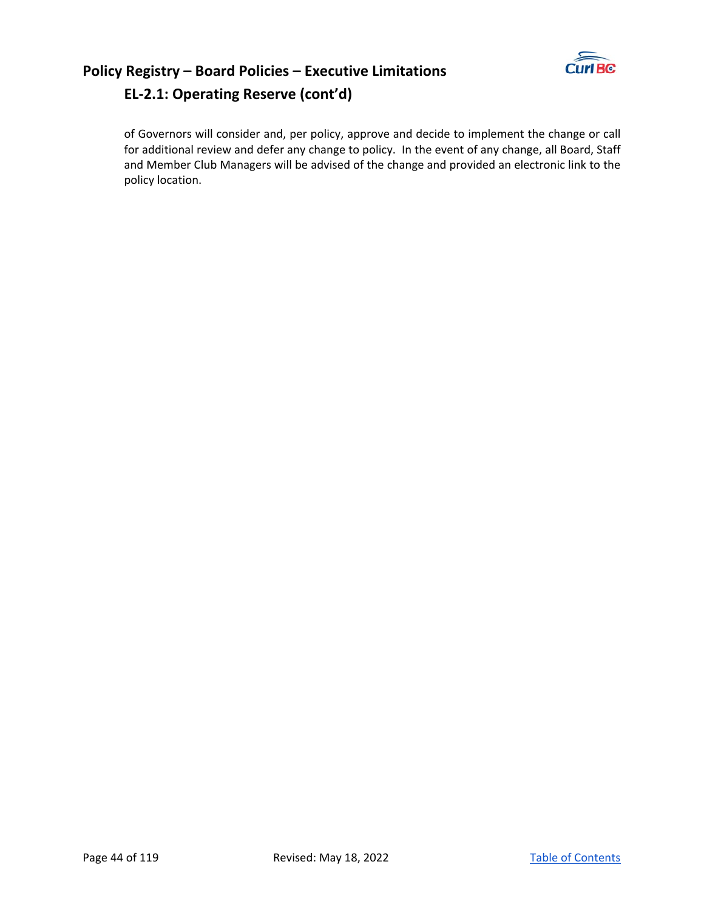## EL-2.1: Operating Reserve (cont'd)

of Governors will consider and, per policy, approve and decide to implement the change or call for additional review and defer any change to policy. In the event of any change, all Board, Staff and Member Club Managers will be advised of the change and provided an electronic link to the policy location.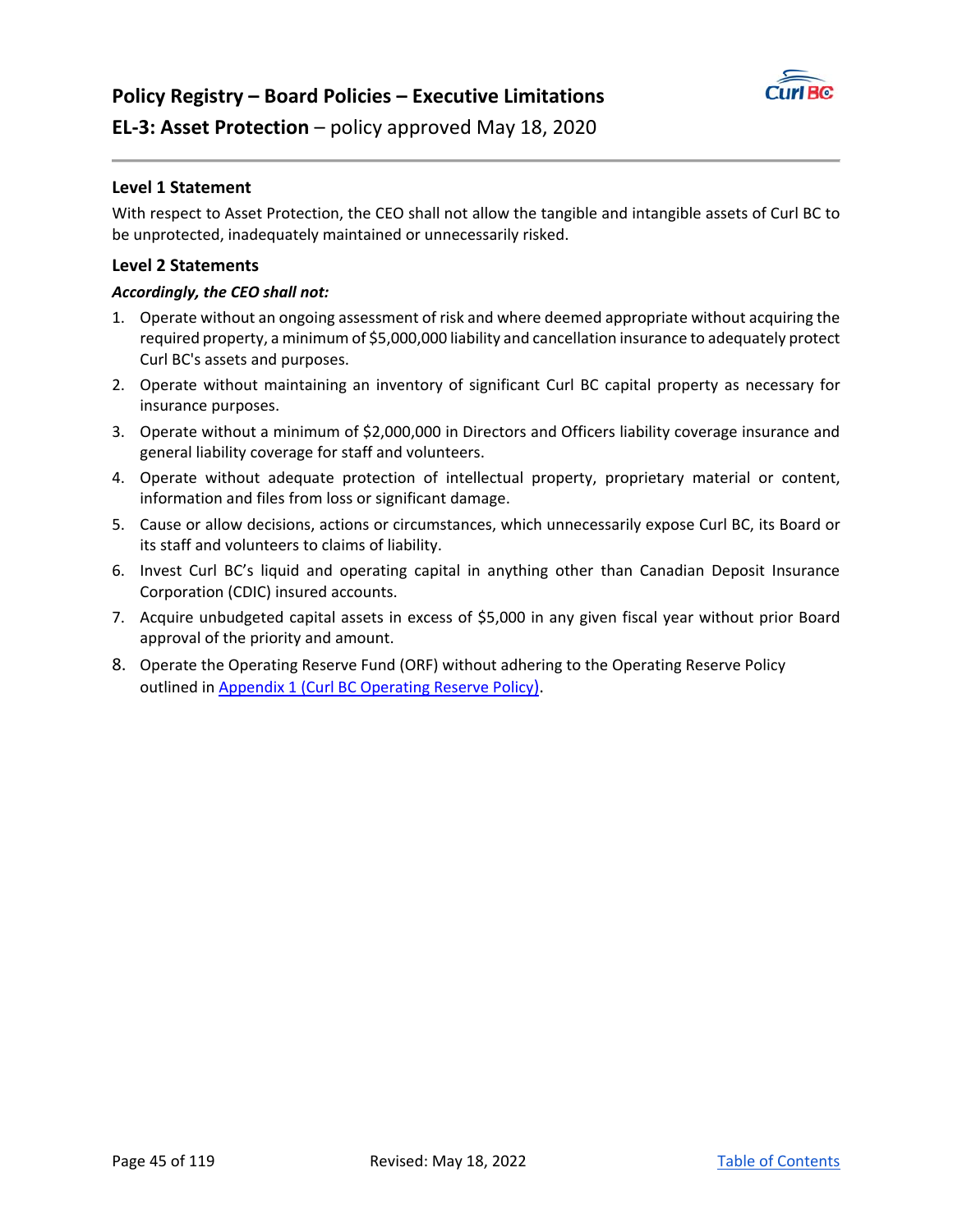# Policy Registry – Board Policies – Executive Limitations

## EL-3: Asset Protection – policy approved May 18, 2020

### Level 1 Statement

With respect to Asset Protection, the CEO shall not allow the tangible and intangible assets of Curl BC to be unprotected, inadequately maintained or unnecessarily risked.

### Level 2 Statements

***Accordingly, the CEO shall not:***

1. Operate without an ongoing assessment of risk and where deemed appropriate without acquiring the required property, a minimum of $5,000,000 liability and cancellation insurance to adequately protect Curl BC's assets and purposes.
2. Operate without maintaining an inventory of significant Curl BC capital property as necessary for insurance purposes.
3. Operate without a minimum of $2,000,000 in Directors and Officers liability coverage insurance and general liability coverage for staff and volunteers.
4. Operate without adequate protection of intellectual property, proprietary material or content, information and files from loss or significant damage.
5. Cause or allow decisions, actions or circumstances, which unnecessarily expose Curl BC, its Board or its staff and volunteers to claims of liability.
6. Invest Curl BC's liquid and operating capital in anything other than Canadian Deposit Insurance Corporation (CDIC) insured accounts.
7. Acquire unbudgeted capital assets in excess of $5,000 in any given fiscal year without prior Board approval of the priority and amount.
8. Operate the Operating Reserve Fund (ORF) without adhering to the Operating Reserve Policy outlined in Appendix 1 (Curl BC Operating Reserve Policy).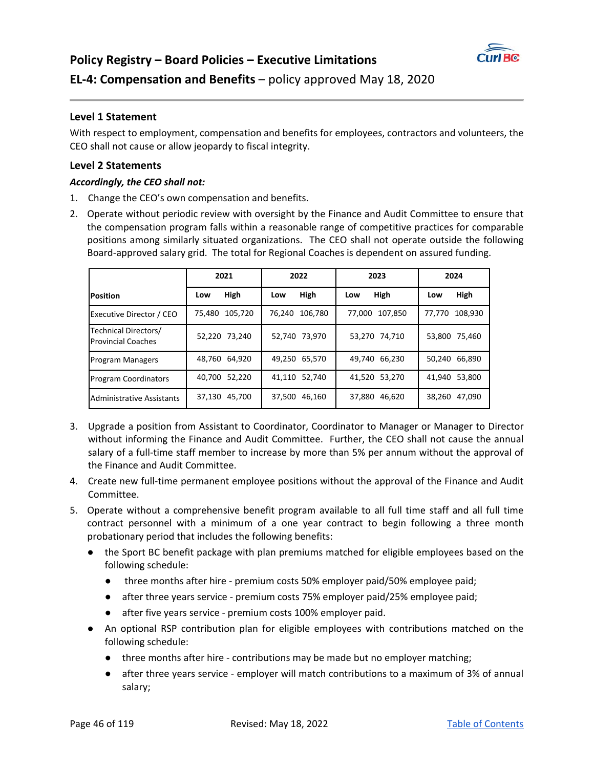# Policy Registry – Board Policies – Executive Limitations

## EL-4: Compensation and Benefits – policy approved May 18, 2020

### Level 1 Statement

With respect to employment, compensation and benefits for employees, contractors and volunteers, the CEO shall not cause or allow jeopardy to fiscal integrity.

### Level 2 Statements

***Accordingly, the CEO shall not:***

1. Change the CEO's own compensation and benefits.
2. Operate without periodic review with oversight by the Finance and Audit Committee to ensure that the compensation program falls within a reasonable range of competitive practices for comparable positions among similarly situated organizations. The CEO shall not operate outside the following Board-approved salary grid. The total for Regional Coaches is dependent on assured funding.

| | 2021 | | 2022 | | 2023 | | 2024 | |
|---|---|---|---|---|---|---|---|---|
| **Position** | **Low** | **High** | **Low** | **High** | **Low** | **High** | **Low** | **High** |
| Executive Director / CEO | 75,480 | 105,720 | 76,240 | 106,780 | 77,000 | 107,850 | 77,770 | 108,930 |
| Technical Directors/ Provincial Coaches | 52,220 | 73,240 | 52,740 | 73,970 | 53,270 | 74,710 | 53,800 | 75,460 |
| Program Managers | 48,760 | 64,920 | 49,250 | 65,570 | 49,740 | 66,230 | 50,240 | 66,890 |
| Program Coordinators | 40,700 | 52,220 | 41,110 | 52,740 | 41,520 | 53,270 | 41,940 | 53,800 |
| Administrative Assistants | 37,130 | 45,700 | 37,500 | 46,160 | 37,880 | 46,620 | 38,260 | 47,090 |

3. Upgrade a position from Assistant to Coordinator, Coordinator to Manager or Manager to Director without informing the Finance and Audit Committee. Further, the CEO shall not cause the annual salary of a full-time staff member to increase by more than 5% per annum without the approval of the Finance and Audit Committee.
4. Create new full-time permanent employee positions without the approval of the Finance and Audit Committee.
5. Operate without a comprehensive benefit program available to all full time staff and all full time contract personnel with a minimum of a one year contract to begin following a three month probationary period that includes the following benefits:
   - the Sport BC benefit package with plan premiums matched for eligible employees based on the following schedule:
     - three months after hire - premium costs 50% employer paid/50% employee paid;
     - after three years service - premium costs 75% employer paid/25% employee paid;
     - after five years service - premium costs 100% employer paid.
   - An optional RSP contribution plan for eligible employees with contributions matched on the following schedule:
     - three months after hire - contributions may be made but no employer matching;
     - after three years service - employer will match contributions to a maximum of 3% of annual salary;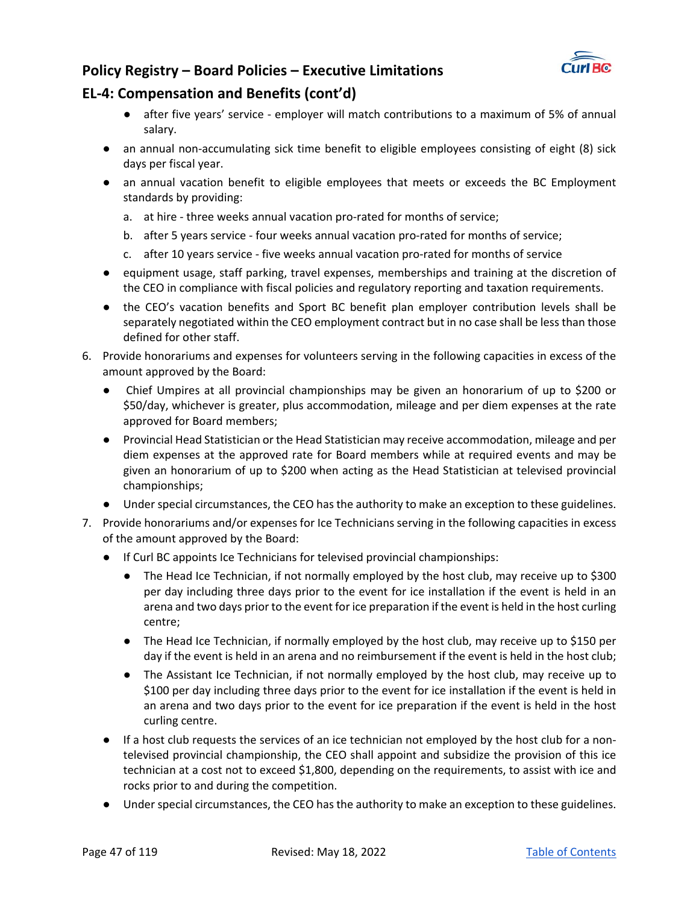## Policy Registry – Board Policies – Executive Limitations

## EL-4: Compensation and Benefits (cont'd)

    - after five years' service - employer will match contributions to a maximum of 5% of annual salary.
  - an annual non-accumulating sick time benefit to eligible employees consisting of eight (8) sick days per fiscal year.
  - an annual vacation benefit to eligible employees that meets or exceeds the BC Employment standards by providing:
    a. at hire - three weeks annual vacation pro-rated for months of service;
    b. after 5 years service - four weeks annual vacation pro-rated for months of service;
    c. after 10 years service - five weeks annual vacation pro-rated for months of service
  - equipment usage, staff parking, travel expenses, memberships and training at the discretion of the CEO in compliance with fiscal policies and regulatory reporting and taxation requirements.
  - the CEO's vacation benefits and Sport BC benefit plan employer contribution levels shall be separately negotiated within the CEO employment contract but in no case shall be less than those defined for other staff.

6. Provide honorariums and expenses for volunteers serving in the following capacities in excess of the amount approved by the Board:
   - Chief Umpires at all provincial championships may be given an honorarium of up to $200 or $50/day, whichever is greater, plus accommodation, mileage and per diem expenses at the rate approved for Board members;
   - Provincial Head Statistician or the Head Statistician may receive accommodation, mileage and per diem expenses at the approved rate for Board members while at required events and may be given an honorarium of up to $200 when acting as the Head Statistician at televised provincial championships;
   - Under special circumstances, the CEO has the authority to make an exception to these guidelines.
7. Provide honorariums and/or expenses for Ice Technicians serving in the following capacities in excess of the amount approved by the Board:
   - If Curl BC appoints Ice Technicians for televised provincial championships:
     - The Head Ice Technician, if not normally employed by the host club, may receive up to $300 per day including three days prior to the event for ice installation if the event is held in an arena and two days prior to the event for ice preparation if the event is held in the host curling centre;
     - The Head Ice Technician, if normally employed by the host club, may receive up to $150 per day if the event is held in an arena and no reimbursement if the event is held in the host club;
     - The Assistant Ice Technician, if not normally employed by the host club, may receive up to $100 per day including three days prior to the event for ice installation if the event is held in an arena and two days prior to the event for ice preparation if the event is held in the host curling centre.
   - If a host club requests the services of an ice technician not employed by the host club for a non-televised provincial championship, the CEO shall appoint and subsidize the provision of this ice technician at a cost not to exceed $1,800, depending on the requirements, to assist with ice and rocks prior to and during the competition.
   - Under special circumstances, the CEO has the authority to make an exception to these guidelines.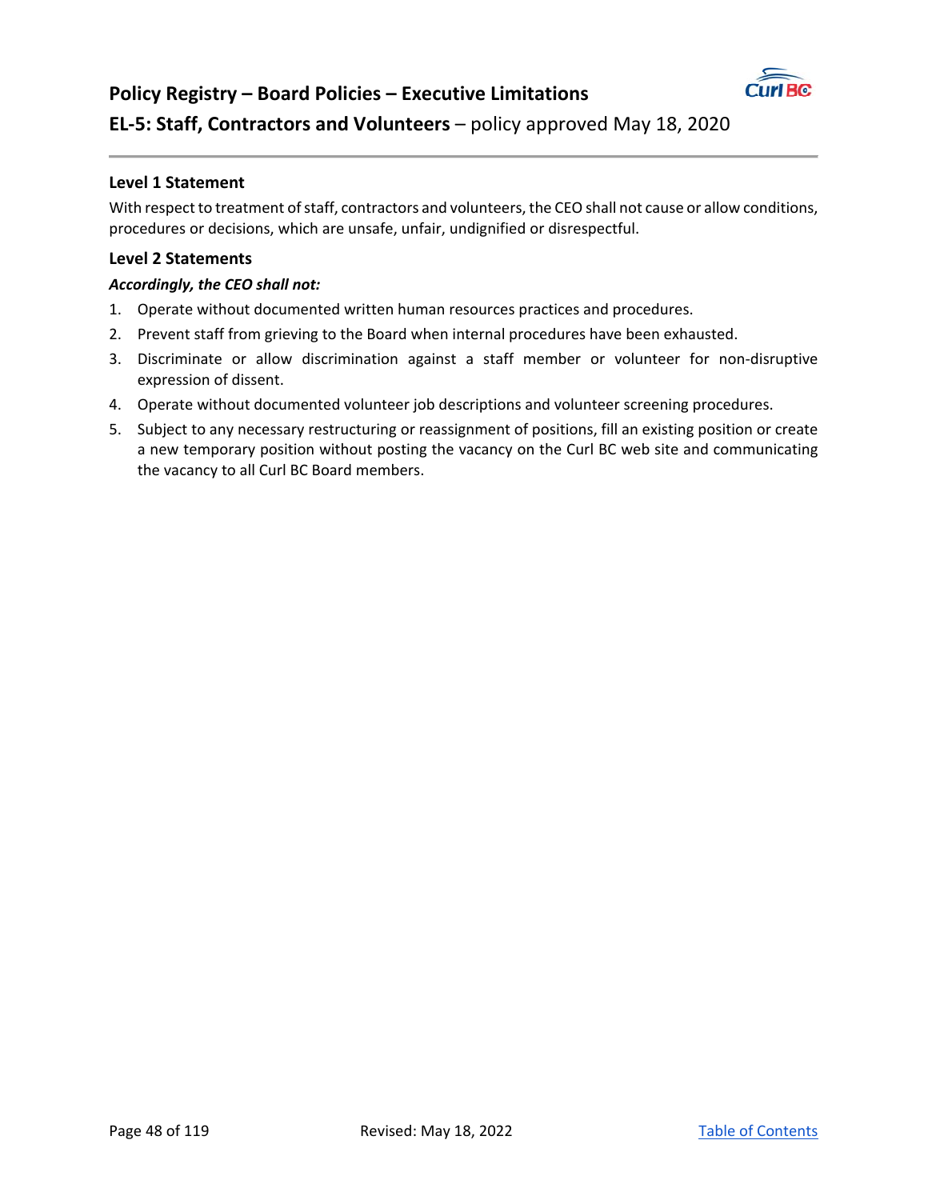# Policy Registry – Board Policies – Executive Limitations

## EL-5: Staff, Contractors and Volunteers – policy approved May 18, 2020

### Level 1 Statement

With respect to treatment of staff, contractors and volunteers, the CEO shall not cause or allow conditions, procedures or decisions, which are unsafe, unfair, undignified or disrespectful.

### Level 2 Statements

***Accordingly, the CEO shall not:***

1. Operate without documented written human resources practices and procedures.
2. Prevent staff from grieving to the Board when internal procedures have been exhausted.
3. Discriminate or allow discrimination against a staff member or volunteer for non-disruptive expression of dissent.
4. Operate without documented volunteer job descriptions and volunteer screening procedures.
5. Subject to any necessary restructuring or reassignment of positions, fill an existing position or create a new temporary position without posting the vacancy on the Curl BC web site and communicating the vacancy to all Curl BC Board members.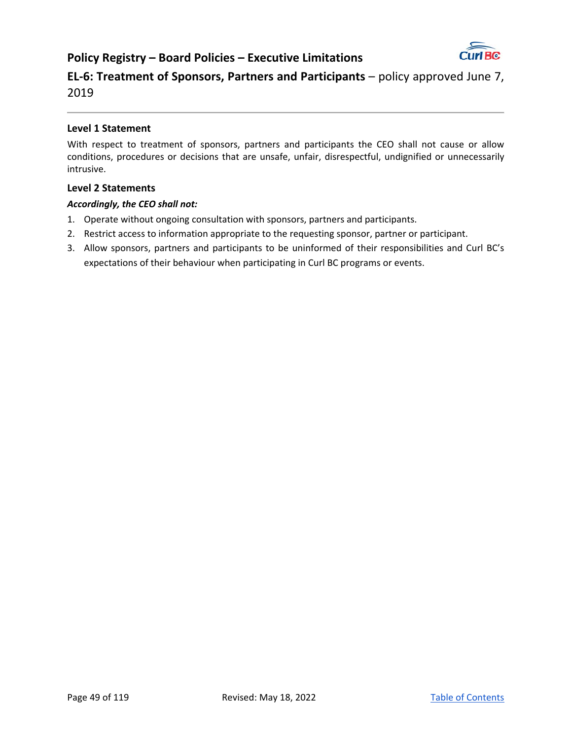# Policy Registry – Board Policies – Executive Limitations

## EL-6: Treatment of Sponsors, Partners and Participants – policy approved June 7, 2019

### Level 1 Statement

With respect to treatment of sponsors, partners and participants the CEO shall not cause or allow conditions, procedures or decisions that are unsafe, unfair, disrespectful, undignified or unnecessarily intrusive.

### Level 2 Statements

***Accordingly, the CEO shall not:***

1. Operate without ongoing consultation with sponsors, partners and participants.
2. Restrict access to information appropriate to the requesting sponsor, partner or participant.
3. Allow sponsors, partners and participants to be uninformed of their responsibilities and Curl BC's expectations of their behaviour when participating in Curl BC programs or events.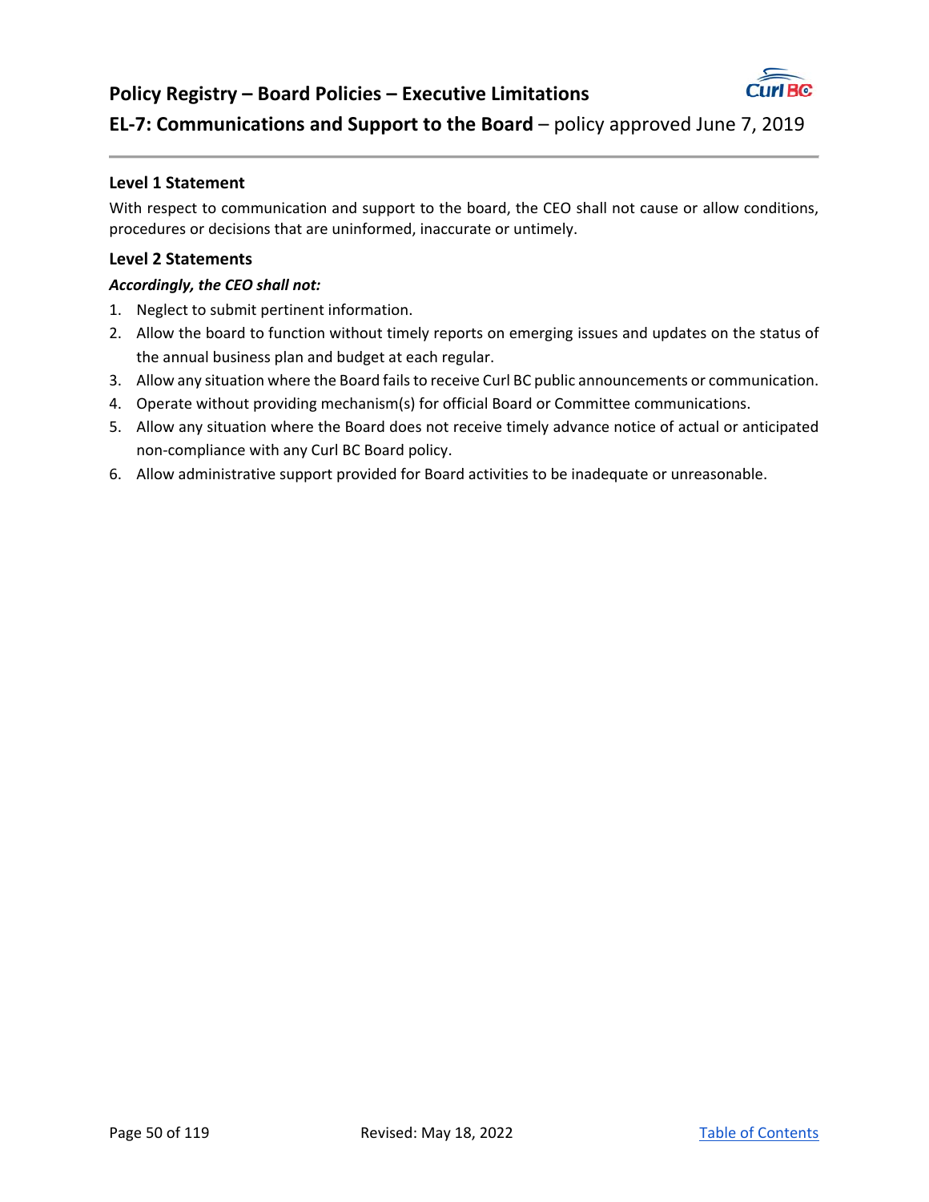## Policy Registry – Board Policies – Executive Limitations

## EL-7: Communications and Support to the Board – policy approved June 7, 2019

### Level 1 Statement

With respect to communication and support to the board, the CEO shall not cause or allow conditions, procedures or decisions that are uninformed, inaccurate or untimely.

### Level 2 Statements

***Accordingly, the CEO shall not:***

1. Neglect to submit pertinent information.
2. Allow the board to function without timely reports on emerging issues and updates on the status of the annual business plan and budget at each regular.
3. Allow any situation where the Board fails to receive Curl BC public announcements or communication.
4. Operate without providing mechanism(s) for official Board or Committee communications.
5. Allow any situation where the Board does not receive timely advance notice of actual or anticipated non-compliance with any Curl BC Board policy.
6. Allow administrative support provided for Board activities to be inadequate or unreasonable.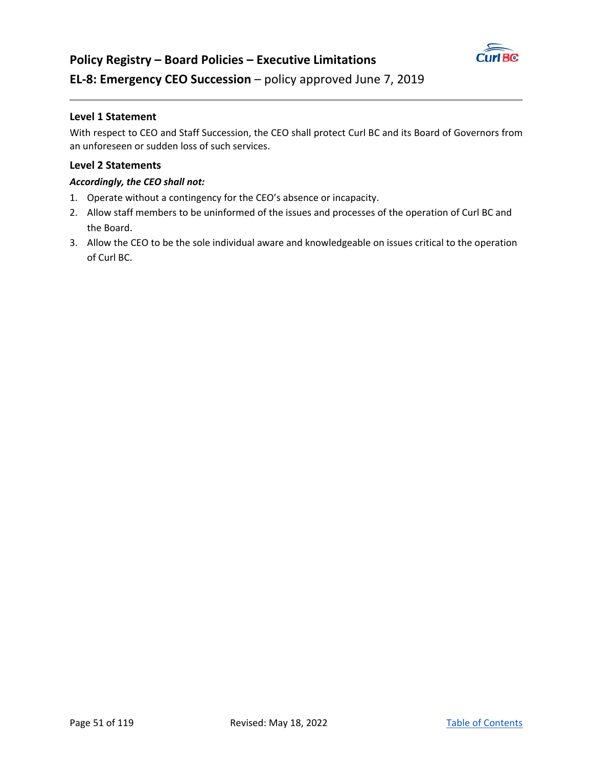# Policy Registry – Board Policies – Executive Limitations

## EL-8: Emergency CEO Succession – policy approved June 7, 2019

### Level 1 Statement

With respect to CEO and Staff Succession, the CEO shall protect Curl BC and its Board of Governors from an unforeseen or sudden loss of such services.

### Level 2 Statements

***Accordingly, the CEO shall not:***

1. Operate without a contingency for the CEO's absence or incapacity.
2. Allow staff members to be uninformed of the issues and processes of the operation of Curl BC and the Board.
3. Allow the CEO to be the sole individual aware and knowledgeable on issues critical to the operation of Curl BC.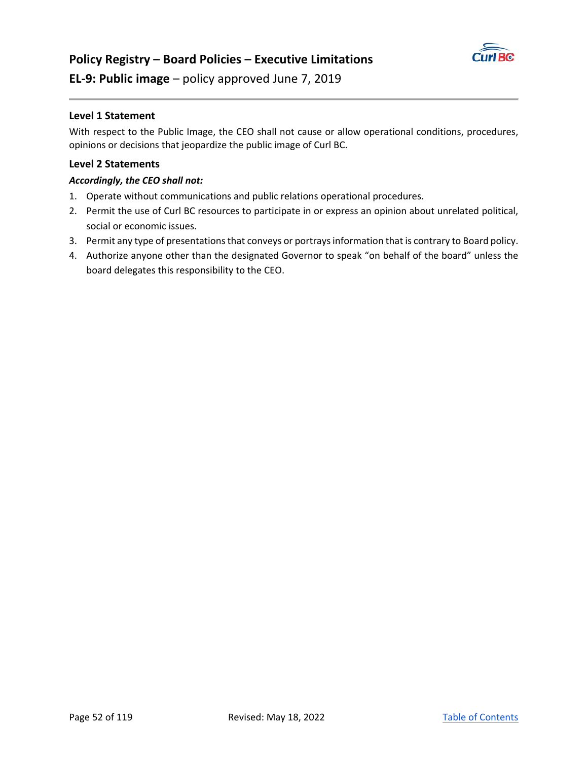# Policy Registry – Board Policies – Executive Limitations

## EL-9: Public image – policy approved June 7, 2019

### Level 1 Statement

With respect to the Public Image, the CEO shall not cause or allow operational conditions, procedures, opinions or decisions that jeopardize the public image of Curl BC.

### Level 2 Statements

***Accordingly, the CEO shall not:***

1. Operate without communications and public relations operational procedures.
2. Permit the use of Curl BC resources to participate in or express an opinion about unrelated political, social or economic issues.
3. Permit any type of presentations that conveys or portrays information that is contrary to Board policy.
4. Authorize anyone other than the designated Governor to speak "on behalf of the board" unless the board delegates this responsibility to the CEO.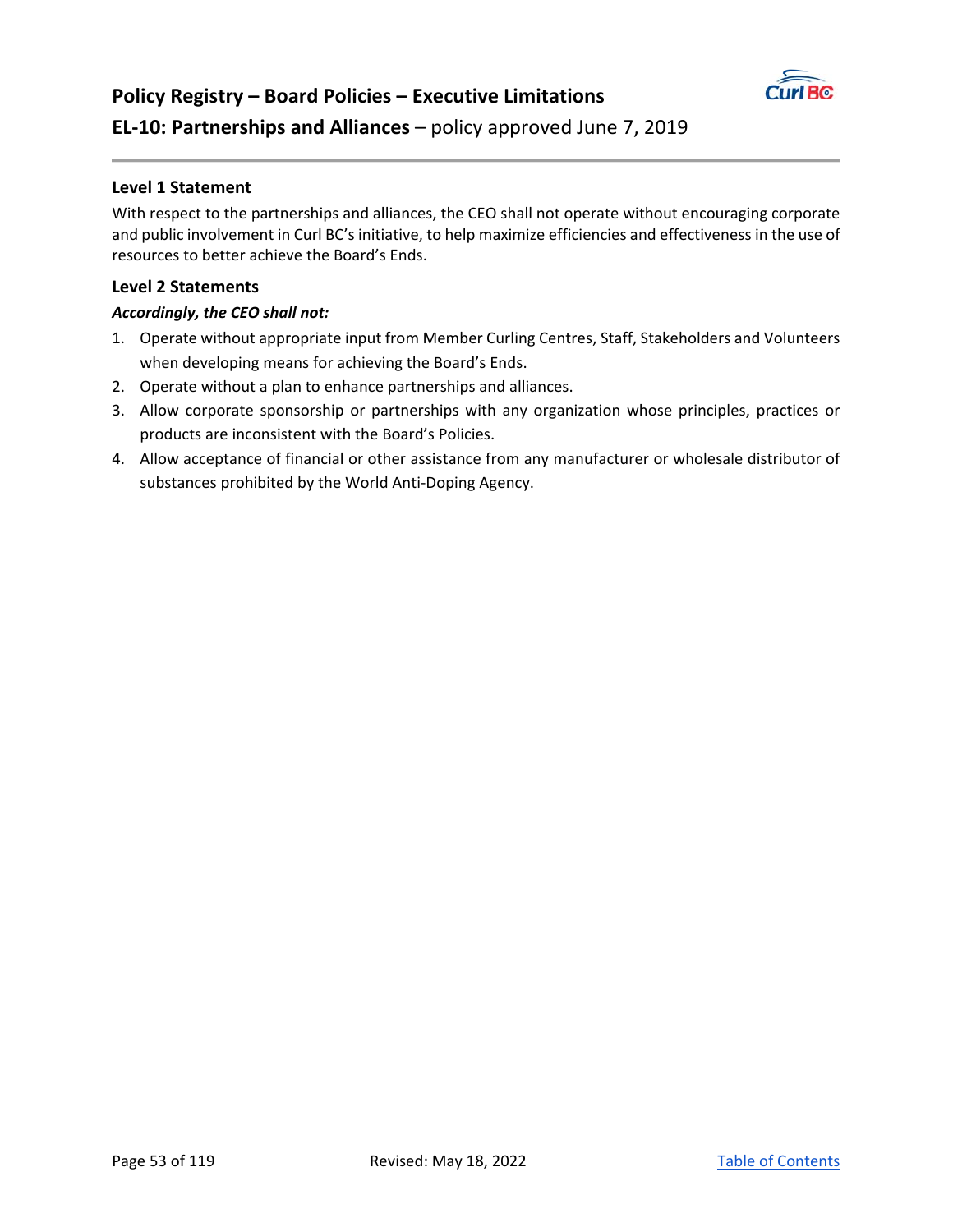# Policy Registry – Board Policies – Executive Limitations

## EL-10: Partnerships and Alliances – policy approved June 7, 2019

### Level 1 Statement

With respect to the partnerships and alliances, the CEO shall not operate without encouraging corporate and public involvement in Curl BC's initiative, to help maximize efficiencies and effectiveness in the use of resources to better achieve the Board's Ends.

### Level 2 Statements

***Accordingly, the CEO shall not:***

1. Operate without appropriate input from Member Curling Centres, Staff, Stakeholders and Volunteers when developing means for achieving the Board's Ends.
2. Operate without a plan to enhance partnerships and alliances.
3. Allow corporate sponsorship or partnerships with any organization whose principles, practices or products are inconsistent with the Board's Policies.
4. Allow acceptance of financial or other assistance from any manufacturer or wholesale distributor of substances prohibited by the World Anti-Doping Agency.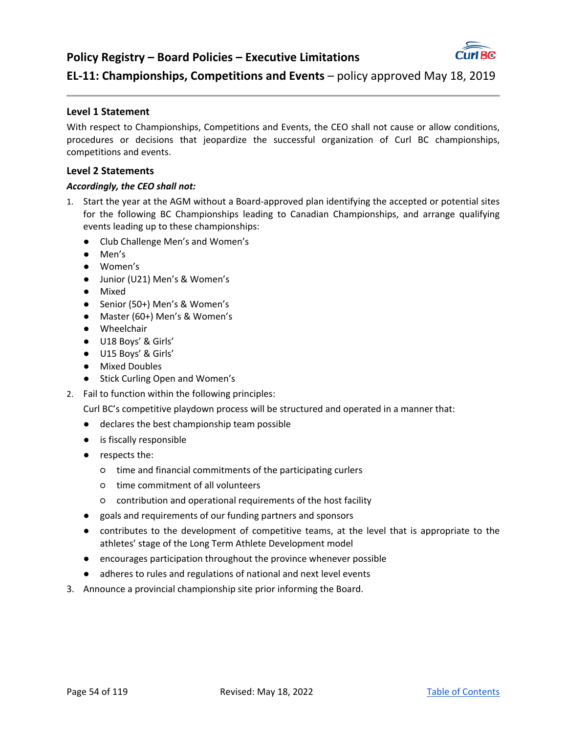# Policy Registry – Board Policies – Executive Limitations

## EL-11: Championships, Competitions and Events – policy approved May 18, 2019

### Level 1 Statement

With respect to Championships, Competitions and Events, the CEO shall not cause or allow conditions, procedures or decisions that jeopardize the successful organization of Curl BC championships, competitions and events.

### Level 2 Statements

***Accordingly, the CEO shall not:***

1. Start the year at the AGM without a Board-approved plan identifying the accepted or potential sites for the following BC Championships leading to Canadian Championships, and arrange qualifying events leading up to these championships:
   - Club Challenge Men's and Women's
   - Men's
   - Women's
   - Junior (U21) Men's & Women's
   - Mixed
   - Senior (50+) Men's & Women's
   - Master (60+) Men's & Women's
   - Wheelchair
   - U18 Boys' & Girls'
   - U15 Boys' & Girls'
   - Mixed Doubles
   - Stick Curling Open and Women's
2. Fail to function within the following principles:

   Curl BC's competitive playdown process will be structured and operated in a manner that:
   - declares the best championship team possible
   - is fiscally responsible
   - respects the:
     - time and financial commitments of the participating curlers
     - time commitment of all volunteers
     - contribution and operational requirements of the host facility
   - goals and requirements of our funding partners and sponsors
   - contributes to the development of competitive teams, at the level that is appropriate to the athletes' stage of the Long Term Athlete Development model
   - encourages participation throughout the province whenever possible
   - adheres to rules and regulations of national and next level events
3. Announce a provincial championship site prior informing the Board.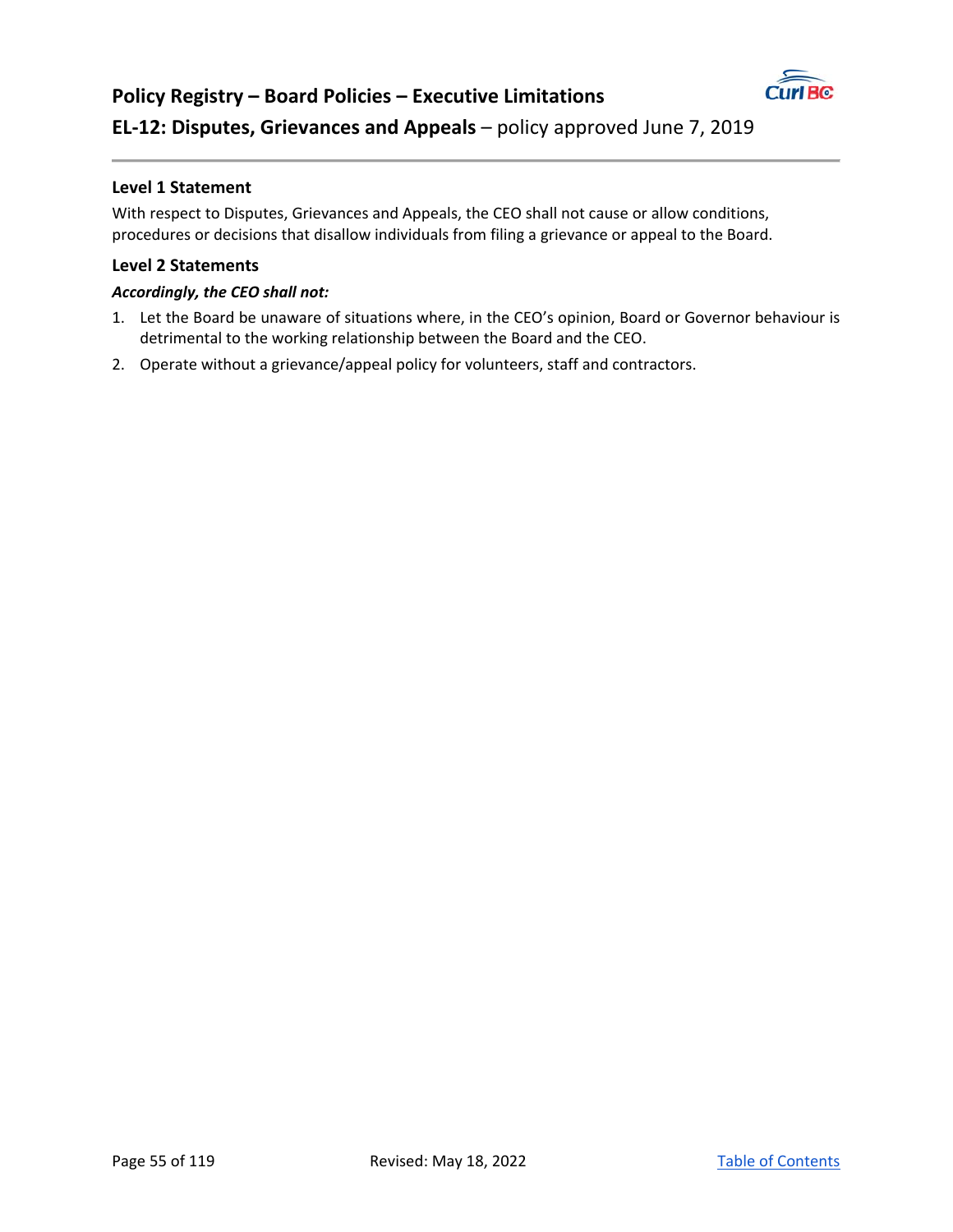## Policy Registry – Board Policies – Executive Limitations

## EL-12: Disputes, Grievances and Appeals – policy approved June 7, 2019

### Level 1 Statement

With respect to Disputes, Grievances and Appeals, the CEO shall not cause or allow conditions, procedures or decisions that disallow individuals from filing a grievance or appeal to the Board.

### Level 2 Statements

***Accordingly, the CEO shall not:***

1. Let the Board be unaware of situations where, in the CEO's opinion, Board or Governor behaviour is detrimental to the working relationship between the Board and the CEO.
2. Operate without a grievance/appeal policy for volunteers, staff and contractors.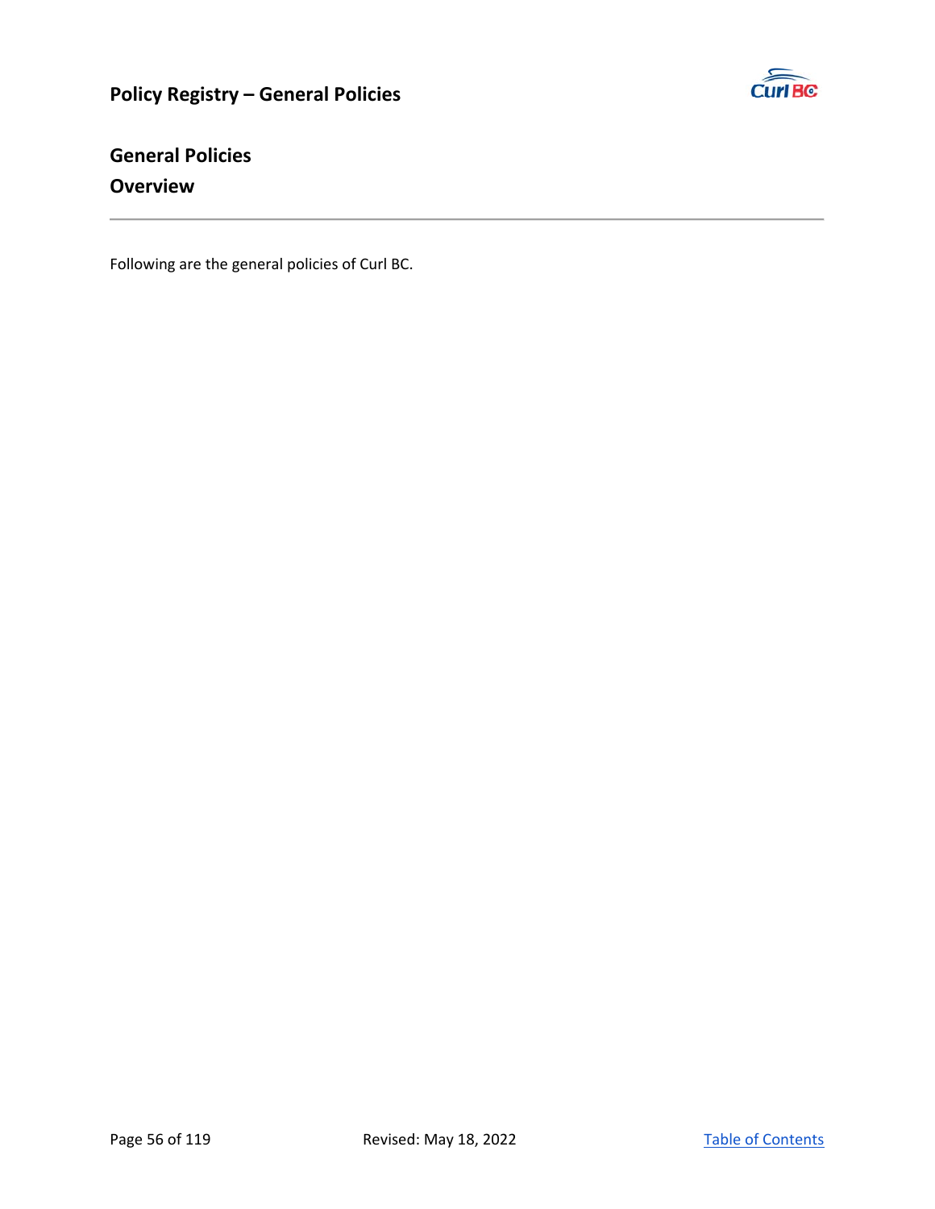## General Policies

## Overview

Following are the general policies of Curl BC.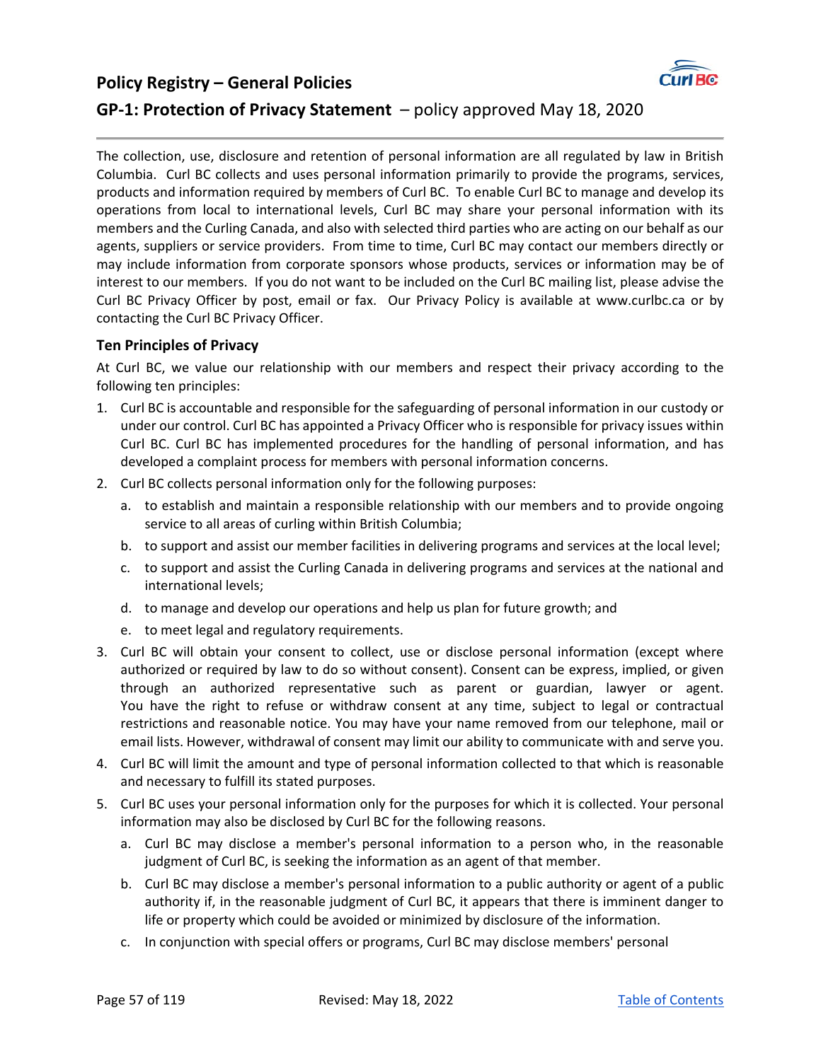# Policy Registry – General Policies

## GP-1: Protection of Privacy Statement – policy approved May 18, 2020

The collection, use, disclosure and retention of personal information are all regulated by law in British Columbia. Curl BC collects and uses personal information primarily to provide the programs, services, products and information required by members of Curl BC. To enable Curl BC to manage and develop its operations from local to international levels, Curl BC may share your personal information with its members and the Curling Canada, and also with selected third parties who are acting on our behalf as our agents, suppliers or service providers. From time to time, Curl BC may contact our members directly or may include information from corporate sponsors whose products, services or information may be of interest to our members. If you do not want to be included on the Curl BC mailing list, please advise the Curl BC Privacy Officer by post, email or fax. Our Privacy Policy is available at www.curlbc.ca or by contacting the Curl BC Privacy Officer.

### Ten Principles of Privacy

At Curl BC, we value our relationship with our members and respect their privacy according to the following ten principles:

1. Curl BC is accountable and responsible for the safeguarding of personal information in our custody or under our control. Curl BC has appointed a Privacy Officer who is responsible for privacy issues within Curl BC. Curl BC has implemented procedures for the handling of personal information, and has developed a complaint process for members with personal information concerns.
2. Curl BC collects personal information only for the following purposes:
   a. to establish and maintain a responsible relationship with our members and to provide ongoing service to all areas of curling within British Columbia;
   b. to support and assist our member facilities in delivering programs and services at the local level;
   c. to support and assist the Curling Canada in delivering programs and services at the national and international levels;
   d. to manage and develop our operations and help us plan for future growth; and
   e. to meet legal and regulatory requirements.
3. Curl BC will obtain your consent to collect, use or disclose personal information (except where authorized or required by law to do so without consent). Consent can be express, implied, or given through an authorized representative such as parent or guardian, lawyer or agent. You have the right to refuse or withdraw consent at any time, subject to legal or contractual restrictions and reasonable notice. You may have your name removed from our telephone, mail or email lists. However, withdrawal of consent may limit our ability to communicate with and serve you.
4. Curl BC will limit the amount and type of personal information collected to that which is reasonable and necessary to fulfill its stated purposes.
5. Curl BC uses your personal information only for the purposes for which it is collected. Your personal information may also be disclosed by Curl BC for the following reasons.
   a. Curl BC may disclose a member's personal information to a person who, in the reasonable judgment of Curl BC, is seeking the information as an agent of that member.
   b. Curl BC may disclose a member's personal information to a public authority or agent of a public authority if, in the reasonable judgment of Curl BC, it appears that there is imminent danger to life or property which could be avoided or minimized by disclosure of the information.
   c. In conjunction with special offers or programs, Curl BC may disclose members' personal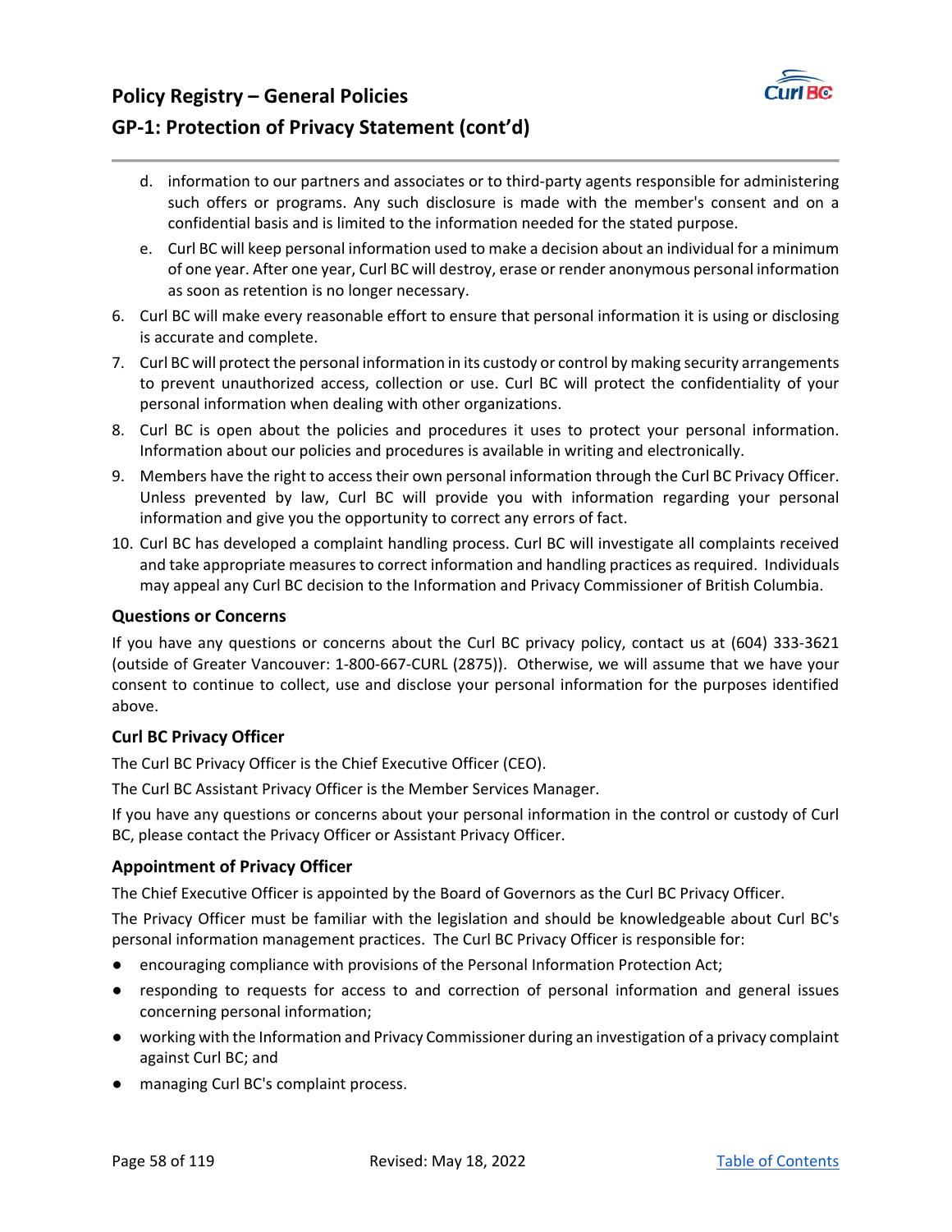d. information to our partners and associates or to third-party agents responsible for administering such offers or programs. Any such disclosure is made with the member's consent and on a confidential basis and is limited to the information needed for the stated purpose.

e. Curl BC will keep personal information used to make a decision about an individual for a minimum of one year. After one year, Curl BC will destroy, erase or render anonymous personal information as soon as retention is no longer necessary.

6. Curl BC will make every reasonable effort to ensure that personal information it is using or disclosing is accurate and complete.
7. Curl BC will protect the personal information in its custody or control by making security arrangements to prevent unauthorized access, collection or use. Curl BC will protect the confidentiality of your personal information when dealing with other organizations.
8. Curl BC is open about the policies and procedures it uses to protect your personal information. Information about our policies and procedures is available in writing and electronically.
9. Members have the right to access their own personal information through the Curl BC Privacy Officer. Unless prevented by law, Curl BC will provide you with information regarding your personal information and give you the opportunity to correct any errors of fact.
10. Curl BC has developed a complaint handling process. Curl BC will investigate all complaints received and take appropriate measures to correct information and handling practices as required. Individuals may appeal any Curl BC decision to the Information and Privacy Commissioner of British Columbia.

### Questions or Concerns

If you have any questions or concerns about the Curl BC privacy policy, contact us at (604) 333-3621 (outside of Greater Vancouver: 1-800-667-CURL (2875)). Otherwise, we will assume that we have your consent to continue to collect, use and disclose your personal information for the purposes identified above.

### Curl BC Privacy Officer

The Curl BC Privacy Officer is the Chief Executive Officer (CEO).

The Curl BC Assistant Privacy Officer is the Member Services Manager.

If you have any questions or concerns about your personal information in the control or custody of Curl BC, please contact the Privacy Officer or Assistant Privacy Officer.

### Appointment of Privacy Officer

The Chief Executive Officer is appointed by the Board of Governors as the Curl BC Privacy Officer.

The Privacy Officer must be familiar with the legislation and should be knowledgeable about Curl BC's personal information management practices. The Curl BC Privacy Officer is responsible for:

- encouraging compliance with provisions of the Personal Information Protection Act;
- responding to requests for access to and correction of personal information and general issues concerning personal information;
- working with the Information and Privacy Commissioner during an investigation of a privacy complaint against Curl BC; and
- managing Curl BC's complaint process.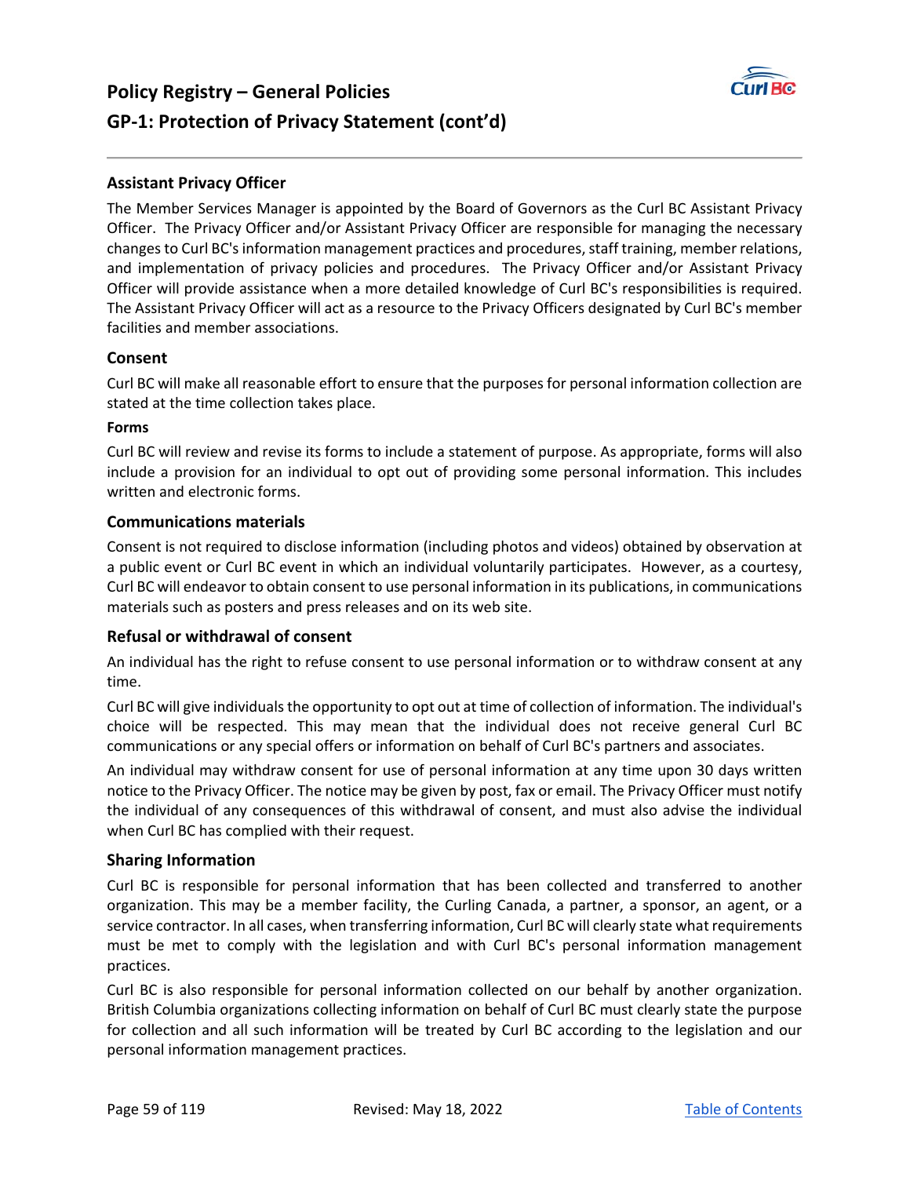# Policy Registry – General Policies

## GP-1: Protection of Privacy Statement (cont'd)

### Assistant Privacy Officer

The Member Services Manager is appointed by the Board of Governors as the Curl BC Assistant Privacy Officer. The Privacy Officer and/or Assistant Privacy Officer are responsible for managing the necessary changes to Curl BC's information management practices and procedures, staff training, member relations, and implementation of privacy policies and procedures. The Privacy Officer and/or Assistant Privacy Officer will provide assistance when a more detailed knowledge of Curl BC's responsibilities is required. The Assistant Privacy Officer will act as a resource to the Privacy Officers designated by Curl BC's member facilities and member associations.

### Consent

Curl BC will make all reasonable effort to ensure that the purposes for personal information collection are stated at the time collection takes place.

#### Forms

Curl BC will review and revise its forms to include a statement of purpose. As appropriate, forms will also include a provision for an individual to opt out of providing some personal information. This includes written and electronic forms.

### Communications materials

Consent is not required to disclose information (including photos and videos) obtained by observation at a public event or Curl BC event in which an individual voluntarily participates. However, as a courtesy, Curl BC will endeavor to obtain consent to use personal information in its publications, in communications materials such as posters and press releases and on its web site.

### Refusal or withdrawal of consent

An individual has the right to refuse consent to use personal information or to withdraw consent at any time.

Curl BC will give individuals the opportunity to opt out at time of collection of information. The individual's choice will be respected. This may mean that the individual does not receive general Curl BC communications or any special offers or information on behalf of Curl BC's partners and associates.

An individual may withdraw consent for use of personal information at any time upon 30 days written notice to the Privacy Officer. The notice may be given by post, fax or email. The Privacy Officer must notify the individual of any consequences of this withdrawal of consent, and must also advise the individual when Curl BC has complied with their request.

### Sharing Information

Curl BC is responsible for personal information that has been collected and transferred to another organization. This may be a member facility, the Curling Canada, a partner, a sponsor, an agent, or a service contractor. In all cases, when transferring information, Curl BC will clearly state what requirements must be met to comply with the legislation and with Curl BC's personal information management practices.

Curl BC is also responsible for personal information collected on our behalf by another organization. British Columbia organizations collecting information on behalf of Curl BC must clearly state the purpose for collection and all such information will be treated by Curl BC according to the legislation and our personal information management practices.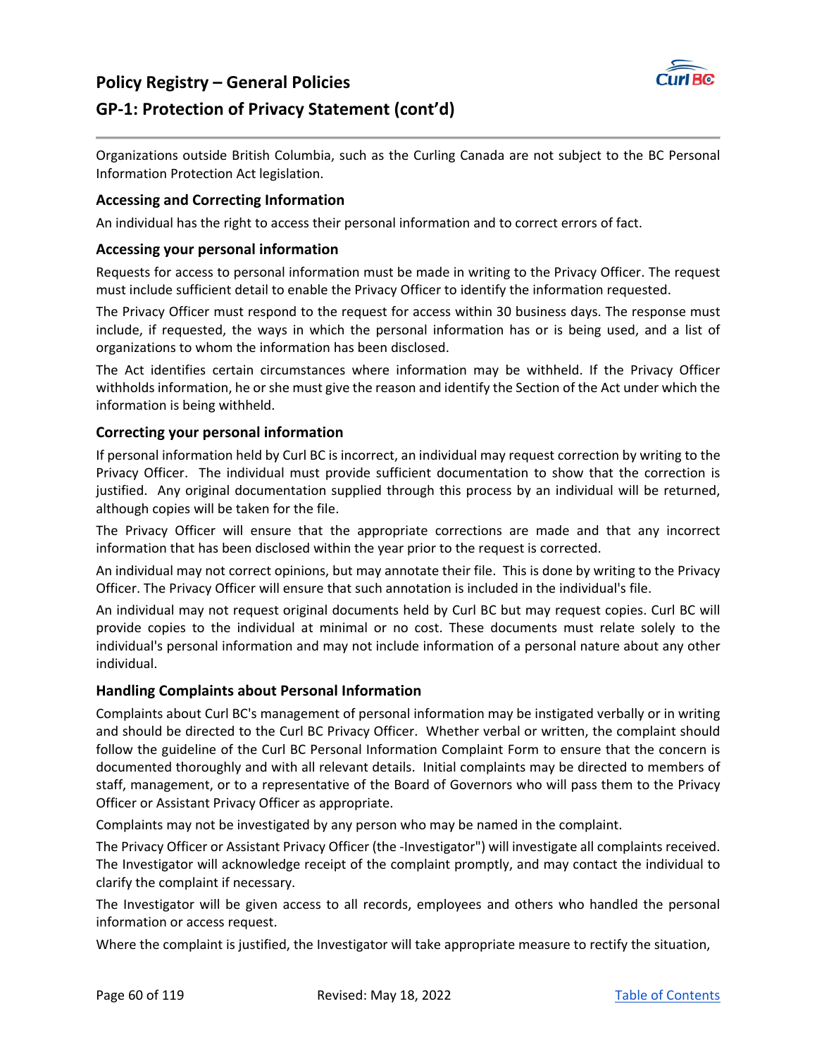Organizations outside British Columbia, such as the Curling Canada are not subject to the BC Personal Information Protection Act legislation.

### Accessing and Correcting Information

An individual has the right to access their personal information and to correct errors of fact.

### Accessing your personal information

Requests for access to personal information must be made in writing to the Privacy Officer. The request must include sufficient detail to enable the Privacy Officer to identify the information requested.

The Privacy Officer must respond to the request for access within 30 business days. The response must include, if requested, the ways in which the personal information has or is being used, and a list of organizations to whom the information has been disclosed.

The Act identifies certain circumstances where information may be withheld. If the Privacy Officer withholds information, he or she must give the reason and identify the Section of the Act under which the information is being withheld.

### Correcting your personal information

If personal information held by Curl BC is incorrect, an individual may request correction by writing to the Privacy Officer. The individual must provide sufficient documentation to show that the correction is justified. Any original documentation supplied through this process by an individual will be returned, although copies will be taken for the file.

The Privacy Officer will ensure that the appropriate corrections are made and that any incorrect information that has been disclosed within the year prior to the request is corrected.

An individual may not correct opinions, but may annotate their file. This is done by writing to the Privacy Officer. The Privacy Officer will ensure that such annotation is included in the individual's file.

An individual may not request original documents held by Curl BC but may request copies. Curl BC will provide copies to the individual at minimal or no cost. These documents must relate solely to the individual's personal information and may not include information of a personal nature about any other individual.

### Handling Complaints about Personal Information

Complaints about Curl BC's management of personal information may be instigated verbally or in writing and should be directed to the Curl BC Privacy Officer. Whether verbal or written, the complaint should follow the guideline of the Curl BC Personal Information Complaint Form to ensure that the concern is documented thoroughly and with all relevant details. Initial complaints may be directed to members of staff, management, or to a representative of the Board of Governors who will pass them to the Privacy Officer or Assistant Privacy Officer as appropriate.

Complaints may not be investigated by any person who may be named in the complaint.

The Privacy Officer or Assistant Privacy Officer (the -Investigator") will investigate all complaints received. The Investigator will acknowledge receipt of the complaint promptly, and may contact the individual to clarify the complaint if necessary.

The Investigator will be given access to all records, employees and others who handled the personal information or access request.

Where the complaint is justified, the Investigator will take appropriate measure to rectify the situation,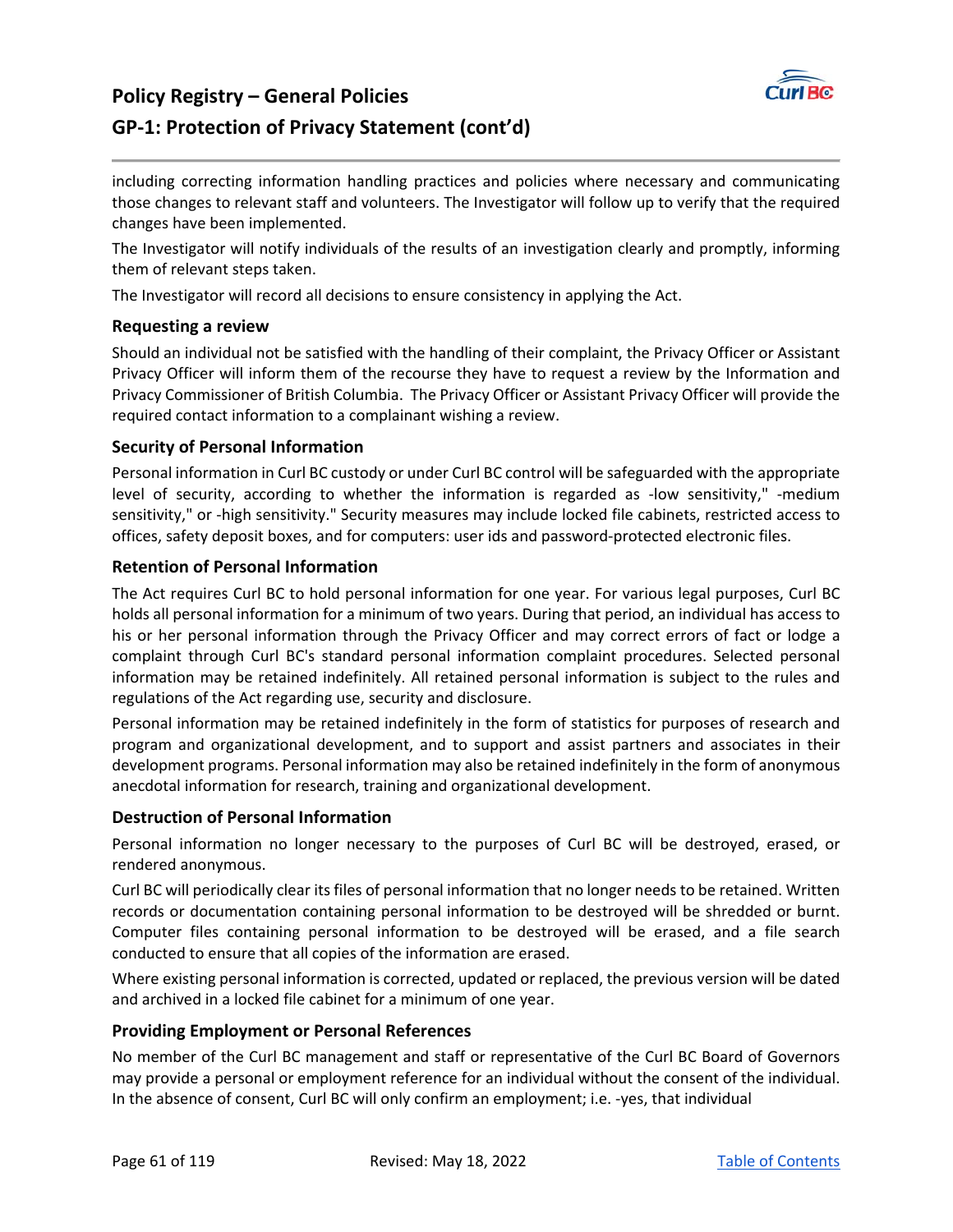including correcting information handling practices and policies where necessary and communicating those changes to relevant staff and volunteers. The Investigator will follow up to verify that the required changes have been implemented.

The Investigator will notify individuals of the results of an investigation clearly and promptly, informing them of relevant steps taken.

The Investigator will record all decisions to ensure consistency in applying the Act.

### Requesting a review

Should an individual not be satisfied with the handling of their complaint, the Privacy Officer or Assistant Privacy Officer will inform them of the recourse they have to request a review by the Information and Privacy Commissioner of British Columbia. The Privacy Officer or Assistant Privacy Officer will provide the required contact information to a complainant wishing a review.

### Security of Personal Information

Personal information in Curl BC custody or under Curl BC control will be safeguarded with the appropriate level of security, according to whether the information is regarded as -low sensitivity," -medium sensitivity," or -high sensitivity." Security measures may include locked file cabinets, restricted access to offices, safety deposit boxes, and for computers: user ids and password-protected electronic files.

### Retention of Personal Information

The Act requires Curl BC to hold personal information for one year. For various legal purposes, Curl BC holds all personal information for a minimum of two years. During that period, an individual has access to his or her personal information through the Privacy Officer and may correct errors of fact or lodge a complaint through Curl BC's standard personal information complaint procedures. Selected personal information may be retained indefinitely. All retained personal information is subject to the rules and regulations of the Act regarding use, security and disclosure.

Personal information may be retained indefinitely in the form of statistics for purposes of research and program and organizational development, and to support and assist partners and associates in their development programs. Personal information may also be retained indefinitely in the form of anonymous anecdotal information for research, training and organizational development.

### Destruction of Personal Information

Personal information no longer necessary to the purposes of Curl BC will be destroyed, erased, or rendered anonymous.

Curl BC will periodically clear its files of personal information that no longer needs to be retained. Written records or documentation containing personal information to be destroyed will be shredded or burnt. Computer files containing personal information to be destroyed will be erased, and a file search conducted to ensure that all copies of the information are erased.

Where existing personal information is corrected, updated or replaced, the previous version will be dated and archived in a locked file cabinet for a minimum of one year.

### Providing Employment or Personal References

No member of the Curl BC management and staff or representative of the Curl BC Board of Governors may provide a personal or employment reference for an individual without the consent of the individual. In the absence of consent, Curl BC will only confirm an employment; i.e. -yes, that individual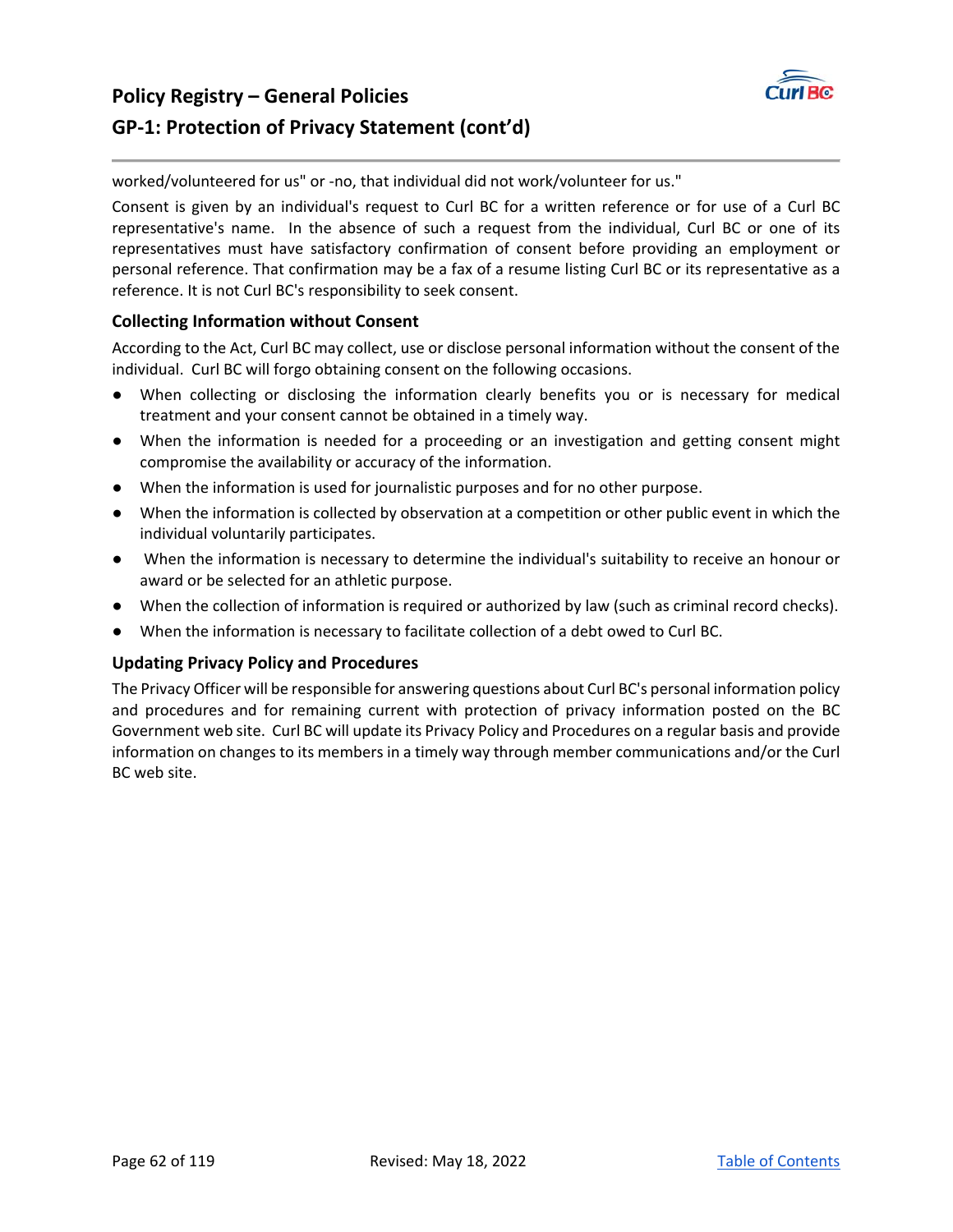worked/volunteered for us" or -no, that individual did not work/volunteer for us."

Consent is given by an individual's request to Curl BC for a written reference or for use of a Curl BC representative's name. In the absence of such a request from the individual, Curl BC or one of its representatives must have satisfactory confirmation of consent before providing an employment or personal reference. That confirmation may be a fax of a resume listing Curl BC or its representative as a reference. It is not Curl BC's responsibility to seek consent.

### Collecting Information without Consent

According to the Act, Curl BC may collect, use or disclose personal information without the consent of the individual. Curl BC will forgo obtaining consent on the following occasions.

- When collecting or disclosing the information clearly benefits you or is necessary for medical treatment and your consent cannot be obtained in a timely way.
- When the information is needed for a proceeding or an investigation and getting consent might compromise the availability or accuracy of the information.
- When the information is used for journalistic purposes and for no other purpose.
- When the information is collected by observation at a competition or other public event in which the individual voluntarily participates.
- When the information is necessary to determine the individual's suitability to receive an honour or award or be selected for an athletic purpose.
- When the collection of information is required or authorized by law (such as criminal record checks).
- When the information is necessary to facilitate collection of a debt owed to Curl BC.

### Updating Privacy Policy and Procedures

The Privacy Officer will be responsible for answering questions about Curl BC's personal information policy and procedures and for remaining current with protection of privacy information posted on the BC Government web site. Curl BC will update its Privacy Policy and Procedures on a regular basis and provide information on changes to its members in a timely way through member communications and/or the Curl BC web site.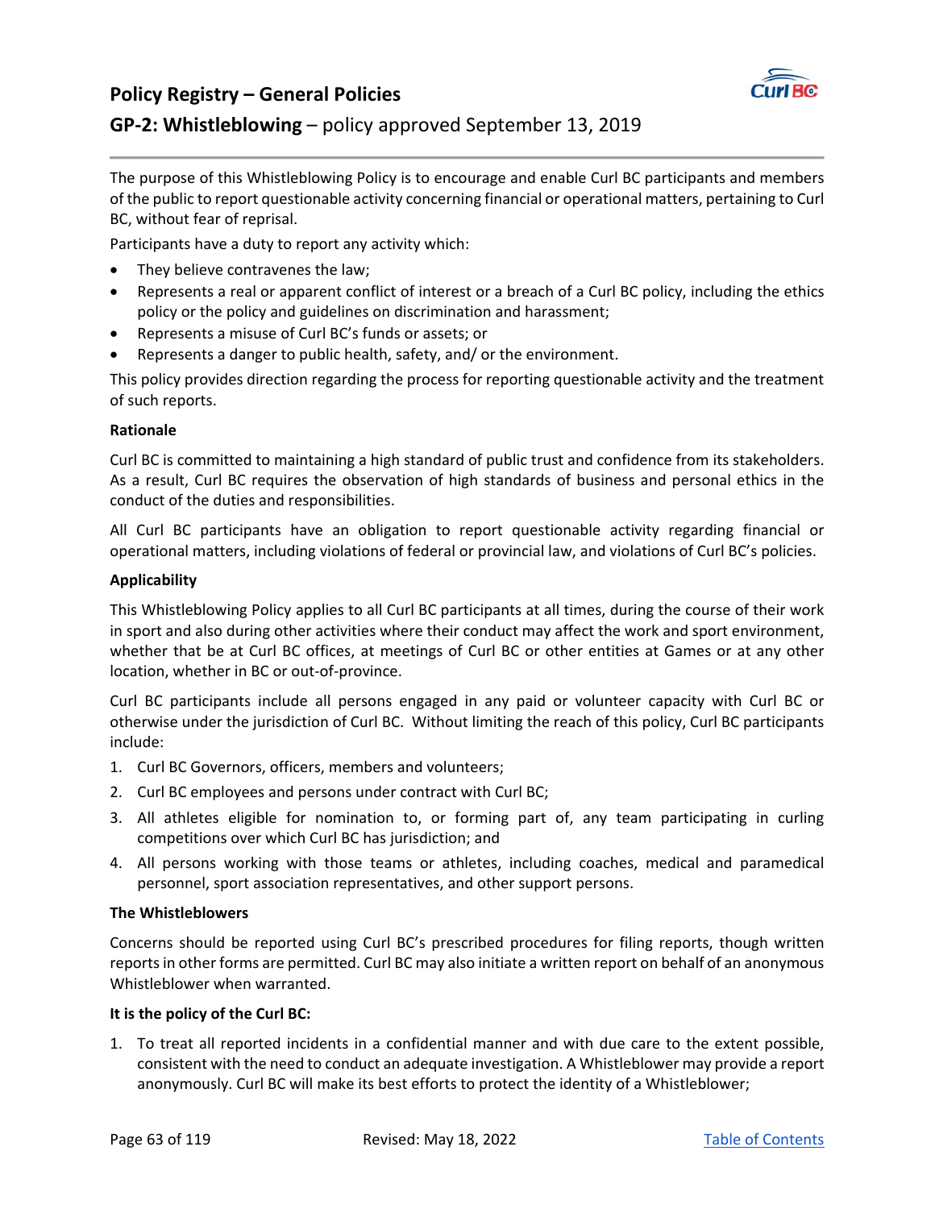## Policy Registry – General Policies

### GP-2: Whistleblowing – policy approved September 13, 2019

The purpose of this Whistleblowing Policy is to encourage and enable Curl BC participants and members of the public to report questionable activity concerning financial or operational matters, pertaining to Curl BC, without fear of reprisal.

Participants have a duty to report any activity which:

- They believe contravenes the law;
- Represents a real or apparent conflict of interest or a breach of a Curl BC policy, including the ethics policy or the policy and guidelines on discrimination and harassment;
- Represents a misuse of Curl BC's funds or assets; or
- Represents a danger to public health, safety, and/ or the environment.

This policy provides direction regarding the process for reporting questionable activity and the treatment of such reports.

**Rationale**

Curl BC is committed to maintaining a high standard of public trust and confidence from its stakeholders. As a result, Curl BC requires the observation of high standards of business and personal ethics in the conduct of the duties and responsibilities.

All Curl BC participants have an obligation to report questionable activity regarding financial or operational matters, including violations of federal or provincial law, and violations of Curl BC's policies.

**Applicability**

This Whistleblowing Policy applies to all Curl BC participants at all times, during the course of their work in sport and also during other activities where their conduct may affect the work and sport environment, whether that be at Curl BC offices, at meetings of Curl BC or other entities at Games or at any other location, whether in BC or out-of-province.

Curl BC participants include all persons engaged in any paid or volunteer capacity with Curl BC or otherwise under the jurisdiction of Curl BC. Without limiting the reach of this policy, Curl BC participants include:

1. Curl BC Governors, officers, members and volunteers;
2. Curl BC employees and persons under contract with Curl BC;
3. All athletes eligible for nomination to, or forming part of, any team participating in curling competitions over which Curl BC has jurisdiction; and
4. All persons working with those teams or athletes, including coaches, medical and paramedical personnel, sport association representatives, and other support persons.

**The Whistleblowers**

Concerns should be reported using Curl BC's prescribed procedures for filing reports, though written reports in other forms are permitted. Curl BC may also initiate a written report on behalf of an anonymous Whistleblower when warranted.

**It is the policy of the Curl BC:**

1. To treat all reported incidents in a confidential manner and with due care to the extent possible, consistent with the need to conduct an adequate investigation. A Whistleblower may provide a report anonymously. Curl BC will make its best efforts to protect the identity of a Whistleblower;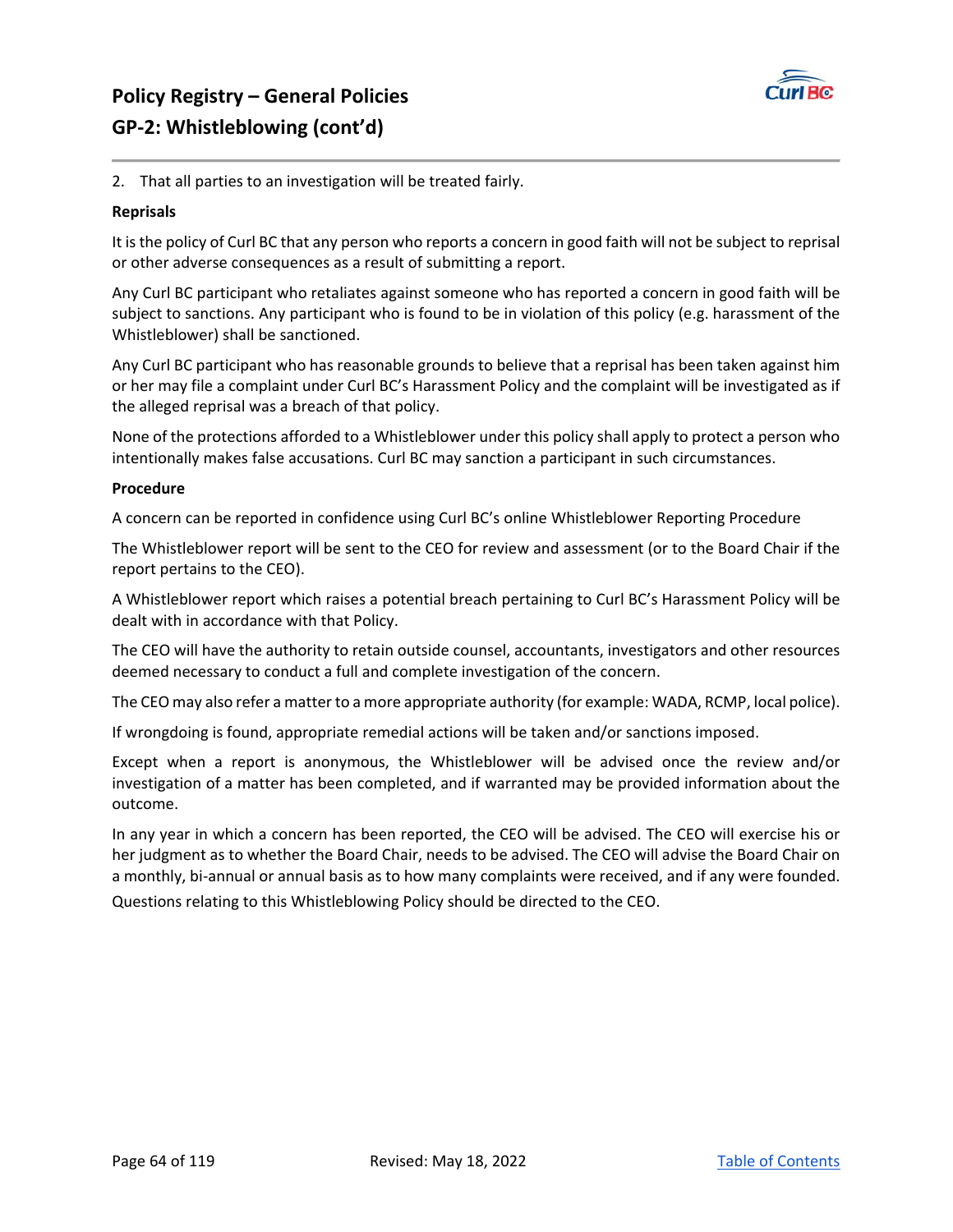# Policy Registry – General Policies
## GP-2: Whistleblowing (cont'd)

2. That all parties to an investigation will be treated fairly.

**Reprisals**

It is the policy of Curl BC that any person who reports a concern in good faith will not be subject to reprisal or other adverse consequences as a result of submitting a report.

Any Curl BC participant who retaliates against someone who has reported a concern in good faith will be subject to sanctions. Any participant who is found to be in violation of this policy (e.g. harassment of the Whistleblower) shall be sanctioned.

Any Curl BC participant who has reasonable grounds to believe that a reprisal has been taken against him or her may file a complaint under Curl BC's Harassment Policy and the complaint will be investigated as if the alleged reprisal was a breach of that policy.

None of the protections afforded to a Whistleblower under this policy shall apply to protect a person who intentionally makes false accusations. Curl BC may sanction a participant in such circumstances.

**Procedure**

A concern can be reported in confidence using Curl BC's online Whistleblower Reporting Procedure

The Whistleblower report will be sent to the CEO for review and assessment (or to the Board Chair if the report pertains to the CEO).

A Whistleblower report which raises a potential breach pertaining to Curl BC's Harassment Policy will be dealt with in accordance with that Policy.

The CEO will have the authority to retain outside counsel, accountants, investigators and other resources deemed necessary to conduct a full and complete investigation of the concern.

The CEO may also refer a matter to a more appropriate authority (for example: WADA, RCMP, local police).

If wrongdoing is found, appropriate remedial actions will be taken and/or sanctions imposed.

Except when a report is anonymous, the Whistleblower will be advised once the review and/or investigation of a matter has been completed, and if warranted may be provided information about the outcome.

In any year in which a concern has been reported, the CEO will be advised. The CEO will exercise his or her judgment as to whether the Board Chair, needs to be advised. The CEO will advise the Board Chair on a monthly, bi-annual or annual basis as to how many complaints were received, and if any were founded.

Questions relating to this Whistleblowing Policy should be directed to the CEO.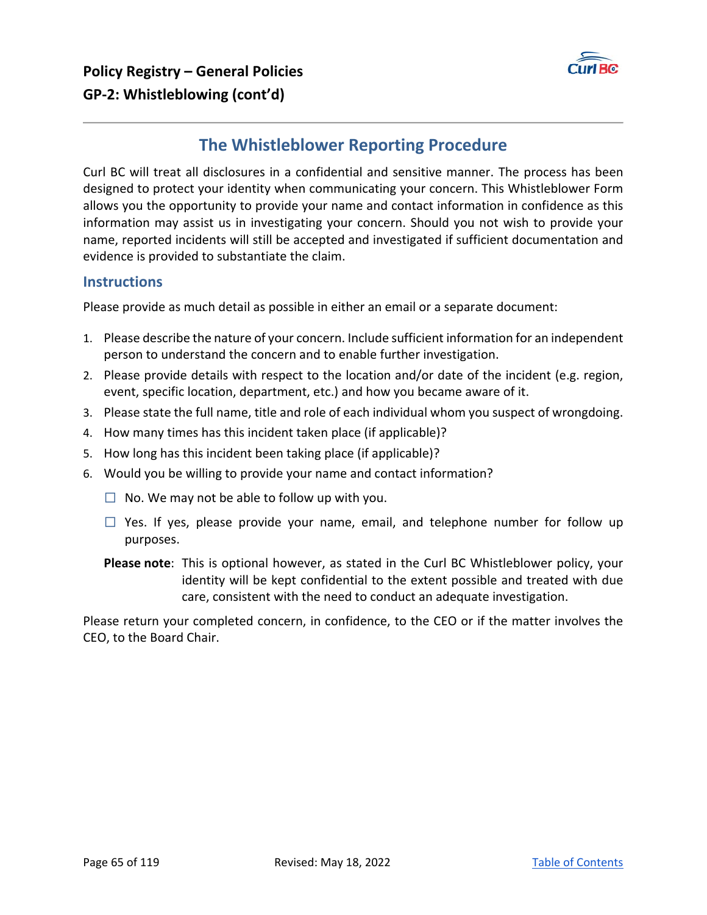## The Whistleblower Reporting Procedure

Curl BC will treat all disclosures in a confidential and sensitive manner. The process has been designed to protect your identity when communicating your concern. This Whistleblower Form allows you the opportunity to provide your name and contact information in confidence as this information may assist us in investigating your concern. Should you not wish to provide your name, reported incidents will still be accepted and investigated if sufficient documentation and evidence is provided to substantiate the claim.

### Instructions

Please provide as much detail as possible in either an email or a separate document:

1. Please describe the nature of your concern. Include sufficient information for an independent person to understand the concern and to enable further investigation.
2. Please provide details with respect to the location and/or date of the incident (e.g. region, event, specific location, department, etc.) and how you became aware of it.
3. Please state the full name, title and role of each individual whom you suspect of wrongdoing.
4. How many times has this incident taken place (if applicable)?
5. How long has this incident been taking place (if applicable)?
6. Would you be willing to provide your name and contact information?

   ☐ No. We may not be able to follow up with you.

   ☐ Yes. If yes, please provide your name, email, and telephone number for follow up purposes.

   **Please note**: This is optional however, as stated in the Curl BC Whistleblower policy, your identity will be kept confidential to the extent possible and treated with due care, consistent with the need to conduct an adequate investigation.

Please return your completed concern, in confidence, to the CEO or if the matter involves the CEO, to the Board Chair.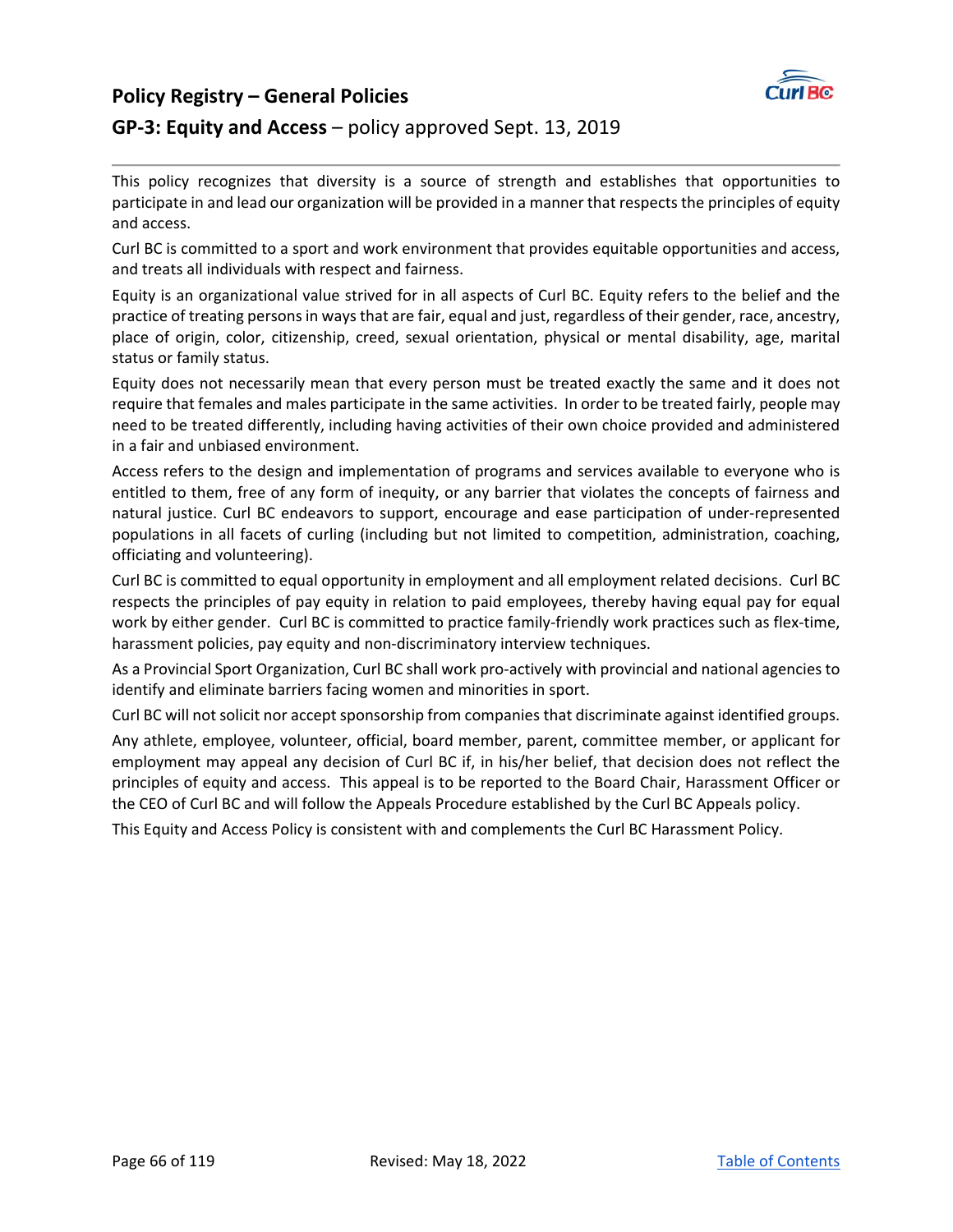# Policy Registry – General Policies

## GP-3: Equity and Access – policy approved Sept. 13, 2019

This policy recognizes that diversity is a source of strength and establishes that opportunities to participate in and lead our organization will be provided in a manner that respects the principles of equity and access.

Curl BC is committed to a sport and work environment that provides equitable opportunities and access, and treats all individuals with respect and fairness.

Equity is an organizational value strived for in all aspects of Curl BC. Equity refers to the belief and the practice of treating persons in ways that are fair, equal and just, regardless of their gender, race, ancestry, place of origin, color, citizenship, creed, sexual orientation, physical or mental disability, age, marital status or family status.

Equity does not necessarily mean that every person must be treated exactly the same and it does not require that females and males participate in the same activities. In order to be treated fairly, people may need to be treated differently, including having activities of their own choice provided and administered in a fair and unbiased environment.

Access refers to the design and implementation of programs and services available to everyone who is entitled to them, free of any form of inequity, or any barrier that violates the concepts of fairness and natural justice. Curl BC endeavors to support, encourage and ease participation of under-represented populations in all facets of curling (including but not limited to competition, administration, coaching, officiating and volunteering).

Curl BC is committed to equal opportunity in employment and all employment related decisions. Curl BC respects the principles of pay equity in relation to paid employees, thereby having equal pay for equal work by either gender. Curl BC is committed to practice family-friendly work practices such as flex-time, harassment policies, pay equity and non-discriminatory interview techniques.

As a Provincial Sport Organization, Curl BC shall work pro-actively with provincial and national agencies to identify and eliminate barriers facing women and minorities in sport.

Curl BC will not solicit nor accept sponsorship from companies that discriminate against identified groups.

Any athlete, employee, volunteer, official, board member, parent, committee member, or applicant for employment may appeal any decision of Curl BC if, in his/her belief, that decision does not reflect the principles of equity and access. This appeal is to be reported to the Board Chair, Harassment Officer or the CEO of Curl BC and will follow the Appeals Procedure established by the Curl BC Appeals policy.

This Equity and Access Policy is consistent with and complements the Curl BC Harassment Policy.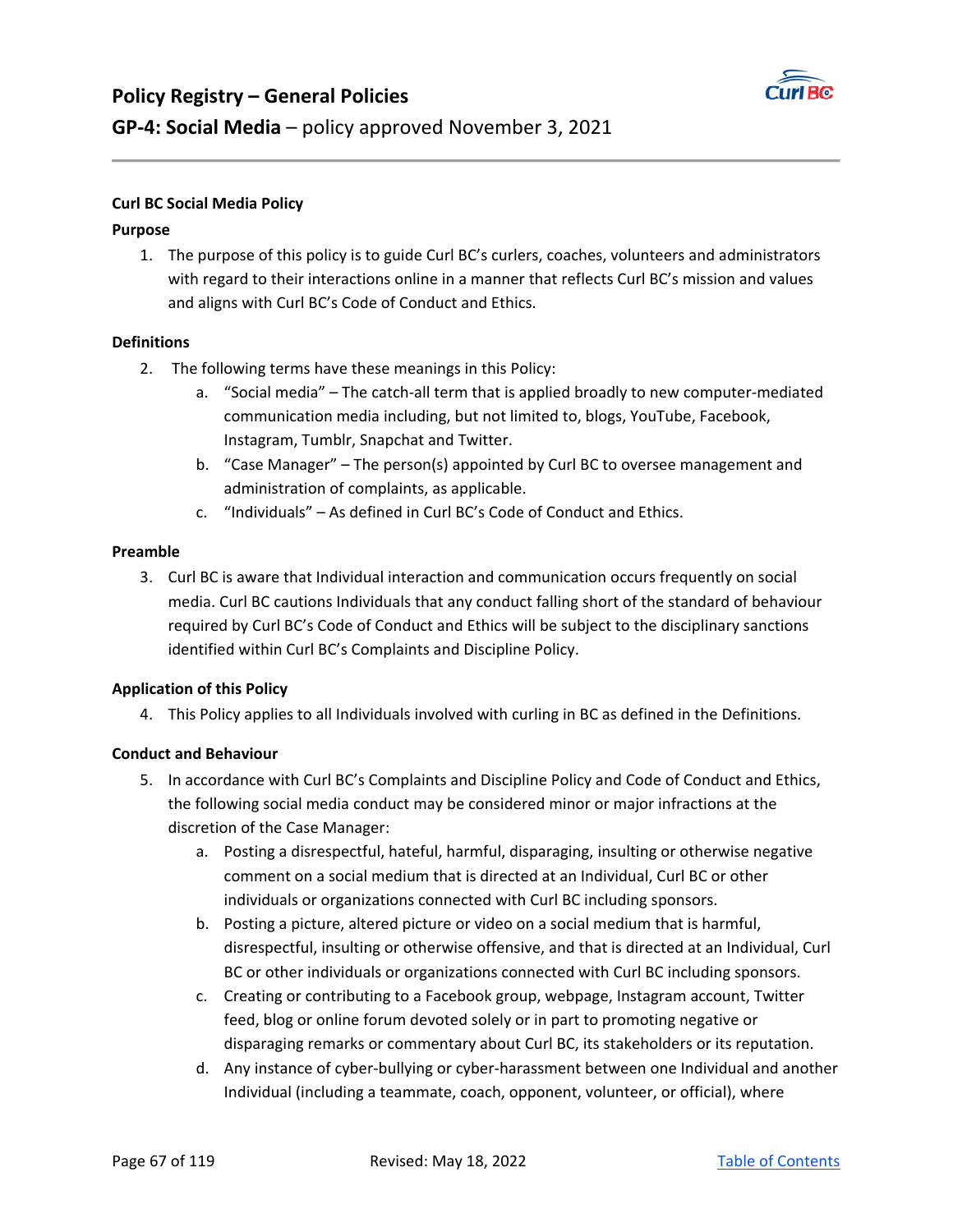# Policy Registry – General Policies

## GP-4: Social Media – policy approved November 3, 2021

**Curl BC Social Media Policy**

**Purpose**

1. The purpose of this policy is to guide Curl BC's curlers, coaches, volunteers and administrators with regard to their interactions online in a manner that reflects Curl BC's mission and values and aligns with Curl BC's Code of Conduct and Ethics.

**Definitions**

2. The following terms have these meanings in this Policy:
   a. "Social media" – The catch-all term that is applied broadly to new computer-mediated communication media including, but not limited to, blogs, YouTube, Facebook, Instagram, Tumblr, Snapchat and Twitter.
   b. "Case Manager" – The person(s) appointed by Curl BC to oversee management and administration of complaints, as applicable.
   c. "Individuals" – As defined in Curl BC's Code of Conduct and Ethics.

**Preamble**

3. Curl BC is aware that Individual interaction and communication occurs frequently on social media. Curl BC cautions Individuals that any conduct falling short of the standard of behaviour required by Curl BC's Code of Conduct and Ethics will be subject to the disciplinary sanctions identified within Curl BC's Complaints and Discipline Policy.

**Application of this Policy**

4. This Policy applies to all Individuals involved with curling in BC as defined in the Definitions.

**Conduct and Behaviour**

5. In accordance with Curl BC's Complaints and Discipline Policy and Code of Conduct and Ethics, the following social media conduct may be considered minor or major infractions at the discretion of the Case Manager:
   a. Posting a disrespectful, hateful, harmful, disparaging, insulting or otherwise negative comment on a social medium that is directed at an Individual, Curl BC or other individuals or organizations connected with Curl BC including sponsors.
   b. Posting a picture, altered picture or video on a social medium that is harmful, disrespectful, insulting or otherwise offensive, and that is directed at an Individual, Curl BC or other individuals or organizations connected with Curl BC including sponsors.
   c. Creating or contributing to a Facebook group, webpage, Instagram account, Twitter feed, blog or online forum devoted solely or in part to promoting negative or disparaging remarks or commentary about Curl BC, its stakeholders or its reputation.
   d. Any instance of cyber-bullying or cyber-harassment between one Individual and another Individual (including a teammate, coach, opponent, volunteer, or official), where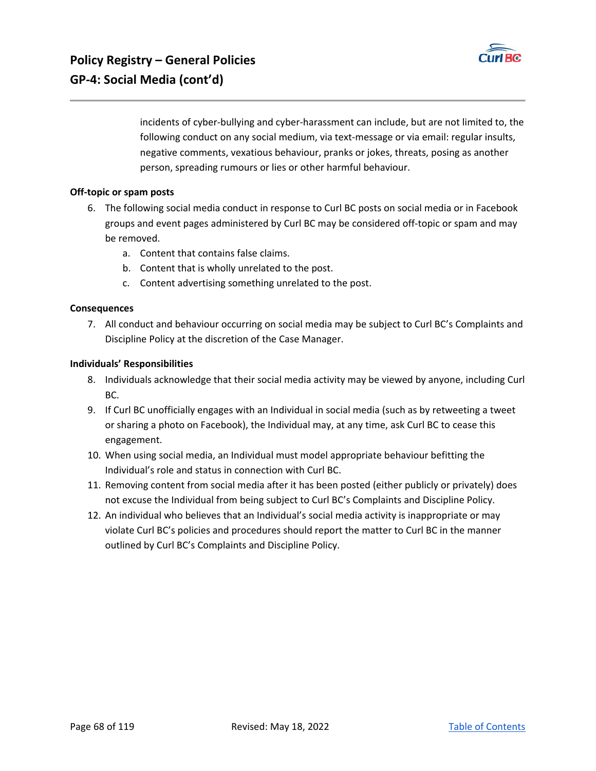incidents of cyber-bullying and cyber-harassment can include, but are not limited to, the following conduct on any social medium, via text-message or via email: regular insults, negative comments, vexatious behaviour, pranks or jokes, threats, posing as another person, spreading rumours or lies or other harmful behaviour.

**Off-topic or spam posts**

6. The following social media conduct in response to Curl BC posts on social media or in Facebook groups and event pages administered by Curl BC may be considered off-topic or spam and may be removed.
    a. Content that contains false claims.
    b. Content that is wholly unrelated to the post.
    c. Content advertising something unrelated to the post.

**Consequences**

7. All conduct and behaviour occurring on social media may be subject to Curl BC's Complaints and Discipline Policy at the discretion of the Case Manager.

**Individuals' Responsibilities**

8. Individuals acknowledge that their social media activity may be viewed by anyone, including Curl BC.
9. If Curl BC unofficially engages with an Individual in social media (such as by retweeting a tweet or sharing a photo on Facebook), the Individual may, at any time, ask Curl BC to cease this engagement.
10. When using social media, an Individual must model appropriate behaviour befitting the Individual's role and status in connection with Curl BC.
11. Removing content from social media after it has been posted (either publicly or privately) does not excuse the Individual from being subject to Curl BC's Complaints and Discipline Policy.
12. An individual who believes that an Individual's social media activity is inappropriate or may violate Curl BC's policies and procedures should report the matter to Curl BC in the manner outlined by Curl BC's Complaints and Discipline Policy.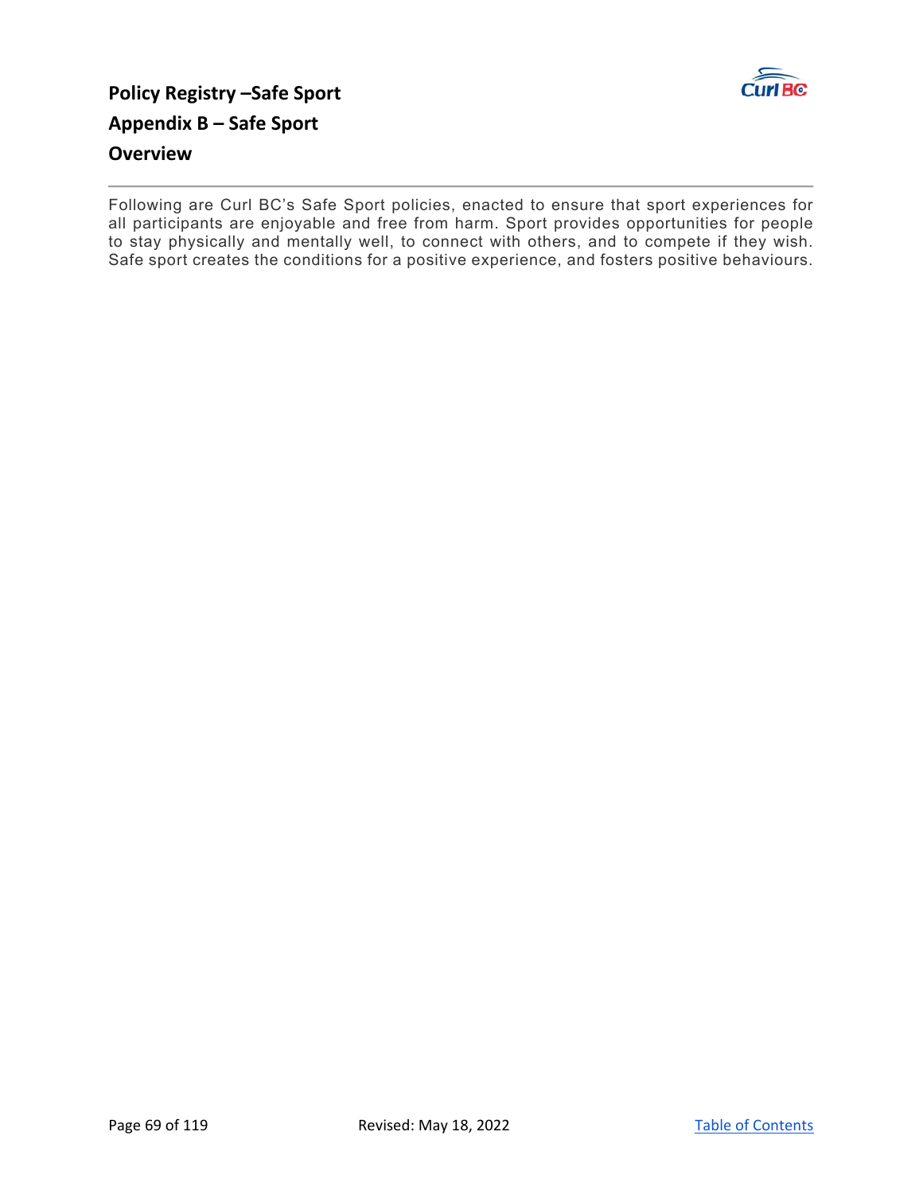## Policy Registry –Safe Sport

## Appendix B – Safe Sport

## Overview

Following are Curl BC's Safe Sport policies, enacted to ensure that sport experiences for all participants are enjoyable and free from harm. Sport provides opportunities for people to stay physically and mentally well, to connect with others, and to compete if they wish. Safe sport creates the conditions for a positive experience, and fosters positive behaviours.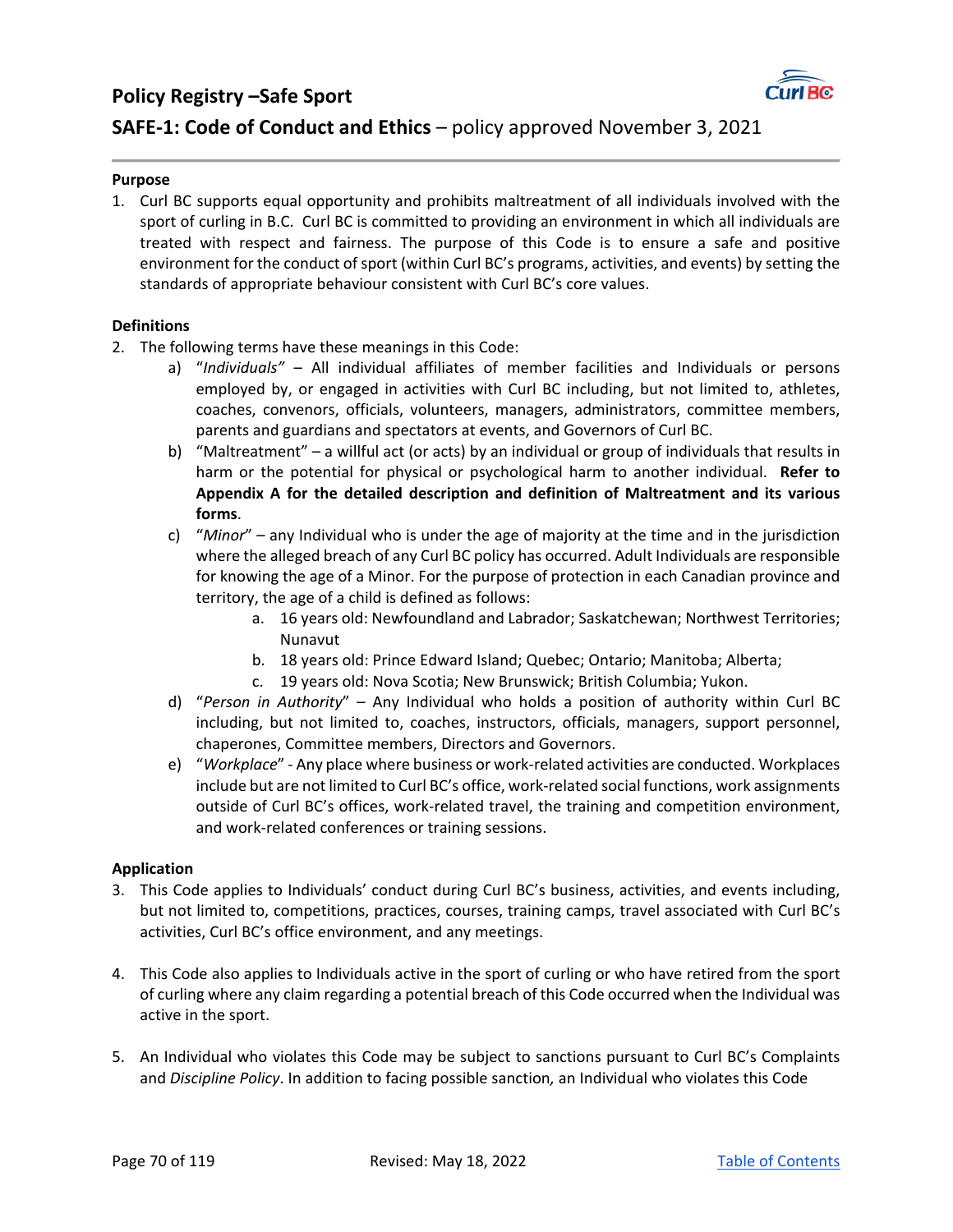# Policy Registry –Safe Sport

## SAFE-1: Code of Conduct and Ethics – policy approved November 3, 2021

**Purpose**

1. Curl BC supports equal opportunity and prohibits maltreatment of all individuals involved with the sport of curling in B.C. Curl BC is committed to providing an environment in which all individuals are treated with respect and fairness. The purpose of this Code is to ensure a safe and positive environment for the conduct of sport (within Curl BC's programs, activities, and events) by setting the standards of appropriate behaviour consistent with Curl BC's core values.

**Definitions**

2. The following terms have these meanings in this Code:
   a) "*Individuals*" – All individual affiliates of member facilities and Individuals or persons employed by, or engaged in activities with Curl BC including, but not limited to, athletes, coaches, convenors, officials, volunteers, managers, administrators, committee members, parents and guardians and spectators at events, and Governors of Curl BC.
   b) "Maltreatment" – a willful act (or acts) by an individual or group of individuals that results in harm or the potential for physical or psychological harm to another individual. **Refer to Appendix A for the detailed description and definition of Maltreatment and its various forms**.
   c) "*Minor*" – any Individual who is under the age of majority at the time and in the jurisdiction where the alleged breach of any Curl BC policy has occurred. Adult Individuals are responsible for knowing the age of a Minor. For the purpose of protection in each Canadian province and territory, the age of a child is defined as follows:
      a. 16 years old: Newfoundland and Labrador; Saskatchewan; Northwest Territories; Nunavut
      b. 18 years old: Prince Edward Island; Quebec; Ontario; Manitoba; Alberta;
      c. 19 years old: Nova Scotia; New Brunswick; British Columbia; Yukon.
   d) "*Person in Authority*" – Any Individual who holds a position of authority within Curl BC including, but not limited to, coaches, instructors, officials, managers, support personnel, chaperones, Committee members, Directors and Governors.
   e) "*Workplace*" - Any place where business or work-related activities are conducted. Workplaces include but are not limited to Curl BC's office, work-related social functions, work assignments outside of Curl BC's offices, work-related travel, the training and competition environment, and work-related conferences or training sessions.

**Application**

3. This Code applies to Individuals' conduct during Curl BC's business, activities, and events including, but not limited to, competitions, practices, courses, training camps, travel associated with Curl BC's activities, Curl BC's office environment, and any meetings.

4. This Code also applies to Individuals active in the sport of curling or who have retired from the sport of curling where any claim regarding a potential breach of this Code occurred when the Individual was active in the sport.

5. An Individual who violates this Code may be subject to sanctions pursuant to Curl BC's Complaints and *Discipline Policy*. In addition to facing possible sanction*,* an Individual who violates this Code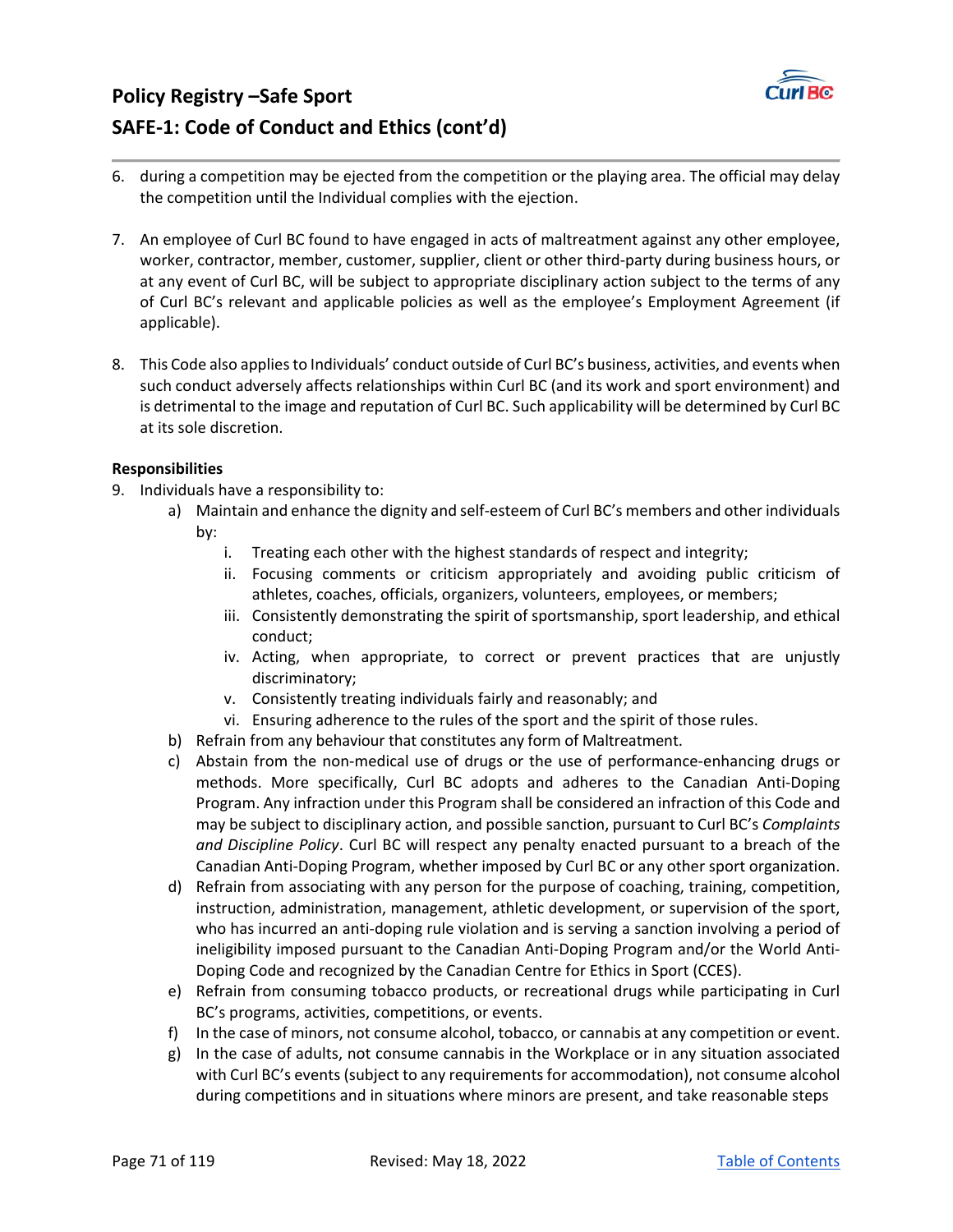6. during a competition may be ejected from the competition or the playing area. The official may delay the competition until the Individual complies with the ejection.

7. An employee of Curl BC found to have engaged in acts of maltreatment against any other employee, worker, contractor, member, customer, supplier, client or other third-party during business hours, or at any event of Curl BC, will be subject to appropriate disciplinary action subject to the terms of any of Curl BC's relevant and applicable policies as well as the employee's Employment Agreement (if applicable).

8. This Code also applies to Individuals' conduct outside of Curl BC's business, activities, and events when such conduct adversely affects relationships within Curl BC (and its work and sport environment) and is detrimental to the image and reputation of Curl BC. Such applicability will be determined by Curl BC at its sole discretion.

**Responsibilities**

9. Individuals have a responsibility to:
   a) Maintain and enhance the dignity and self-esteem of Curl BC's members and other individuals by:
      i. Treating each other with the highest standards of respect and integrity;
      ii. Focusing comments or criticism appropriately and avoiding public criticism of athletes, coaches, officials, organizers, volunteers, employees, or members;
      iii. Consistently demonstrating the spirit of sportsmanship, sport leadership, and ethical conduct;
      iv. Acting, when appropriate, to correct or prevent practices that are unjustly discriminatory;
      v. Consistently treating individuals fairly and reasonably; and
      vi. Ensuring adherence to the rules of the sport and the spirit of those rules.
   b) Refrain from any behaviour that constitutes any form of Maltreatment.
   c) Abstain from the non-medical use of drugs or the use of performance-enhancing drugs or methods. More specifically, Curl BC adopts and adheres to the Canadian Anti-Doping Program. Any infraction under this Program shall be considered an infraction of this Code and may be subject to disciplinary action, and possible sanction, pursuant to Curl BC's *Complaints and Discipline Policy*. Curl BC will respect any penalty enacted pursuant to a breach of the Canadian Anti-Doping Program, whether imposed by Curl BC or any other sport organization.
   d) Refrain from associating with any person for the purpose of coaching, training, competition, instruction, administration, management, athletic development, or supervision of the sport, who has incurred an anti-doping rule violation and is serving a sanction involving a period of ineligibility imposed pursuant to the Canadian Anti-Doping Program and/or the World Anti-Doping Code and recognized by the Canadian Centre for Ethics in Sport (CCES).
   e) Refrain from consuming tobacco products, or recreational drugs while participating in Curl BC's programs, activities, competitions, or events.
   f) In the case of minors, not consume alcohol, tobacco, or cannabis at any competition or event.
   g) In the case of adults, not consume cannabis in the Workplace or in any situation associated with Curl BC's events (subject to any requirements for accommodation), not consume alcohol during competitions and in situations where minors are present, and take reasonable steps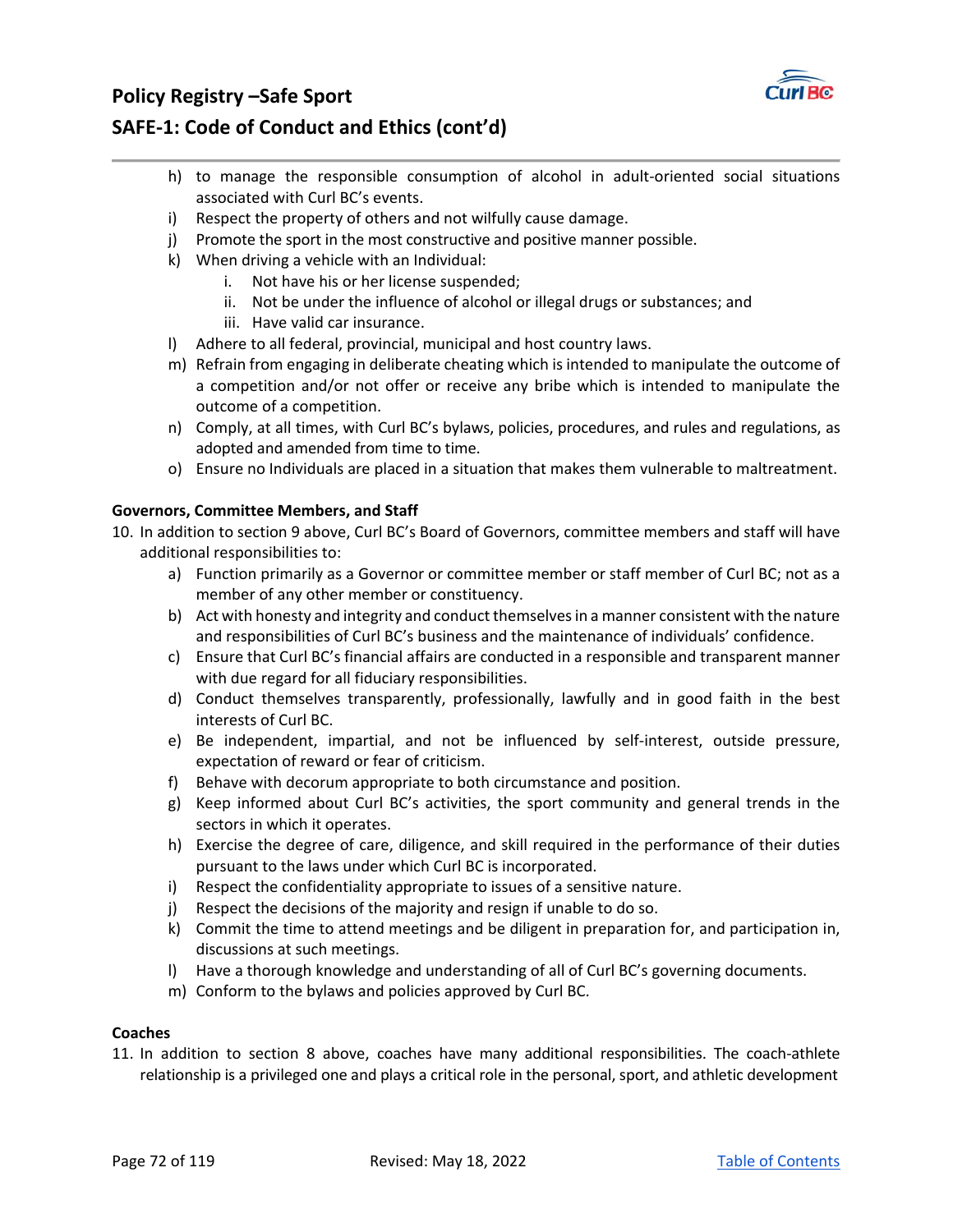h) to manage the responsible consumption of alcohol in adult-oriented social situations associated with Curl BC's events.
i) Respect the property of others and not wilfully cause damage.
j) Promote the sport in the most constructive and positive manner possible.
k) When driving a vehicle with an Individual:
    i. Not have his or her license suspended;
    ii. Not be under the influence of alcohol or illegal drugs or substances; and
    iii. Have valid car insurance.
l) Adhere to all federal, provincial, municipal and host country laws.
m) Refrain from engaging in deliberate cheating which is intended to manipulate the outcome of a competition and/or not offer or receive any bribe which is intended to manipulate the outcome of a competition.
n) Comply, at all times, with Curl BC's bylaws, policies, procedures, and rules and regulations, as adopted and amended from time to time.
o) Ensure no Individuals are placed in a situation that makes them vulnerable to maltreatment.

**Governors, Committee Members, and Staff**

10. In addition to section 9 above, Curl BC's Board of Governors, committee members and staff will have additional responsibilities to:
    a) Function primarily as a Governor or committee member or staff member of Curl BC; not as a member of any other member or constituency.
    b) Act with honesty and integrity and conduct themselves in a manner consistent with the nature and responsibilities of Curl BC's business and the maintenance of individuals' confidence.
    c) Ensure that Curl BC's financial affairs are conducted in a responsible and transparent manner with due regard for all fiduciary responsibilities.
    d) Conduct themselves transparently, professionally, lawfully and in good faith in the best interests of Curl BC.
    e) Be independent, impartial, and not be influenced by self-interest, outside pressure, expectation of reward or fear of criticism.
    f) Behave with decorum appropriate to both circumstance and position.
    g) Keep informed about Curl BC's activities, the sport community and general trends in the sectors in which it operates.
    h) Exercise the degree of care, diligence, and skill required in the performance of their duties pursuant to the laws under which Curl BC is incorporated.
    i) Respect the confidentiality appropriate to issues of a sensitive nature.
    j) Respect the decisions of the majority and resign if unable to do so.
    k) Commit the time to attend meetings and be diligent in preparation for, and participation in, discussions at such meetings.
    l) Have a thorough knowledge and understanding of all of Curl BC's governing documents.
    m) Conform to the bylaws and policies approved by Curl BC.

**Coaches**

11. In addition to section 8 above, coaches have many additional responsibilities. The coach-athlete relationship is a privileged one and plays a critical role in the personal, sport, and athletic development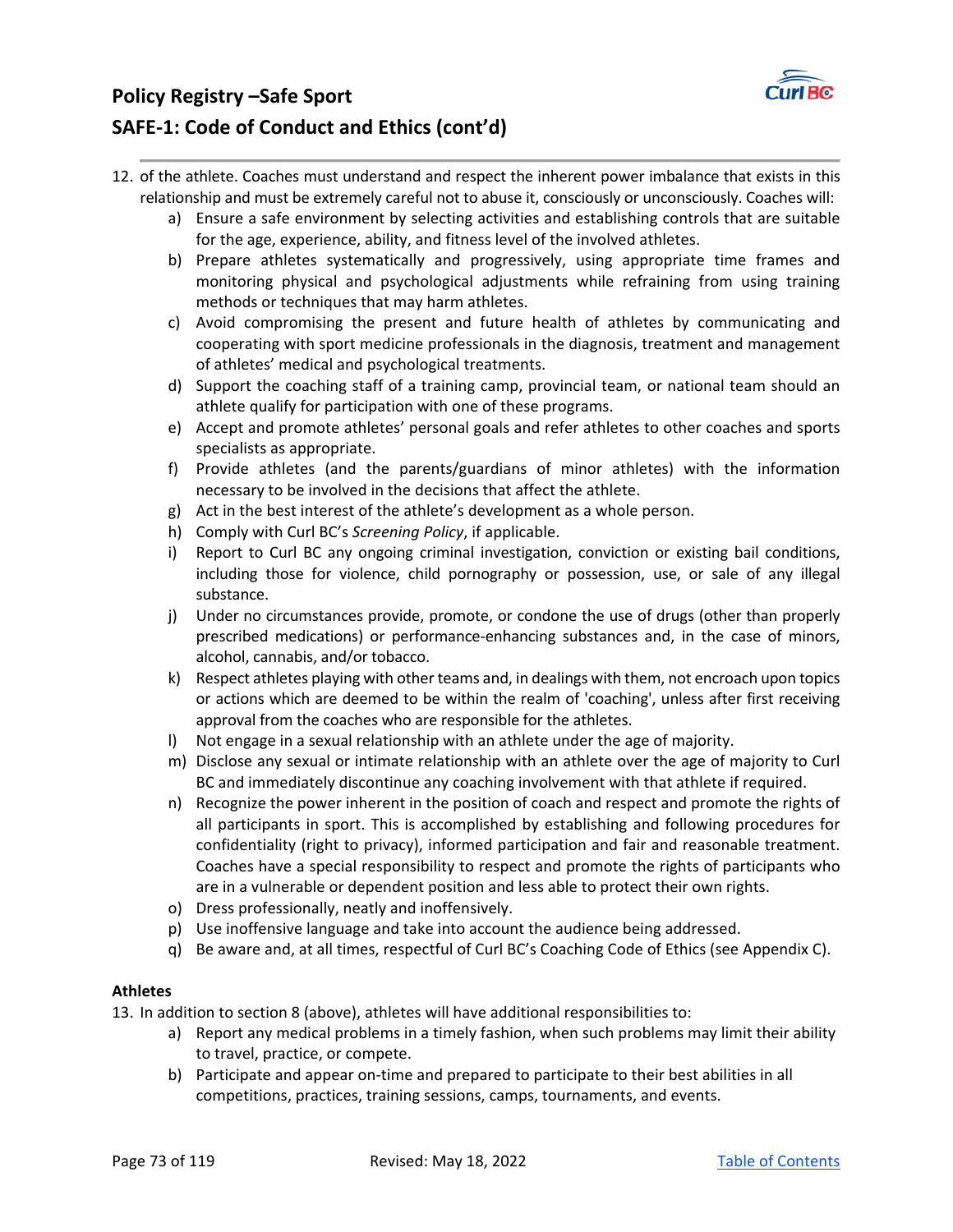12. of the athlete. Coaches must understand and respect the inherent power imbalance that exists in this relationship and must be extremely careful not to abuse it, consciously or unconsciously. Coaches will:
    a) Ensure a safe environment by selecting activities and establishing controls that are suitable for the age, experience, ability, and fitness level of the involved athletes.
    b) Prepare athletes systematically and progressively, using appropriate time frames and monitoring physical and psychological adjustments while refraining from using training methods or techniques that may harm athletes.
    c) Avoid compromising the present and future health of athletes by communicating and cooperating with sport medicine professionals in the diagnosis, treatment and management of athletes' medical and psychological treatments.
    d) Support the coaching staff of a training camp, provincial team, or national team should an athlete qualify for participation with one of these programs.
    e) Accept and promote athletes' personal goals and refer athletes to other coaches and sports specialists as appropriate.
    f) Provide athletes (and the parents/guardians of minor athletes) with the information necessary to be involved in the decisions that affect the athlete.
    g) Act in the best interest of the athlete's development as a whole person.
    h) Comply with Curl BC's *Screening Policy*, if applicable.
    i) Report to Curl BC any ongoing criminal investigation, conviction or existing bail conditions, including those for violence, child pornography or possession, use, or sale of any illegal substance.
    j) Under no circumstances provide, promote, or condone the use of drugs (other than properly prescribed medications) or performance-enhancing substances and, in the case of minors, alcohol, cannabis, and/or tobacco.
    k) Respect athletes playing with other teams and, in dealings with them, not encroach upon topics or actions which are deemed to be within the realm of 'coaching', unless after first receiving approval from the coaches who are responsible for the athletes.
    l) Not engage in a sexual relationship with an athlete under the age of majority.
    m) Disclose any sexual or intimate relationship with an athlete over the age of majority to Curl BC and immediately discontinue any coaching involvement with that athlete if required.
    n) Recognize the power inherent in the position of coach and respect and promote the rights of all participants in sport. This is accomplished by establishing and following procedures for confidentiality (right to privacy), informed participation and fair and reasonable treatment. Coaches have a special responsibility to respect and promote the rights of participants who are in a vulnerable or dependent position and less able to protect their own rights.
    o) Dress professionally, neatly and inoffensively.
    p) Use inoffensive language and take into account the audience being addressed.
    q) Be aware and, at all times, respectful of Curl BC's Coaching Code of Ethics (see Appendix C).

**Athletes**

13. In addition to section 8 (above), athletes will have additional responsibilities to:
    a) Report any medical problems in a timely fashion, when such problems may limit their ability to travel, practice, or compete.
    b) Participate and appear on-time and prepared to participate to their best abilities in all competitions, practices, training sessions, camps, tournaments, and events.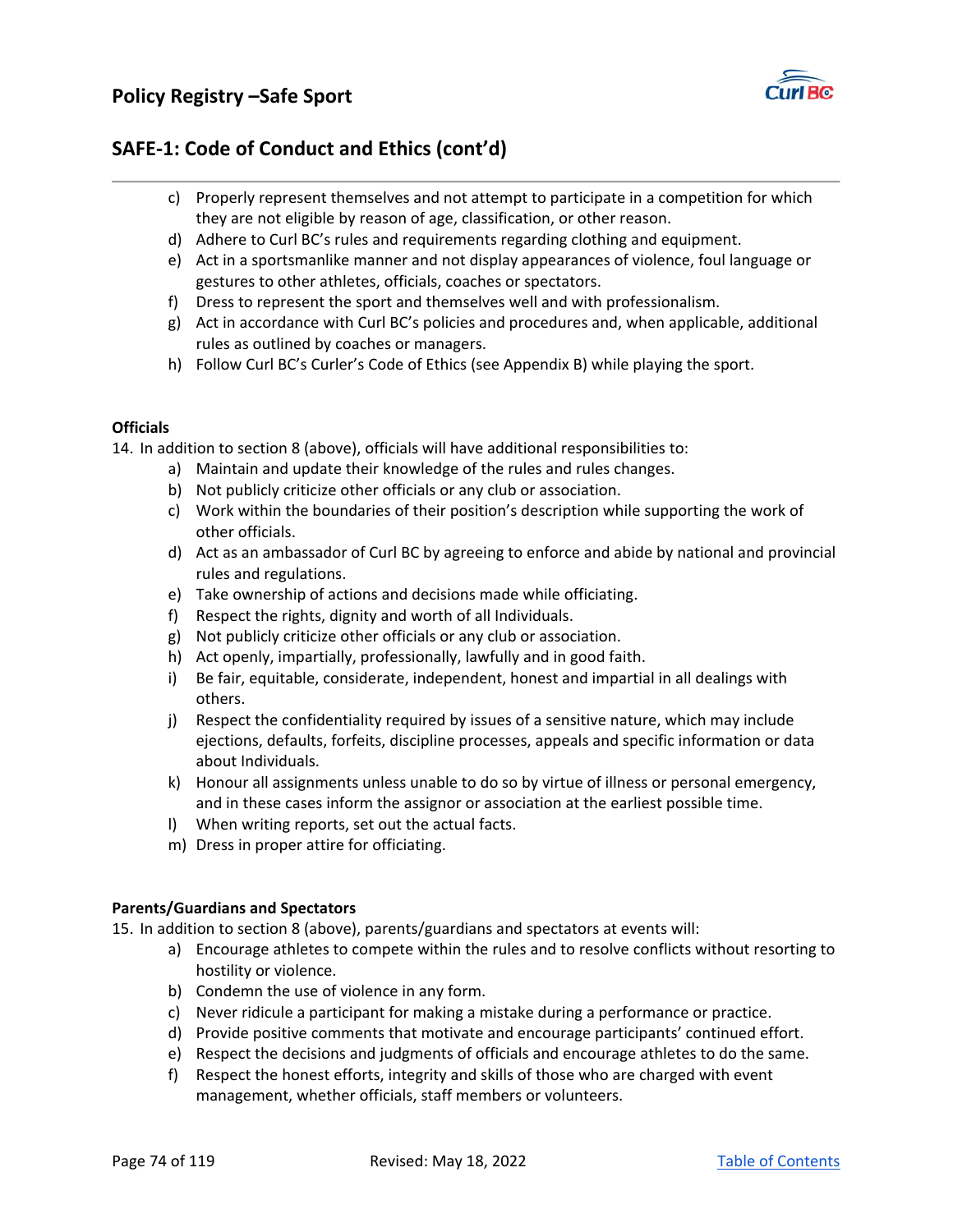## SAFE-1: Code of Conduct and Ethics (cont'd)

c) Properly represent themselves and not attempt to participate in a competition for which they are not eligible by reason of age, classification, or other reason.
d) Adhere to Curl BC's rules and requirements regarding clothing and equipment.
e) Act in a sportsmanlike manner and not display appearances of violence, foul language or gestures to other athletes, officials, coaches or spectators.
f) Dress to represent the sport and themselves well and with professionalism.
g) Act in accordance with Curl BC's policies and procedures and, when applicable, additional rules as outlined by coaches or managers.
h) Follow Curl BC's Curler's Code of Ethics (see Appendix B) while playing the sport.

**Officials**

14. In addition to section 8 (above), officials will have additional responsibilities to:
    a) Maintain and update their knowledge of the rules and rules changes.
    b) Not publicly criticize other officials or any club or association.
    c) Work within the boundaries of their position's description while supporting the work of other officials.
    d) Act as an ambassador of Curl BC by agreeing to enforce and abide by national and provincial rules and regulations.
    e) Take ownership of actions and decisions made while officiating.
    f) Respect the rights, dignity and worth of all Individuals.
    g) Not publicly criticize other officials or any club or association.
    h) Act openly, impartially, professionally, lawfully and in good faith.
    i) Be fair, equitable, considerate, independent, honest and impartial in all dealings with others.
    j) Respect the confidentiality required by issues of a sensitive nature, which may include ejections, defaults, forfeits, discipline processes, appeals and specific information or data about Individuals.
    k) Honour all assignments unless unable to do so by virtue of illness or personal emergency, and in these cases inform the assignor or association at the earliest possible time.
    l) When writing reports, set out the actual facts.
    m) Dress in proper attire for officiating.

**Parents/Guardians and Spectators**

15. In addition to section 8 (above), parents/guardians and spectators at events will:
    a) Encourage athletes to compete within the rules and to resolve conflicts without resorting to hostility or violence.
    b) Condemn the use of violence in any form.
    c) Never ridicule a participant for making a mistake during a performance or practice.
    d) Provide positive comments that motivate and encourage participants' continued effort.
    e) Respect the decisions and judgments of officials and encourage athletes to do the same.
    f) Respect the honest efforts, integrity and skills of those who are charged with event management, whether officials, staff members or volunteers.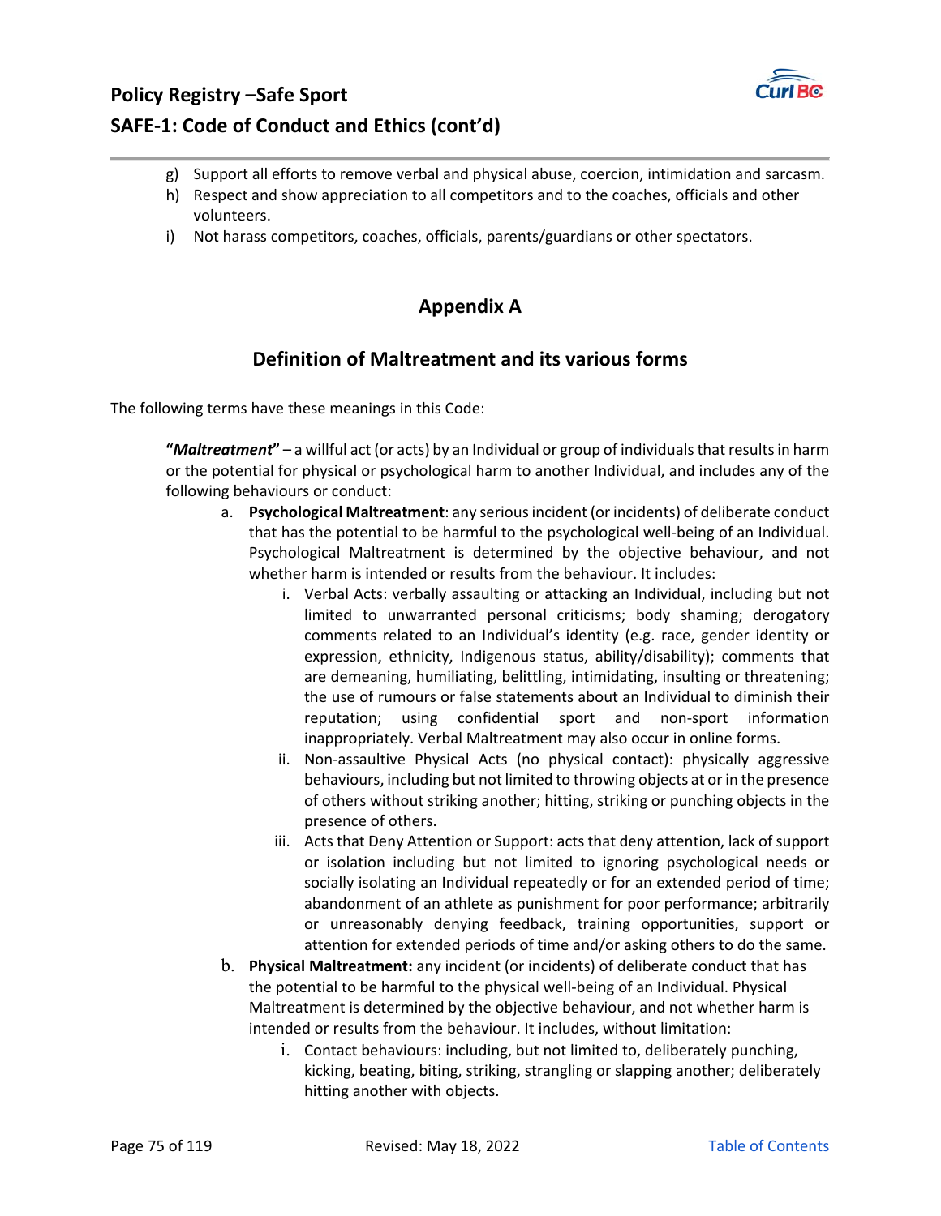g) Support all efforts to remove verbal and physical abuse, coercion, intimidation and sarcasm.
h) Respect and show appreciation to all competitors and to the coaches, officials and other volunteers.
i) Not harass competitors, coaches, officials, parents/guardians or other spectators.

## Appendix A

## Definition of Maltreatment and its various forms

The following terms have these meanings in this Code:

**"*Maltreatment*"** – a willful act (or acts) by an Individual or group of individuals that results in harm or the potential for physical or psychological harm to another Individual, and includes any of the following behaviours or conduct:

a. **Psychological Maltreatment**: any serious incident (or incidents) of deliberate conduct that has the potential to be harmful to the psychological well-being of an Individual. Psychological Maltreatment is determined by the objective behaviour, and not whether harm is intended or results from the behaviour. It includes:
   i. Verbal Acts: verbally assaulting or attacking an Individual, including but not limited to unwarranted personal criticisms; body shaming; derogatory comments related to an Individual's identity (e.g. race, gender identity or expression, ethnicity, Indigenous status, ability/disability); comments that are demeaning, humiliating, belittling, intimidating, insulting or threatening; the use of rumours or false statements about an Individual to diminish their reputation; using confidential sport and non-sport information inappropriately. Verbal Maltreatment may also occur in online forms.
   ii. Non-assaultive Physical Acts (no physical contact): physically aggressive behaviours, including but not limited to throwing objects at or in the presence of others without striking another; hitting, striking or punching objects in the presence of others.
   iii. Acts that Deny Attention or Support: acts that deny attention, lack of support or isolation including but not limited to ignoring psychological needs or socially isolating an Individual repeatedly or for an extended period of time; abandonment of an athlete as punishment for poor performance; arbitrarily or unreasonably denying feedback, training opportunities, support or attention for extended periods of time and/or asking others to do the same.

b. **Physical Maltreatment:** any incident (or incidents) of deliberate conduct that has the potential to be harmful to the physical well-being of an Individual. Physical Maltreatment is determined by the objective behaviour, and not whether harm is intended or results from the behaviour. It includes, without limitation:
   i. Contact behaviours: including, but not limited to, deliberately punching, kicking, beating, biting, striking, strangling or slapping another; deliberately hitting another with objects.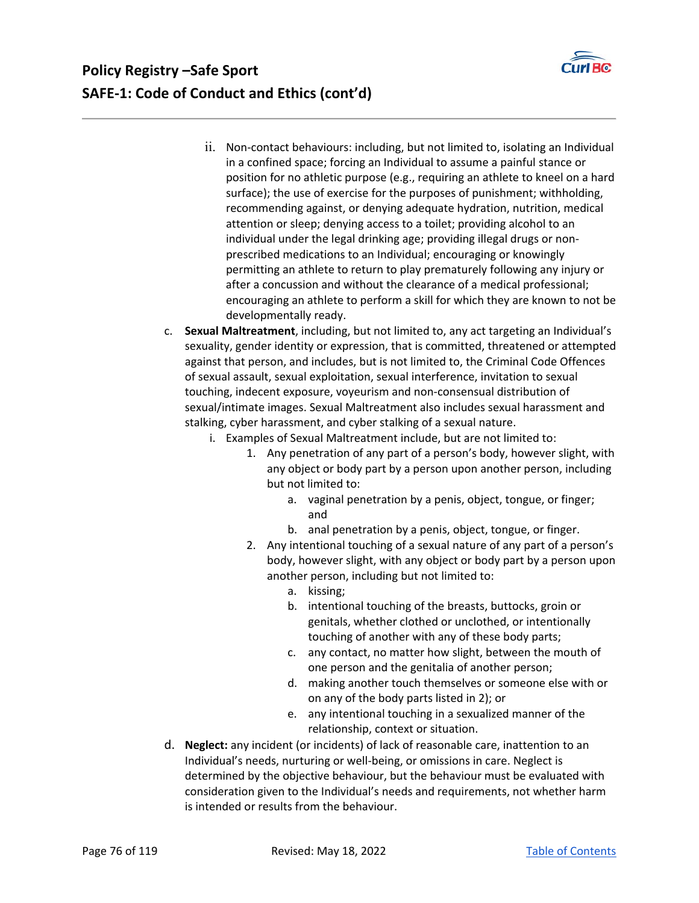ii. Non-contact behaviours: including, but not limited to, isolating an Individual in a confined space; forcing an Individual to assume a painful stance or position for no athletic purpose (e.g., requiring an athlete to kneel on a hard surface); the use of exercise for the purposes of punishment; withholding, recommending against, or denying adequate hydration, nutrition, medical attention or sleep; denying access to a toilet; providing alcohol to an individual under the legal drinking age; providing illegal drugs or non-prescribed medications to an Individual; encouraging or knowingly permitting an athlete to return to play prematurely following any injury or after a concussion and without the clearance of a medical professional; encouraging an athlete to perform a skill for which they are known to not be developmentally ready.

c. **Sexual Maltreatment**, including, but not limited to, any act targeting an Individual's sexuality, gender identity or expression, that is committed, threatened or attempted against that person, and includes, but is not limited to, the Criminal Code Offences of sexual assault, sexual exploitation, sexual interference, invitation to sexual touching, indecent exposure, voyeurism and non-consensual distribution of sexual/intimate images. Sexual Maltreatment also includes sexual harassment and stalking, cyber harassment, and cyber stalking of a sexual nature.
   i. Examples of Sexual Maltreatment include, but are not limited to:
      1. Any penetration of any part of a person's body, however slight, with any object or body part by a person upon another person, including but not limited to:
         a. vaginal penetration by a penis, object, tongue, or finger; and
         b. anal penetration by a penis, object, tongue, or finger.
      2. Any intentional touching of a sexual nature of any part of a person's body, however slight, with any object or body part by a person upon another person, including but not limited to:
         a. kissing;
         b. intentional touching of the breasts, buttocks, groin or genitals, whether clothed or unclothed, or intentionally touching of another with any of these body parts;
         c. any contact, no matter how slight, between the mouth of one person and the genitalia of another person;
         d. making another touch themselves or someone else with or on any of the body parts listed in 2); or
         e. any intentional touching in a sexualized manner of the relationship, context or situation.

d. **Neglect:** any incident (or incidents) of lack of reasonable care, inattention to an Individual's needs, nurturing or well-being, or omissions in care. Neglect is determined by the objective behaviour, but the behaviour must be evaluated with consideration given to the Individual's needs and requirements, not whether harm is intended or results from the behaviour.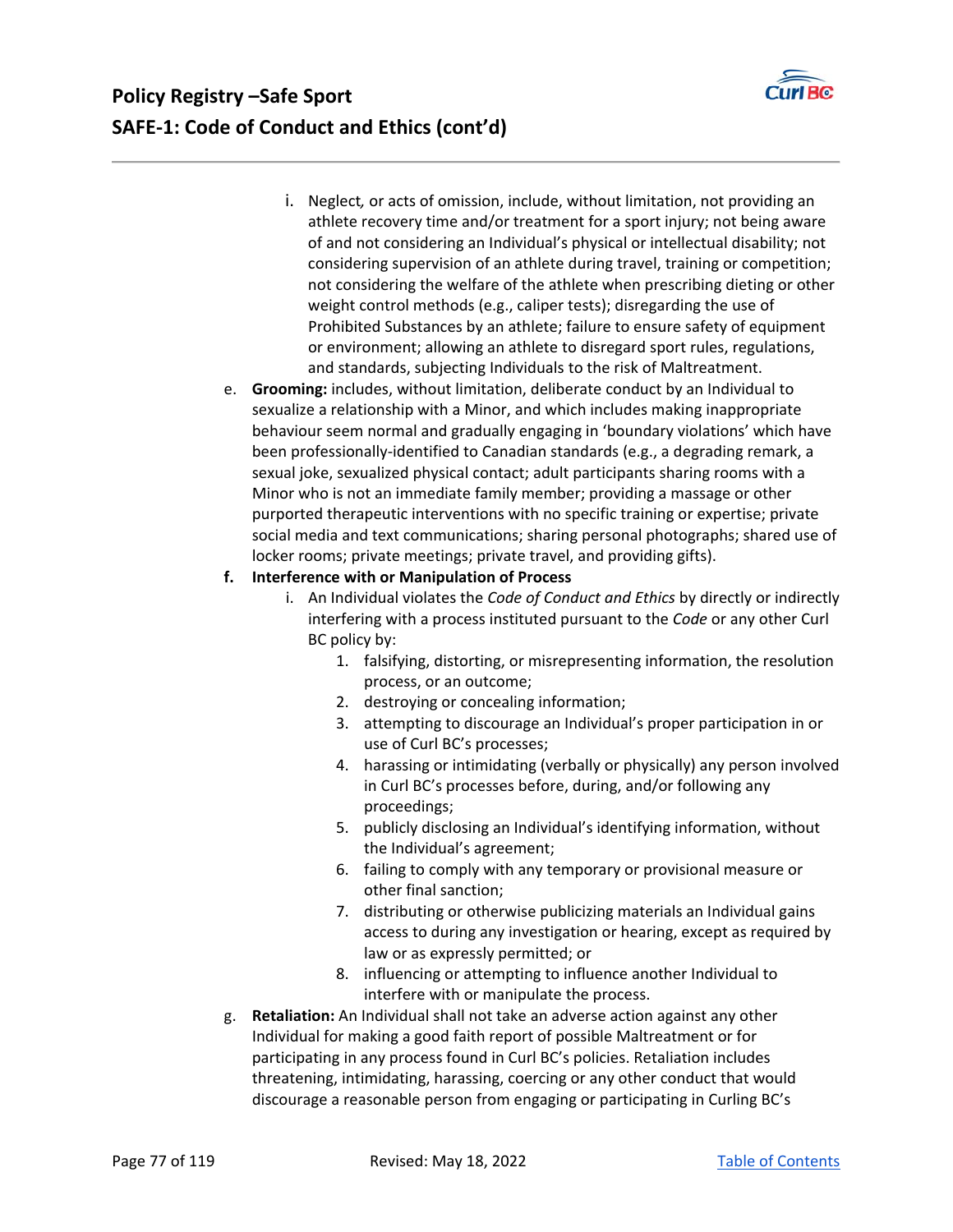i. Neglect*,* or acts of omission, include, without limitation, not providing an athlete recovery time and/or treatment for a sport injury; not being aware of and not considering an Individual's physical or intellectual disability; not considering supervision of an athlete during travel, training or competition; not considering the welfare of the athlete when prescribing dieting or other weight control methods (e.g., caliper tests); disregarding the use of Prohibited Substances by an athlete; failure to ensure safety of equipment or environment; allowing an athlete to disregard sport rules, regulations, and standards, subjecting Individuals to the risk of Maltreatment.

e. **Grooming:** includes, without limitation, deliberate conduct by an Individual to sexualize a relationship with a Minor, and which includes making inappropriate behaviour seem normal and gradually engaging in 'boundary violations' which have been professionally-identified to Canadian standards (e.g., a degrading remark, a sexual joke, sexualized physical contact; adult participants sharing rooms with a Minor who is not an immediate family member; providing a massage or other purported therapeutic interventions with no specific training or expertise; private social media and text communications; sharing personal photographs; shared use of locker rooms; private meetings; private travel, and providing gifts).

f. **Interference with or Manipulation of Process**

i. An Individual violates the *Code of Conduct and Ethics* by directly or indirectly interfering with a process instituted pursuant to the *Code* or any other Curl BC policy by:

1. falsifying, distorting, or misrepresenting information, the resolution process, or an outcome;
2. destroying or concealing information;
3. attempting to discourage an Individual's proper participation in or use of Curl BC's processes;
4. harassing or intimidating (verbally or physically) any person involved in Curl BC's processes before, during, and/or following any proceedings;
5. publicly disclosing an Individual's identifying information, without the Individual's agreement;
6. failing to comply with any temporary or provisional measure or other final sanction;
7. distributing or otherwise publicizing materials an Individual gains access to during any investigation or hearing, except as required by law or as expressly permitted; or
8. influencing or attempting to influence another Individual to interfere with or manipulate the process.

g. **Retaliation:** An Individual shall not take an adverse action against any other Individual for making a good faith report of possible Maltreatment or for participating in any process found in Curl BC's policies. Retaliation includes threatening, intimidating, harassing, coercing or any other conduct that would discourage a reasonable person from engaging or participating in Curling BC's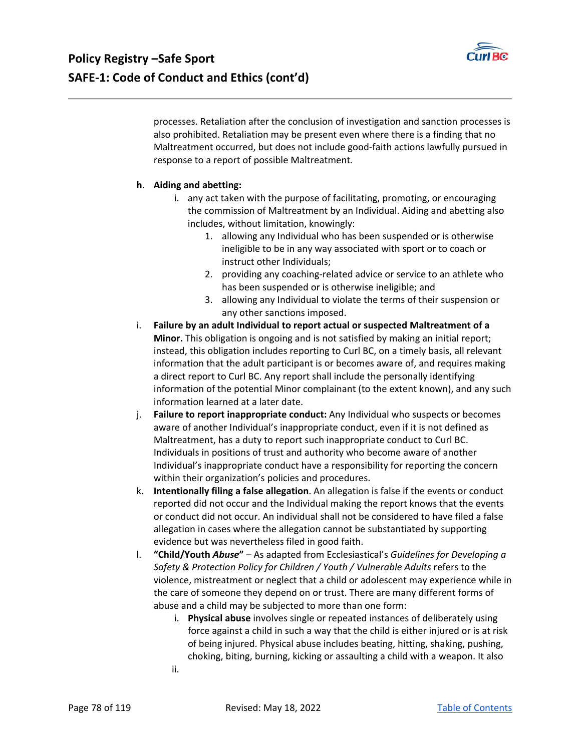processes. Retaliation after the conclusion of investigation and sanction processes is also prohibited. Retaliation may be present even where there is a finding that no Maltreatment occurred, but does not include good-faith actions lawfully pursued in response to a report of possible Maltreatment*.*

h. **Aiding and abetting:**
   i. any act taken with the purpose of facilitating, promoting, or encouraging the commission of Maltreatment by an Individual. Aiding and abetting also includes, without limitation, knowingly:
      1. allowing any Individual who has been suspended or is otherwise ineligible to be in any way associated with sport or to coach or instruct other Individuals;
      2. providing any coaching-related advice or service to an athlete who has been suspended or is otherwise ineligible; and
      3. allowing any Individual to violate the terms of their suspension or any other sanctions imposed.

i. **Failure by an adult Individual to report actual or suspected Maltreatment of a Minor.** This obligation is ongoing and is not satisfied by making an initial report; instead, this obligation includes reporting to Curl BC, on a timely basis, all relevant information that the adult participant is or becomes aware of, and requires making a direct report to Curl BC. Any report shall include the personally identifying information of the potential Minor complainant (to the extent known), and any such information learned at a later date.

j. **Failure to report inappropriate conduct:** Any Individual who suspects or becomes aware of another Individual's inappropriate conduct, even if it is not defined as Maltreatment, has a duty to report such inappropriate conduct to Curl BC. Individuals in positions of trust and authority who become aware of another Individual's inappropriate conduct have a responsibility for reporting the concern within their organization's policies and procedures.

k. **Intentionally filing a false allegation**. An allegation is false if the events or conduct reported did not occur and the Individual making the report knows that the events or conduct did not occur. An individual shall not be considered to have filed a false allegation in cases where the allegation cannot be substantiated by supporting evidence but was nevertheless filed in good faith.

l. **"Child/Youth *Abuse*"** – As adapted from Ecclesiastical's *Guidelines for Developing a Safety & Protection Policy for Children / Youth / Vulnerable Adults* refers to the violence, mistreatment or neglect that a child or adolescent may experience while in the care of someone they depend on or trust. There are many different forms of abuse and a child may be subjected to more than one form:
   i. **Physical abuse** involves single or repeated instances of deliberately using force against a child in such a way that the child is either injured or is at risk of being injured. Physical abuse includes beating, hitting, shaking, pushing, choking, biting, burning, kicking or assaulting a child with a weapon. It also
   ii.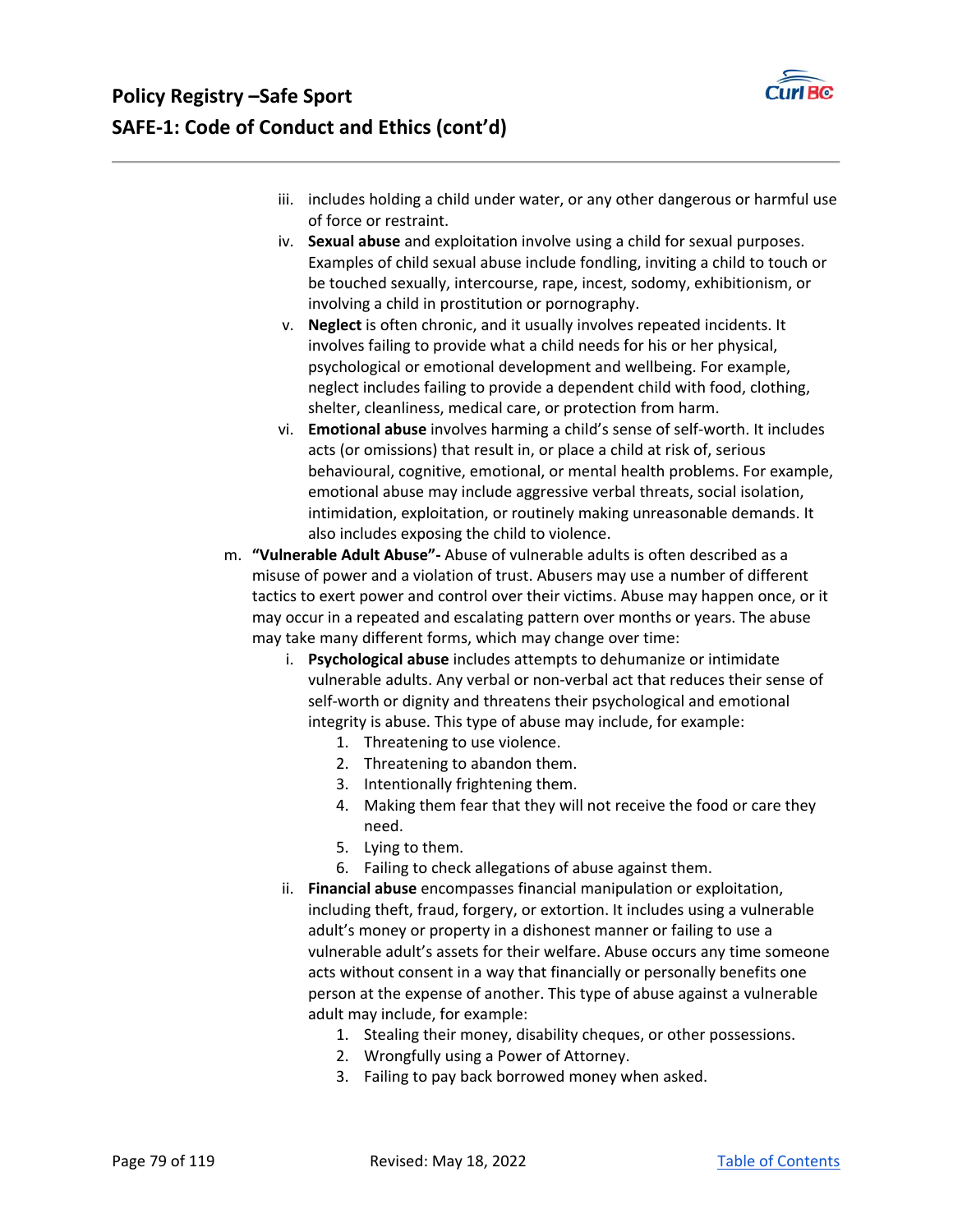iii. includes holding a child under water, or any other dangerous or harmful use of force or restraint.

iv. **Sexual abuse** and exploitation involve using a child for sexual purposes. Examples of child sexual abuse include fondling, inviting a child to touch or be touched sexually, intercourse, rape, incest, sodomy, exhibitionism, or involving a child in prostitution or pornography.

v. **Neglect** is often chronic, and it usually involves repeated incidents. It involves failing to provide what a child needs for his or her physical, psychological or emotional development and wellbeing. For example, neglect includes failing to provide a dependent child with food, clothing, shelter, cleanliness, medical care, or protection from harm.

vi. **Emotional abuse** involves harming a child's sense of self-worth. It includes acts (or omissions) that result in, or place a child at risk of, serious behavioural, cognitive, emotional, or mental health problems. For example, emotional abuse may include aggressive verbal threats, social isolation, intimidation, exploitation, or routinely making unreasonable demands. It also includes exposing the child to violence.

m. **"Vulnerable Adult Abuse"-** Abuse of vulnerable adults is often described as a misuse of power and a violation of trust. Abusers may use a number of different tactics to exert power and control over their victims. Abuse may happen once, or it may occur in a repeated and escalating pattern over months or years. The abuse may take many different forms, which may change over time:

   i. **Psychological abuse** includes attempts to dehumanize or intimidate vulnerable adults. Any verbal or non-verbal act that reduces their sense of self-worth or dignity and threatens their psychological and emotional integrity is abuse. This type of abuse may include, for example:
      1. Threatening to use violence.
      2. Threatening to abandon them.
      3. Intentionally frightening them.
      4. Making them fear that they will not receive the food or care they need.
      5. Lying to them.
      6. Failing to check allegations of abuse against them.

   ii. **Financial abuse** encompasses financial manipulation or exploitation, including theft, fraud, forgery, or extortion. It includes using a vulnerable adult's money or property in a dishonest manner or failing to use a vulnerable adult's assets for their welfare. Abuse occurs any time someone acts without consent in a way that financially or personally benefits one person at the expense of another. This type of abuse against a vulnerable adult may include, for example:
      1. Stealing their money, disability cheques, or other possessions.
      2. Wrongfully using a Power of Attorney.
      3. Failing to pay back borrowed money when asked.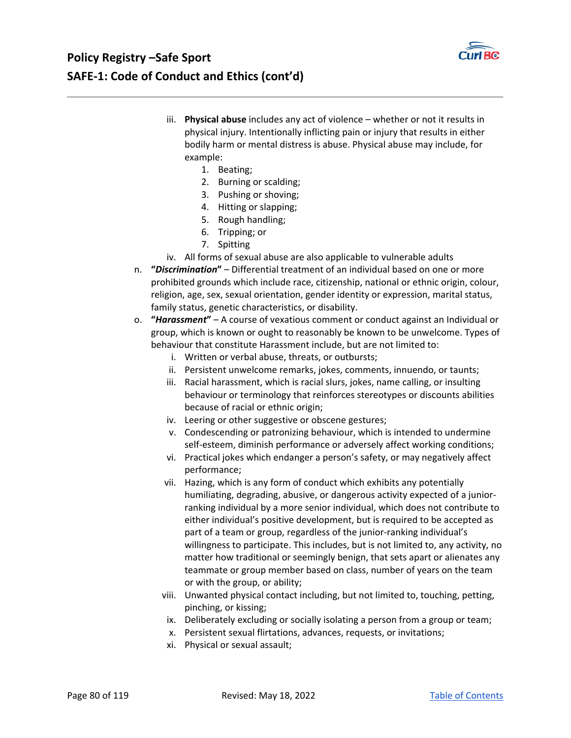iii. **Physical abuse** includes any act of violence – whether or not it results in physical injury. Intentionally inflicting pain or injury that results in either bodily harm or mental distress is abuse. Physical abuse may include, for example:
    1. Beating;
    2. Burning or scalding;
    3. Pushing or shoving;
    4. Hitting or slapping;
    5. Rough handling;
    6. Tripping; or
    7. Spitting

iv. All forms of sexual abuse are also applicable to vulnerable adults

n. **“*Discrimination*”** – Differential treatment of an individual based on one or more prohibited grounds which include race, citizenship, national or ethnic origin, colour, religion, age, sex, sexual orientation, gender identity or expression, marital status, family status, genetic characteristics, or disability.

o. **“*Harassment*”** – A course of vexatious comment or conduct against an Individual or group, which is known or ought to reasonably be known to be unwelcome. Types of behaviour that constitute Harassment include, but are not limited to:
    i. Written or verbal abuse, threats, or outbursts;
    ii. Persistent unwelcome remarks, jokes, comments, innuendo, or taunts;
    iii. Racial harassment, which is racial slurs, jokes, name calling, or insulting behaviour or terminology that reinforces stereotypes or discounts abilities because of racial or ethnic origin;
    iv. Leering or other suggestive or obscene gestures;
    v. Condescending or patronizing behaviour, which is intended to undermine self-esteem, diminish performance or adversely affect working conditions;
    vi. Practical jokes which endanger a person’s safety, or may negatively affect performance;
    vii. Hazing, which is any form of conduct which exhibits any potentially humiliating, degrading, abusive, or dangerous activity expected of a junior-ranking individual by a more senior individual, which does not contribute to either individual’s positive development, but is required to be accepted as part of a team or group, regardless of the junior-ranking individual’s willingness to participate. This includes, but is not limited to, any activity, no matter how traditional or seemingly benign, that sets apart or alienates any teammate or group member based on class, number of years on the team or with the group, or ability;
    viii. Unwanted physical contact including, but not limited to, touching, petting, pinching, or kissing;
    ix. Deliberately excluding or socially isolating a person from a group or team;
    x. Persistent sexual flirtations, advances, requests, or invitations;
    xi. Physical or sexual assault;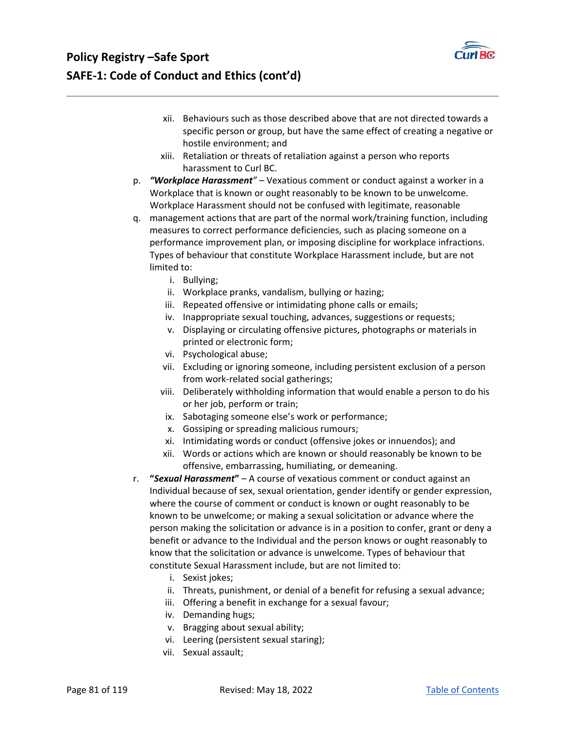xii. Behaviours such as those described above that are not directed towards a specific person or group, but have the same effect of creating a negative or hostile environment; and
xiii. Retaliation or threats of retaliation against a person who reports harassment to Curl BC.

p. ***"Workplace Harassment"*** – Vexatious comment or conduct against a worker in a Workplace that is known or ought reasonably to be known to be unwelcome. Workplace Harassment should not be confused with legitimate, reasonable

q. management actions that are part of the normal work/training function, including measures to correct performance deficiencies, such as placing someone on a performance improvement plan, or imposing discipline for workplace infractions. Types of behaviour that constitute Workplace Harassment include, but are not limited to:
   i. Bullying;
   ii. Workplace pranks, vandalism, bullying or hazing;
   iii. Repeated offensive or intimidating phone calls or emails;
   iv. Inappropriate sexual touching, advances, suggestions or requests;
   v. Displaying or circulating offensive pictures, photographs or materials in printed or electronic form;
   vi. Psychological abuse;
   vii. Excluding or ignoring someone, including persistent exclusion of a person from work-related social gatherings;
   viii. Deliberately withholding information that would enable a person to do his or her job, perform or train;
   ix. Sabotaging someone else's work or performance;
   x. Gossiping or spreading malicious rumours;
   xi. Intimidating words or conduct (offensive jokes or innuendos); and
   xii. Words or actions which are known or should reasonably be known to be offensive, embarrassing, humiliating, or demeaning.

r. **"*Sexual Harassment*"** – A course of vexatious comment or conduct against an Individual because of sex, sexual orientation, gender identify or gender expression, where the course of comment or conduct is known or ought reasonably to be known to be unwelcome; or making a sexual solicitation or advance where the person making the solicitation or advance is in a position to confer, grant or deny a benefit or advance to the Individual and the person knows or ought reasonably to know that the solicitation or advance is unwelcome. Types of behaviour that constitute Sexual Harassment include, but are not limited to:
   i. Sexist jokes;
   ii. Threats, punishment, or denial of a benefit for refusing a sexual advance;
   iii. Offering a benefit in exchange for a sexual favour;
   iv. Demanding hugs;
   v. Bragging about sexual ability;
   vi. Leering (persistent sexual staring);
   vii. Sexual assault;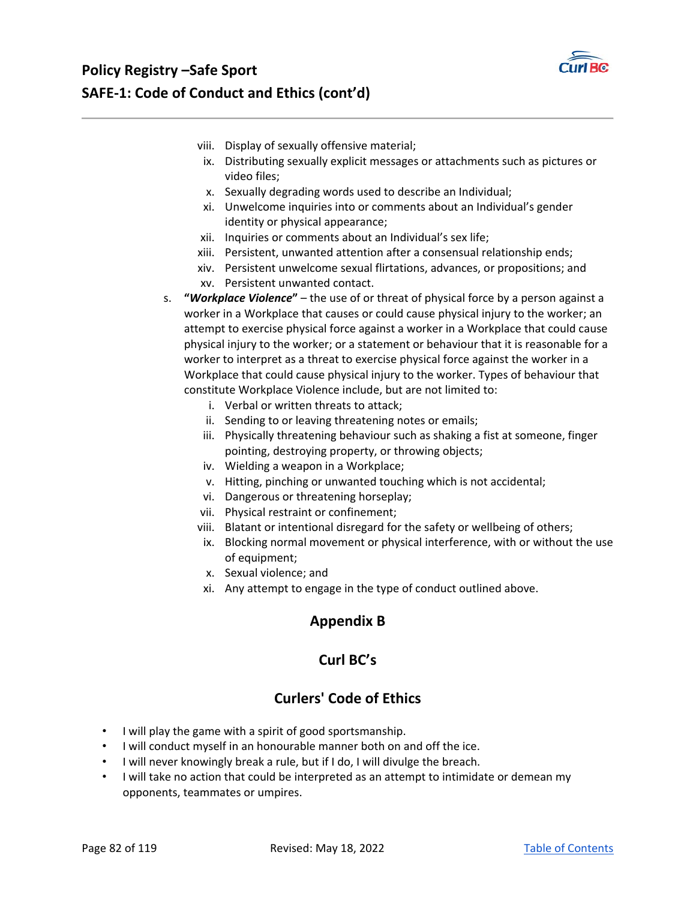viii. Display of sexually offensive material;
ix. Distributing sexually explicit messages or attachments such as pictures or video files;
x. Sexually degrading words used to describe an Individual;
xi. Unwelcome inquiries into or comments about an Individual's gender identity or physical appearance;
xii. Inquiries or comments about an Individual's sex life;
xiii. Persistent, unwanted attention after a consensual relationship ends;
xiv. Persistent unwelcome sexual flirtations, advances, or propositions; and
xv. Persistent unwanted contact.

s. **"*Workplace Violence*"** – the use of or threat of physical force by a person against a worker in a Workplace that causes or could cause physical injury to the worker; an attempt to exercise physical force against a worker in a Workplace that could cause physical injury to the worker; or a statement or behaviour that it is reasonable for a worker to interpret as a threat to exercise physical force against the worker in a Workplace that could cause physical injury to the worker. Types of behaviour that constitute Workplace Violence include, but are not limited to:
   i. Verbal or written threats to attack;
   ii. Sending to or leaving threatening notes or emails;
   iii. Physically threatening behaviour such as shaking a fist at someone, finger pointing, destroying property, or throwing objects;
   iv. Wielding a weapon in a Workplace;
   v. Hitting, pinching or unwanted touching which is not accidental;
   vi. Dangerous or threatening horseplay;
   vii. Physical restraint or confinement;
   viii. Blatant or intentional disregard for the safety or wellbeing of others;
   ix. Blocking normal movement or physical interference, with or without the use of equipment;
   x. Sexual violence; and
   xi. Any attempt to engage in the type of conduct outlined above.

## Appendix B

## Curl BC's

## Curlers' Code of Ethics

- I will play the game with a spirit of good sportsmanship.
- I will conduct myself in an honourable manner both on and off the ice.
- I will never knowingly break a rule, but if I do, I will divulge the breach.
- I will take no action that could be interpreted as an attempt to intimidate or demean my opponents, teammates or umpires.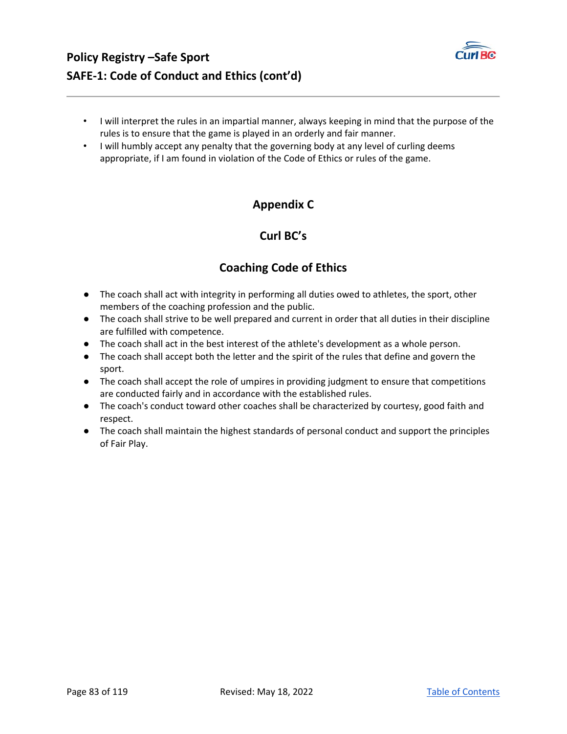- I will interpret the rules in an impartial manner, always keeping in mind that the purpose of the rules is to ensure that the game is played in an orderly and fair manner.
- I will humbly accept any penalty that the governing body at any level of curling deems appropriate, if I am found in violation of the Code of Ethics or rules of the game.

## Appendix C

## Curl BC's

## Coaching Code of Ethics

- The coach shall act with integrity in performing all duties owed to athletes, the sport, other members of the coaching profession and the public.
- The coach shall strive to be well prepared and current in order that all duties in their discipline are fulfilled with competence.
- The coach shall act in the best interest of the athlete's development as a whole person.
- The coach shall accept both the letter and the spirit of the rules that define and govern the sport.
- The coach shall accept the role of umpires in providing judgment to ensure that competitions are conducted fairly and in accordance with the established rules.
- The coach's conduct toward other coaches shall be characterized by courtesy, good faith and respect.
- The coach shall maintain the highest standards of personal conduct and support the principles of Fair Play.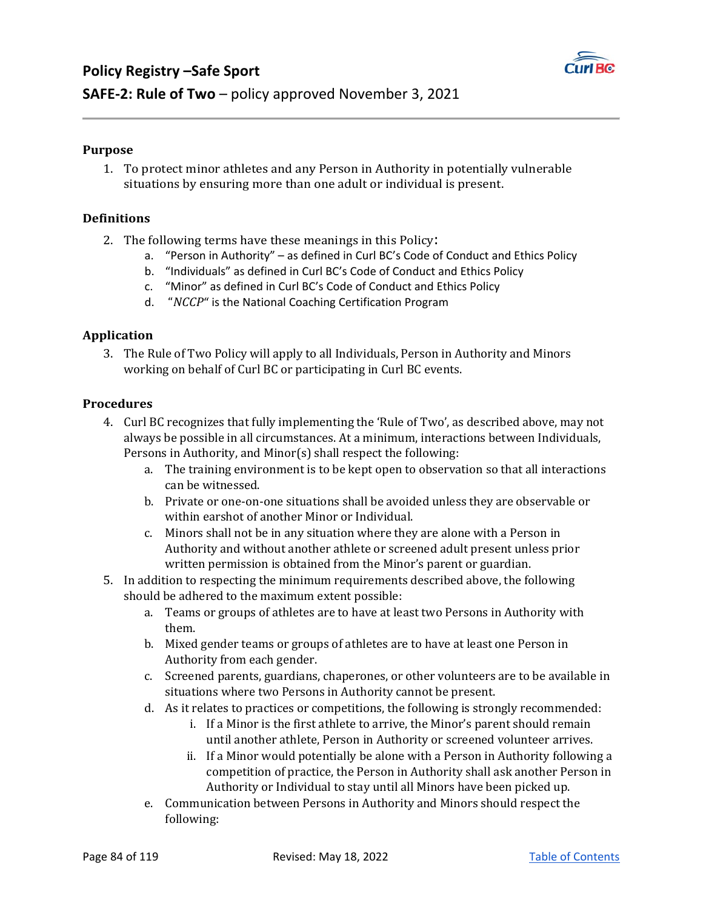# Policy Registry –Safe Sport

## SAFE-2: Rule of Two – policy approved November 3, 2021

### Purpose

1. To protect minor athletes and any Person in Authority in potentially vulnerable situations by ensuring more than one adult or individual is present.

### Definitions

2. The following terms have these meanings in this Policy:
   a. "Person in Authority" – as defined in Curl BC's Code of Conduct and Ethics Policy
   b. "Individuals" as defined in Curl BC's Code of Conduct and Ethics Policy
   c. "Minor" as defined in Curl BC's Code of Conduct and Ethics Policy
   d. "*NCCP*" is the National Coaching Certification Program

### Application

3. The Rule of Two Policy will apply to all Individuals, Person in Authority and Minors working on behalf of Curl BC or participating in Curl BC events.

### Procedures

4. Curl BC recognizes that fully implementing the 'Rule of Two', as described above, may not always be possible in all circumstances. At a minimum, interactions between Individuals, Persons in Authority, and Minor(s) shall respect the following:
   a. The training environment is to be kept open to observation so that all interactions can be witnessed.
   b. Private or one-on-one situations shall be avoided unless they are observable or within earshot of another Minor or Individual.
   c. Minors shall not be in any situation where they are alone with a Person in Authority and without another athlete or screened adult present unless prior written permission is obtained from the Minor's parent or guardian.
5. In addition to respecting the minimum requirements described above, the following should be adhered to the maximum extent possible:
   a. Teams or groups of athletes are to have at least two Persons in Authority with them.
   b. Mixed gender teams or groups of athletes are to have at least one Person in Authority from each gender.
   c. Screened parents, guardians, chaperones, or other volunteers are to be available in situations where two Persons in Authority cannot be present.
   d. As it relates to practices or competitions, the following is strongly recommended:
      i. If a Minor is the first athlete to arrive, the Minor's parent should remain until another athlete, Person in Authority or screened volunteer arrives.
      ii. If a Minor would potentially be alone with a Person in Authority following a competition of practice, the Person in Authority shall ask another Person in Authority or Individual to stay until all Minors have been picked up.
   e. Communication between Persons in Authority and Minors should respect the following: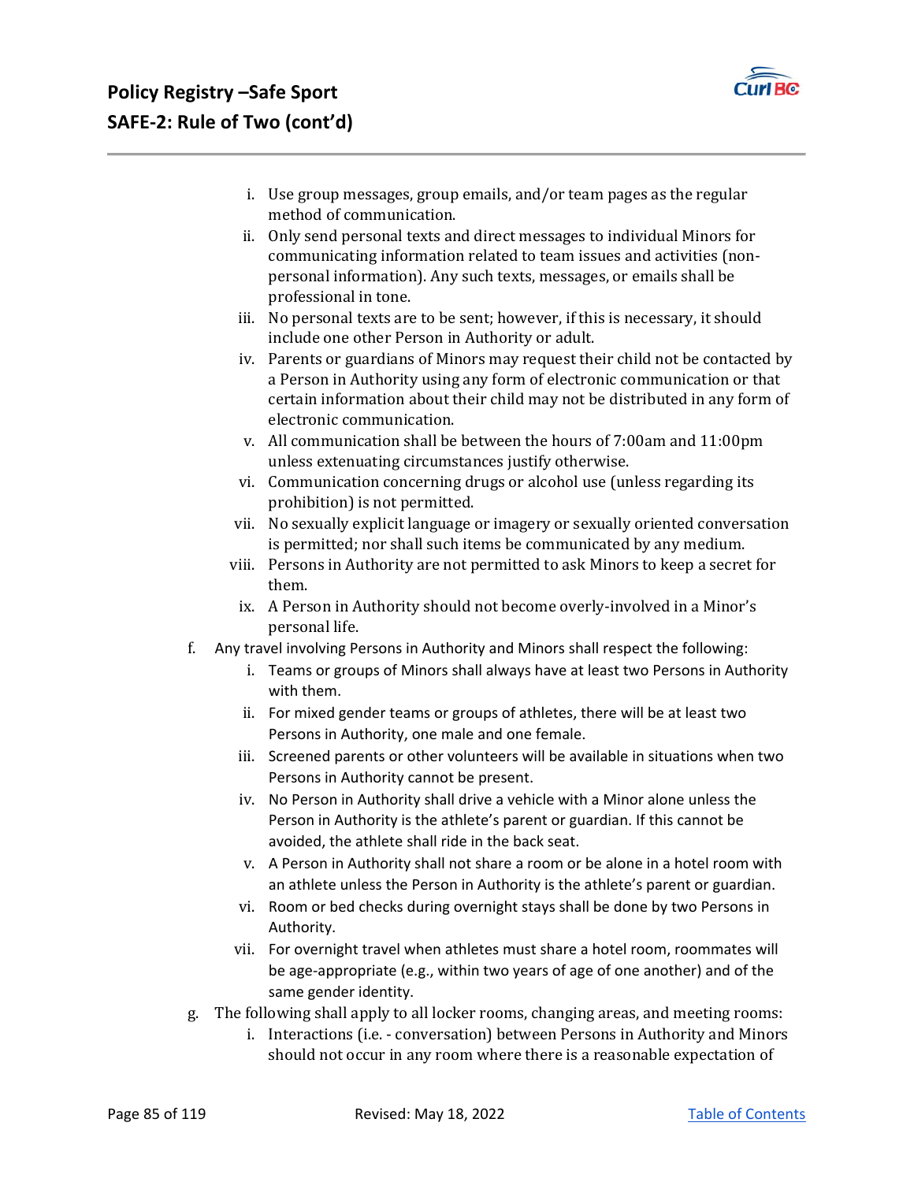i. Use group messages, group emails, and/or team pages as the regular method of communication.
ii. Only send personal texts and direct messages to individual Minors for communicating information related to team issues and activities (non-personal information). Any such texts, messages, or emails shall be professional in tone.
iii. No personal texts are to be sent; however, if this is necessary, it should include one other Person in Authority or adult.
iv. Parents or guardians of Minors may request their child not be contacted by a Person in Authority using any form of electronic communication or that certain information about their child may not be distributed in any form of electronic communication.
v. All communication shall be between the hours of 7:00am and 11:00pm unless extenuating circumstances justify otherwise.
vi. Communication concerning drugs or alcohol use (unless regarding its prohibition) is not permitted.
vii. No sexually explicit language or imagery or sexually oriented conversation is permitted; nor shall such items be communicated by any medium.
viii. Persons in Authority are not permitted to ask Minors to keep a secret for them.
ix. A Person in Authority should not become overly-involved in a Minor's personal life.

f. Any travel involving Persons in Authority and Minors shall respect the following:
   i. Teams or groups of Minors shall always have at least two Persons in Authority with them.
   ii. For mixed gender teams or groups of athletes, there will be at least two Persons in Authority, one male and one female.
   iii. Screened parents or other volunteers will be available in situations when two Persons in Authority cannot be present.
   iv. No Person in Authority shall drive a vehicle with a Minor alone unless the Person in Authority is the athlete's parent or guardian. If this cannot be avoided, the athlete shall ride in the back seat.
   v. A Person in Authority shall not share a room or be alone in a hotel room with an athlete unless the Person in Authority is the athlete's parent or guardian.
   vi. Room or bed checks during overnight stays shall be done by two Persons in Authority.
   vii. For overnight travel when athletes must share a hotel room, roommates will be age-appropriate (e.g., within two years of age of one another) and of the same gender identity.

g. The following shall apply to all locker rooms, changing areas, and meeting rooms:
   i. Interactions (i.e. - conversation) between Persons in Authority and Minors should not occur in any room where there is a reasonable expectation of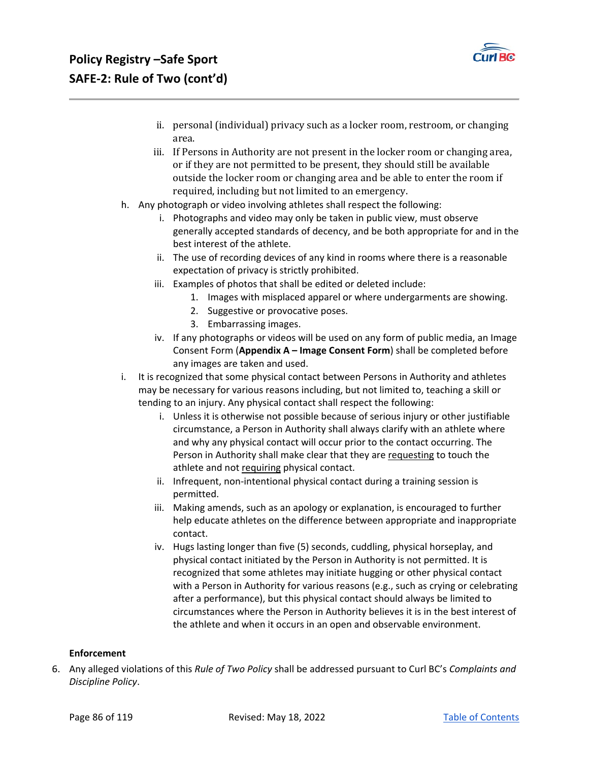# Policy Registry –Safe Sport
## SAFE-2: Rule of Two (cont'd)

   ii. personal (individual) privacy such as a locker room, restroom, or changing area.

   iii. If Persons in Authority are not present in the locker room or changing area, or if they are not permitted to be present, they should still be available outside the locker room or changing area and be able to enter the room if required, including but not limited to an emergency.

h. Any photograph or video involving athletes shall respect the following:

   i. Photographs and video may only be taken in public view, must observe generally accepted standards of decency, and be both appropriate for and in the best interest of the athlete.

   ii. The use of recording devices of any kind in rooms where there is a reasonable expectation of privacy is strictly prohibited.

   iii. Examples of photos that shall be edited or deleted include:

      1. Images with misplaced apparel or where undergarments are showing.
      2. Suggestive or provocative poses.
      3. Embarrassing images.

   iv. If any photographs or videos will be used on any form of public media, an Image Consent Form (**Appendix A – Image Consent Form**) shall be completed before any images are taken and used.

i. It is recognized that some physical contact between Persons in Authority and athletes may be necessary for various reasons including, but not limited to, teaching a skill or tending to an injury. Any physical contact shall respect the following:

   i. Unless it is otherwise not possible because of serious injury or other justifiable circumstance, a Person in Authority shall always clarify with an athlete where and why any physical contact will occur prior to the contact occurring. The Person in Authority shall make clear that they are requesting to touch the athlete and not requiring physical contact.

   ii. Infrequent, non-intentional physical contact during a training session is permitted.

   iii. Making amends, such as an apology or explanation, is encouraged to further help educate athletes on the difference between appropriate and inappropriate contact.

   iv. Hugs lasting longer than five (5) seconds, cuddling, physical horseplay, and physical contact initiated by the Person in Authority is not permitted. It is recognized that some athletes may initiate hugging or other physical contact with a Person in Authority for various reasons (e.g., such as crying or celebrating after a performance), but this physical contact should always be limited to circumstances where the Person in Authority believes it is in the best interest of the athlete and when it occurs in an open and observable environment.

**Enforcement**

6. Any alleged violations of this *Rule of Two Policy* shall be addressed pursuant to Curl BC's *Complaints and Discipline Policy*.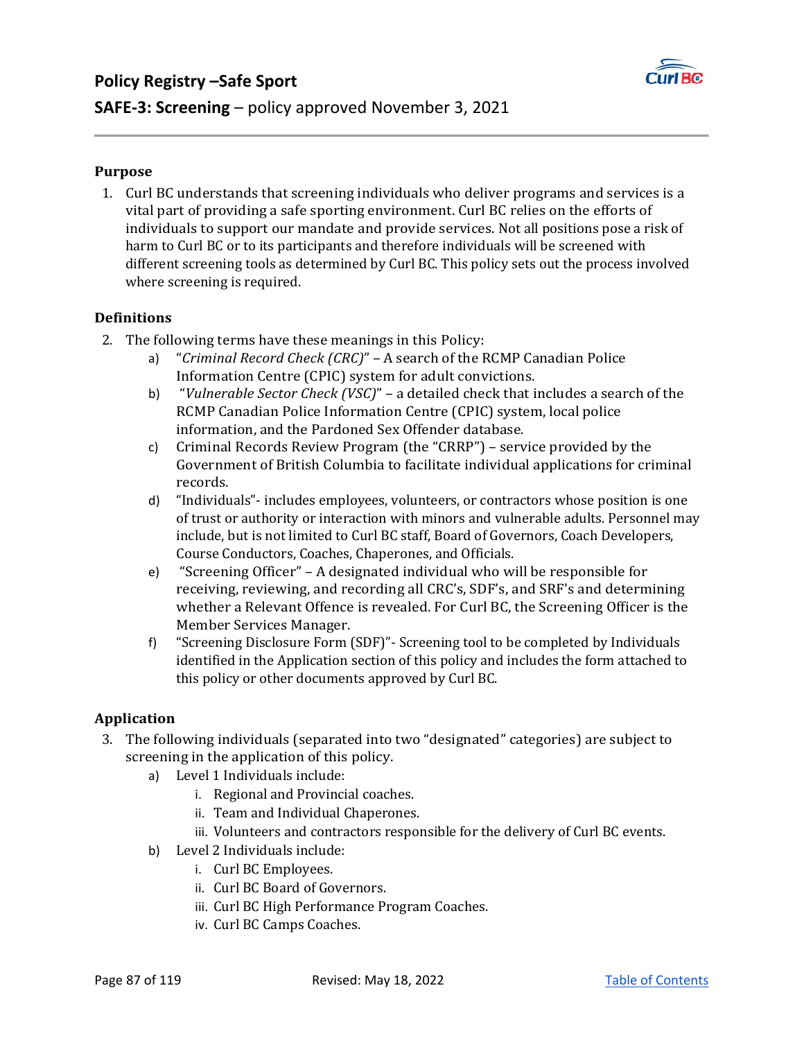# Policy Registry –Safe Sport

## SAFE-3: Screening – policy approved November 3, 2021

### Purpose

1. Curl BC understands that screening individuals who deliver programs and services is a vital part of providing a safe sporting environment. Curl BC relies on the efforts of individuals to support our mandate and provide services. Not all positions pose a risk of harm to Curl BC or to its participants and therefore individuals will be screened with different screening tools as determined by Curl BC. This policy sets out the process involved where screening is required.

### Definitions

2. The following terms have these meanings in this Policy:
   a) "*Criminal Record Check (CRC)*" – A search of the RCMP Canadian Police Information Centre (CPIC) system for adult convictions.
   b) "*Vulnerable Sector Check (VSC)*" – a detailed check that includes a search of the RCMP Canadian Police Information Centre (CPIC) system, local police information, and the Pardoned Sex Offender database.
   c) Criminal Records Review Program (the "CRRP") – service provided by the Government of British Columbia to facilitate individual applications for criminal records.
   d) "Individuals"- includes employees, volunteers, or contractors whose position is one of trust or authority or interaction with minors and vulnerable adults. Personnel may include, but is not limited to Curl BC staff, Board of Governors, Coach Developers, Course Conductors, Coaches, Chaperones, and Officials.
   e) "Screening Officer" – A designated individual who will be responsible for receiving, reviewing, and recording all CRC's, SDF's, and SRF's and determining whether a Relevant Offence is revealed. For Curl BC, the Screening Officer is the Member Services Manager.
   f) "Screening Disclosure Form (SDF)"- Screening tool to be completed by Individuals identified in the Application section of this policy and includes the form attached to this policy or other documents approved by Curl BC.

### Application

3. The following individuals (separated into two "designated" categories) are subject to screening in the application of this policy.
   a) Level 1 Individuals include:
      i. Regional and Provincial coaches.
      ii. Team and Individual Chaperones.
      iii. Volunteers and contractors responsible for the delivery of Curl BC events.
   b) Level 2 Individuals include:
      i. Curl BC Employees.
      ii. Curl BC Board of Governors.
      iii. Curl BC High Performance Program Coaches.
      iv. Curl BC Camps Coaches.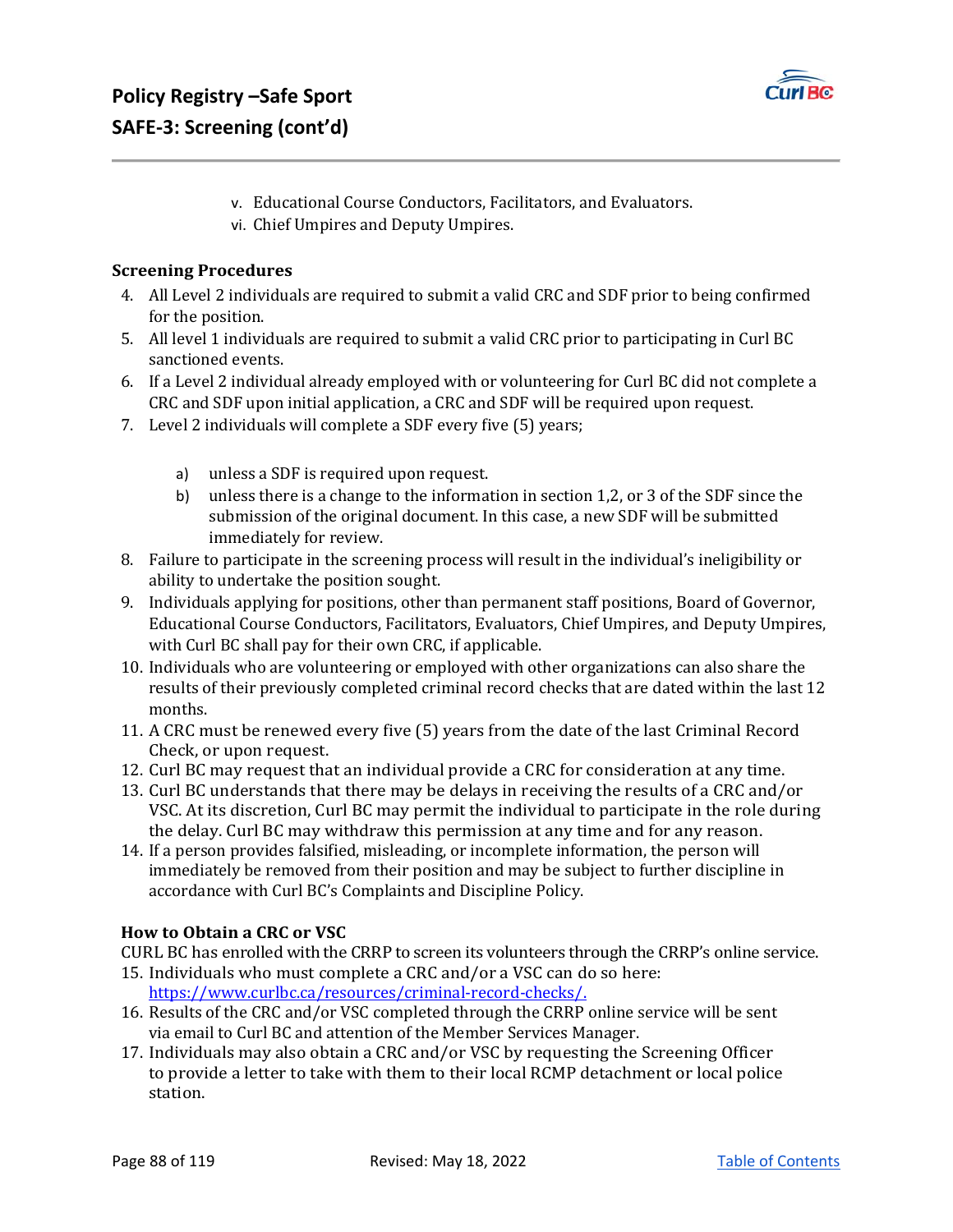v. Educational Course Conductors, Facilitators, and Evaluators.
vi. Chief Umpires and Deputy Umpires.

**Screening Procedures**

4. All Level 2 individuals are required to submit a valid CRC and SDF prior to being confirmed for the position.
5. All level 1 individuals are required to submit a valid CRC prior to participating in Curl BC sanctioned events.
6. If a Level 2 individual already employed with or volunteering for Curl BC did not complete a CRC and SDF upon initial application, a CRC and SDF will be required upon request.
7. Level 2 individuals will complete a SDF every five (5) years;
   a) unless a SDF is required upon request.
   b) unless there is a change to the information in section 1,2, or 3 of the SDF since the submission of the original document. In this case, a new SDF will be submitted immediately for review.
8. Failure to participate in the screening process will result in the individual's ineligibility or ability to undertake the position sought.
9. Individuals applying for positions, other than permanent staff positions, Board of Governor, Educational Course Conductors, Facilitators, Evaluators, Chief Umpires, and Deputy Umpires, with Curl BC shall pay for their own CRC, if applicable.
10. Individuals who are volunteering or employed with other organizations can also share the results of their previously completed criminal record checks that are dated within the last 12 months.
11. A CRC must be renewed every five (5) years from the date of the last Criminal Record Check, or upon request.
12. Curl BC may request that an individual provide a CRC for consideration at any time.
13. Curl BC understands that there may be delays in receiving the results of a CRC and/or VSC. At its discretion, Curl BC may permit the individual to participate in the role during the delay. Curl BC may withdraw this permission at any time and for any reason.
14. If a person provides falsified, misleading, or incomplete information, the person will immediately be removed from their position and may be subject to further discipline in accordance with Curl BC's Complaints and Discipline Policy.

**How to Obtain a CRC or VSC**

CURL BC has enrolled with the CRRP to screen its volunteers through the CRRP's online service.

15. Individuals who must complete a CRC and/or a VSC can do so here: https://www.curlbc.ca/resources/criminal-record-checks/.
16. Results of the CRC and/or VSC completed through the CRRP online service will be sent via email to Curl BC and attention of the Member Services Manager.
17. Individuals may also obtain a CRC and/or VSC by requesting the Screening Officer to provide a letter to take with them to their local RCMP detachment or local police station.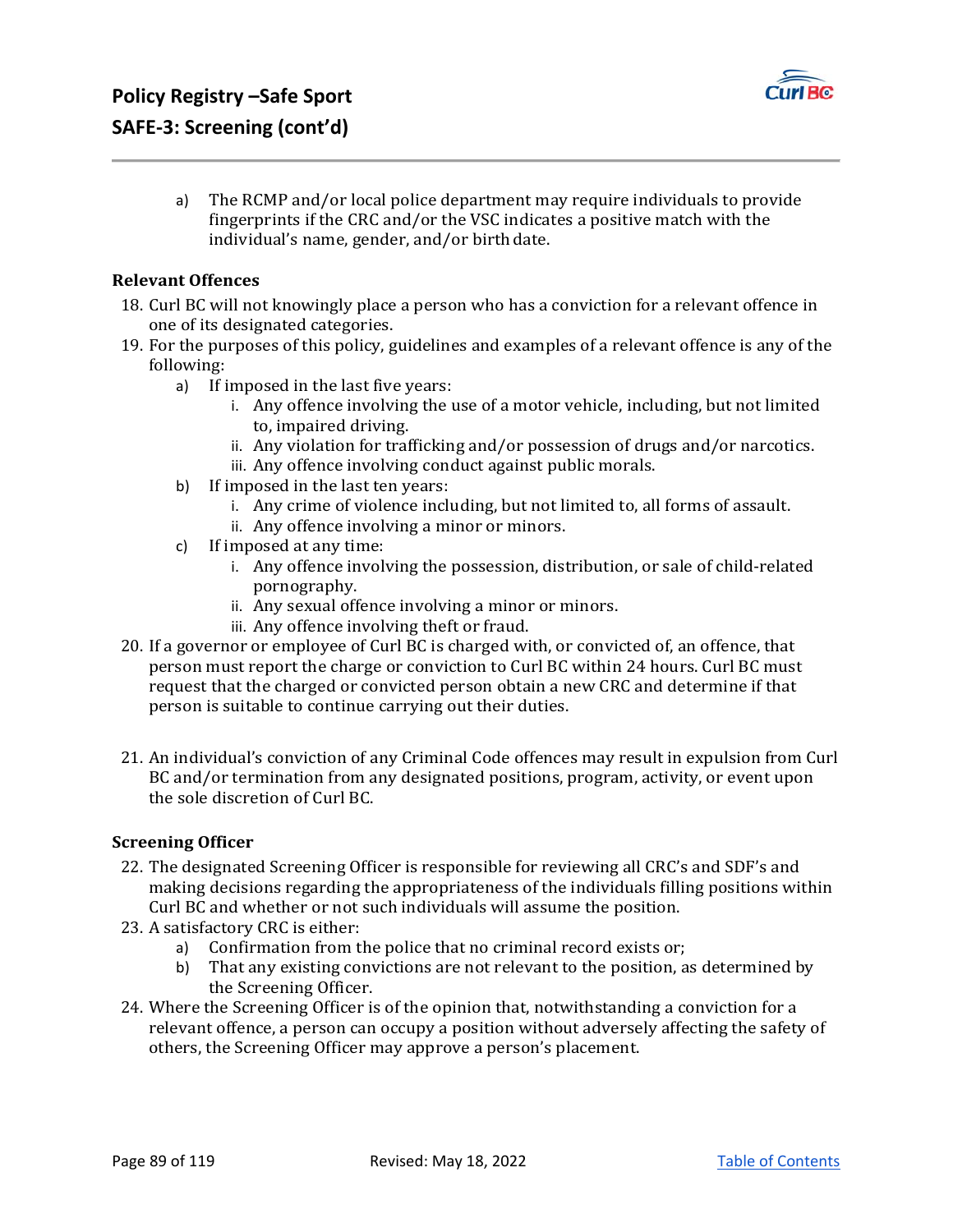a) The RCMP and/or local police department may require individuals to provide fingerprints if the CRC and/or the VSC indicates a positive match with the individual's name, gender, and/or birth date.

**Relevant Offences**

18. Curl BC will not knowingly place a person who has a conviction for a relevant offence in one of its designated categories.
19. For the purposes of this policy, guidelines and examples of a relevant offence is any of the following:
    a) If imposed in the last five years:
        i. Any offence involving the use of a motor vehicle, including, but not limited to, impaired driving.
        ii. Any violation for trafficking and/or possession of drugs and/or narcotics.
        iii. Any offence involving conduct against public morals.
    b) If imposed in the last ten years:
        i. Any crime of violence including, but not limited to, all forms of assault.
        ii. Any offence involving a minor or minors.
    c) If imposed at any time:
        i. Any offence involving the possession, distribution, or sale of child-related pornography.
        ii. Any sexual offence involving a minor or minors.
        iii. Any offence involving theft or fraud.
20. If a governor or employee of Curl BC is charged with, or convicted of, an offence, that person must report the charge or conviction to Curl BC within 24 hours. Curl BC must request that the charged or convicted person obtain a new CRC and determine if that person is suitable to continue carrying out their duties.
21. An individual's conviction of any Criminal Code offences may result in expulsion from Curl BC and/or termination from any designated positions, program, activity, or event upon the sole discretion of Curl BC.

**Screening Officer**

22. The designated Screening Officer is responsible for reviewing all CRC's and SDF's and making decisions regarding the appropriateness of the individuals filling positions within Curl BC and whether or not such individuals will assume the position.
23. A satisfactory CRC is either:
    a) Confirmation from the police that no criminal record exists or;
    b) That any existing convictions are not relevant to the position, as determined by the Screening Officer.
24. Where the Screening Officer is of the opinion that, notwithstanding a conviction for a relevant offence, a person can occupy a position without adversely affecting the safety of others, the Screening Officer may approve a person's placement.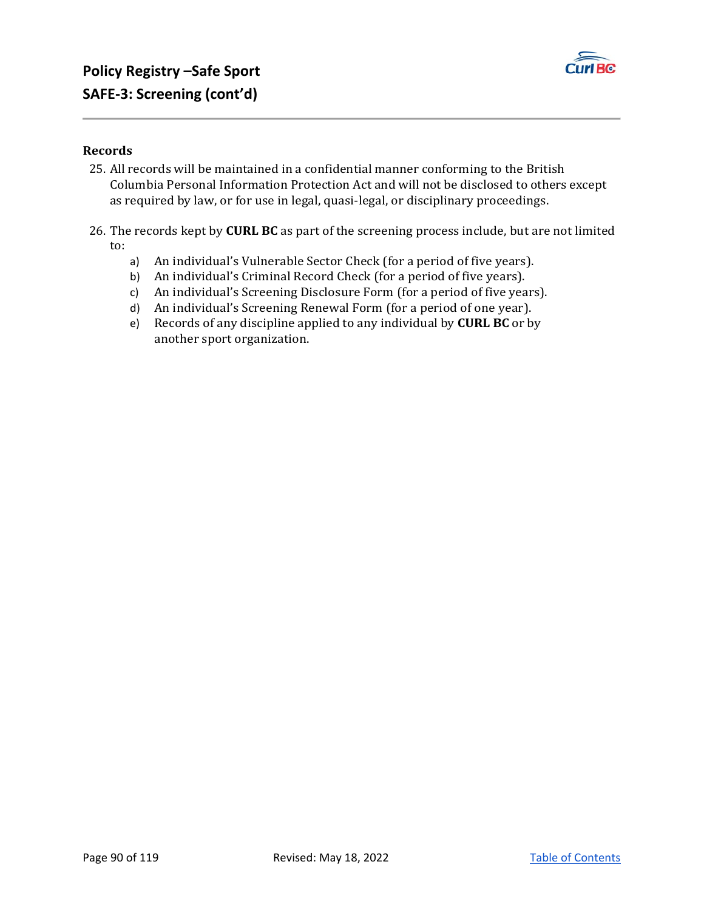# Policy Registry –Safe Sport

## SAFE-3: Screening (cont'd)

**Records**

25. All records will be maintained in a confidential manner conforming to the British Columbia Personal Information Protection Act and will not be disclosed to others except as required by law, or for use in legal, quasi-legal, or disciplinary proceedings.

26. The records kept by **CURL BC** as part of the screening process include, but are not limited to:
    a) An individual's Vulnerable Sector Check (for a period of five years).
    b) An individual's Criminal Record Check (for a period of five years).
    c) An individual's Screening Disclosure Form (for a period of five years).
    d) An individual's Screening Renewal Form (for a period of one year).
    e) Records of any discipline applied to any individual by **CURL BC** or by another sport organization.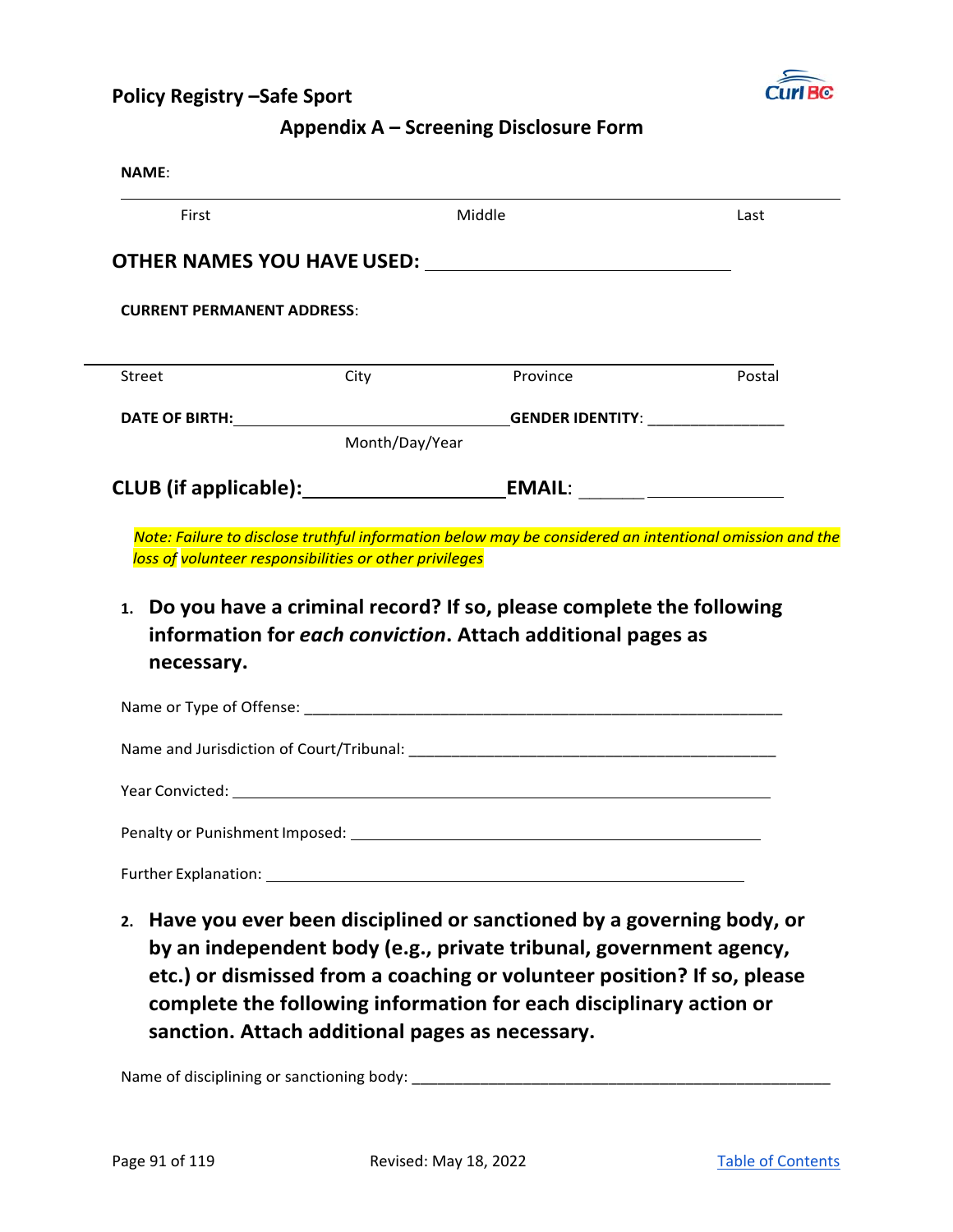## Appendix A – Screening Disclosure Form

**NAME**:

_______________________________________________

First Middle Last

**OTHER NAMES YOU HAVE USED:** ______________________________

**CURRENT PERMANENT ADDRESS**:

_______________________________________________

Street City Province Postal

**DATE OF BIRTH:**______________________________ **GENDER IDENTITY**: _______________

Month/Day/Year

**CLUB (if applicable):**__________________ **EMAIL**: ______ _____________

*Note: Failure to disclose truthful information below may be considered an intentional omission and the loss of volunteer responsibilities or other privileges*

1. **Do you have a criminal record? If so, please complete the following information for *each conviction*. Attach additional pages as necessary.**

Name or Type of Offense: _______________________________________________________

Name and Jurisdiction of Court/Tribunal: _________________________________________

Year Convicted: _______________________________________________________________

Penalty or Punishment Imposed: _________________________________________________

Further Explanation: ___________________________________________________________

2. **Have you ever been disciplined or sanctioned by a governing body, or by an independent body (e.g., private tribunal, government agency, etc.) or dismissed from a coaching or volunteer position? If so, please complete the following information for each disciplinary action or sanction. Attach additional pages as necessary.**

Name of disciplining or sanctioning body: ______________________________________________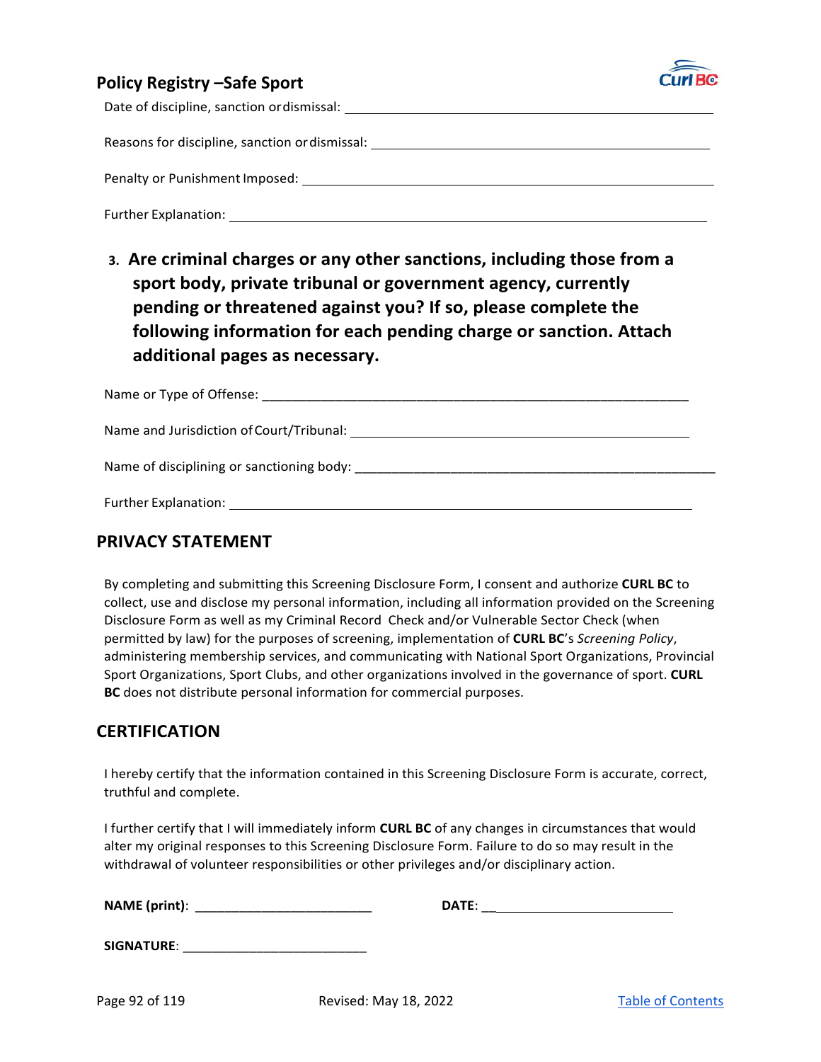Date of discipline, sanction or dismissal: ___________________________________________

Reasons for discipline, sanction or dismissal: ________________________________________

Penalty or Punishment Imposed: ______________________________________________

Further Explanation: ______________________________________________________

3. **Are criminal charges or any other sanctions, including those from a sport body, private tribunal or government agency, currently pending or threatened against you? If so, please complete the following information for each pending charge or sanction. Attach additional pages as necessary.**

Name or Type of Offense: ____________________________________________________________

Name and Jurisdiction of Court/Tribunal: ______________________________________________

Name of disciplining or sanctioning body: ____________________________________________________

Further Explanation: ______________________________________________________

## PRIVACY STATEMENT

By completing and submitting this Screening Disclosure Form, I consent and authorize **CURL BC** to collect, use and disclose my personal information, including all information provided on the Screening Disclosure Form as well as my Criminal Record Check and/or Vulnerable Sector Check (when permitted by law) for the purposes of screening, implementation of **CURL BC**'s *Screening Policy*, administering membership services, and communicating with National Sport Organizations, Provincial Sport Organizations, Sport Clubs, and other organizations involved in the governance of sport. **CURL BC** does not distribute personal information for commercial purposes.

## CERTIFICATION

I hereby certify that the information contained in this Screening Disclosure Form is accurate, correct, truthful and complete.

I further certify that I will immediately inform **CURL BC** of any changes in circumstances that would alter my original responses to this Screening Disclosure Form. Failure to do so may result in the withdrawal of volunteer responsibilities or other privileges and/or disciplinary action.

**NAME (print)**: _________________________ **DATE**: ___________________________

**SIGNATURE**: __________________________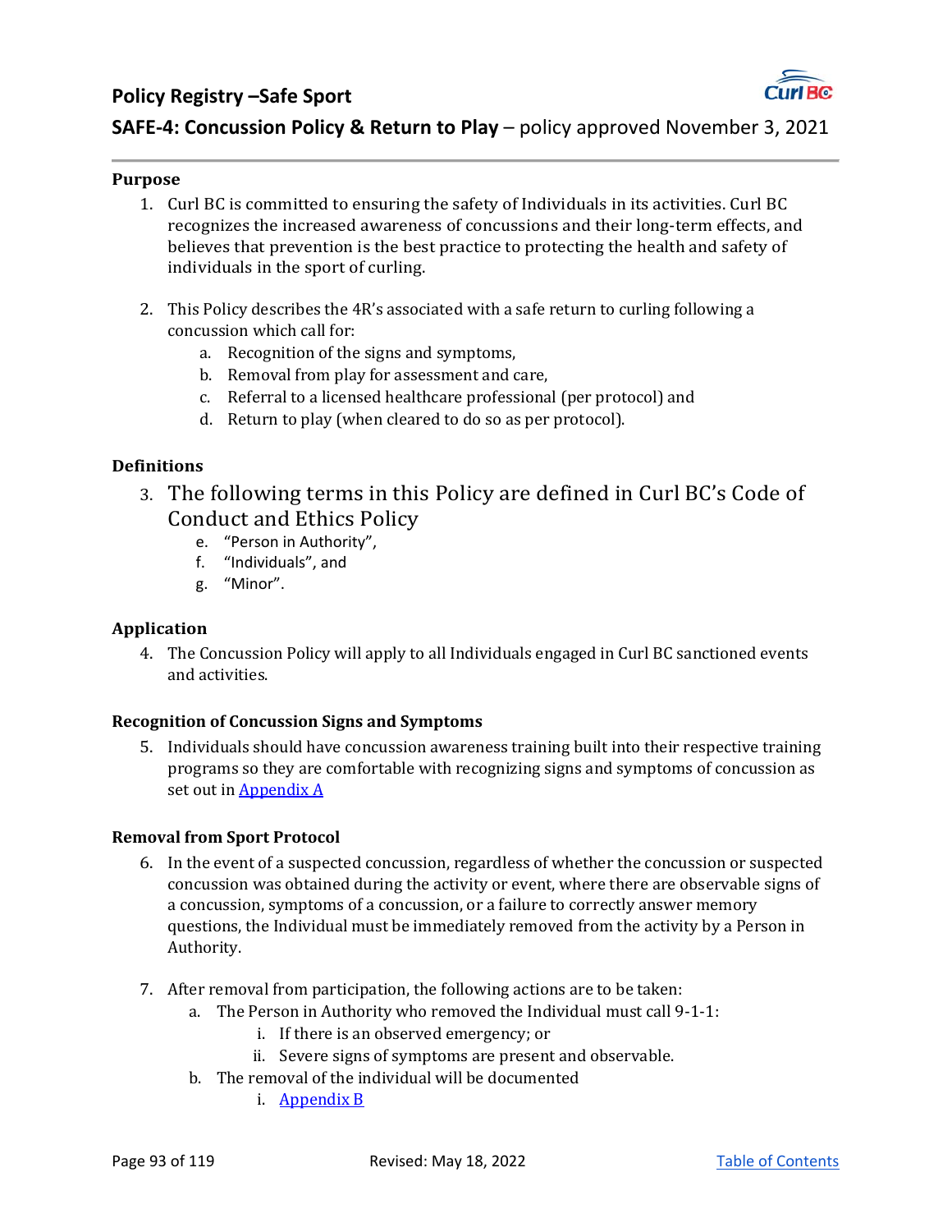# Policy Registry –Safe Sport

## SAFE-4: Concussion Policy & Return to Play – policy approved November 3, 2021

### Purpose

1. Curl BC is committed to ensuring the safety of Individuals in its activities. Curl BC recognizes the increased awareness of concussions and their long-term effects, and believes that prevention is the best practice to protecting the health and safety of individuals in the sport of curling.

2. This Policy describes the 4R's associated with a safe return to curling following a concussion which call for:
   a. Recognition of the signs and symptoms,
   b. Removal from play for assessment and care,
   c. Referral to a licensed healthcare professional (per protocol) and
   d. Return to play (when cleared to do so as per protocol).

### Definitions

3. The following terms in this Policy are defined in Curl BC's Code of Conduct and Ethics Policy
   e. "Person in Authority",
   f. "Individuals", and
   g. "Minor".

### Application

4. The Concussion Policy will apply to all Individuals engaged in Curl BC sanctioned events and activities.

### Recognition of Concussion Signs and Symptoms

5. Individuals should have concussion awareness training built into their respective training programs so they are comfortable with recognizing signs and symptoms of concussion as set out in Appendix A

### Removal from Sport Protocol

6. In the event of a suspected concussion, regardless of whether the concussion or suspected concussion was obtained during the activity or event, where there are observable signs of a concussion, symptoms of a concussion, or a failure to correctly answer memory questions, the Individual must be immediately removed from the activity by a Person in Authority.

7. After removal from participation, the following actions are to be taken:
   a. The Person in Authority who removed the Individual must call 9-1-1:
      i. If there is an observed emergency; or
      ii. Severe signs of symptoms are present and observable.
   b. The removal of the individual will be documented
      i. Appendix B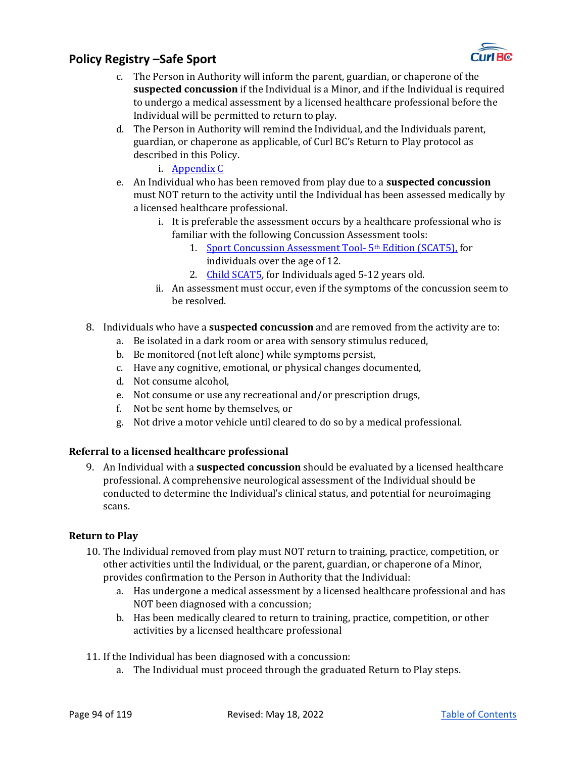c. The Person in Authority will inform the parent, guardian, or chaperone of the **suspected concussion** if the Individual is a Minor, and if the Individual is required to undergo a medical assessment by a licensed healthcare professional before the Individual will be permitted to return to play.

d. The Person in Authority will remind the Individual, and the Individuals parent, guardian, or chaperone as applicable, of Curl BC's Return to Play protocol as described in this Policy.

    i. Appendix C

e. An Individual who has been removed from play due to a **suspected concussion** must NOT return to the activity until the Individual has been assessed medically by a licensed healthcare professional.

    i. It is preferable the assessment occurs by a healthcare professional who is familiar with the following Concussion Assessment tools:

        1. Sport Concussion Assessment Tool- 5th Edition (SCAT5), for individuals over the age of 12.
        2. Child SCAT5, for Individuals aged 5-12 years old.

    ii. An assessment must occur, even if the symptoms of the concussion seem to be resolved.

8. Individuals who have a **suspected concussion** and are removed from the activity are to:
    a. Be isolated in a dark room or area with sensory stimulus reduced,
    b. Be monitored (not left alone) while symptoms persist,
    c. Have any cognitive, emotional, or physical changes documented,
    d. Not consume alcohol,
    e. Not consume or use any recreational and/or prescription drugs,
    f. Not be sent home by themselves, or
    g. Not drive a motor vehicle until cleared to do so by a medical professional.

### Referral to a licensed healthcare professional

9. An Individual with a **suspected concussion** should be evaluated by a licensed healthcare professional. A comprehensive neurological assessment of the Individual should be conducted to determine the Individual's clinical status, and potential for neuroimaging scans.

### Return to Play

10. The Individual removed from play must NOT return to training, practice, competition, or other activities until the Individual, or the parent, guardian, or chaperone of a Minor, provides confirmation to the Person in Authority that the Individual:
    a. Has undergone a medical assessment by a licensed healthcare professional and has NOT been diagnosed with a concussion;
    b. Has been medically cleared to return to training, practice, competition, or other activities by a licensed healthcare professional

11. If the Individual has been diagnosed with a concussion:
    a. The Individual must proceed through the graduated Return to Play steps.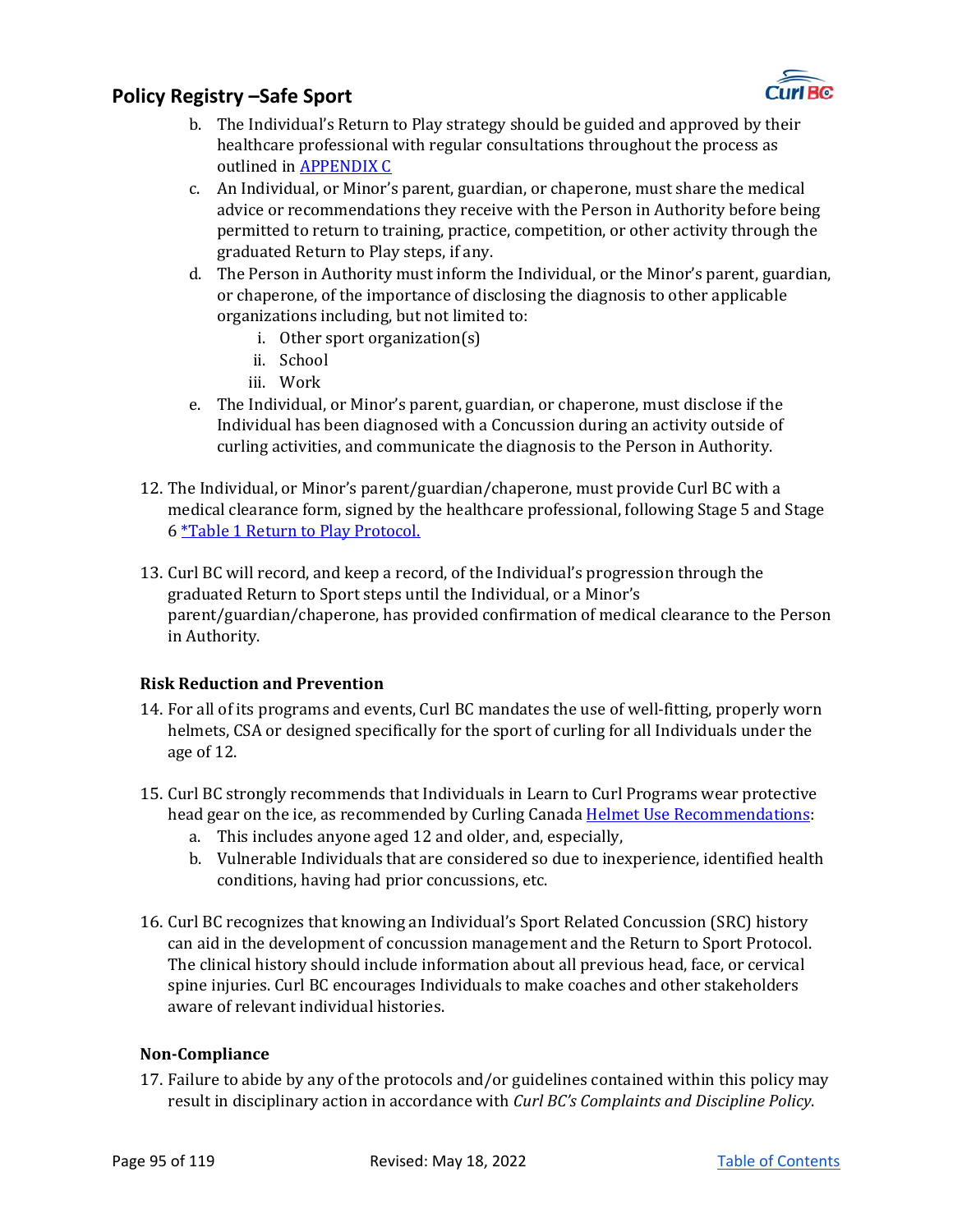b. The Individual's Return to Play strategy should be guided and approved by their healthcare professional with regular consultations throughout the process as outlined in [APPENDIX C]
c. An Individual, or Minor's parent, guardian, or chaperone, must share the medical advice or recommendations they receive with the Person in Authority before being permitted to return to training, practice, competition, or other activity through the graduated Return to Play steps, if any.
d. The Person in Authority must inform the Individual, or the Minor's parent, guardian, or chaperone, of the importance of disclosing the diagnosis to other applicable organizations including, but not limited to:
   i. Other sport organization(s)
   ii. School
   iii. Work
e. The Individual, or Minor's parent, guardian, or chaperone, must disclose if the Individual has been diagnosed with a Concussion during an activity outside of curling activities, and communicate the diagnosis to the Person in Authority.

12. The Individual, or Minor's parent/guardian/chaperone, must provide Curl BC with a medical clearance form, signed by the healthcare professional, following Stage 5 and Stage 6 *Table 1 Return to Play Protocol.

13. Curl BC will record, and keep a record, of the Individual's progression through the graduated Return to Sport steps until the Individual, or a Minor's parent/guardian/chaperone, has provided confirmation of medical clearance to the Person in Authority.

**Risk Reduction and Prevention**

14. For all of its programs and events, Curl BC mandates the use of well-fitting, properly worn helmets, CSA or designed specifically for the sport of curling for all Individuals under the age of 12.

15. Curl BC strongly recommends that Individuals in Learn to Curl Programs wear protective head gear on the ice, as recommended by Curling Canada Helmet Use Recommendations:
   a. This includes anyone aged 12 and older, and, especially,
   b. Vulnerable Individuals that are considered so due to inexperience, identified health conditions, having had prior concussions, etc.

16. Curl BC recognizes that knowing an Individual's Sport Related Concussion (SRC) history can aid in the development of concussion management and the Return to Sport Protocol. The clinical history should include information about all previous head, face, or cervical spine injuries. Curl BC encourages Individuals to make coaches and other stakeholders aware of relevant individual histories.

**Non-Compliance**

17. Failure to abide by any of the protocols and/or guidelines contained within this policy may result in disciplinary action in accordance with *Curl BC's Complaints and Discipline Policy*.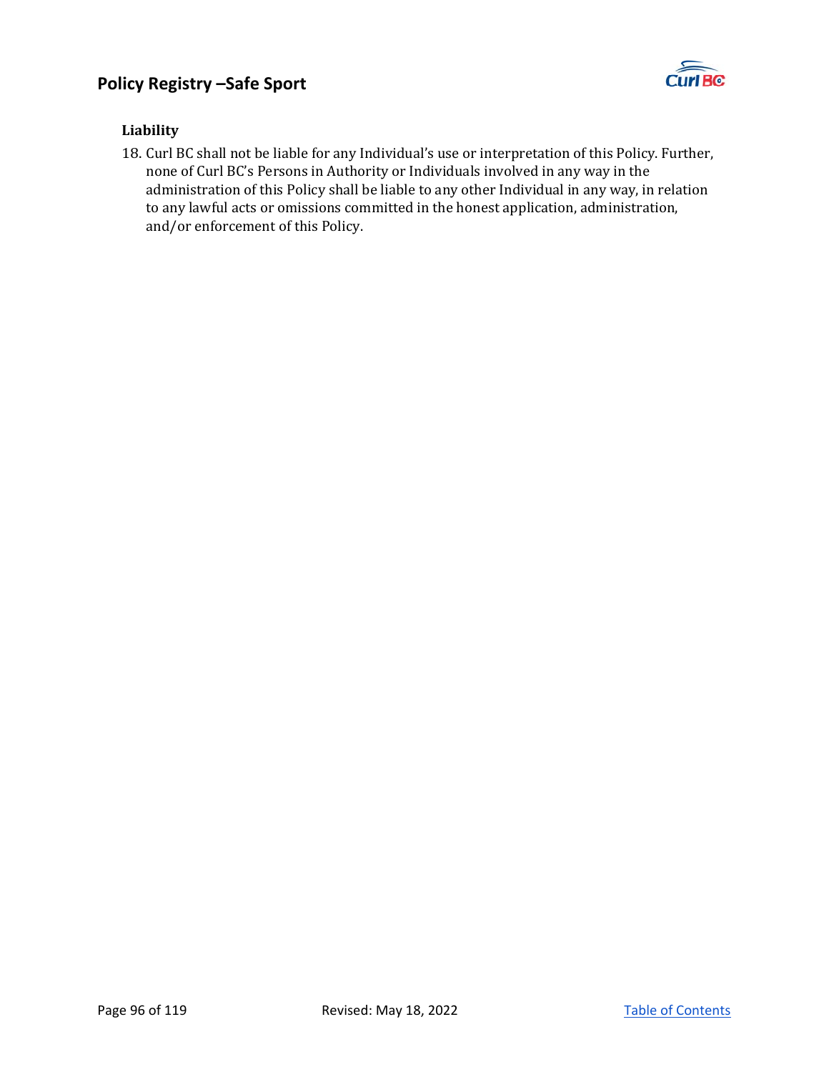### Liability

18. Curl BC shall not be liable for any Individual's use or interpretation of this Policy. Further, none of Curl BC's Persons in Authority or Individuals involved in any way in the administration of this Policy shall be liable to any other Individual in any way, in relation to any lawful acts or omissions committed in the honest application, administration, and/or enforcement of this Policy.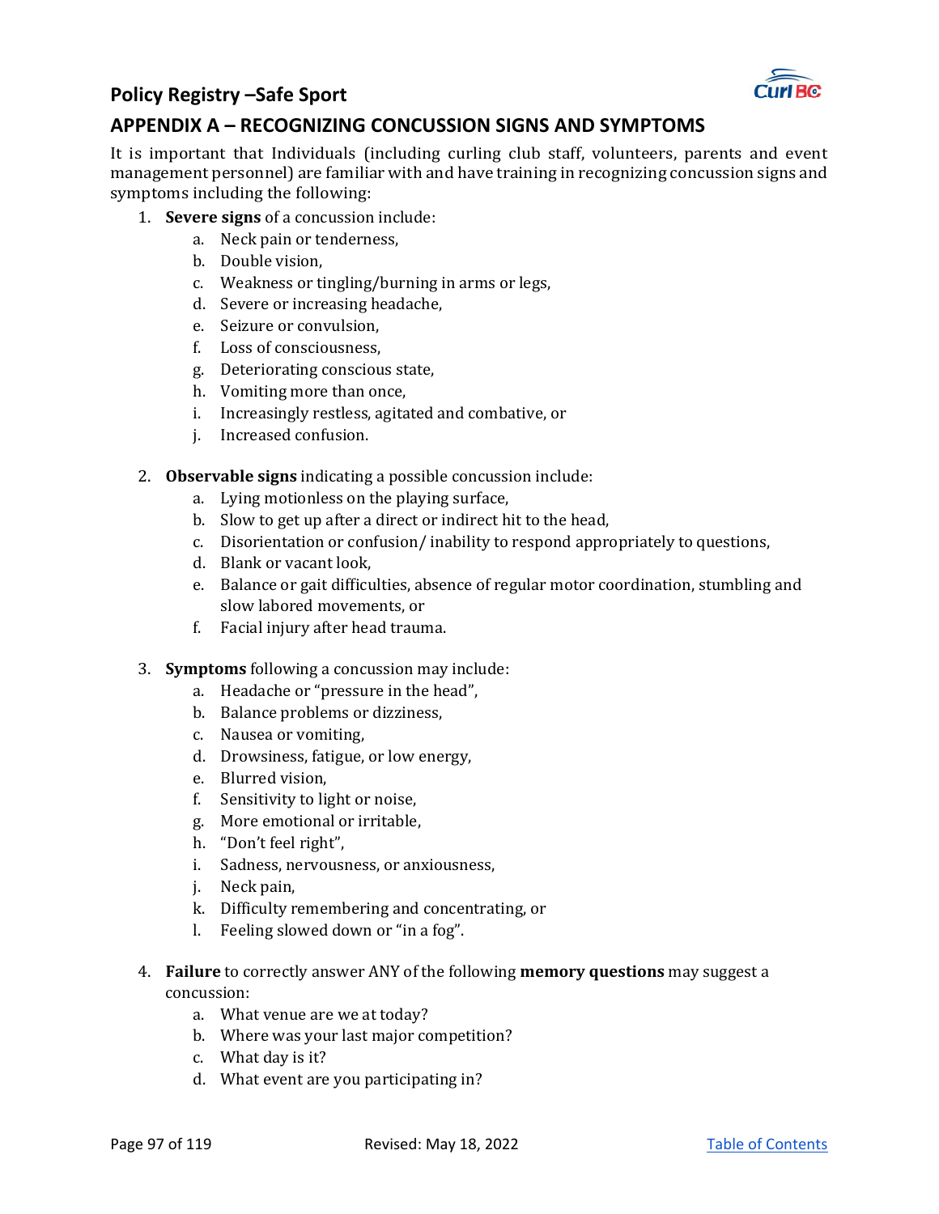## Policy Registry –Safe Sport

## APPENDIX A – RECOGNIZING CONCUSSION SIGNS AND SYMPTOMS

It is important that Individuals (including curling club staff, volunteers, parents and event management personnel) are familiar with and have training in recognizing concussion signs and symptoms including the following:

1. **Severe signs** of a concussion include:
    a. Neck pain or tenderness,
    b. Double vision,
    c. Weakness or tingling/burning in arms or legs,
    d. Severe or increasing headache,
    e. Seizure or convulsion,
    f. Loss of consciousness,
    g. Deteriorating conscious state,
    h. Vomiting more than once,
    i. Increasingly restless, agitated and combative, or
    j. Increased confusion.

2. **Observable signs** indicating a possible concussion include:
    a. Lying motionless on the playing surface,
    b. Slow to get up after a direct or indirect hit to the head,
    c. Disorientation or confusion/ inability to respond appropriately to questions,
    d. Blank or vacant look,
    e. Balance or gait difficulties, absence of regular motor coordination, stumbling and slow labored movements, or
    f. Facial injury after head trauma.

3. **Symptoms** following a concussion may include:
    a. Headache or "pressure in the head",
    b. Balance problems or dizziness,
    c. Nausea or vomiting,
    d. Drowsiness, fatigue, or low energy,
    e. Blurred vision,
    f. Sensitivity to light or noise,
    g. More emotional or irritable,
    h. "Don't feel right",
    i. Sadness, nervousness, or anxiousness,
    j. Neck pain,
    k. Difficulty remembering and concentrating, or
    l. Feeling slowed down or "in a fog".

4. **Failure** to correctly answer ANY of the following **memory questions** may suggest a concussion:
    a. What venue are we at today?
    b. Where was your last major competition?
    c. What day is it?
    d. What event are you participating in?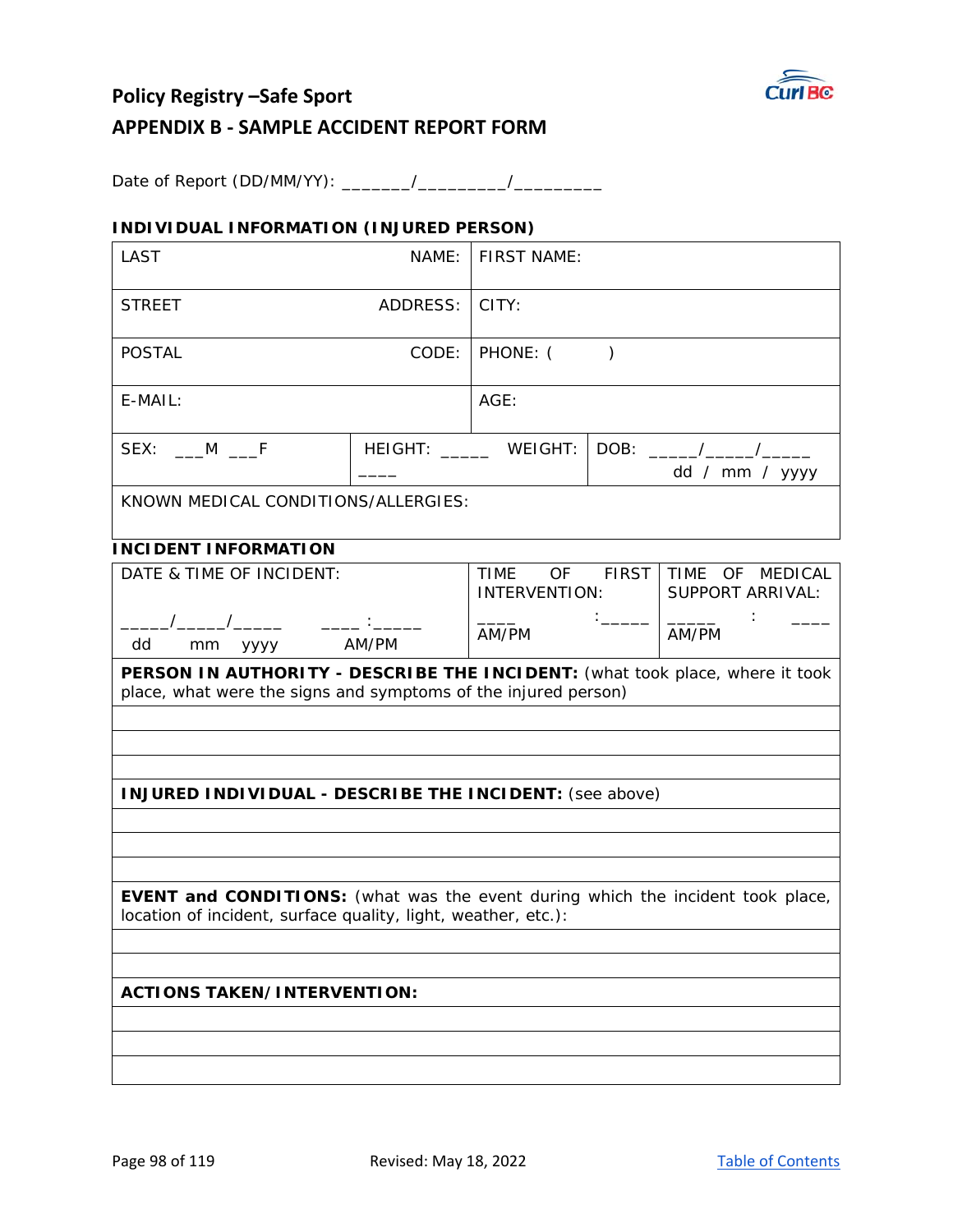## Policy Registry –Safe Sport

## APPENDIX B - SAMPLE ACCIDENT REPORT FORM

Date of Report (DD/MM/YY): _______/_________/_________

**INDIVIDUAL INFORMATION (INJURED PERSON)**

| LAST NAME: | | FIRST NAME: | |
|---|---|---|---|
| STREET ADDRESS: | | CITY: | |
| POSTAL CODE: | | PHONE: ( ) | |
| E-MAIL: | | AGE: | |
| SEX: ___M ___F | HEIGHT: _____ ____ | WEIGHT: | DOB: _____/_____/_____ dd / mm / yyyy |
| KNOWN MEDICAL CONDITIONS/ALLERGIES: | | | |

**INCIDENT INFORMATION**

| DATE & TIME OF INCIDENT: _____/_____/_____ ____ :_____ dd mm yyyy AM/PM | TIME OF FIRST INTERVENTION: ____ :_____ AM/PM | TIME OF MEDICAL SUPPORT ARRIVAL: _____ : ____ AM/PM |
|---|---|---|
| **PERSON IN AUTHORITY - DESCRIBE THE INCIDENT:** (what took place, where it took place, what were the signs and symptoms of the injured person) | | |
| | | |
| | | |
| | | |
| **INJURED INDIVIDUAL - DESCRIBE THE INCIDENT:** (see above) | | |
| | | |
| | | |
| | | |
| **EVENT and CONDITIONS:** (what was the event during which the incident took place, location of incident, surface quality, light, weather, etc.): | | |
| | | |
| | | |
| **ACTIONS TAKEN/INTERVENTION:** | | |
| | | |
| | | |
| | | |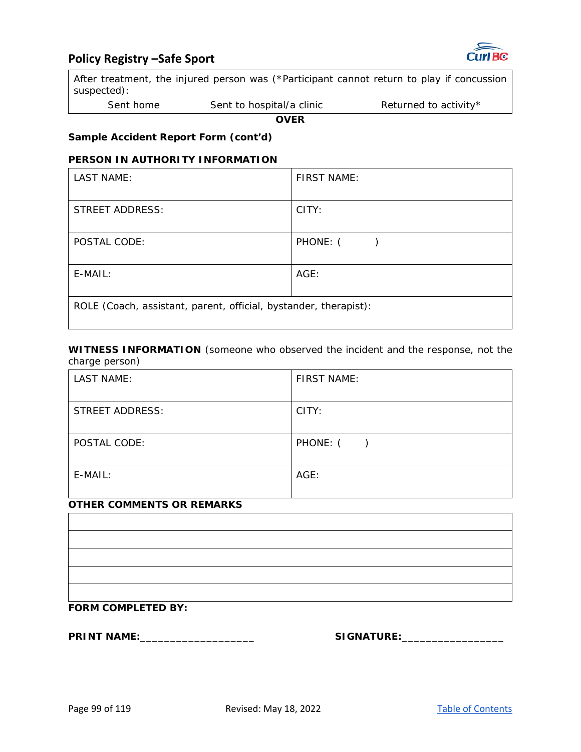| After treatment, the injured person was (*Participant cannot return to play if concussion suspected): | | |
|---|---|---|
| Sent home | Sent to hospital/a clinic | Returned to activity* |

**OVER**

**Sample Accident Report Form (cont'd)**

**PERSON IN AUTHORITY INFORMATION**

| LAST NAME: | FIRST NAME: |
|---|---|
| STREET ADDRESS: | CITY: |
| POSTAL CODE: | PHONE: (     ) |
| E-MAIL: | AGE: |
| ROLE (Coach, assistant, parent, official, bystander, therapist): | |

**WITNESS INFORMATION** (someone who observed the incident and the response, not the charge person)

| LAST NAME: | FIRST NAME: |
|---|---|
| STREET ADDRESS: | CITY: |
| POSTAL CODE: | PHONE: (     ) |
| E-MAIL: | AGE: |

**OTHER COMMENTS OR REMARKS**

| |
|---|
| |
| |
| |
| |
| |

**FORM COMPLETED BY:**

**PRINT NAME:**___________________ **SIGNATURE:**_________________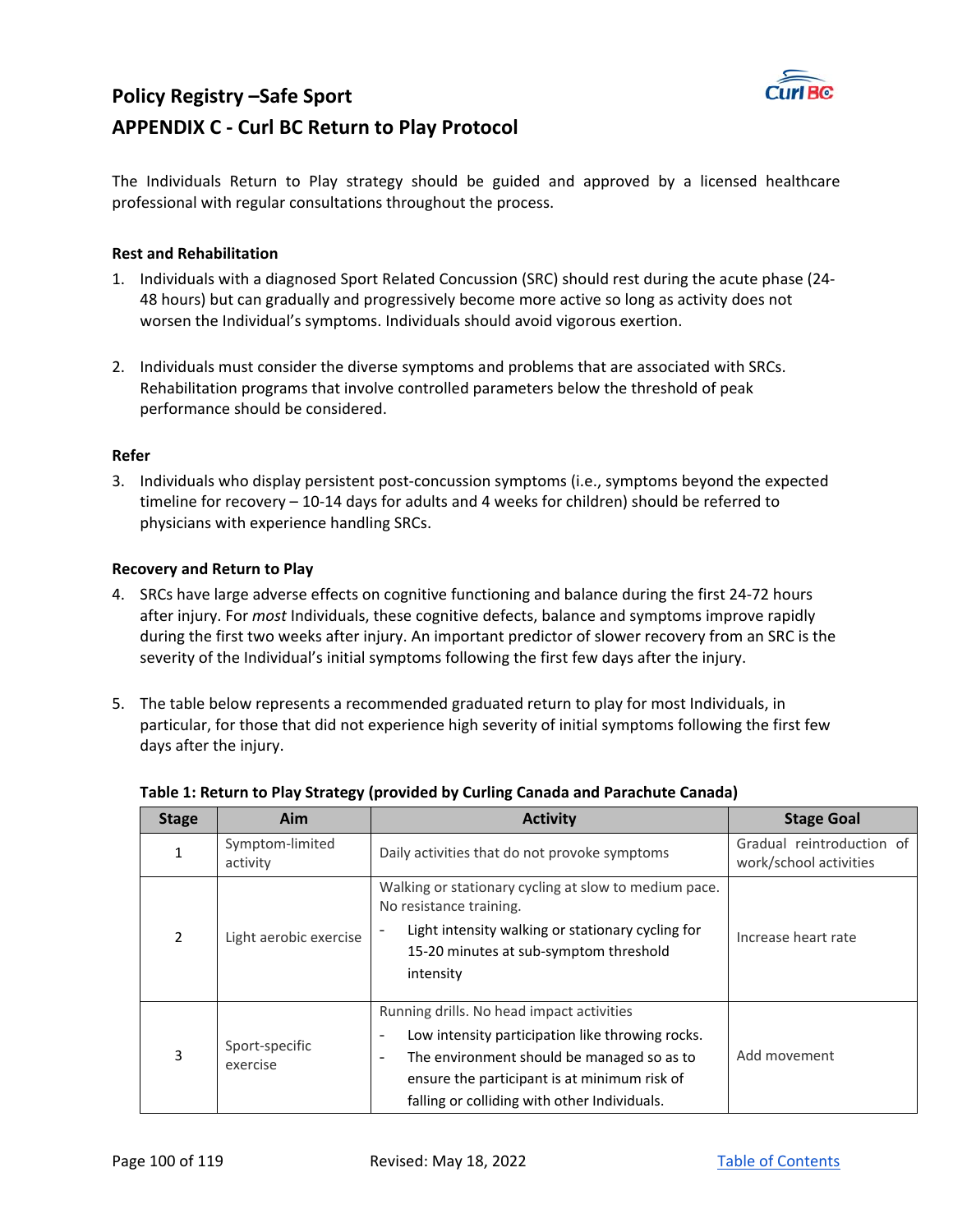## Policy Registry –Safe Sport

## APPENDIX C - Curl BC Return to Play Protocol

The Individuals Return to Play strategy should be guided and approved by a licensed healthcare professional with regular consultations throughout the process.

**Rest and Rehabilitation**

1. Individuals with a diagnosed Sport Related Concussion (SRC) should rest during the acute phase (24-48 hours) but can gradually and progressively become more active so long as activity does not worsen the Individual's symptoms. Individuals should avoid vigorous exertion.

2. Individuals must consider the diverse symptoms and problems that are associated with SRCs. Rehabilitation programs that involve controlled parameters below the threshold of peak performance should be considered.

**Refer**

3. Individuals who display persistent post-concussion symptoms (i.e., symptoms beyond the expected timeline for recovery – 10-14 days for adults and 4 weeks for children) should be referred to physicians with experience handling SRCs.

**Recovery and Return to Play**

4. SRCs have large adverse effects on cognitive functioning and balance during the first 24-72 hours after injury. For *most* Individuals, these cognitive defects, balance and symptoms improve rapidly during the first two weeks after injury. An important predictor of slower recovery from an SRC is the severity of the Individual's initial symptoms following the first few days after the injury.

5. The table below represents a recommended graduated return to play for most Individuals, in particular, for those that did not experience high severity of initial symptoms following the first few days after the injury.

**Table 1: Return to Play Strategy (provided by Curling Canada and Parachute Canada)**

| Stage | Aim | Activity | Stage Goal |
|---|---|---|---|
| 1 | Symptom-limited activity | Daily activities that do not provoke symptoms | Gradual reintroduction of work/school activities |
| 2 | Light aerobic exercise | Walking or stationary cycling at slow to medium pace. No resistance training.<br>- Light intensity walking or stationary cycling for 15-20 minutes at sub-symptom threshold intensity | Increase heart rate |
| 3 | Sport-specific exercise | Running drills. No head impact activities<br>- Low intensity participation like throwing rocks.<br>- The environment should be managed so as to ensure the participant is at minimum risk of falling or colliding with other Individuals. | Add movement |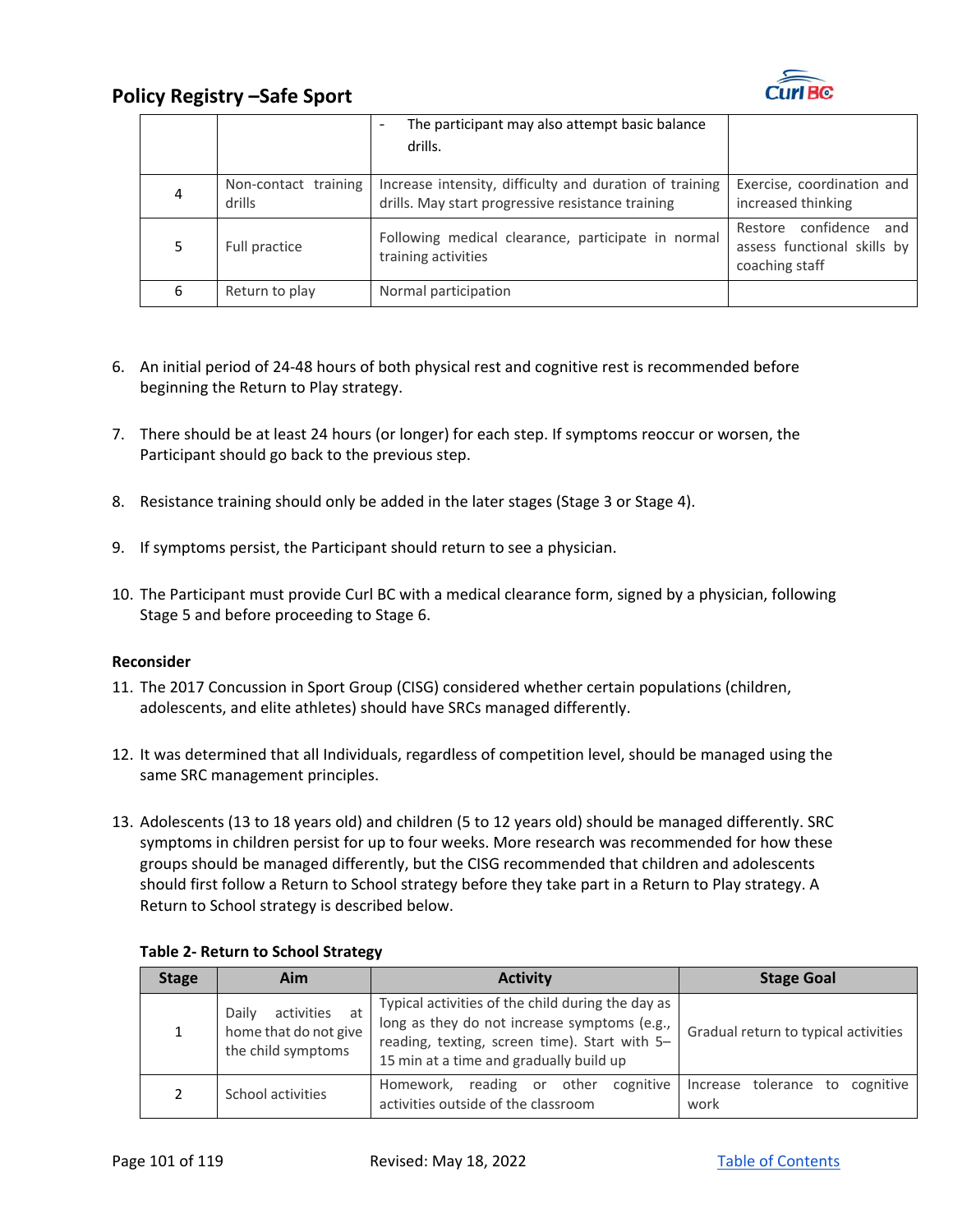| | | - The participant may also attempt basic balance drills. | |
|---|---|---|---|
| 4 | Non-contact training drills | Increase intensity, difficulty and duration of training drills. May start progressive resistance training | Exercise, coordination and increased thinking |
| 5 | Full practice | Following medical clearance, participate in normal training activities | Restore confidence and assess functional skills by coaching staff |
| 6 | Return to play | Normal participation | |

6. An initial period of 24-48 hours of both physical rest and cognitive rest is recommended before beginning the Return to Play strategy.

7. There should be at least 24 hours (or longer) for each step. If symptoms reoccur or worsen, the Participant should go back to the previous step.

8. Resistance training should only be added in the later stages (Stage 3 or Stage 4).

9. If symptoms persist, the Participant should return to see a physician.

10. The Participant must provide Curl BC with a medical clearance form, signed by a physician, following Stage 5 and before proceeding to Stage 6.

**Reconsider**

11. The 2017 Concussion in Sport Group (CISG) considered whether certain populations (children, adolescents, and elite athletes) should have SRCs managed differently.

12. It was determined that all Individuals, regardless of competition level, should be managed using the same SRC management principles.

13. Adolescents (13 to 18 years old) and children (5 to 12 years old) should be managed differently. SRC symptoms in children persist for up to four weeks. More research was recommended for how these groups should be managed differently, but the CISG recommended that children and adolescents should first follow a Return to School strategy before they take part in a Return to Play strategy. A Return to School strategy is described below.

**Table 2- Return to School Strategy**

| Stage | Aim | Activity | Stage Goal |
|---|---|---|---|
| 1 | Daily activities at home that do not give the child symptoms | Typical activities of the child during the day as long as they do not increase symptoms (e.g., reading, texting, screen time). Start with 5–15 min at a time and gradually build up | Gradual return to typical activities |
| 2 | School activities | Homework, reading or other cognitive activities outside of the classroom | Increase tolerance to cognitive work |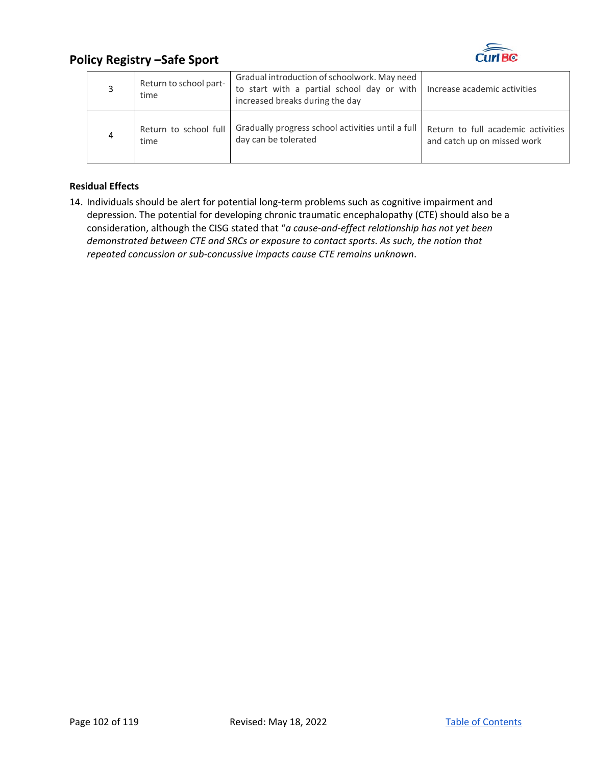| 3 | Return to school part-time | Gradual introduction of schoolwork. May need to start with a partial school day or with increased breaks during the day | Increase academic activities |
|---|---|---|---|
| 4 | Return to school full time | Gradually progress school activities until a full day can be tolerated | Return to full academic activities and catch up on missed work |

**Residual Effects**

14. Individuals should be alert for potential long-term problems such as cognitive impairment and depression. The potential for developing chronic traumatic encephalopathy (CTE) should also be a consideration, although the CISG stated that "*a cause-and-effect relationship has not yet been demonstrated between CTE and SRCs or exposure to contact sports. As such, the notion that repeated concussion or sub-concussive impacts cause CTE remains unknown*.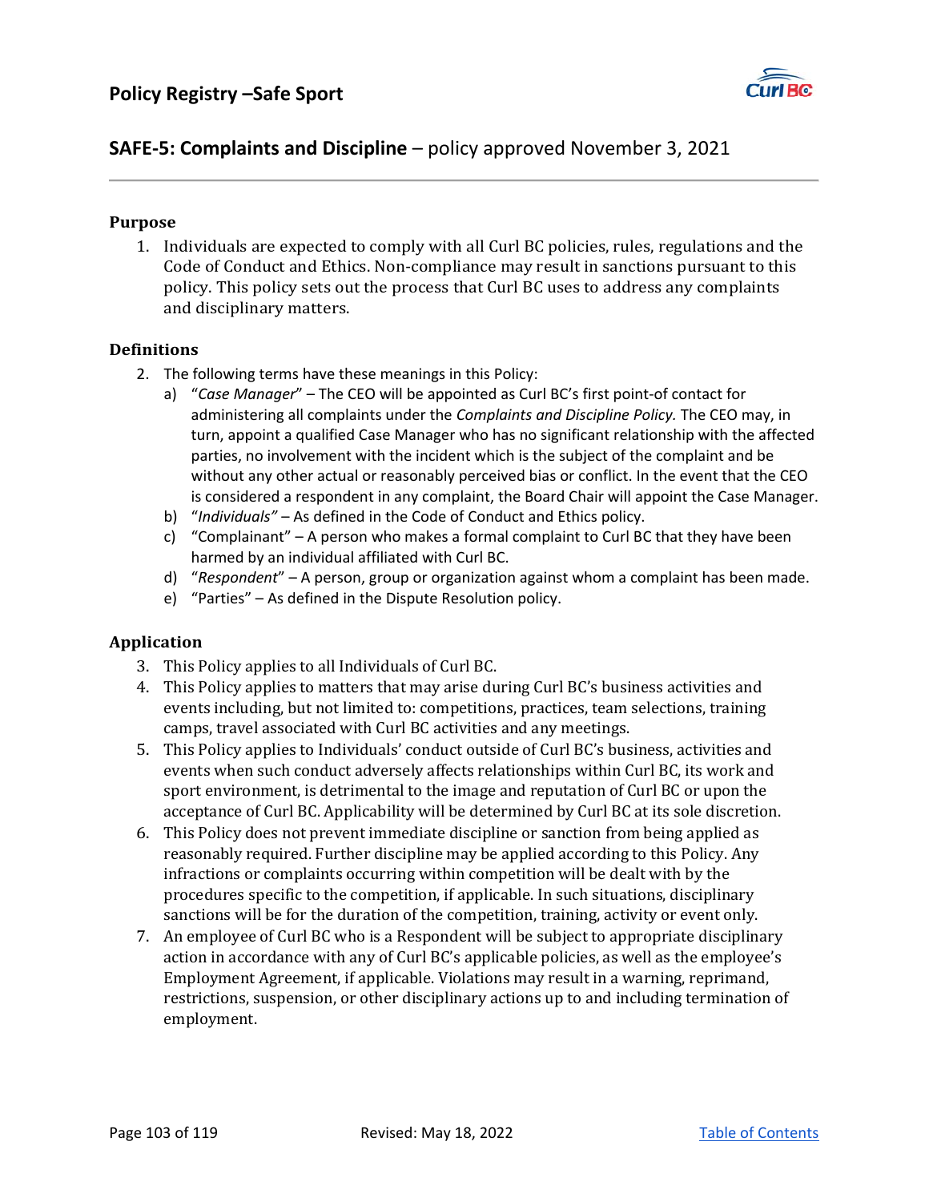## SAFE-5: Complaints and Discipline – policy approved November 3, 2021

**Purpose**

1. Individuals are expected to comply with all Curl BC policies, rules, regulations and the Code of Conduct and Ethics. Non-compliance may result in sanctions pursuant to this policy. This policy sets out the process that Curl BC uses to address any complaints and disciplinary matters.

**Definitions**

2. The following terms have these meanings in this Policy:
   a) "*Case Manager*" – The CEO will be appointed as Curl BC's first point-of contact for administering all complaints under the *Complaints and Discipline Policy.* The CEO may, in turn, appoint a qualified Case Manager who has no significant relationship with the affected parties, no involvement with the incident which is the subject of the complaint and be without any other actual or reasonably perceived bias or conflict. In the event that the CEO is considered a respondent in any complaint, the Board Chair will appoint the Case Manager.
   b) "*Individuals"* – As defined in the Code of Conduct and Ethics policy.
   c) "Complainant" – A person who makes a formal complaint to Curl BC that they have been harmed by an individual affiliated with Curl BC.
   d) "*Respondent*" – A person, group or organization against whom a complaint has been made.
   e) "Parties" – As defined in the Dispute Resolution policy.

**Application**

3. This Policy applies to all Individuals of Curl BC.
4. This Policy applies to matters that may arise during Curl BC's business activities and events including, but not limited to: competitions, practices, team selections, training camps, travel associated with Curl BC activities and any meetings.
5. This Policy applies to Individuals' conduct outside of Curl BC's business, activities and events when such conduct adversely affects relationships within Curl BC, its work and sport environment, is detrimental to the image and reputation of Curl BC or upon the acceptance of Curl BC. Applicability will be determined by Curl BC at its sole discretion.
6. This Policy does not prevent immediate discipline or sanction from being applied as reasonably required. Further discipline may be applied according to this Policy. Any infractions or complaints occurring within competition will be dealt with by the procedures specific to the competition, if applicable. In such situations, disciplinary sanctions will be for the duration of the competition, training, activity or event only.
7. An employee of Curl BC who is a Respondent will be subject to appropriate disciplinary action in accordance with any of Curl BC's applicable policies, as well as the employee's Employment Agreement, if applicable. Violations may result in a warning, reprimand, restrictions, suspension, or other disciplinary actions up to and including termination of employment.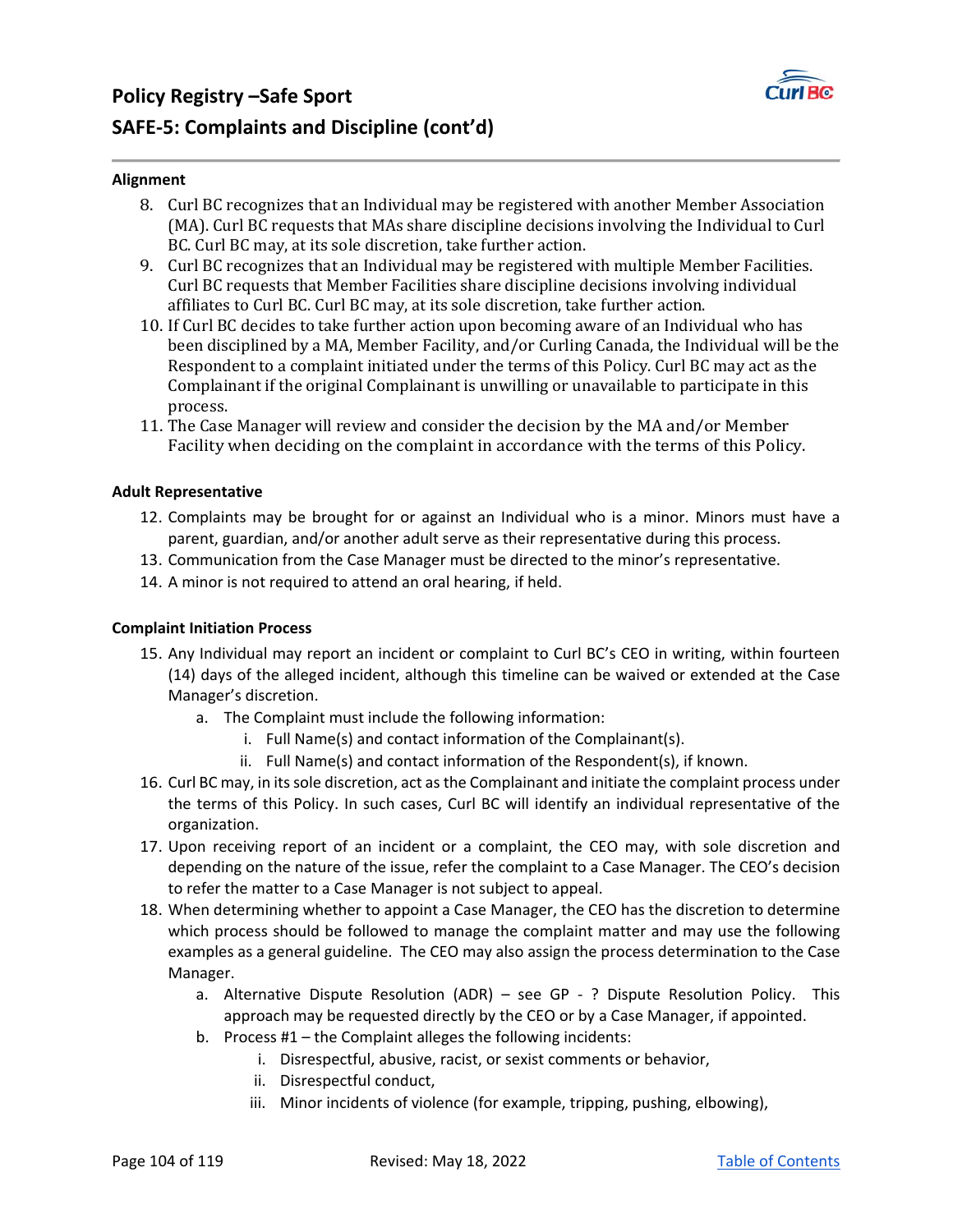# Policy Registry –Safe Sport

## SAFE-5: Complaints and Discipline (cont'd)

**Alignment**

8. Curl BC recognizes that an Individual may be registered with another Member Association (MA). Curl BC requests that MAs share discipline decisions involving the Individual to Curl BC. Curl BC may, at its sole discretion, take further action.
9. Curl BC recognizes that an Individual may be registered with multiple Member Facilities. Curl BC requests that Member Facilities share discipline decisions involving individual affiliates to Curl BC. Curl BC may, at its sole discretion, take further action.
10. If Curl BC decides to take further action upon becoming aware of an Individual who has been disciplined by a MA, Member Facility, and/or Curling Canada, the Individual will be the Respondent to a complaint initiated under the terms of this Policy. Curl BC may act as the Complainant if the original Complainant is unwilling or unavailable to participate in this process.
11. The Case Manager will review and consider the decision by the MA and/or Member Facility when deciding on the complaint in accordance with the terms of this Policy.

**Adult Representative**

12. Complaints may be brought for or against an Individual who is a minor. Minors must have a parent, guardian, and/or another adult serve as their representative during this process.
13. Communication from the Case Manager must be directed to the minor's representative.
14. A minor is not required to attend an oral hearing, if held.

**Complaint Initiation Process**

15. Any Individual may report an incident or complaint to Curl BC's CEO in writing, within fourteen (14) days of the alleged incident, although this timeline can be waived or extended at the Case Manager's discretion.
    a. The Complaint must include the following information:
        i. Full Name(s) and contact information of the Complainant(s).
        ii. Full Name(s) and contact information of the Respondent(s), if known.
16. Curl BC may, in its sole discretion, act as the Complainant and initiate the complaint process under the terms of this Policy. In such cases, Curl BC will identify an individual representative of the organization.
17. Upon receiving report of an incident or a complaint, the CEO may, with sole discretion and depending on the nature of the issue, refer the complaint to a Case Manager. The CEO's decision to refer the matter to a Case Manager is not subject to appeal.
18. When determining whether to appoint a Case Manager, the CEO has the discretion to determine which process should be followed to manage the complaint matter and may use the following examples as a general guideline. The CEO may also assign the process determination to the Case Manager.
    a. Alternative Dispute Resolution (ADR) – see GP - ? Dispute Resolution Policy. This approach may be requested directly by the CEO or by a Case Manager, if appointed.
    b. Process #1 – the Complaint alleges the following incidents:
        i. Disrespectful, abusive, racist, or sexist comments or behavior,
        ii. Disrespectful conduct,
        iii. Minor incidents of violence (for example, tripping, pushing, elbowing),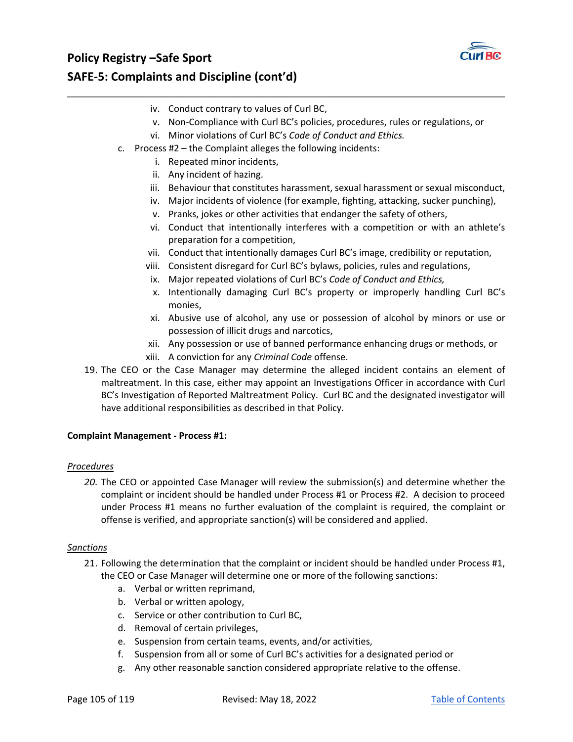iv. Conduct contrary to values of Curl BC,
v. Non-Compliance with Curl BC's policies, procedures, rules or regulations, or
vi. Minor violations of Curl BC's *Code of Conduct and Ethics.*

c. Process #2 – the Complaint alleges the following incidents:
   i. Repeated minor incidents,
   ii. Any incident of hazing.
   iii. Behaviour that constitutes harassment, sexual harassment or sexual misconduct,
   iv. Major incidents of violence (for example, fighting, attacking, sucker punching),
   v. Pranks, jokes or other activities that endanger the safety of others,
   vi. Conduct that intentionally interferes with a competition or with an athlete's preparation for a competition,
   vii. Conduct that intentionally damages Curl BC's image, credibility or reputation,
   viii. Consistent disregard for Curl BC's bylaws, policies, rules and regulations,
   ix. Major repeated violations of Curl BC's *Code of Conduct and Ethics,*
   x. Intentionally damaging Curl BC's property or improperly handling Curl BC's monies,
   xi. Abusive use of alcohol, any use or possession of alcohol by minors or use or possession of illicit drugs and narcotics,
   xii. Any possession or use of banned performance enhancing drugs or methods, or
   xiii. A conviction for any *Criminal Code* offense.

19. The CEO or the Case Manager may determine the alleged incident contains an element of maltreatment. In this case, either may appoint an Investigations Officer in accordance with Curl BC's Investigation of Reported Maltreatment Policy. Curl BC and the designated investigator will have additional responsibilities as described in that Policy.

**Complaint Management - Process #1:**

*Procedures*

*20.* The CEO or appointed Case Manager will review the submission(s) and determine whether the complaint or incident should be handled under Process #1 or Process #2. A decision to proceed under Process #1 means no further evaluation of the complaint is required, the complaint or offense is verified, and appropriate sanction(s) will be considered and applied.

*Sanctions*

21. Following the determination that the complaint or incident should be handled under Process #1, the CEO or Case Manager will determine one or more of the following sanctions:
   a. Verbal or written reprimand,
   b. Verbal or written apology,
   c. Service or other contribution to Curl BC,
   d. Removal of certain privileges,
   e. Suspension from certain teams, events, and/or activities,
   f. Suspension from all or some of Curl BC's activities for a designated period or
   g. Any other reasonable sanction considered appropriate relative to the offense.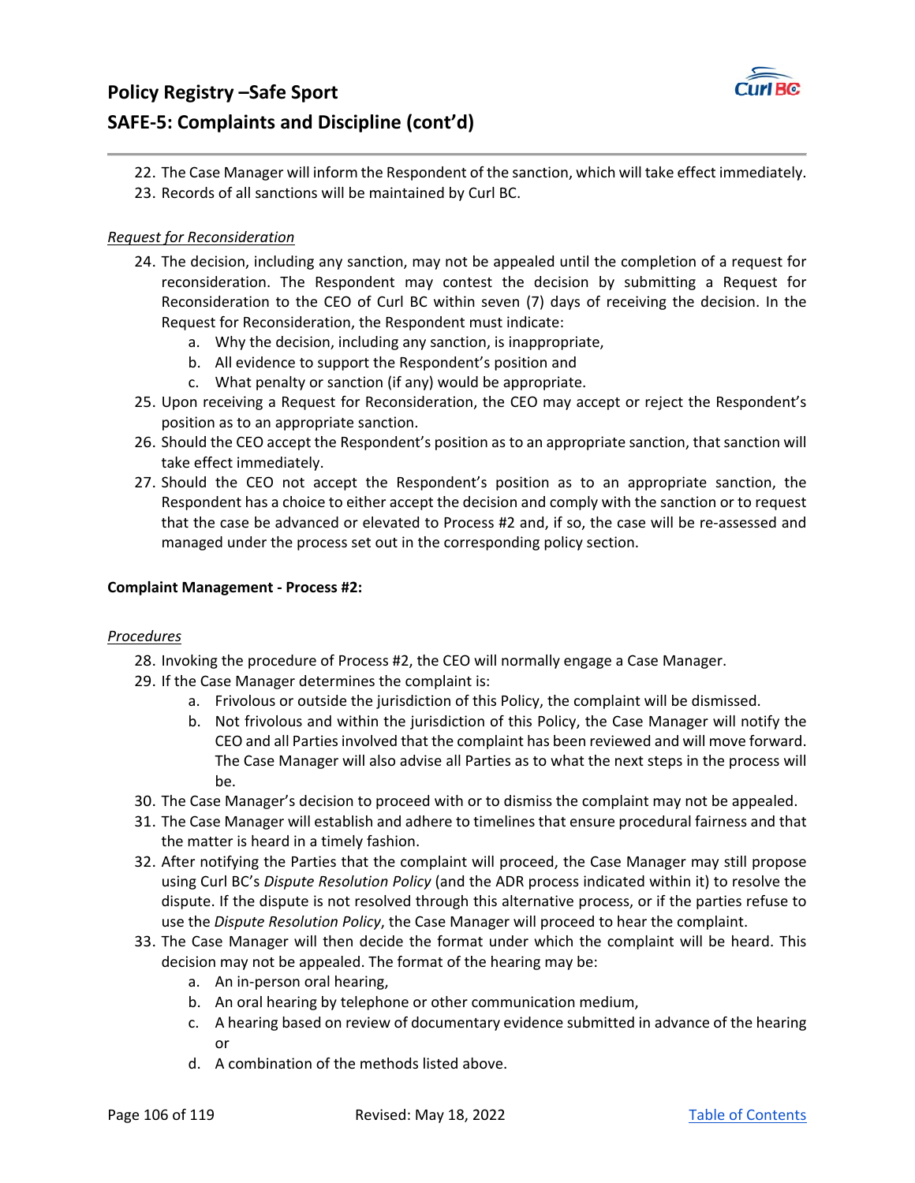22. The Case Manager will inform the Respondent of the sanction, which will take effect immediately.
23. Records of all sanctions will be maintained by Curl BC.

*Request for Reconsideration*

24. The decision, including any sanction, may not be appealed until the completion of a request for reconsideration. The Respondent may contest the decision by submitting a Request for Reconsideration to the CEO of Curl BC within seven (7) days of receiving the decision. In the Request for Reconsideration, the Respondent must indicate:
    a. Why the decision, including any sanction, is inappropriate,
    b. All evidence to support the Respondent's position and
    c. What penalty or sanction (if any) would be appropriate.
25. Upon receiving a Request for Reconsideration, the CEO may accept or reject the Respondent's position as to an appropriate sanction.
26. Should the CEO accept the Respondent's position as to an appropriate sanction, that sanction will take effect immediately.
27. Should the CEO not accept the Respondent's position as to an appropriate sanction, the Respondent has a choice to either accept the decision and comply with the sanction or to request that the case be advanced or elevated to Process #2 and, if so, the case will be re-assessed and managed under the process set out in the corresponding policy section.

**Complaint Management - Process #2:**

*Procedures*

28. Invoking the procedure of Process #2, the CEO will normally engage a Case Manager.
29. If the Case Manager determines the complaint is:
    a. Frivolous or outside the jurisdiction of this Policy, the complaint will be dismissed.
    b. Not frivolous and within the jurisdiction of this Policy, the Case Manager will notify the CEO and all Parties involved that the complaint has been reviewed and will move forward. The Case Manager will also advise all Parties as to what the next steps in the process will be.
30. The Case Manager's decision to proceed with or to dismiss the complaint may not be appealed.
31. The Case Manager will establish and adhere to timelines that ensure procedural fairness and that the matter is heard in a timely fashion.
32. After notifying the Parties that the complaint will proceed, the Case Manager may still propose using Curl BC's *Dispute Resolution Policy* (and the ADR process indicated within it) to resolve the dispute. If the dispute is not resolved through this alternative process, or if the parties refuse to use the *Dispute Resolution Policy*, the Case Manager will proceed to hear the complaint.
33. The Case Manager will then decide the format under which the complaint will be heard. This decision may not be appealed. The format of the hearing may be:
    a. An in-person oral hearing,
    b. An oral hearing by telephone or other communication medium,
    c. A hearing based on review of documentary evidence submitted in advance of the hearing or
    d. A combination of the methods listed above.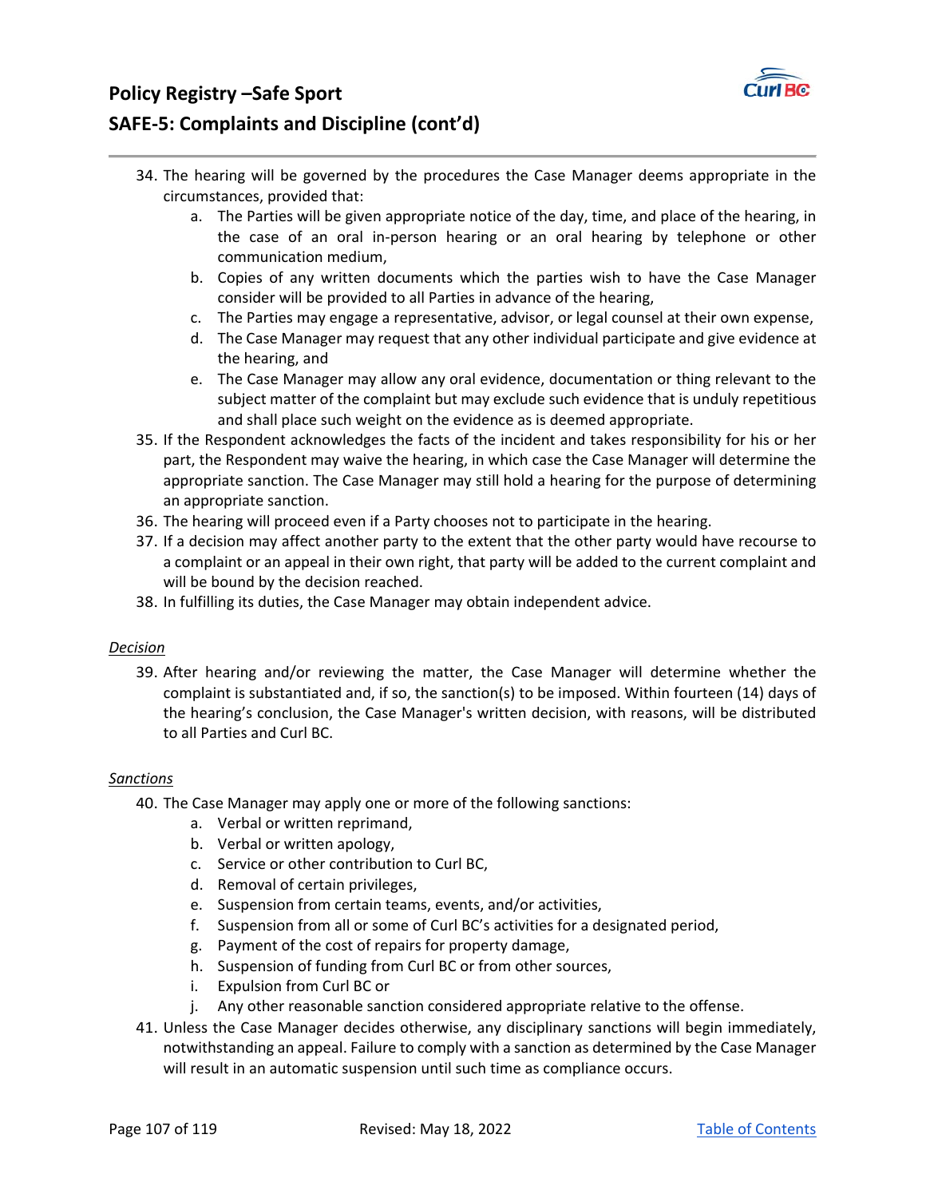34. The hearing will be governed by the procedures the Case Manager deems appropriate in the circumstances, provided that:
    a. The Parties will be given appropriate notice of the day, time, and place of the hearing, in the case of an oral in-person hearing or an oral hearing by telephone or other communication medium,
    b. Copies of any written documents which the parties wish to have the Case Manager consider will be provided to all Parties in advance of the hearing,
    c. The Parties may engage a representative, advisor, or legal counsel at their own expense,
    d. The Case Manager may request that any other individual participate and give evidence at the hearing, and
    e. The Case Manager may allow any oral evidence, documentation or thing relevant to the subject matter of the complaint but may exclude such evidence that is unduly repetitious and shall place such weight on the evidence as is deemed appropriate.
35. If the Respondent acknowledges the facts of the incident and takes responsibility for his or her part, the Respondent may waive the hearing, in which case the Case Manager will determine the appropriate sanction. The Case Manager may still hold a hearing for the purpose of determining an appropriate sanction.
36. The hearing will proceed even if a Party chooses not to participate in the hearing.
37. If a decision may affect another party to the extent that the other party would have recourse to a complaint or an appeal in their own right, that party will be added to the current complaint and will be bound by the decision reached.
38. In fulfilling its duties, the Case Manager may obtain independent advice.

*Decision*

39. After hearing and/or reviewing the matter, the Case Manager will determine whether the complaint is substantiated and, if so, the sanction(s) to be imposed. Within fourteen (14) days of the hearing's conclusion, the Case Manager's written decision, with reasons, will be distributed to all Parties and Curl BC.

*Sanctions*

40. The Case Manager may apply one or more of the following sanctions:
    a. Verbal or written reprimand,
    b. Verbal or written apology,
    c. Service or other contribution to Curl BC,
    d. Removal of certain privileges,
    e. Suspension from certain teams, events, and/or activities,
    f. Suspension from all or some of Curl BC's activities for a designated period,
    g. Payment of the cost of repairs for property damage,
    h. Suspension of funding from Curl BC or from other sources,
    i. Expulsion from Curl BC or
    j. Any other reasonable sanction considered appropriate relative to the offense.
41. Unless the Case Manager decides otherwise, any disciplinary sanctions will begin immediately, notwithstanding an appeal. Failure to comply with a sanction as determined by the Case Manager will result in an automatic suspension until such time as compliance occurs.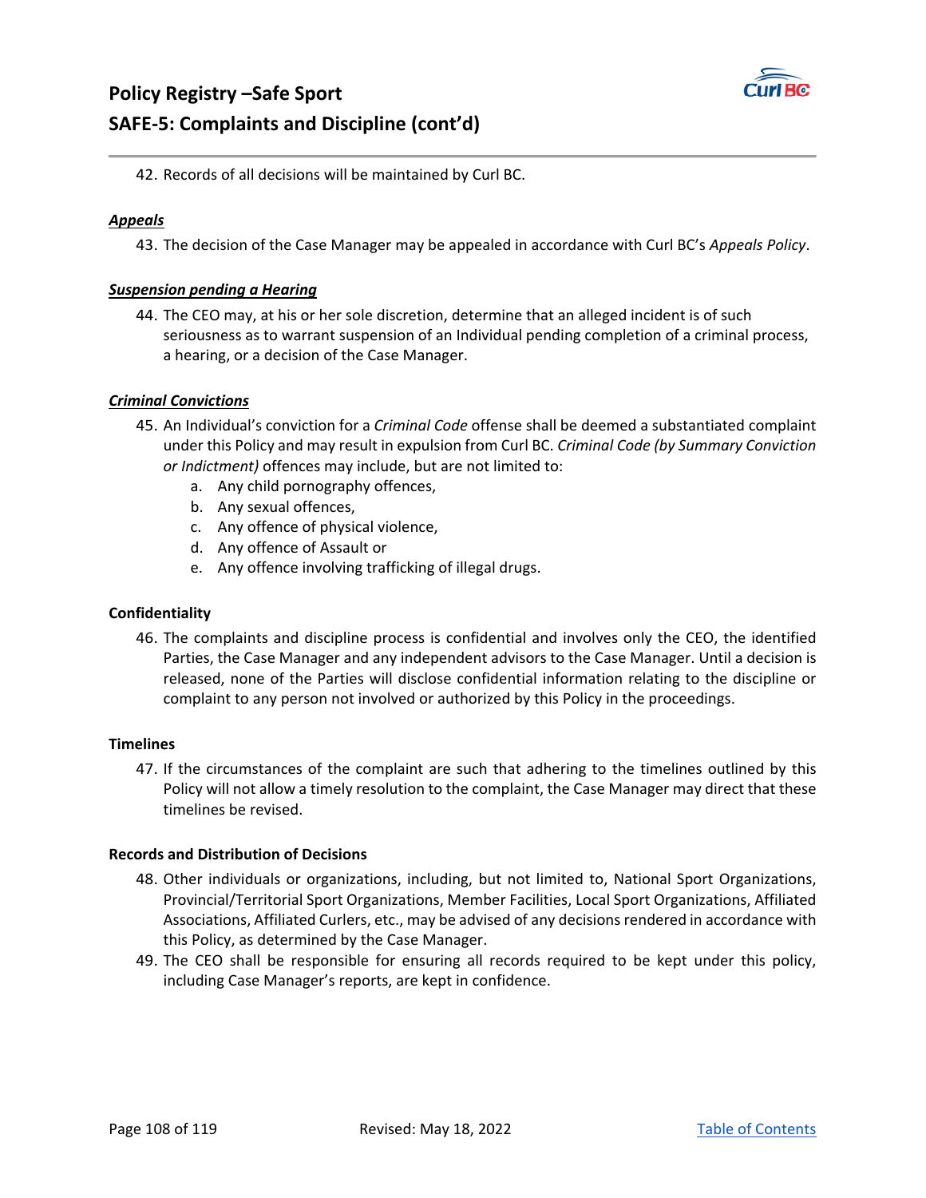42. Records of all decisions will be maintained by Curl BC.

***<u>Appeals</u>***

43. The decision of the Case Manager may be appealed in accordance with Curl BC's *Appeals Policy*.

***<u>Suspension pending a Hearing</u>***

44. The CEO may, at his or her sole discretion, determine that an alleged incident is of such seriousness as to warrant suspension of an Individual pending completion of a criminal process, a hearing, or a decision of the Case Manager.

***<u>Criminal Convictions</u>***

45. An Individual's conviction for a *Criminal Code* offense shall be deemed a substantiated complaint under this Policy and may result in expulsion from Curl BC. *Criminal Code (by Summary Conviction or Indictment)* offences may include, but are not limited to:
    a. Any child pornography offences,
    b. Any sexual offences,
    c. Any offence of physical violence,
    d. Any offence of Assault or
    e. Any offence involving trafficking of illegal drugs.

**Confidentiality**

46. The complaints and discipline process is confidential and involves only the CEO, the identified Parties, the Case Manager and any independent advisors to the Case Manager. Until a decision is released, none of the Parties will disclose confidential information relating to the discipline or complaint to any person not involved or authorized by this Policy in the proceedings.

**Timelines**

47. If the circumstances of the complaint are such that adhering to the timelines outlined by this Policy will not allow a timely resolution to the complaint, the Case Manager may direct that these timelines be revised.

**Records and Distribution of Decisions**

48. Other individuals or organizations, including, but not limited to, National Sport Organizations, Provincial/Territorial Sport Organizations, Member Facilities, Local Sport Organizations, Affiliated Associations, Affiliated Curlers, etc., may be advised of any decisions rendered in accordance with this Policy, as determined by the Case Manager.
49. The CEO shall be responsible for ensuring all records required to be kept under this policy, including Case Manager's reports, are kept in confidence.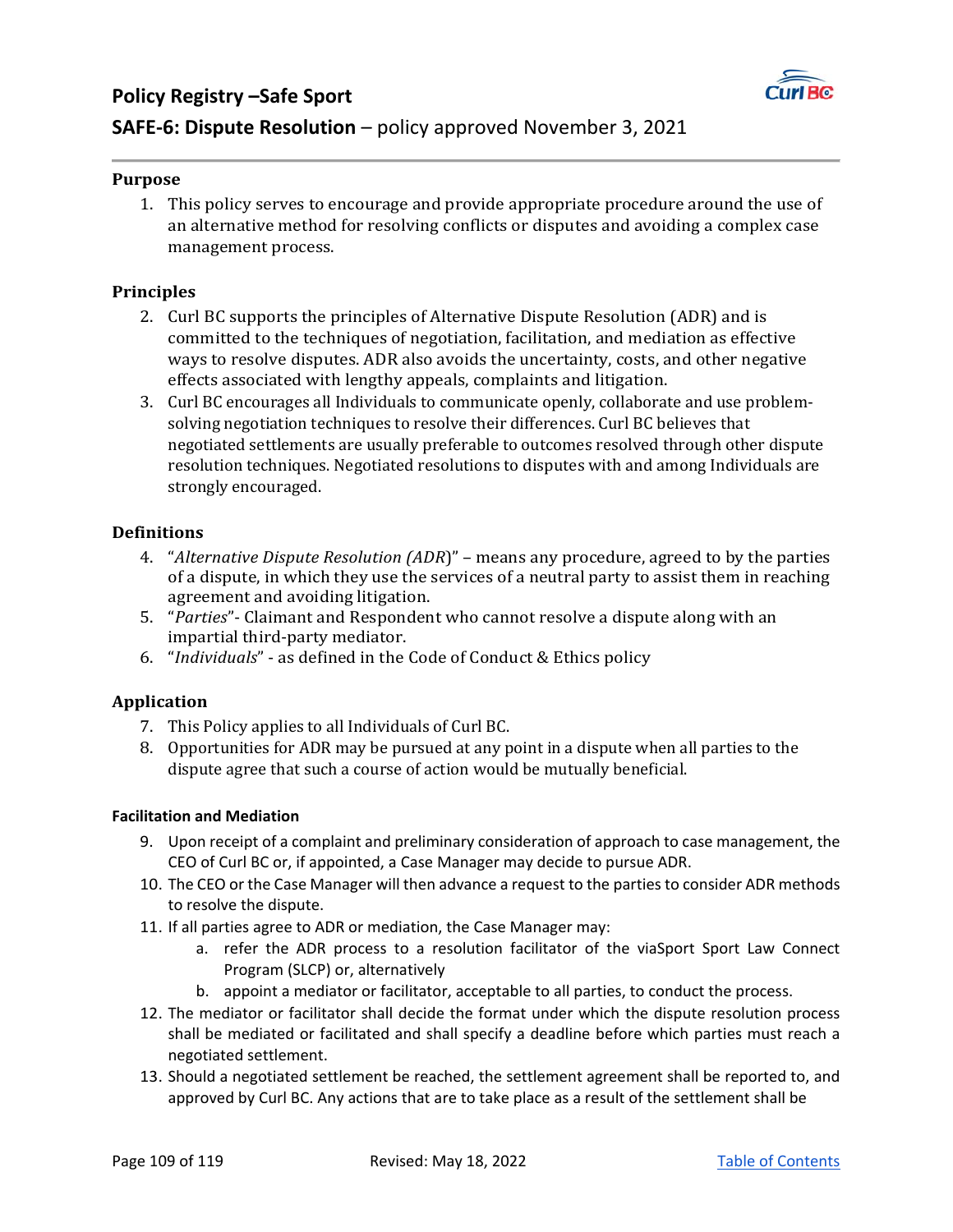## Policy Registry –Safe Sport

## SAFE-6: Dispute Resolution – policy approved November 3, 2021

### Purpose

1. This policy serves to encourage and provide appropriate procedure around the use of an alternative method for resolving conflicts or disputes and avoiding a complex case management process.

### Principles

2. Curl BC supports the principles of Alternative Dispute Resolution (ADR) and is committed to the techniques of negotiation, facilitation, and mediation as effective ways to resolve disputes. ADR also avoids the uncertainty, costs, and other negative effects associated with lengthy appeals, complaints and litigation.
3. Curl BC encourages all Individuals to communicate openly, collaborate and use problem-solving negotiation techniques to resolve their differences. Curl BC believes that negotiated settlements are usually preferable to outcomes resolved through other dispute resolution techniques. Negotiated resolutions to disputes with and among Individuals are strongly encouraged.

### Definitions

4. "*Alternative Dispute Resolution (ADR*)" – means any procedure, agreed to by the parties of a dispute, in which they use the services of a neutral party to assist them in reaching agreement and avoiding litigation.
5. "*Parties*"- Claimant and Respondent who cannot resolve a dispute along with an impartial third-party mediator.
6. "*Individuals*" - as defined in the Code of Conduct & Ethics policy

### Application

7. This Policy applies to all Individuals of Curl BC.
8. Opportunities for ADR may be pursued at any point in a dispute when all parties to the dispute agree that such a course of action would be mutually beneficial.

#### Facilitation and Mediation

9. Upon receipt of a complaint and preliminary consideration of approach to case management, the CEO of Curl BC or, if appointed, a Case Manager may decide to pursue ADR.
10. The CEO or the Case Manager will then advance a request to the parties to consider ADR methods to resolve the dispute.
11. If all parties agree to ADR or mediation, the Case Manager may:
    a. refer the ADR process to a resolution facilitator of the viaSport Sport Law Connect Program (SLCP) or, alternatively
    b. appoint a mediator or facilitator, acceptable to all parties, to conduct the process.
12. The mediator or facilitator shall decide the format under which the dispute resolution process shall be mediated or facilitated and shall specify a deadline before which parties must reach a negotiated settlement.
13. Should a negotiated settlement be reached, the settlement agreement shall be reported to, and approved by Curl BC. Any actions that are to take place as a result of the settlement shall be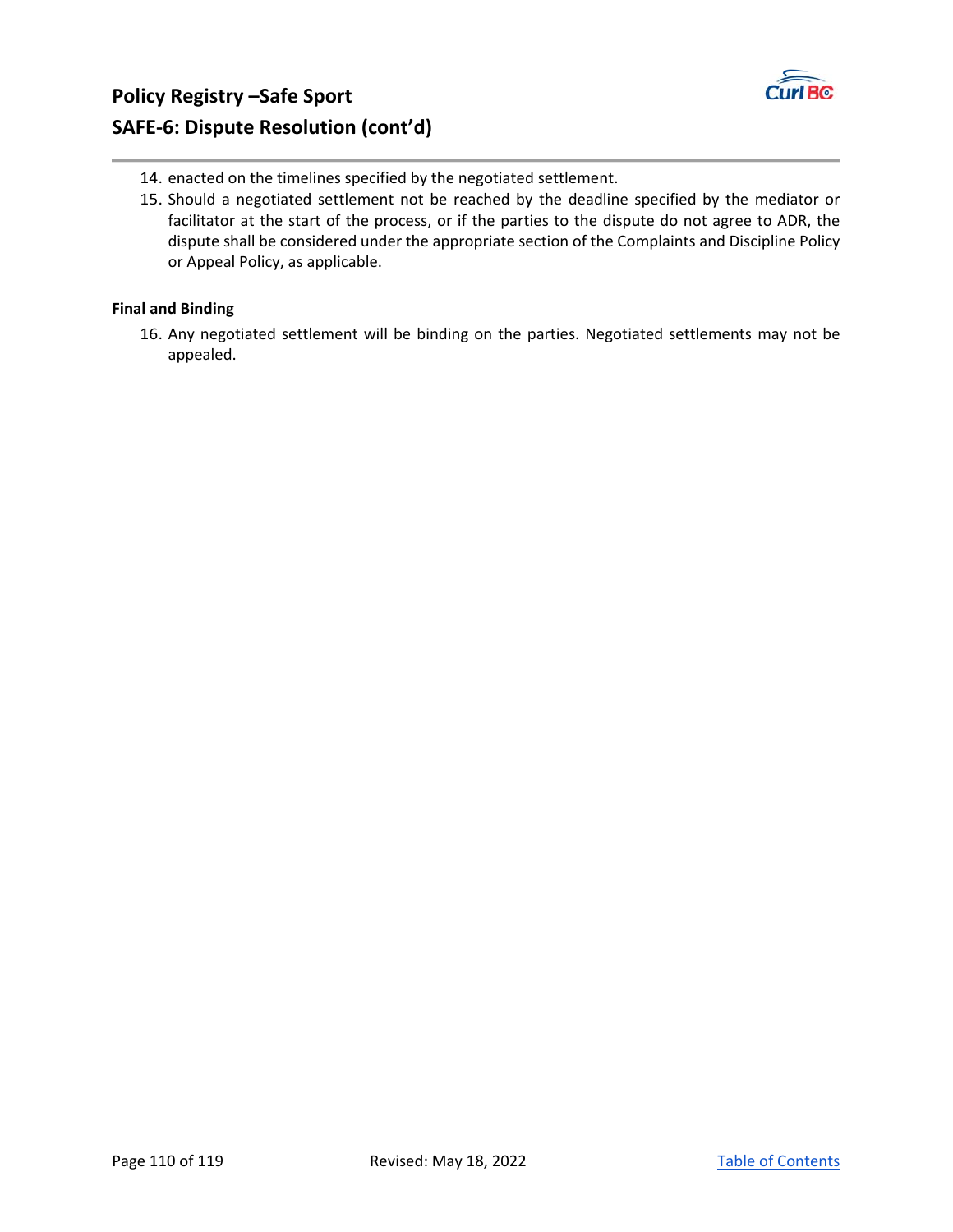14. enacted on the timelines specified by the negotiated settlement.
15. Should a negotiated settlement not be reached by the deadline specified by the mediator or facilitator at the start of the process, or if the parties to the dispute do not agree to ADR, the dispute shall be considered under the appropriate section of the Complaints and Discipline Policy or Appeal Policy, as applicable.

**Final and Binding**

16. Any negotiated settlement will be binding on the parties. Negotiated settlements may not be appealed.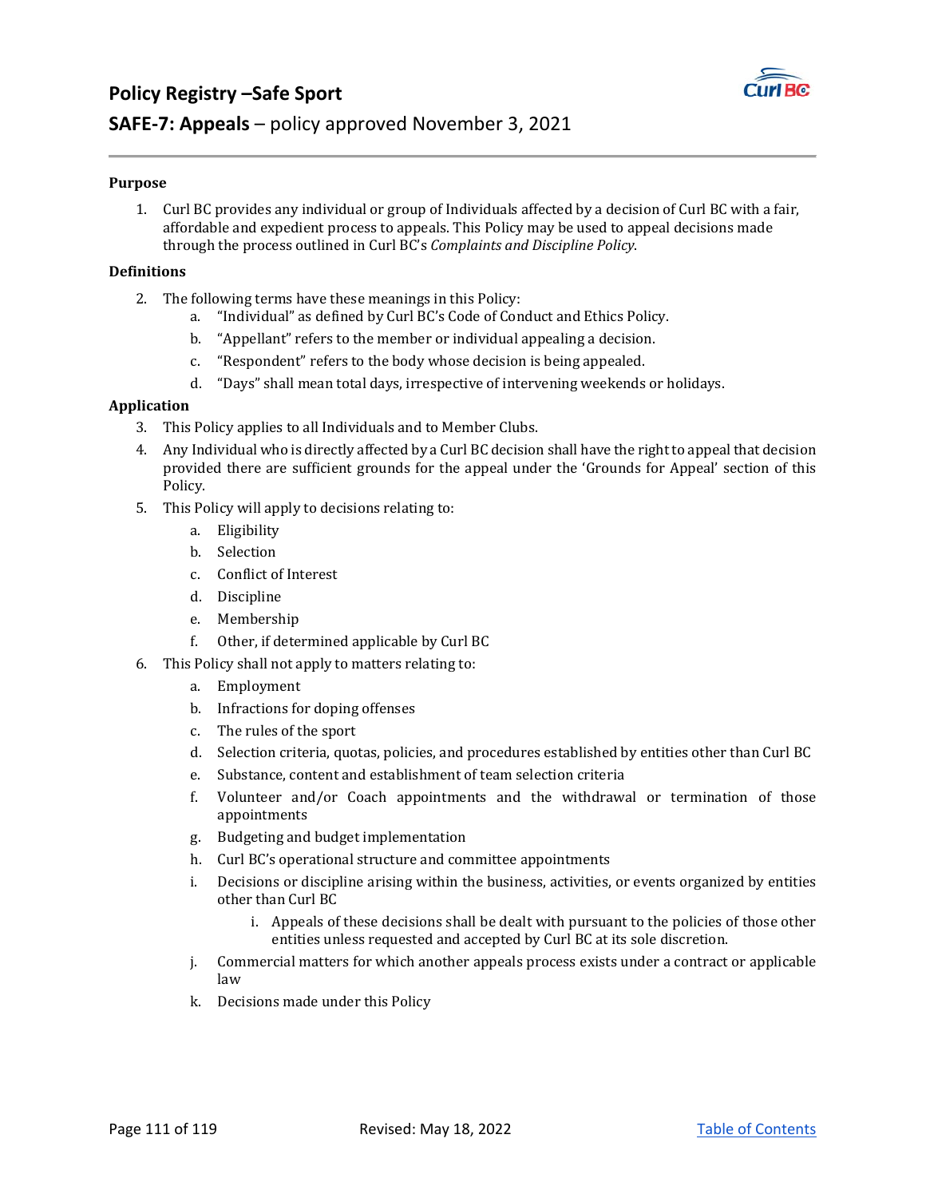# Policy Registry –Safe Sport

## SAFE-7: Appeals – policy approved November 3, 2021

**Purpose**

1. Curl BC provides any individual or group of Individuals affected by a decision of Curl BC with a fair, affordable and expedient process to appeals. This Policy may be used to appeal decisions made through the process outlined in Curl BC's *Complaints and Discipline Policy*.

**Definitions**

2. The following terms have these meanings in this Policy:
   a. "Individual" as defined by Curl BC's Code of Conduct and Ethics Policy.
   b. "Appellant" refers to the member or individual appealing a decision.
   c. "Respondent" refers to the body whose decision is being appealed.
   d. "Days" shall mean total days, irrespective of intervening weekends or holidays.

**Application**

3. This Policy applies to all Individuals and to Member Clubs.
4. Any Individual who is directly affected by a Curl BC decision shall have the right to appeal that decision provided there are sufficient grounds for the appeal under the 'Grounds for Appeal' section of this Policy.
5. This Policy will apply to decisions relating to:
   a. Eligibility
   b. Selection
   c. Conflict of Interest
   d. Discipline
   e. Membership
   f. Other, if determined applicable by Curl BC
6. This Policy shall not apply to matters relating to:
   a. Employment
   b. Infractions for doping offenses
   c. The rules of the sport
   d. Selection criteria, quotas, policies, and procedures established by entities other than Curl BC
   e. Substance, content and establishment of team selection criteria
   f. Volunteer and/or Coach appointments and the withdrawal or termination of those appointments
   g. Budgeting and budget implementation
   h. Curl BC's operational structure and committee appointments
   i. Decisions or discipline arising within the business, activities, or events organized by entities other than Curl BC
      i. Appeals of these decisions shall be dealt with pursuant to the policies of those other entities unless requested and accepted by Curl BC at its sole discretion.
   j. Commercial matters for which another appeals process exists under a contract or applicable law
   k. Decisions made under this Policy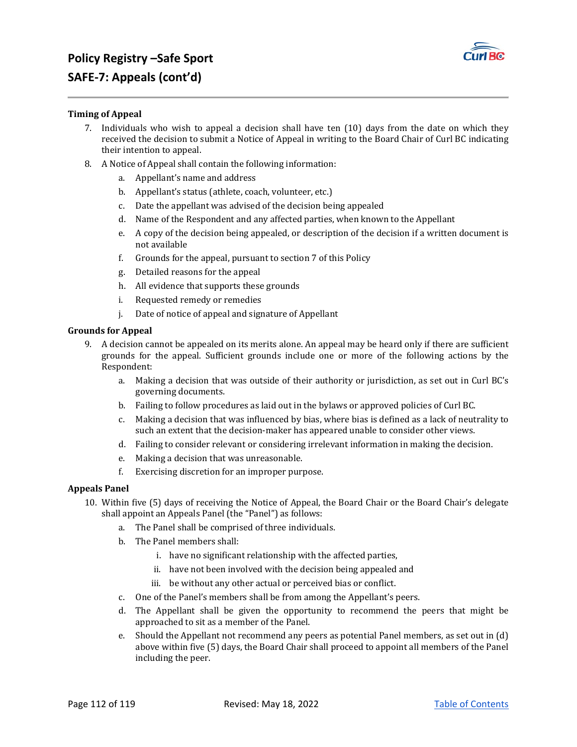# Policy Registry –Safe Sport

## SAFE-7: Appeals (cont'd)

**Timing of Appeal**

7. Individuals who wish to appeal a decision shall have ten (10) days from the date on which they received the decision to submit a Notice of Appeal in writing to the Board Chair of Curl BC indicating their intention to appeal.
8. A Notice of Appeal shall contain the following information:
   a. Appellant's name and address
   b. Appellant's status (athlete, coach, volunteer, etc.)
   c. Date the appellant was advised of the decision being appealed
   d. Name of the Respondent and any affected parties, when known to the Appellant
   e. A copy of the decision being appealed, or description of the decision if a written document is not available
   f. Grounds for the appeal, pursuant to section 7 of this Policy
   g. Detailed reasons for the appeal
   h. All evidence that supports these grounds
   i. Requested remedy or remedies
   j. Date of notice of appeal and signature of Appellant

**Grounds for Appeal**

9. A decision cannot be appealed on its merits alone. An appeal may be heard only if there are sufficient grounds for the appeal. Sufficient grounds include one or more of the following actions by the Respondent:
   a. Making a decision that was outside of their authority or jurisdiction, as set out in Curl BC's governing documents.
   b. Failing to follow procedures as laid out in the bylaws or approved policies of Curl BC.
   c. Making a decision that was influenced by bias, where bias is defined as a lack of neutrality to such an extent that the decision-maker has appeared unable to consider other views.
   d. Failing to consider relevant or considering irrelevant information in making the decision.
   e. Making a decision that was unreasonable.
   f. Exercising discretion for an improper purpose.

**Appeals Panel**

10. Within five (5) days of receiving the Notice of Appeal, the Board Chair or the Board Chair's delegate shall appoint an Appeals Panel (the "Panel") as follows:
    a. The Panel shall be comprised of three individuals.
    b. The Panel members shall:
       i. have no significant relationship with the affected parties,
       ii. have not been involved with the decision being appealed and
       iii. be without any other actual or perceived bias or conflict.
    c. One of the Panel's members shall be from among the Appellant's peers.
    d. The Appellant shall be given the opportunity to recommend the peers that might be approached to sit as a member of the Panel.
    e. Should the Appellant not recommend any peers as potential Panel members, as set out in (d) above within five (5) days, the Board Chair shall proceed to appoint all members of the Panel including the peer.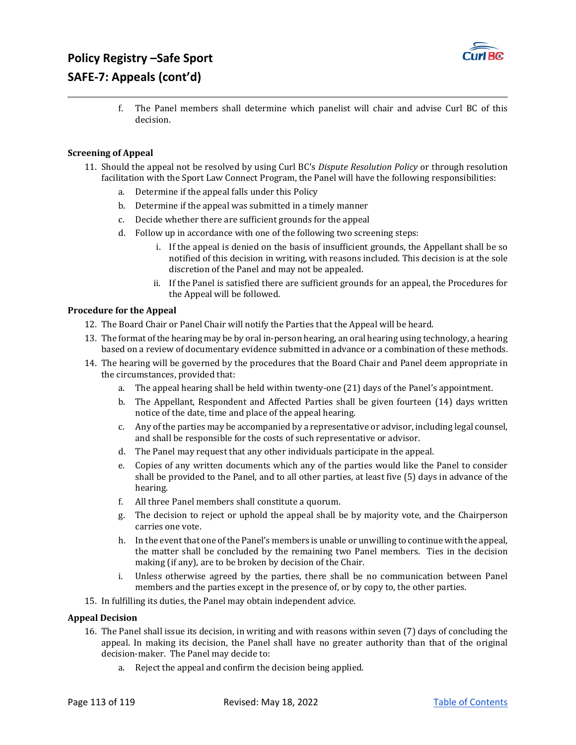f. The Panel members shall determine which panelist will chair and advise Curl BC of this decision.

**Screening of Appeal**

11. Should the appeal not be resolved by using Curl BC's *Dispute Resolution Policy* or through resolution facilitation with the Sport Law Connect Program, the Panel will have the following responsibilities:
    a. Determine if the appeal falls under this Policy
    b. Determine if the appeal was submitted in a timely manner
    c. Decide whether there are sufficient grounds for the appeal
    d. Follow up in accordance with one of the following two screening steps:
        i. If the appeal is denied on the basis of insufficient grounds, the Appellant shall be so notified of this decision in writing, with reasons included. This decision is at the sole discretion of the Panel and may not be appealed.
        ii. If the Panel is satisfied there are sufficient grounds for an appeal, the Procedures for the Appeal will be followed.

**Procedure for the Appeal**

12. The Board Chair or Panel Chair will notify the Parties that the Appeal will be heard.
13. The format of the hearing may be by oral in-person hearing, an oral hearing using technology, a hearing based on a review of documentary evidence submitted in advance or a combination of these methods.
14. The hearing will be governed by the procedures that the Board Chair and Panel deem appropriate in the circumstances, provided that:
    a. The appeal hearing shall be held within twenty-one (21) days of the Panel's appointment.
    b. The Appellant, Respondent and Affected Parties shall be given fourteen (14) days written notice of the date, time and place of the appeal hearing.
    c. Any of the parties may be accompanied by a representative or advisor, including legal counsel, and shall be responsible for the costs of such representative or advisor.
    d. The Panel may request that any other individuals participate in the appeal.
    e. Copies of any written documents which any of the parties would like the Panel to consider shall be provided to the Panel, and to all other parties, at least five (5) days in advance of the hearing.
    f. All three Panel members shall constitute a quorum.
    g. The decision to reject or uphold the appeal shall be by majority vote, and the Chairperson carries one vote.
    h. In the event that one of the Panel's members is unable or unwilling to continue with the appeal, the matter shall be concluded by the remaining two Panel members. Ties in the decision making (if any), are to be broken by decision of the Chair.
    i. Unless otherwise agreed by the parties, there shall be no communication between Panel members and the parties except in the presence of, or by copy to, the other parties.
15. In fulfilling its duties, the Panel may obtain independent advice.

**Appeal Decision**

16. The Panel shall issue its decision, in writing and with reasons within seven (7) days of concluding the appeal. In making its decision, the Panel shall have no greater authority than that of the original decision-maker. The Panel may decide to:
    a. Reject the appeal and confirm the decision being applied.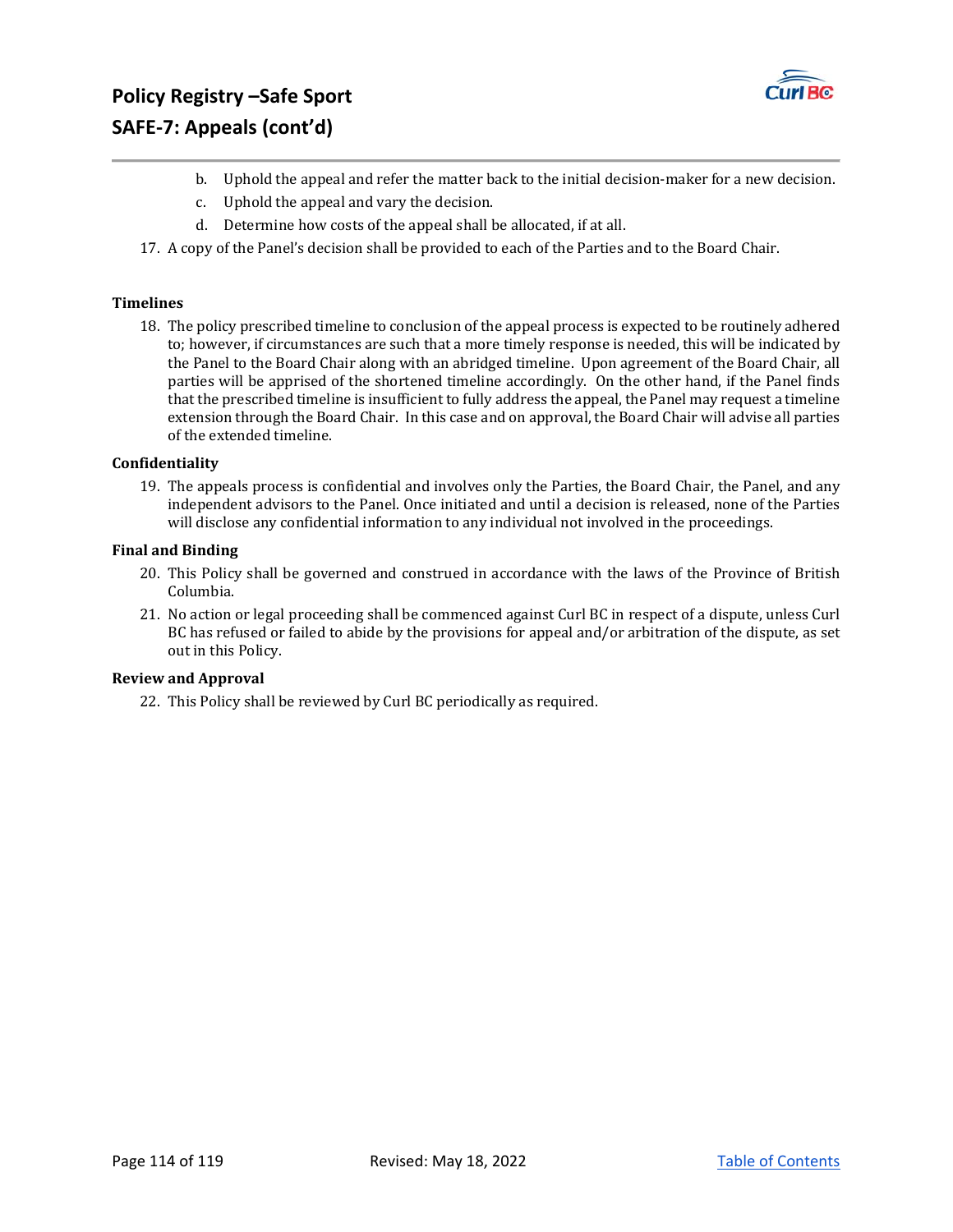b. Uphold the appeal and refer the matter back to the initial decision-maker for a new decision.
c. Uphold the appeal and vary the decision.
d. Determine how costs of the appeal shall be allocated, if at all.

17. A copy of the Panel's decision shall be provided to each of the Parties and to the Board Chair.

**Timelines**

18. The policy prescribed timeline to conclusion of the appeal process is expected to be routinely adhered to; however, if circumstances are such that a more timely response is needed, this will be indicated by the Panel to the Board Chair along with an abridged timeline. Upon agreement of the Board Chair, all parties will be apprised of the shortened timeline accordingly. On the other hand, if the Panel finds that the prescribed timeline is insufficient to fully address the appeal, the Panel may request a timeline extension through the Board Chair. In this case and on approval, the Board Chair will advise all parties of the extended timeline.

**Confidentiality**

19. The appeals process is confidential and involves only the Parties, the Board Chair, the Panel, and any independent advisors to the Panel. Once initiated and until a decision is released, none of the Parties will disclose any confidential information to any individual not involved in the proceedings.

**Final and Binding**

20. This Policy shall be governed and construed in accordance with the laws of the Province of British Columbia.
21. No action or legal proceeding shall be commenced against Curl BC in respect of a dispute, unless Curl BC has refused or failed to abide by the provisions for appeal and/or arbitration of the dispute, as set out in this Policy.

**Review and Approval**

22. This Policy shall be reviewed by Curl BC periodically as required.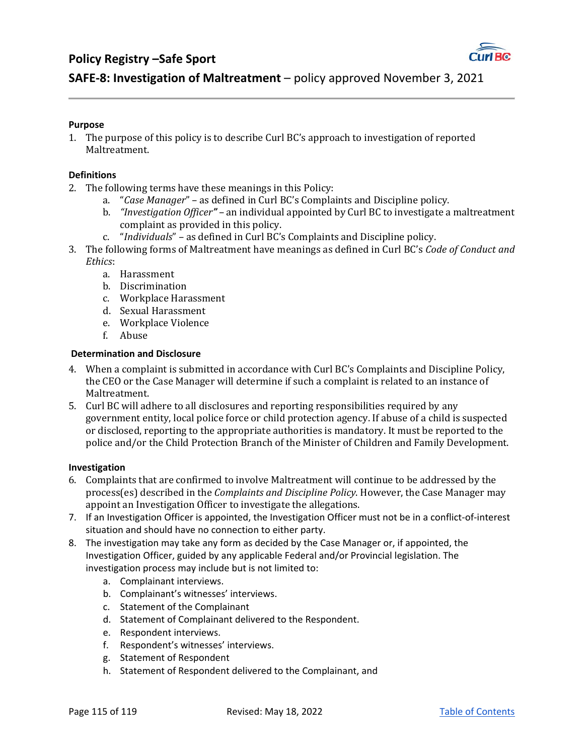## Policy Registry –Safe Sport

### SAFE-8: Investigation of Maltreatment – policy approved November 3, 2021

**Purpose**

1. The purpose of this policy is to describe Curl BC's approach to investigation of reported Maltreatment.

**Definitions**

2. The following terms have these meanings in this Policy:
    a. "*Case Manager*" – as defined in Curl BC's Complaints and Discipline policy.
    b. *"Investigation Officer"* – an individual appointed by Curl BC to investigate a maltreatment complaint as provided in this policy.
    c. "*Individuals*" – as defined in Curl BC's Complaints and Discipline policy.
3. The following forms of Maltreatment have meanings as defined in Curl BC's *Code of Conduct and Ethics*:
    a. Harassment
    b. Discrimination
    c. Workplace Harassment
    d. Sexual Harassment
    e. Workplace Violence
    f. Abuse

**Determination and Disclosure**

4. When a complaint is submitted in accordance with Curl BC's Complaints and Discipline Policy, the CEO or the Case Manager will determine if such a complaint is related to an instance of Maltreatment.
5. Curl BC will adhere to all disclosures and reporting responsibilities required by any government entity, local police force or child protection agency. If abuse of a child is suspected or disclosed, reporting to the appropriate authorities is mandatory. It must be reported to the police and/or the Child Protection Branch of the Minister of Children and Family Development.

**Investigation**

6. Complaints that are confirmed to involve Maltreatment will continue to be addressed by the process(es) described in the *Complaints and Discipline Policy*. However, the Case Manager may appoint an Investigation Officer to investigate the allegations.
7. If an Investigation Officer is appointed, the Investigation Officer must not be in a conflict-of-interest situation and should have no connection to either party.
8. The investigation may take any form as decided by the Case Manager or, if appointed, the Investigation Officer, guided by any applicable Federal and/or Provincial legislation. The investigation process may include but is not limited to:
    a. Complainant interviews.
    b. Complainant's witnesses' interviews.
    c. Statement of the Complainant
    d. Statement of Complainant delivered to the Respondent.
    e. Respondent interviews.
    f. Respondent's witnesses' interviews.
    g. Statement of Respondent
    h. Statement of Respondent delivered to the Complainant, and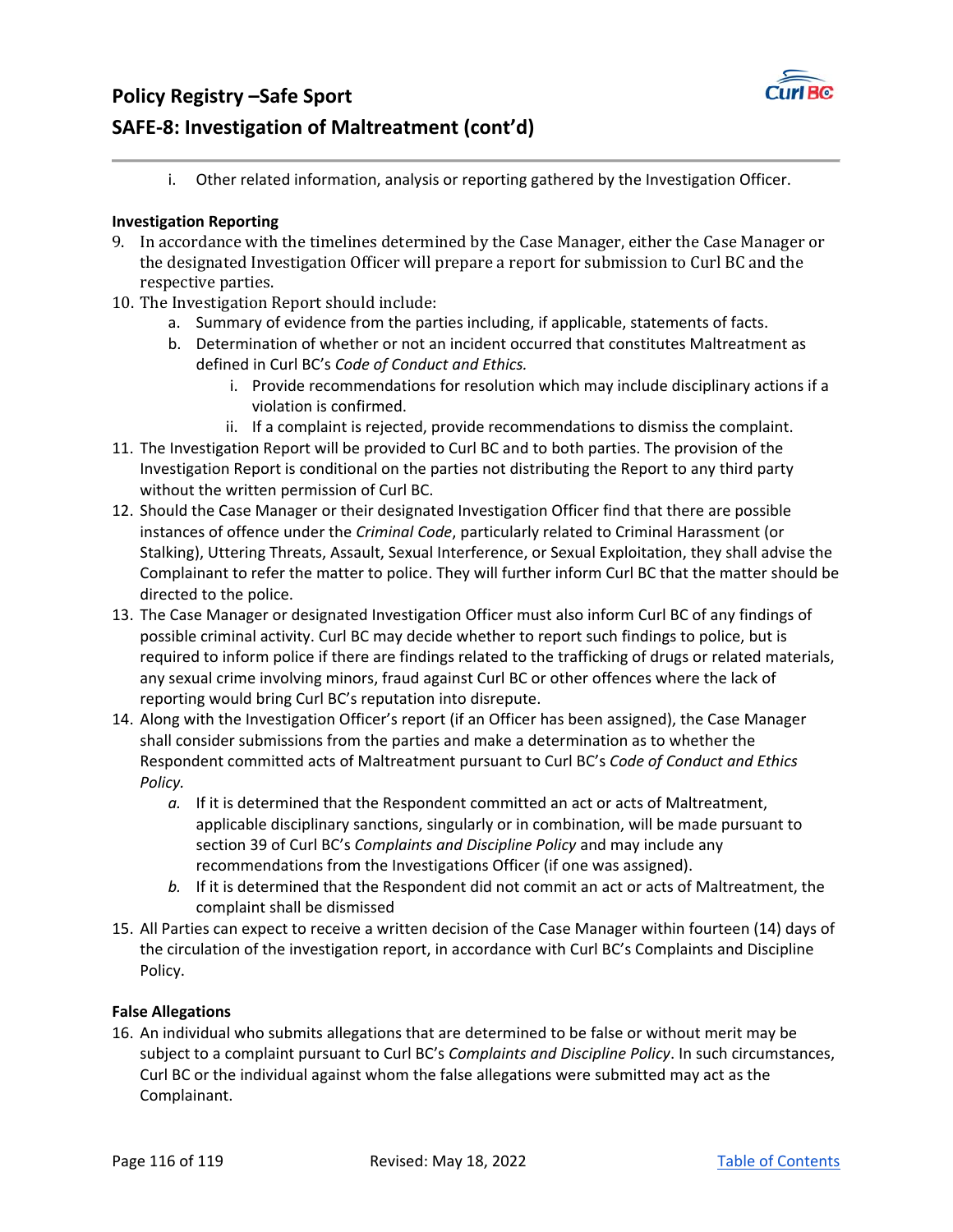i. Other related information, analysis or reporting gathered by the Investigation Officer.

**Investigation Reporting**

9. In accordance with the timelines determined by the Case Manager, either the Case Manager or the designated Investigation Officer will prepare a report for submission to Curl BC and the respective parties.
10. The Investigation Report should include:
    a. Summary of evidence from the parties including, if applicable, statements of facts.
    b. Determination of whether or not an incident occurred that constitutes Maltreatment as defined in Curl BC's *Code of Conduct and Ethics.*
        i. Provide recommendations for resolution which may include disciplinary actions if a violation is confirmed.
        ii. If a complaint is rejected, provide recommendations to dismiss the complaint.
11. The Investigation Report will be provided to Curl BC and to both parties. The provision of the Investigation Report is conditional on the parties not distributing the Report to any third party without the written permission of Curl BC.
12. Should the Case Manager or their designated Investigation Officer find that there are possible instances of offence under the *Criminal Code*, particularly related to Criminal Harassment (or Stalking), Uttering Threats, Assault, Sexual Interference, or Sexual Exploitation, they shall advise the Complainant to refer the matter to police. They will further inform Curl BC that the matter should be directed to the police.
13. The Case Manager or designated Investigation Officer must also inform Curl BC of any findings of possible criminal activity. Curl BC may decide whether to report such findings to police, but is required to inform police if there are findings related to the trafficking of drugs or related materials, any sexual crime involving minors, fraud against Curl BC or other offences where the lack of reporting would bring Curl BC's reputation into disrepute.
14. Along with the Investigation Officer's report (if an Officer has been assigned), the Case Manager shall consider submissions from the parties and make a determination as to whether the Respondent committed acts of Maltreatment pursuant to Curl BC's *Code of Conduct and Ethics Policy.*
    *a.* If it is determined that the Respondent committed an act or acts of Maltreatment, applicable disciplinary sanctions, singularly or in combination, will be made pursuant to section 39 of Curl BC's *Complaints and Discipline Policy* and may include any recommendations from the Investigations Officer (if one was assigned).
    *b.* If it is determined that the Respondent did not commit an act or acts of Maltreatment, the complaint shall be dismissed
15. All Parties can expect to receive a written decision of the Case Manager within fourteen (14) days of the circulation of the investigation report, in accordance with Curl BC's Complaints and Discipline Policy.

**False Allegations**

16. An individual who submits allegations that are determined to be false or without merit may be subject to a complaint pursuant to Curl BC's *Complaints and Discipline Policy*. In such circumstances, Curl BC or the individual against whom the false allegations were submitted may act as the Complainant.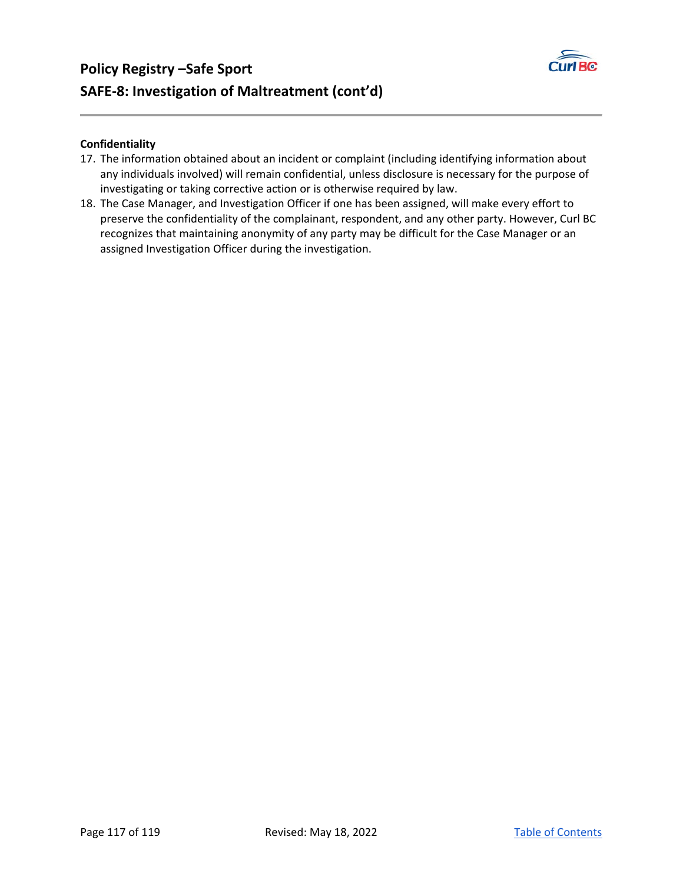**Confidentiality**

17. The information obtained about an incident or complaint (including identifying information about any individuals involved) will remain confidential, unless disclosure is necessary for the purpose of investigating or taking corrective action or is otherwise required by law.
18. The Case Manager, and Investigation Officer if one has been assigned, will make every effort to preserve the confidentiality of the complainant, respondent, and any other party. However, Curl BC recognizes that maintaining anonymity of any party may be difficult for the Case Manager or an assigned Investigation Officer during the investigation.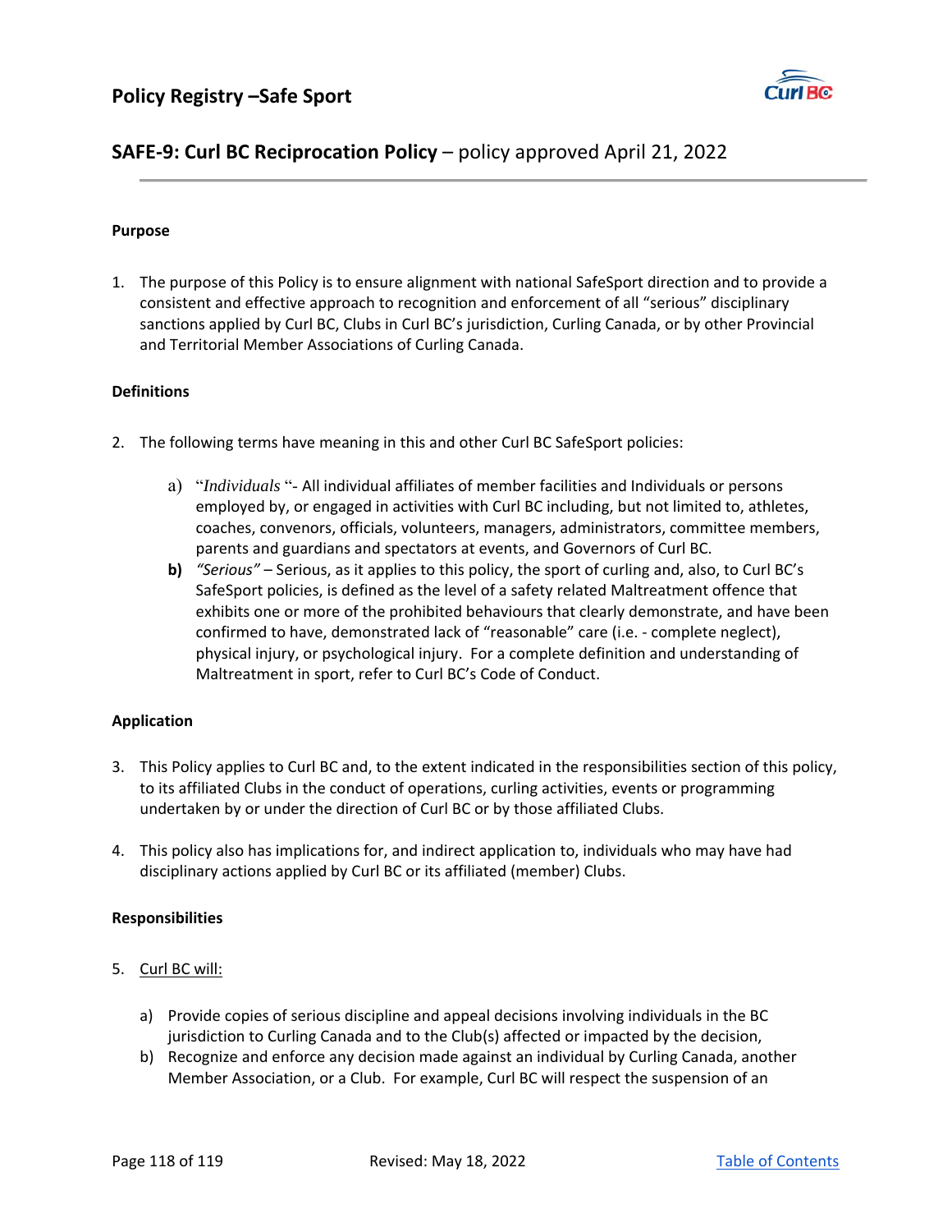## Policy Registry –Safe Sport

## SAFE-9: Curl BC Reciprocation Policy – policy approved April 21, 2022

**Purpose**

1. The purpose of this Policy is to ensure alignment with national SafeSport direction and to provide a consistent and effective approach to recognition and enforcement of all "serious" disciplinary sanctions applied by Curl BC, Clubs in Curl BC's jurisdiction, Curling Canada, or by other Provincial and Territorial Member Associations of Curling Canada.

**Definitions**

2. The following terms have meaning in this and other Curl BC SafeSport policies:

   a) "*Individuals* "- All individual affiliates of member facilities and Individuals or persons employed by, or engaged in activities with Curl BC including, but not limited to, athletes, coaches, convenors, officials, volunteers, managers, administrators, committee members, parents and guardians and spectators at events, and Governors of Curl BC.
   **b)** *"Serious"* – Serious, as it applies to this policy, the sport of curling and, also, to Curl BC's SafeSport policies, is defined as the level of a safety related Maltreatment offence that exhibits one or more of the prohibited behaviours that clearly demonstrate, and have been confirmed to have, demonstrated lack of "reasonable" care (i.e. - complete neglect), physical injury, or psychological injury. For a complete definition and understanding of Maltreatment in sport, refer to Curl BC's Code of Conduct.

**Application**

3. This Policy applies to Curl BC and, to the extent indicated in the responsibilities section of this policy, to its affiliated Clubs in the conduct of operations, curling activities, events or programming undertaken by or under the direction of Curl BC or by those affiliated Clubs.

4. This policy also has implications for, and indirect application to, individuals who may have had disciplinary actions applied by Curl BC or its affiliated (member) Clubs.

**Responsibilities**

5. Curl BC will:

   a) Provide copies of serious discipline and appeal decisions involving individuals in the BC jurisdiction to Curling Canada and to the Club(s) affected or impacted by the decision,
   b) Recognize and enforce any decision made against an individual by Curling Canada, another Member Association, or a Club. For example, Curl BC will respect the suspension of an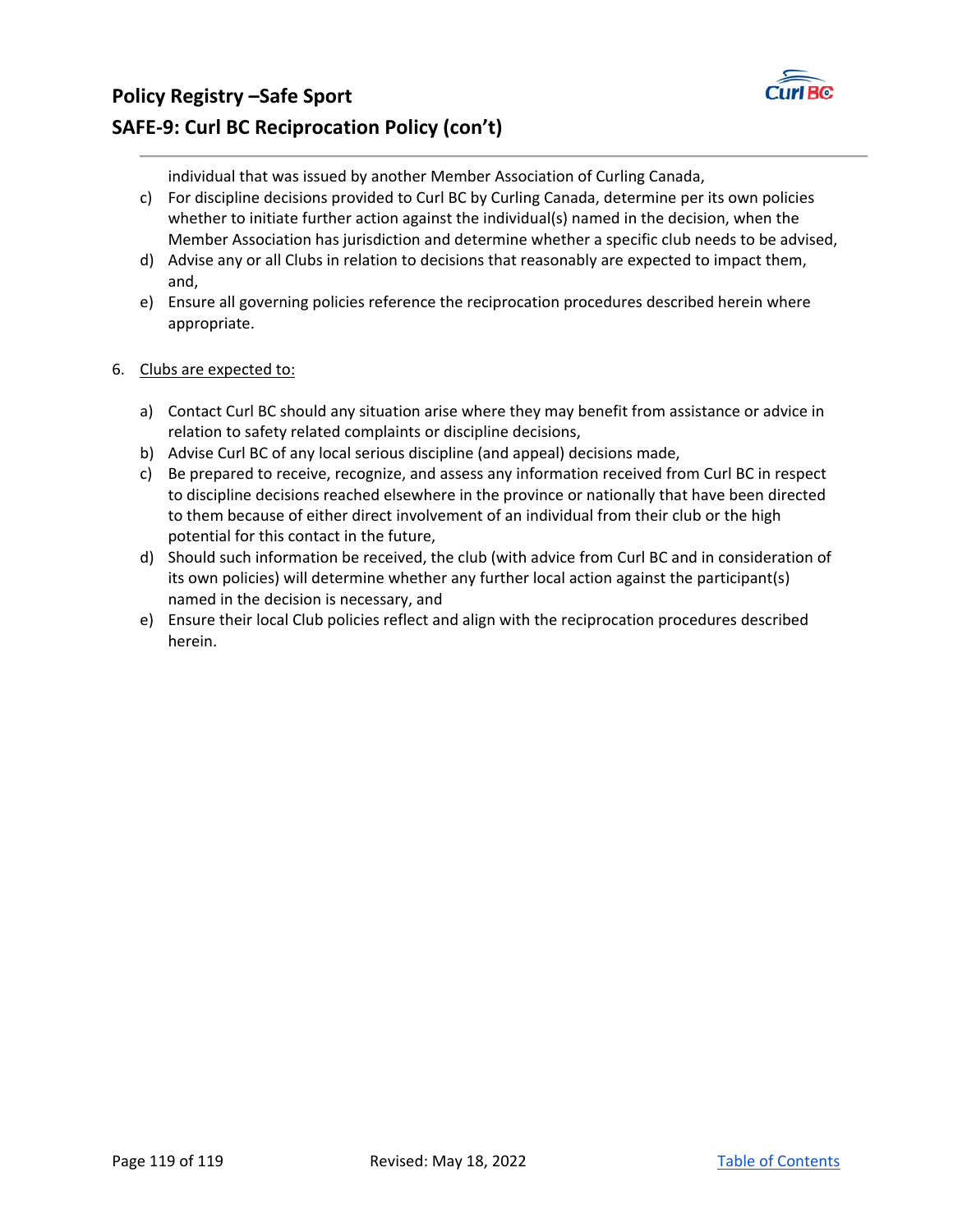individual that was issued by another Member Association of Curling Canada,

c) For discipline decisions provided to Curl BC by Curling Canada, determine per its own policies whether to initiate further action against the individual(s) named in the decision, when the Member Association has jurisdiction and determine whether a specific club needs to be advised,
d) Advise any or all Clubs in relation to decisions that reasonably are expected to impact them, and,
e) Ensure all governing policies reference the reciprocation procedures described herein where appropriate.

6. <u>Clubs are expected to:</u>

a) Contact Curl BC should any situation arise where they may benefit from assistance or advice in relation to safety related complaints or discipline decisions,
b) Advise Curl BC of any local serious discipline (and appeal) decisions made,
c) Be prepared to receive, recognize, and assess any information received from Curl BC in respect to discipline decisions reached elsewhere in the province or nationally that have been directed to them because of either direct involvement of an individual from their club or the high potential for this contact in the future,
d) Should such information be received, the club (with advice from Curl BC and in consideration of its own policies) will determine whether any further local action against the participant(s) named in the decision is necessary, and
e) Ensure their local Club policies reflect and align with the reciprocation procedures described herein.